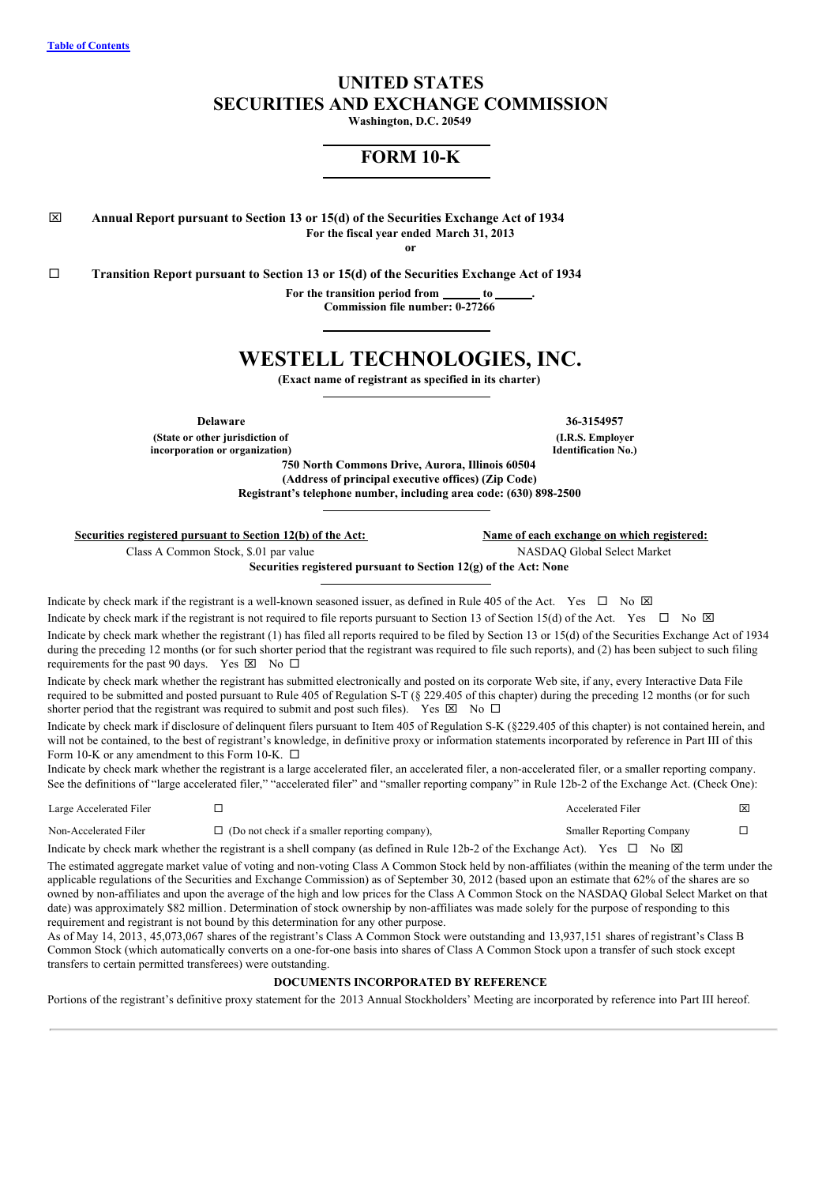[Table of Contents](#)

# UNITED STATES
# SECURITIES AND EXCHANGE COMMISSION

**Washington, D.C. 20549**

## FORM 10-K

☒ **Annual Report pursuant to Section 13 or 15(d) of the Securities Exchange Act of 1934**

**For the fiscal year ended March 31, 2013**

**or**

☐ **Transition Report pursuant to Section 13 or 15(d) of the Securities Exchange Act of 1934**

**For the transition period from ______ to ______.**

**Commission file number: 0-27266**

# WESTELL TECHNOLOGIES, INC.

**(Exact name of registrant as specified in its charter)**

| **Delaware** | **36-3154957** |
|---|---|
| **(State or other jurisdiction of incorporation or organization)** | **(I.R.S. Employer Identification No.)** |

**750 North Commons Drive, Aurora, Illinois 60504**

**(Address of principal executive offices) (Zip Code)**

**Registrant's telephone number, including area code: (630) 898-2500**

| **Securities registered pursuant to Section 12(b) of the Act:** | **Name of each exchange on which registered:** |
|---|---|
| Class A Common Stock, $.01 par value | NASDAQ Global Select Market |

**Securities registered pursuant to Section 12(g) of the Act: None**

Indicate by check mark if the registrant is a well-known seasoned issuer, as defined in Rule 405 of the Act. Yes ☐ No ☒

Indicate by check mark if the registrant is not required to file reports pursuant to Section 13 of Section 15(d) of the Act. Yes ☐ No ☒

Indicate by check mark whether the registrant (1) has filed all reports required to be filed by Section 13 or 15(d) of the Securities Exchange Act of 1934 during the preceding 12 months (or for such shorter period that the registrant was required to file such reports), and (2) has been subject to such filing requirements for the past 90 days. Yes ☒ No ☐

Indicate by check mark whether the registrant has submitted electronically and posted on its corporate Web site, if any, every Interactive Data File required to be submitted and posted pursuant to Rule 405 of Regulation S-T (§ 229.405 of this chapter) during the preceding 12 months (or for such shorter period that the registrant was required to submit and post such files). Yes ☒ No ☐

Indicate by check mark if disclosure of delinquent filers pursuant to Item 405 of Regulation S-K (§229.405 of this chapter) is not contained herein, and will not be contained, to the best of registrant's knowledge, in definitive proxy or information statements incorporated by reference in Part III of this Form 10-K or any amendment to this Form 10-K. ☐

Indicate by check mark whether the registrant is a large accelerated filer, an accelerated filer, a non-accelerated filer, or a smaller reporting company. See the definitions of "large accelerated filer," "accelerated filer" and "smaller reporting company" in Rule 12b-2 of the Exchange Act. (Check One):

| | | | |
|---|---|---|---|
| Large Accelerated Filer | ☐ | Accelerated Filer | ☒ |
| Non-Accelerated Filer | ☐ (Do not check if a smaller reporting company), | Smaller Reporting Company | ☐ |

Indicate by check mark whether the registrant is a shell company (as defined in Rule 12b-2 of the Exchange Act). Yes ☐ No ☒

The estimated aggregate market value of voting and non-voting Class A Common Stock held by non-affiliates (within the meaning of the term under the applicable regulations of the Securities and Exchange Commission) as of September 30, 2012 (based upon an estimate that 62% of the shares are so owned by non-affiliates and upon the average of the high and low prices for the Class A Common Stock on the NASDAQ Global Select Market on that date) was approximately $82 million. Determination of stock ownership by non-affiliates was made solely for the purpose of responding to this requirement and registrant is not bound by this determination for any other purpose.

As of May 14, 2013, 45,073,067 shares of the registrant's Class A Common Stock were outstanding and 13,937,151 shares of registrant's Class B Common Stock (which automatically converts on a one-for-one basis into shares of Class A Common Stock upon a transfer of such stock except transfers to certain permitted transferees) were outstanding.

**DOCUMENTS INCORPORATED BY REFERENCE**

Portions of the registrant's definitive proxy statement for the 2013 Annual Stockholders' Meeting are incorporated by reference into Part III hereof.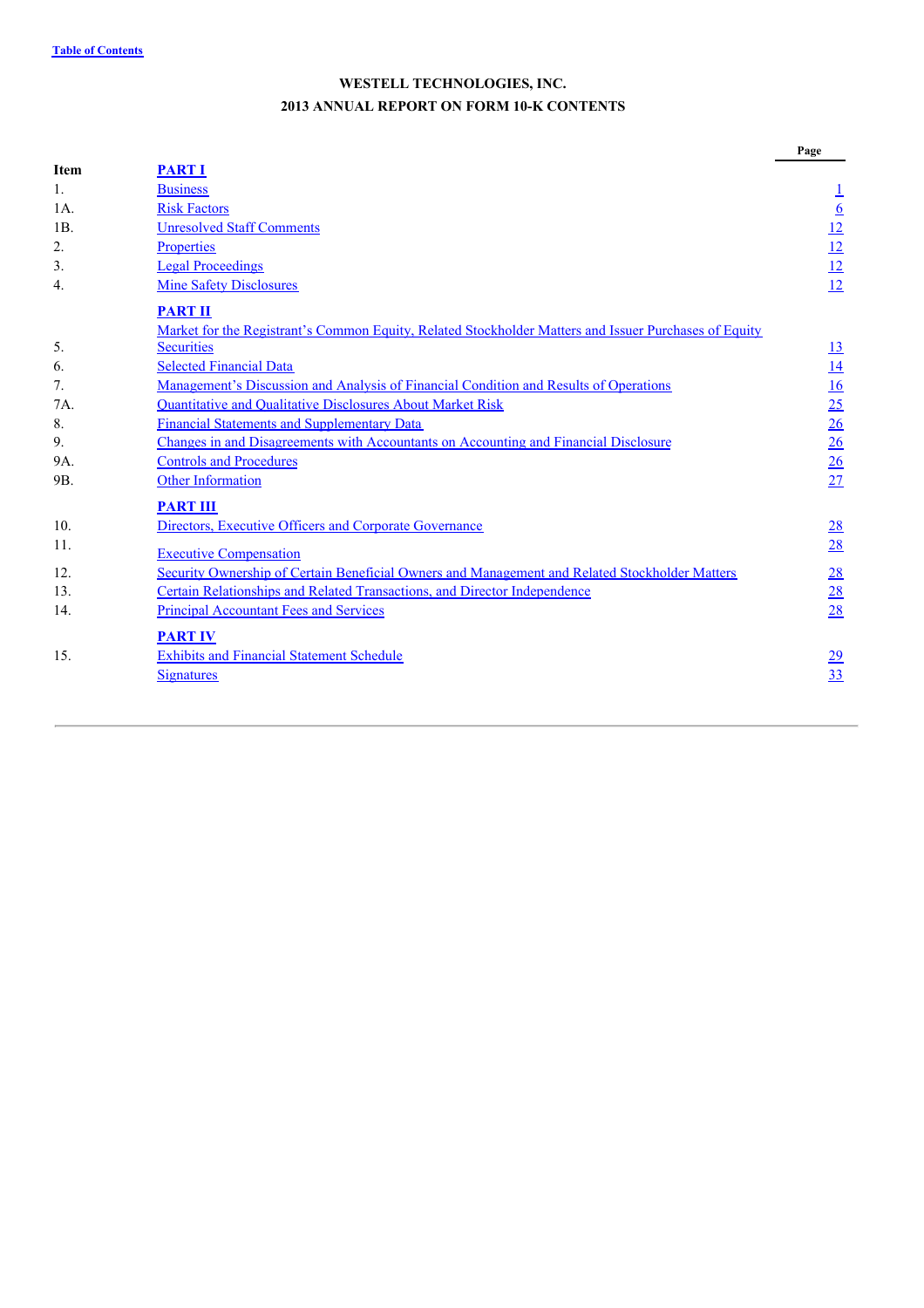Table of Contents

**WESTELL TECHNOLOGIES, INC.**
**2013 ANNUAL REPORT ON FORM 10-K CONTENTS**

| Item | | Page |
|---|---|---|
| | **PART I** | |
| 1. | Business | 1 |
| 1A. | Risk Factors | 6 |
| 1B. | Unresolved Staff Comments | 12 |
| 2. | Properties | 12 |
| 3. | Legal Proceedings | 12 |
| 4. | Mine Safety Disclosures | 12 |
| | **PART II** | |
| 5. | Market for the Registrant's Common Equity, Related Stockholder Matters and Issuer Purchases of Equity Securities | 13 |
| 6. | Selected Financial Data | 14 |
| 7. | Management's Discussion and Analysis of Financial Condition and Results of Operations | 16 |
| 7A. | Quantitative and Qualitative Disclosures About Market Risk | 25 |
| 8. | Financial Statements and Supplementary Data | 26 |
| 9. | Changes in and Disagreements with Accountants on Accounting and Financial Disclosure | 26 |
| 9A. | Controls and Procedures | 26 |
| 9B. | Other Information | 27 |
| | **PART III** | |
| 10. | Directors, Executive Officers and Corporate Governance | 28 |
| 11. | Executive Compensation | 28 |
| 12. | Security Ownership of Certain Beneficial Owners and Management and Related Stockholder Matters | 28 |
| 13. | Certain Relationships and Related Transactions, and Director Independence | 28 |
| 14. | Principal Accountant Fees and Services | 28 |
| | **PART IV** | |
| 15. | Exhibits and Financial Statement Schedule | 29 |
| | Signatures | 33 |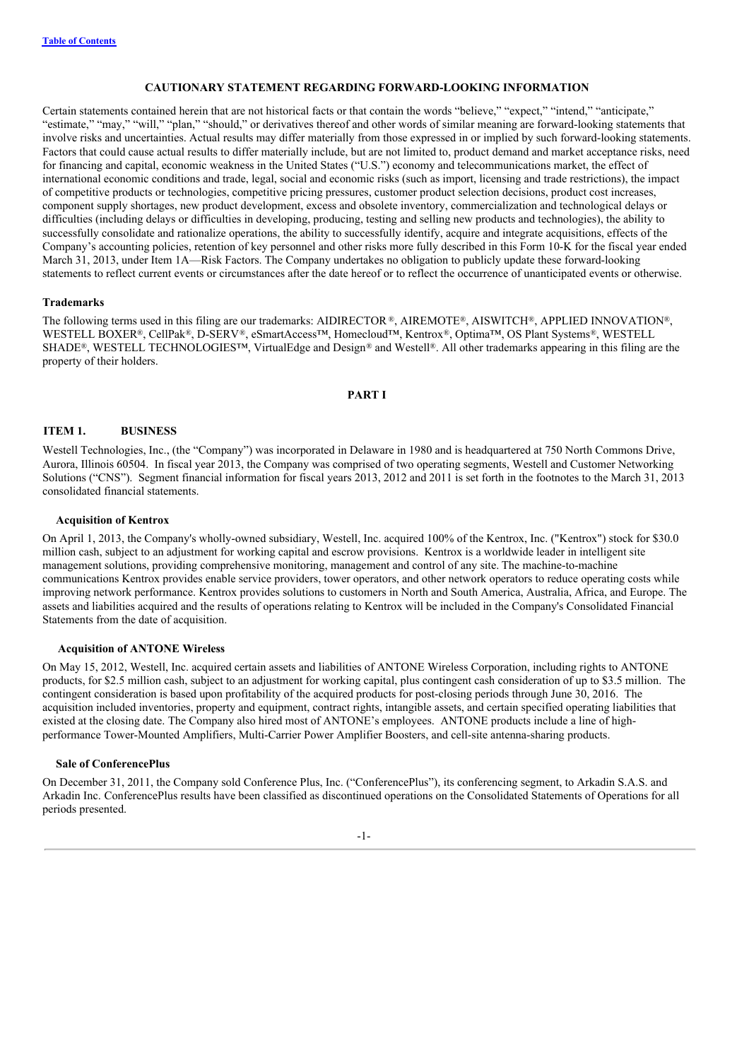## CAUTIONARY STATEMENT REGARDING FORWARD-LOOKING INFORMATION

Certain statements contained herein that are not historical facts or that contain the words "believe," "expect," "intend," "anticipate," "estimate," "may," "will," "plan," "should," or derivatives thereof and other words of similar meaning are forward-looking statements that involve risks and uncertainties. Actual results may differ materially from those expressed in or implied by such forward-looking statements. Factors that could cause actual results to differ materially include, but are not limited to, product demand and market acceptance risks, need for financing and capital, economic weakness in the United States ("U.S.") economy and telecommunications market, the effect of international economic conditions and trade, legal, social and economic risks (such as import, licensing and trade restrictions), the impact of competitive products or technologies, competitive pricing pressures, customer product selection decisions, product cost increases, component supply shortages, new product development, excess and obsolete inventory, commercialization and technological delays or difficulties (including delays or difficulties in developing, producing, testing and selling new products and technologies), the ability to successfully consolidate and rationalize operations, the ability to successfully identify, acquire and integrate acquisitions, effects of the Company's accounting policies, retention of key personnel and other risks more fully described in this Form 10-K for the fiscal year ended March 31, 2013, under Item 1A—Risk Factors. The Company undertakes no obligation to publicly update these forward-looking statements to reflect current events or circumstances after the date hereof or to reflect the occurrence of unanticipated events or otherwise.

### Trademarks

The following terms used in this filing are our trademarks: AIDIRECTOR®, AIREMOTE®, AISWITCH®, APPLIED INNOVATION®, WESTELL BOXER®, CellPak®, D-SERV®, eSmartAccess™, Homecloud™, Kentrox®, Optima™, OS Plant Systems®, WESTELL SHADE®, WESTELL TECHNOLOGIES™, VirtualEdge and Design® and Westell®. All other trademarks appearing in this filing are the property of their holders.

# PART I

## ITEM 1. BUSINESS

Westell Technologies, Inc., (the "Company") was incorporated in Delaware in 1980 and is headquartered at 750 North Commons Drive, Aurora, Illinois 60504. In fiscal year 2013, the Company was comprised of two operating segments, Westell and Customer Networking Solutions ("CNS"). Segment financial information for fiscal years 2013, 2012 and 2011 is set forth in the footnotes to the March 31, 2013 consolidated financial statements.

### Acquisition of Kentrox

On April 1, 2013, the Company's wholly-owned subsidiary, Westell, Inc. acquired 100% of the Kentrox, Inc. ("Kentrox") stock for $30.0 million cash, subject to an adjustment for working capital and escrow provisions. Kentrox is a worldwide leader in intelligent site management solutions, providing comprehensive monitoring, management and control of any site. The machine-to-machine communications Kentrox provides enable service providers, tower operators, and other network operators to reduce operating costs while improving network performance. Kentrox provides solutions to customers in North and South America, Australia, Africa, and Europe. The assets and liabilities acquired and the results of operations relating to Kentrox will be included in the Company's Consolidated Financial Statements from the date of acquisition.

### Acquisition of ANTONE Wireless

On May 15, 2012, Westell, Inc. acquired certain assets and liabilities of ANTONE Wireless Corporation, including rights to ANTONE products, for $2.5 million cash, subject to an adjustment for working capital, plus contingent cash consideration of up to $3.5 million. The contingent consideration is based upon profitability of the acquired products for post-closing periods through June 30, 2016. The acquisition included inventories, property and equipment, contract rights, intangible assets, and certain specified operating liabilities that existed at the closing date. The Company also hired most of ANTONE's employees. ANTONE products include a line of high-performance Tower-Mounted Amplifiers, Multi-Carrier Power Amplifier Boosters, and cell-site antenna-sharing products.

### Sale of ConferencePlus

On December 31, 2011, the Company sold Conference Plus, Inc. ("ConferencePlus"), its conferencing segment, to Arkadin S.A.S. and Arkadin Inc. ConferencePlus results have been classified as discontinued operations on the Consolidated Statements of Operations for all periods presented.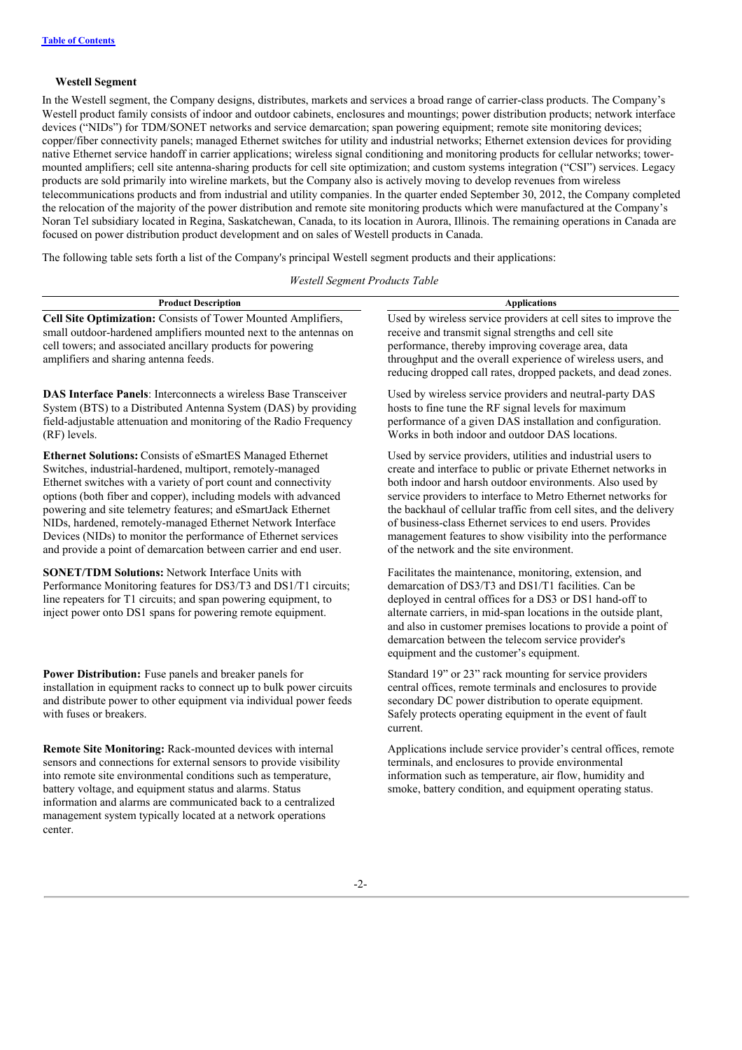### Westell Segment

In the Westell segment, the Company designs, distributes, markets and services a broad range of carrier-class products. The Company's Westell product family consists of indoor and outdoor cabinets, enclosures and mountings; power distribution products; network interface devices ("NIDs") for TDM/SONET networks and service demarcation; span powering equipment; remote site monitoring devices; copper/fiber connectivity panels; managed Ethernet switches for utility and industrial networks; Ethernet extension devices for providing native Ethernet service handoff in carrier applications; wireless signal conditioning and monitoring products for cellular networks; tower-mounted amplifiers; cell site antenna-sharing products for cell site optimization; and custom systems integration ("CSI") services. Legacy products are sold primarily into wireline markets, but the Company also is actively moving to develop revenues from wireless telecommunications products and from industrial and utility companies. In the quarter ended September 30, 2012, the Company completed the relocation of the majority of the power distribution and remote site monitoring products which were manufactured at the Company's Noran Tel subsidiary located in Regina, Saskatchewan, Canada, to its location in Aurora, Illinois. The remaining operations in Canada are focused on power distribution product development and on sales of Westell products in Canada.

The following table sets forth a list of the Company's principal Westell segment products and their applications:

*Westell Segment Products Table*

| Product Description | Applications |
|---|---|
| **Cell Site Optimization:** Consists of Tower Mounted Amplifiers, small outdoor-hardened amplifiers mounted next to the antennas on cell towers; and associated ancillary products for powering amplifiers and sharing antenna feeds. | Used by wireless service providers at cell sites to improve the receive and transmit signal strengths and cell site performance, thereby improving coverage area, data throughput and the overall experience of wireless users, and reducing dropped call rates, dropped packets, and dead zones. |
| **DAS Interface Panels**: Interconnects a wireless Base Transceiver System (BTS) to a Distributed Antenna System (DAS) by providing field-adjustable attenuation and monitoring of the Radio Frequency (RF) levels. | Used by wireless service providers and neutral-party DAS hosts to fine tune the RF signal levels for maximum performance of a given DAS installation and configuration. Works in both indoor and outdoor DAS locations. |
| **Ethernet Solutions:** Consists of eSmartES Managed Ethernet Switches, industrial-hardened, multiport, remotely-managed Ethernet switches with a variety of port count and connectivity options (both fiber and copper), including models with advanced powering and site telemetry features; and eSmartJack Ethernet NIDs, hardened, remotely-managed Ethernet Network Interface Devices (NIDs) to monitor the performance of Ethernet services and provide a point of demarcation between carrier and end user. | Used by service providers, utilities and industrial users to create and interface to public or private Ethernet networks in both indoor and harsh outdoor environments. Also used by service providers to interface to Metro Ethernet networks for the backhaul of cellular traffic from cell sites, and the delivery of business-class Ethernet services to end users. Provides management features to show visibility into the performance of the network and the site environment. |
| **SONET/TDM Solutions:** Network Interface Units with Performance Monitoring features for DS3/T3 and DS1/T1 circuits; line repeaters for T1 circuits; and span powering equipment, to inject power onto DS1 spans for powering remote equipment. | Facilitates the maintenance, monitoring, extension, and demarcation of DS3/T3 and DS1/T1 facilities. Can be deployed in central offices for a DS3 or DS1 hand-off to alternate carriers, in mid-span locations in the outside plant, and also in customer premises locations to provide a point of demarcation between the telecom service provider's equipment and the customer's equipment. |
| **Power Distribution:** Fuse panels and breaker panels for installation in equipment racks to connect up to bulk power circuits and distribute power to other equipment via individual power feeds with fuses or breakers. | Standard 19" or 23" rack mounting for service providers central offices, remote terminals and enclosures to provide secondary DC power distribution to operate equipment. Safely protects operating equipment in the event of fault current. |
| **Remote Site Monitoring:** Rack-mounted devices with internal sensors and connections for external sensors to provide visibility into remote site environmental conditions such as temperature, battery voltage, and equipment status and alarms. Status information and alarms are communicated back to a centralized management system typically located at a network operations center. | Applications include service provider's central offices, remote terminals, and enclosures to provide environmental information such as temperature, air flow, humidity and smoke, battery condition, and equipment operating status. |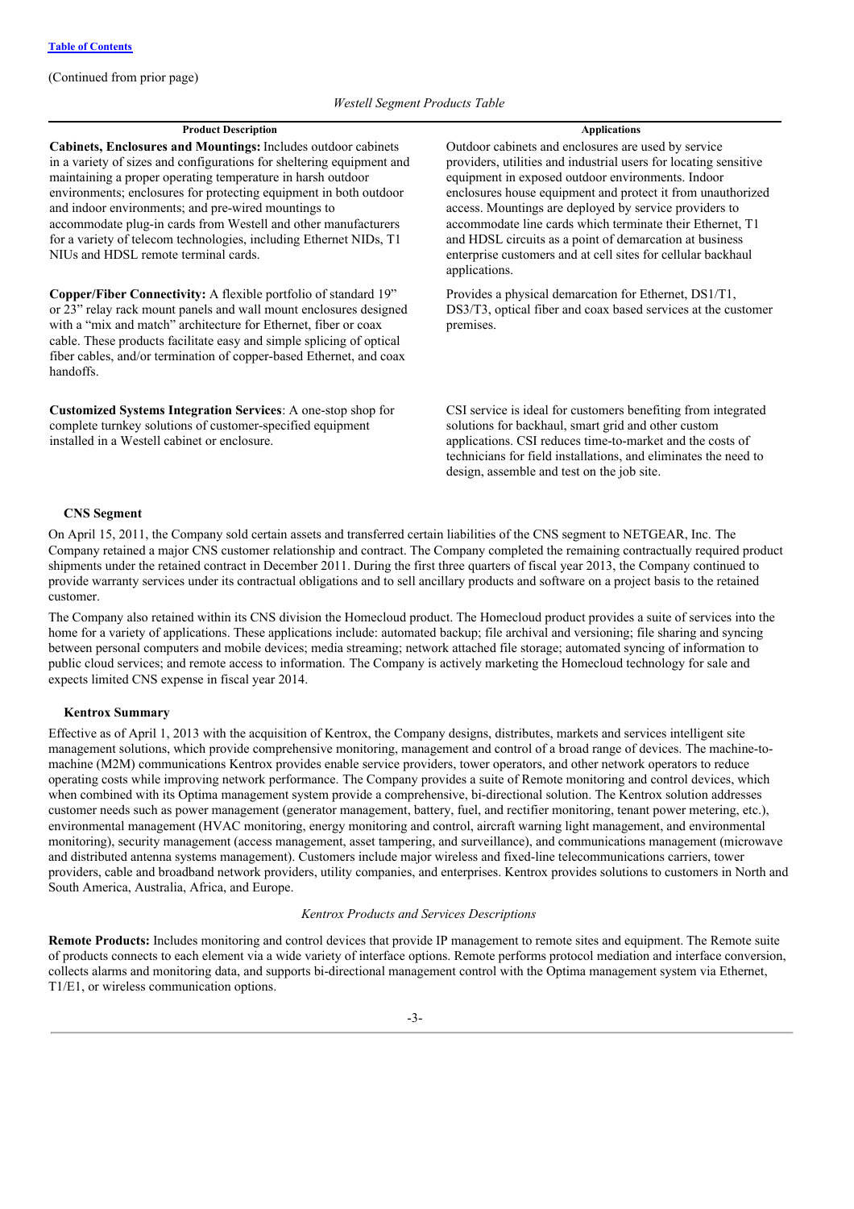(Continued from prior page)

*Westell Segment Products Table*

| Product Description | Applications |
|---|---|
| **Cabinets, Enclosures and Mountings:** Includes outdoor cabinets in a variety of sizes and configurations for sheltering equipment and maintaining a proper operating temperature in harsh outdoor environments; enclosures for protecting equipment in both outdoor and indoor environments; and pre-wired mountings to accommodate plug-in cards from Westell and other manufacturers for a variety of telecom technologies, including Ethernet NIDs, T1 NIUs and HDSL remote terminal cards. | Outdoor cabinets and enclosures are used by service providers, utilities and industrial users for locating sensitive equipment in exposed outdoor environments. Indoor enclosures house equipment and protect it from unauthorized access. Mountings are deployed by service providers to accommodate line cards which terminate their Ethernet, T1 and HDSL circuits as a point of demarcation at business enterprise customers and at cell sites for cellular backhaul applications. |
| **Copper/Fiber Connectivity:** A flexible portfolio of standard 19" or 23" relay rack mount panels and wall mount enclosures designed with a "mix and match" architecture for Ethernet, fiber or coax cable. These products facilitate easy and simple splicing of optical fiber cables, and/or termination of copper-based Ethernet, and coax handoffs. | Provides a physical demarcation for Ethernet, DS1/T1, DS3/T3, optical fiber and coax based services at the customer premises. |
| **Customized Systems Integration Services**: A one-stop shop for complete turnkey solutions of customer-specified equipment installed in a Westell cabinet or enclosure. | CSI service is ideal for customers benefiting from integrated solutions for backhaul, smart grid and other custom applications. CSI reduces time-to-market and the costs of technicians for field installations, and eliminates the need to design, assemble and test on the job site. |

### CNS Segment

On April 15, 2011, the Company sold certain assets and transferred certain liabilities of the CNS segment to NETGEAR, Inc. The Company retained a major CNS customer relationship and contract. The Company completed the remaining contractually required product shipments under the retained contract in December 2011. During the first three quarters of fiscal year 2013, the Company continued to provide warranty services under its contractual obligations and to sell ancillary products and software on a project basis to the retained customer.

The Company also retained within its CNS division the Homecloud product. The Homecloud product provides a suite of services into the home for a variety of applications. These applications include: automated backup; file archival and versioning; file sharing and syncing between personal computers and mobile devices; media streaming; network attached file storage; automated syncing of information to public cloud services; and remote access to information. The Company is actively marketing the Homecloud technology for sale and expects limited CNS expense in fiscal year 2014.

### Kentrox Summary

Effective as of April 1, 2013 with the acquisition of Kentrox, the Company designs, distributes, markets and services intelligent site management solutions, which provide comprehensive monitoring, management and control of a broad range of devices. The machine-to-machine (M2M) communications Kentrox provides enable service providers, tower operators, and other network operators to reduce operating costs while improving network performance. The Company provides a suite of Remote monitoring and control devices, which when combined with its Optima management system provide a comprehensive, bi-directional solution. The Kentrox solution addresses customer needs such as power management (generator management, battery, fuel, and rectifier monitoring, tenant power metering, etc.), environmental management (HVAC monitoring, energy monitoring and control, aircraft warning light management, and environmental monitoring), security management (access management, asset tampering, and surveillance), and communications management (microwave and distributed antenna systems management). Customers include major wireless and fixed-line telecommunications carriers, tower providers, cable and broadband network providers, utility companies, and enterprises. Kentrox provides solutions to customers in North and South America, Australia, Africa, and Europe.

*Kentrox Products and Services Descriptions*

**Remote Products:** Includes monitoring and control devices that provide IP management to remote sites and equipment. The Remote suite of products connects to each element via a wide variety of interface options. Remote performs protocol mediation and interface conversion, collects alarms and monitoring data, and supports bi-directional management control with the Optima management system via Ethernet, T1/E1, or wireless communication options.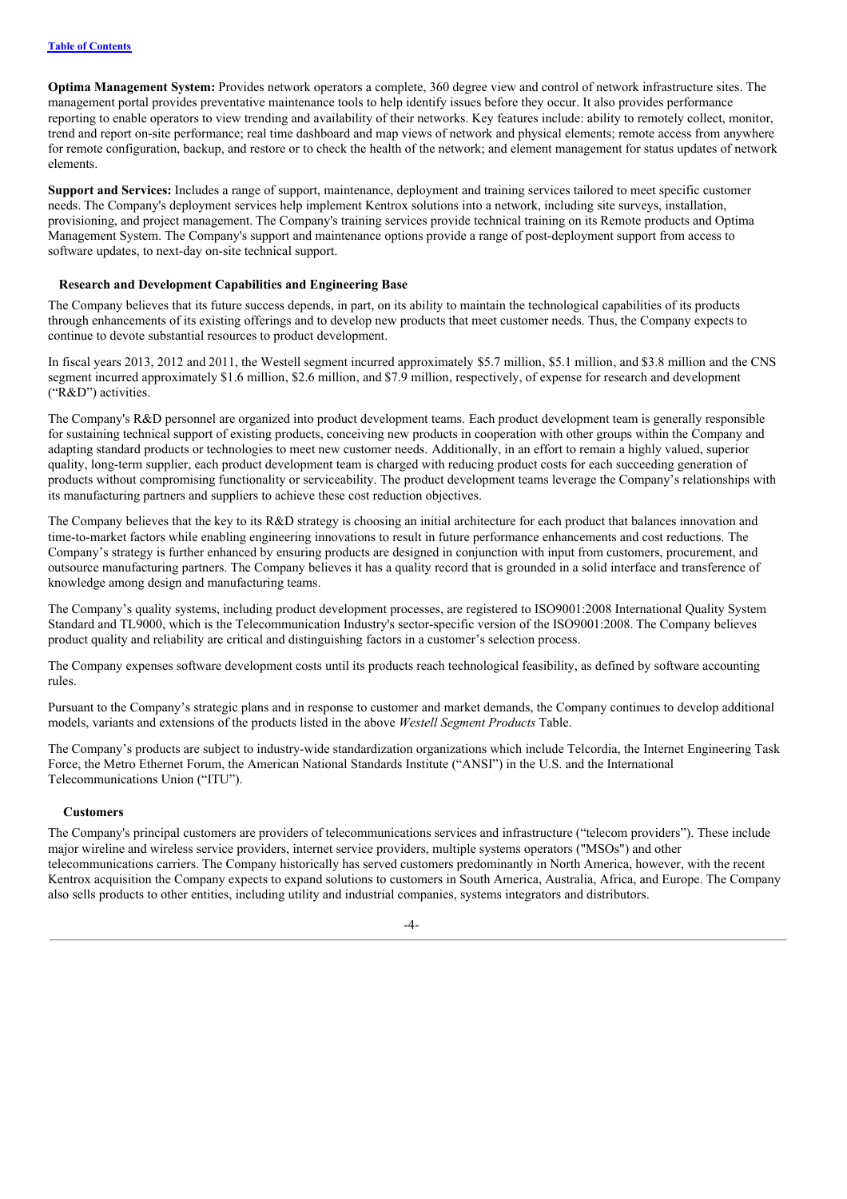**Optima Management System:** Provides network operators a complete, 360 degree view and control of network infrastructure sites. The management portal provides preventative maintenance tools to help identify issues before they occur. It also provides performance reporting to enable operators to view trending and availability of their networks. Key features include: ability to remotely collect, monitor, trend and report on-site performance; real time dashboard and map views of network and physical elements; remote access from anywhere for remote configuration, backup, and restore or to check the health of the network; and element management for status updates of network elements.

**Support and Services:** Includes a range of support, maintenance, deployment and training services tailored to meet specific customer needs. The Company's deployment services help implement Kentrox solutions into a network, including site surveys, installation, provisioning, and project management. The Company's training services provide technical training on its Remote products and Optima Management System. The Company's support and maintenance options provide a range of post-deployment support from access to software updates, to next-day on-site technical support.

### Research and Development Capabilities and Engineering Base

The Company believes that its future success depends, in part, on its ability to maintain the technological capabilities of its products through enhancements of its existing offerings and to develop new products that meet customer needs. Thus, the Company expects to continue to devote substantial resources to product development.

In fiscal years 2013, 2012 and 2011, the Westell segment incurred approximately $5.7 million, $5.1 million, and $3.8 million and the CNS segment incurred approximately $1.6 million, $2.6 million, and $7.9 million, respectively, of expense for research and development ("R&D") activities.

The Company's R&D personnel are organized into product development teams. Each product development team is generally responsible for sustaining technical support of existing products, conceiving new products in cooperation with other groups within the Company and adapting standard products or technologies to meet new customer needs. Additionally, in an effort to remain a highly valued, superior quality, long-term supplier, each product development team is charged with reducing product costs for each succeeding generation of products without compromising functionality or serviceability. The product development teams leverage the Company's relationships with its manufacturing partners and suppliers to achieve these cost reduction objectives.

The Company believes that the key to its R&D strategy is choosing an initial architecture for each product that balances innovation and time-to-market factors while enabling engineering innovations to result in future performance enhancements and cost reductions. The Company's strategy is further enhanced by ensuring products are designed in conjunction with input from customers, procurement, and outsource manufacturing partners. The Company believes it has a quality record that is grounded in a solid interface and transference of knowledge among design and manufacturing teams.

The Company's quality systems, including product development processes, are registered to ISO9001:2008 International Quality System Standard and TL9000, which is the Telecommunication Industry's sector-specific version of the ISO9001:2008. The Company believes product quality and reliability are critical and distinguishing factors in a customer's selection process.

The Company expenses software development costs until its products reach technological feasibility, as defined by software accounting rules.

Pursuant to the Company's strategic plans and in response to customer and market demands, the Company continues to develop additional models, variants and extensions of the products listed in the above *Westell Segment Products* Table.

The Company's products are subject to industry-wide standardization organizations which include Telcordia, the Internet Engineering Task Force, the Metro Ethernet Forum, the American National Standards Institute ("ANSI") in the U.S. and the International Telecommunications Union ("ITU").

### Customers

The Company's principal customers are providers of telecommunications services and infrastructure ("telecom providers"). These include major wireline and wireless service providers, internet service providers, multiple systems operators ("MSOs") and other telecommunications carriers. The Company historically has served customers predominantly in North America, however, with the recent Kentrox acquisition the Company expects to expand solutions to customers in South America, Australia, Africa, and Europe. The Company also sells products to other entities, including utility and industrial companies, systems integrators and distributors.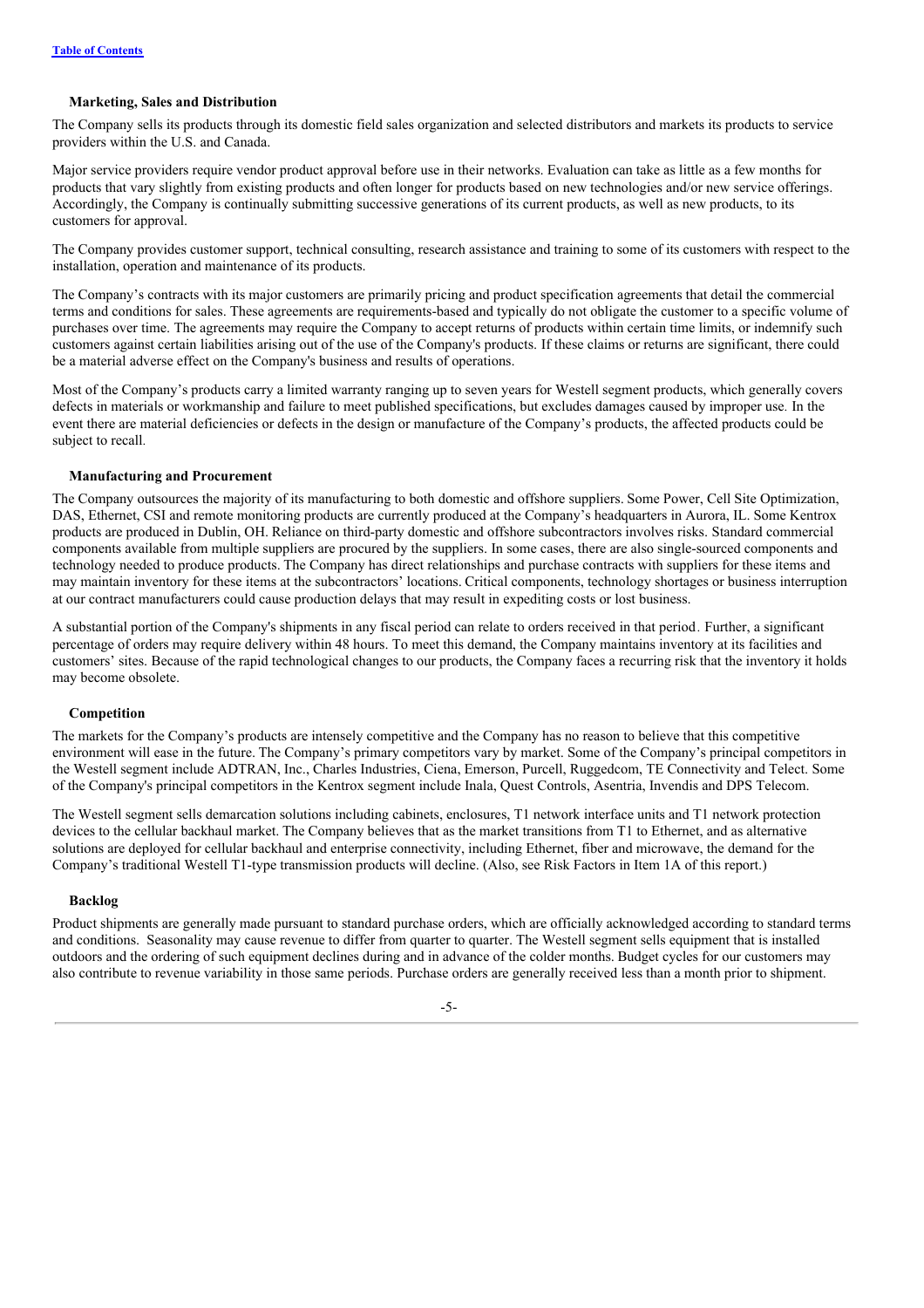### Marketing, Sales and Distribution

The Company sells its products through its domestic field sales organization and selected distributors and markets its products to service providers within the U.S. and Canada.

Major service providers require vendor product approval before use in their networks. Evaluation can take as little as a few months for products that vary slightly from existing products and often longer for products based on new technologies and/or new service offerings. Accordingly, the Company is continually submitting successive generations of its current products, as well as new products, to its customers for approval.

The Company provides customer support, technical consulting, research assistance and training to some of its customers with respect to the installation, operation and maintenance of its products.

The Company's contracts with its major customers are primarily pricing and product specification agreements that detail the commercial terms and conditions for sales. These agreements are requirements-based and typically do not obligate the customer to a specific volume of purchases over time. The agreements may require the Company to accept returns of products within certain time limits, or indemnify such customers against certain liabilities arising out of the use of the Company's products. If these claims or returns are significant, there could be a material adverse effect on the Company's business and results of operations.

Most of the Company's products carry a limited warranty ranging up to seven years for Westell segment products, which generally covers defects in materials or workmanship and failure to meet published specifications, but excludes damages caused by improper use. In the event there are material deficiencies or defects in the design or manufacture of the Company's products, the affected products could be subject to recall.

### Manufacturing and Procurement

The Company outsources the majority of its manufacturing to both domestic and offshore suppliers. Some Power, Cell Site Optimization, DAS, Ethernet, CSI and remote monitoring products are currently produced at the Company's headquarters in Aurora, IL. Some Kentrox products are produced in Dublin, OH. Reliance on third-party domestic and offshore subcontractors involves risks. Standard commercial components available from multiple suppliers are procured by the suppliers. In some cases, there are also single-sourced components and technology needed to produce products. The Company has direct relationships and purchase contracts with suppliers for these items and may maintain inventory for these items at the subcontractors' locations. Critical components, technology shortages or business interruption at our contract manufacturers could cause production delays that may result in expediting costs or lost business.

A substantial portion of the Company's shipments in any fiscal period can relate to orders received in that period. Further, a significant percentage of orders may require delivery within 48 hours. To meet this demand, the Company maintains inventory at its facilities and customers' sites. Because of the rapid technological changes to our products, the Company faces a recurring risk that the inventory it holds may become obsolete.

### Competition

The markets for the Company's products are intensely competitive and the Company has no reason to believe that this competitive environment will ease in the future. The Company's primary competitors vary by market. Some of the Company's principal competitors in the Westell segment include ADTRAN, Inc., Charles Industries, Ciena, Emerson, Purcell, Ruggedcom, TE Connectivity and Telect. Some of the Company's principal competitors in the Kentrox segment include Inala, Quest Controls, Asentria, Invendis and DPS Telecom.

The Westell segment sells demarcation solutions including cabinets, enclosures, T1 network interface units and T1 network protection devices to the cellular backhaul market. The Company believes that as the market transitions from T1 to Ethernet, and as alternative solutions are deployed for cellular backhaul and enterprise connectivity, including Ethernet, fiber and microwave, the demand for the Company's traditional Westell T1-type transmission products will decline. (Also, see Risk Factors in Item 1A of this report.)

### Backlog

Product shipments are generally made pursuant to standard purchase orders, which are officially acknowledged according to standard terms and conditions. Seasonality may cause revenue to differ from quarter to quarter. The Westell segment sells equipment that is installed outdoors and the ordering of such equipment declines during and in advance of the colder months. Budget cycles for our customers may also contribute to revenue variability in those same periods. Purchase orders are generally received less than a month prior to shipment.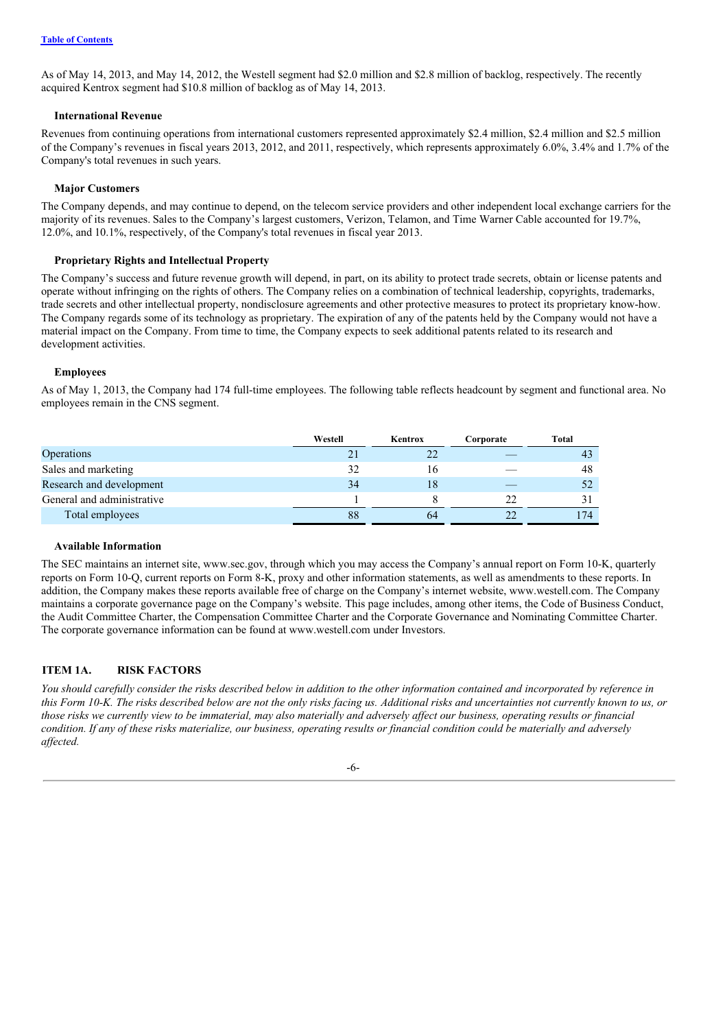As of May 14, 2013, and May 14, 2012, the Westell segment had $2.0 million and $2.8 million of backlog, respectively. The recently acquired Kentrox segment had $10.8 million of backlog as of May 14, 2013.

### International Revenue

Revenues from continuing operations from international customers represented approximately $2.4 million, $2.4 million and $2.5 million of the Company's revenues in fiscal years 2013, 2012, and 2011, respectively, which represents approximately 6.0%, 3.4% and 1.7% of the Company's total revenues in such years.

### Major Customers

The Company depends, and may continue to depend, on the telecom service providers and other independent local exchange carriers for the majority of its revenues. Sales to the Company's largest customers, Verizon, Telamon, and Time Warner Cable accounted for 19.7%, 12.0%, and 10.1%, respectively, of the Company's total revenues in fiscal year 2013.

### Proprietary Rights and Intellectual Property

The Company's success and future revenue growth will depend, in part, on its ability to protect trade secrets, obtain or license patents and operate without infringing on the rights of others. The Company relies on a combination of technical leadership, copyrights, trademarks, trade secrets and other intellectual property, nondisclosure agreements and other protective measures to protect its proprietary know-how. The Company regards some of its technology as proprietary. The expiration of any of the patents held by the Company would not have a material impact on the Company. From time to time, the Company expects to seek additional patents related to its research and development activities.

### Employees

As of May 1, 2013, the Company had 174 full-time employees. The following table reflects headcount by segment and functional area. No employees remain in the CNS segment.

| | Westell | Kentrox | Corporate | Total |
|---|---|---|---|---|
| Operations | 21 | 22 | — | 43 |
| Sales and marketing | 32 | 16 | — | 48 |
| Research and development | 34 | 18 | — | 52 |
| General and administrative | 1 | 8 | 22 | 31 |
| Total employees | 88 | 64 | 22 | 174 |

### Available Information

The SEC maintains an internet site, www.sec.gov, through which you may access the Company's annual report on Form 10-K, quarterly reports on Form 10-Q, current reports on Form 8-K, proxy and other information statements, as well as amendments to these reports. In addition, the Company makes these reports available free of charge on the Company's internet website, www.westell.com. The Company maintains a corporate governance page on the Company's website. This page includes, among other items, the Code of Business Conduct, the Audit Committee Charter, the Compensation Committee Charter and the Corporate Governance and Nominating Committee Charter. The corporate governance information can be found at www.westell.com under Investors.

## ITEM 1A. RISK FACTORS

*You should carefully consider the risks described below in addition to the other information contained and incorporated by reference in this Form 10-K. The risks described below are not the only risks facing us. Additional risks and uncertainties not currently known to us, or those risks we currently view to be immaterial, may also materially and adversely affect our business, operating results or financial condition. If any of these risks materialize, our business, operating results or financial condition could be materially and adversely affected.*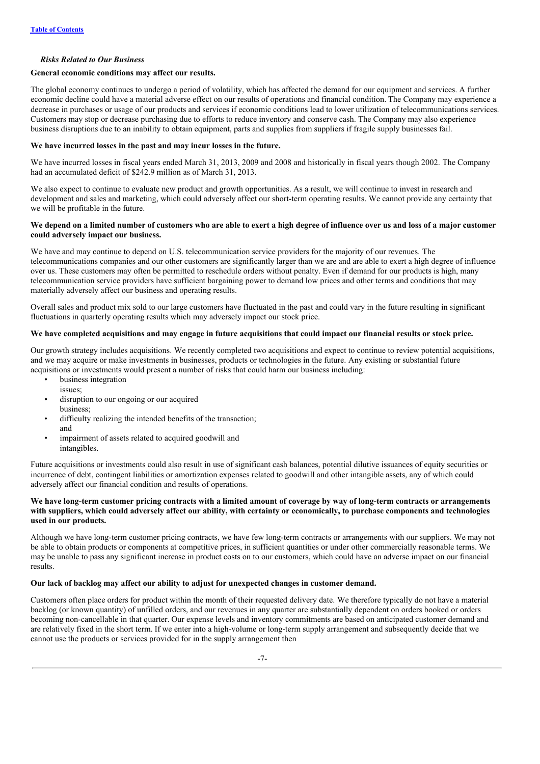*Risks Related to Our Business*

**General economic conditions may affect our results.**

The global economy continues to undergo a period of volatility, which has affected the demand for our equipment and services. A further economic decline could have a material adverse effect on our results of operations and financial condition. The Company may experience a decrease in purchases or usage of our products and services if economic conditions lead to lower utilization of telecommunications services. Customers may stop or decrease purchasing due to efforts to reduce inventory and conserve cash. The Company may also experience business disruptions due to an inability to obtain equipment, parts and supplies from suppliers if fragile supply businesses fail.

**We have incurred losses in the past and may incur losses in the future.**

We have incurred losses in fiscal years ended March 31, 2013, 2009 and 2008 and historically in fiscal years though 2002. The Company had an accumulated deficit of $242.9 million as of March 31, 2013.

We also expect to continue to evaluate new product and growth opportunities. As a result, we will continue to invest in research and development and sales and marketing, which could adversely affect our short-term operating results. We cannot provide any certainty that we will be profitable in the future.

**We depend on a limited number of customers who are able to exert a high degree of influence over us and loss of a major customer could adversely impact our business.**

We have and may continue to depend on U.S. telecommunication service providers for the majority of our revenues. The telecommunications companies and our other customers are significantly larger than we are and are able to exert a high degree of influence over us. These customers may often be permitted to reschedule orders without penalty. Even if demand for our products is high, many telecommunication service providers have sufficient bargaining power to demand low prices and other terms and conditions that may materially adversely affect our business and operating results.

Overall sales and product mix sold to our large customers have fluctuated in the past and could vary in the future resulting in significant fluctuations in quarterly operating results which may adversely impact our stock price.

**We have completed acquisitions and may engage in future acquisitions that could impact our financial results or stock price.**

Our growth strategy includes acquisitions. We recently completed two acquisitions and expect to continue to review potential acquisitions, and we may acquire or make investments in businesses, products or technologies in the future. Any existing or substantial future acquisitions or investments would present a number of risks that could harm our business including:

- business integration issues;
- disruption to our ongoing or our acquired business;
- difficulty realizing the intended benefits of the transaction; and
- impairment of assets related to acquired goodwill and intangibles.

Future acquisitions or investments could also result in use of significant cash balances, potential dilutive issuances of equity securities or incurrence of debt, contingent liabilities or amortization expenses related to goodwill and other intangible assets, any of which could adversely affect our financial condition and results of operations.

**We have long-term customer pricing contracts with a limited amount of coverage by way of long-term contracts or arrangements with suppliers, which could adversely affect our ability, with certainty or economically, to purchase components and technologies used in our products.**

Although we have long-term customer pricing contracts, we have few long-term contracts or arrangements with our suppliers. We may not be able to obtain products or components at competitive prices, in sufficient quantities or under other commercially reasonable terms. We may be unable to pass any significant increase in product costs on to our customers, which could have an adverse impact on our financial results.

**Our lack of backlog may affect our ability to adjust for unexpected changes in customer demand.**

Customers often place orders for product within the month of their requested delivery date. We therefore typically do not have a material backlog (or known quantity) of unfilled orders, and our revenues in any quarter are substantially dependent on orders booked or orders becoming non-cancellable in that quarter. Our expense levels and inventory commitments are based on anticipated customer demand and are relatively fixed in the short term. If we enter into a high-volume or long-term supply arrangement and subsequently decide that we cannot use the products or services provided for in the supply arrangement then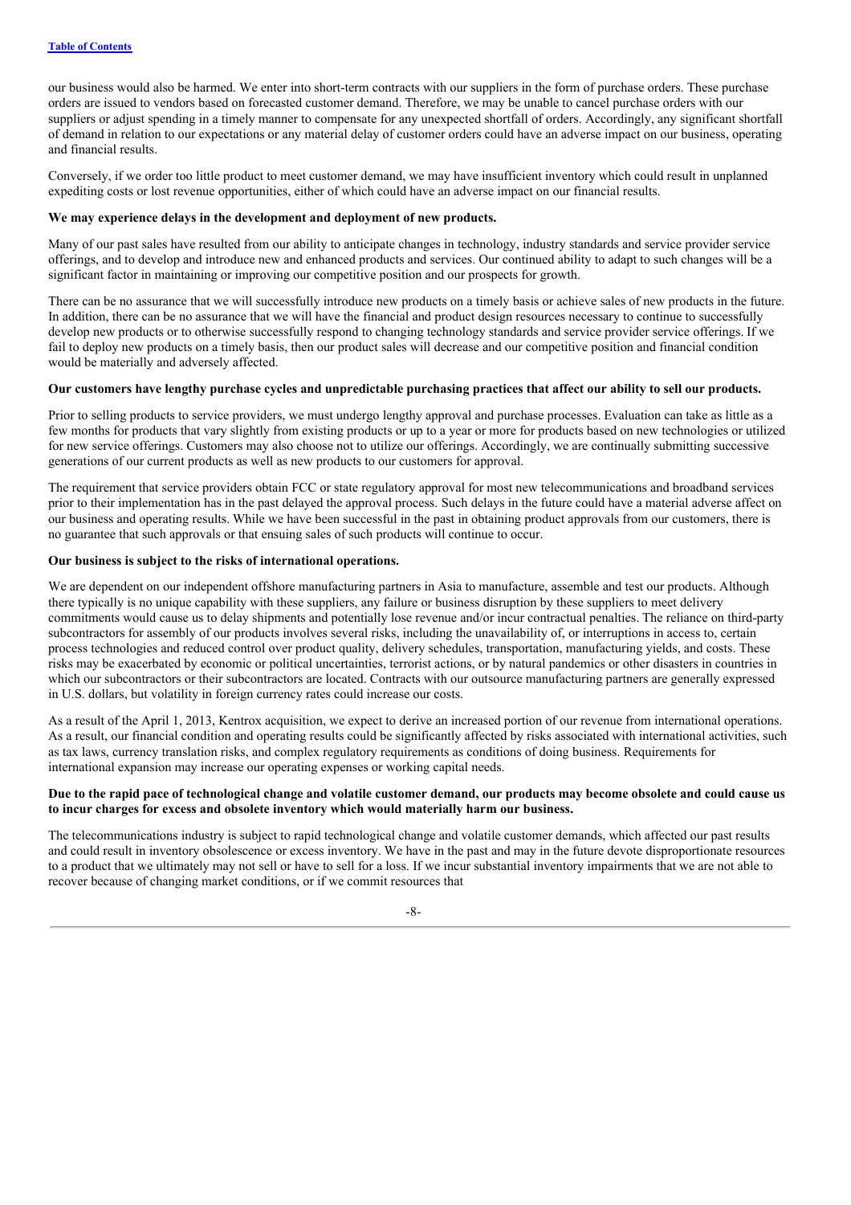our business would also be harmed. We enter into short-term contracts with our suppliers in the form of purchase orders. These purchase orders are issued to vendors based on forecasted customer demand. Therefore, we may be unable to cancel purchase orders with our suppliers or adjust spending in a timely manner to compensate for any unexpected shortfall of orders. Accordingly, any significant shortfall of demand in relation to our expectations or any material delay of customer orders could have an adverse impact on our business, operating and financial results.

Conversely, if we order too little product to meet customer demand, we may have insufficient inventory which could result in unplanned expediting costs or lost revenue opportunities, either of which could have an adverse impact on our financial results.

**We may experience delays in the development and deployment of new products.**

Many of our past sales have resulted from our ability to anticipate changes in technology, industry standards and service provider service offerings, and to develop and introduce new and enhanced products and services. Our continued ability to adapt to such changes will be a significant factor in maintaining or improving our competitive position and our prospects for growth.

There can be no assurance that we will successfully introduce new products on a timely basis or achieve sales of new products in the future. In addition, there can be no assurance that we will have the financial and product design resources necessary to continue to successfully develop new products or to otherwise successfully respond to changing technology standards and service provider service offerings. If we fail to deploy new products on a timely basis, then our product sales will decrease and our competitive position and financial condition would be materially and adversely affected.

**Our customers have lengthy purchase cycles and unpredictable purchasing practices that affect our ability to sell our products.**

Prior to selling products to service providers, we must undergo lengthy approval and purchase processes. Evaluation can take as little as a few months for products that vary slightly from existing products or up to a year or more for products based on new technologies or utilized for new service offerings. Customers may also choose not to utilize our offerings. Accordingly, we are continually submitting successive generations of our current products as well as new products to our customers for approval.

The requirement that service providers obtain FCC or state regulatory approval for most new telecommunications and broadband services prior to their implementation has in the past delayed the approval process. Such delays in the future could have a material adverse affect on our business and operating results. While we have been successful in the past in obtaining product approvals from our customers, there is no guarantee that such approvals or that ensuing sales of such products will continue to occur.

**Our business is subject to the risks of international operations.**

We are dependent on our independent offshore manufacturing partners in Asia to manufacture, assemble and test our products. Although there typically is no unique capability with these suppliers, any failure or business disruption by these suppliers to meet delivery commitments would cause us to delay shipments and potentially lose revenue and/or incur contractual penalties. The reliance on third-party subcontractors for assembly of our products involves several risks, including the unavailability of, or interruptions in access to, certain process technologies and reduced control over product quality, delivery schedules, transportation, manufacturing yields, and costs. These risks may be exacerbated by economic or political uncertainties, terrorist actions, or by natural pandemics or other disasters in countries in which our subcontractors or their subcontractors are located. Contracts with our outsource manufacturing partners are generally expressed in U.S. dollars, but volatility in foreign currency rates could increase our costs.

As a result of the April 1, 2013, Kentrox acquisition, we expect to derive an increased portion of our revenue from international operations. As a result, our financial condition and operating results could be significantly affected by risks associated with international activities, such as tax laws, currency translation risks, and complex regulatory requirements as conditions of doing business. Requirements for international expansion may increase our operating expenses or working capital needs.

**Due to the rapid pace of technological change and volatile customer demand, our products may become obsolete and could cause us to incur charges for excess and obsolete inventory which would materially harm our business.**

The telecommunications industry is subject to rapid technological change and volatile customer demands, which affected our past results and could result in inventory obsolescence or excess inventory. We have in the past and may in the future devote disproportionate resources to a product that we ultimately may not sell or have to sell for a loss. If we incur substantial inventory impairments that we are not able to recover because of changing market conditions, or if we commit resources that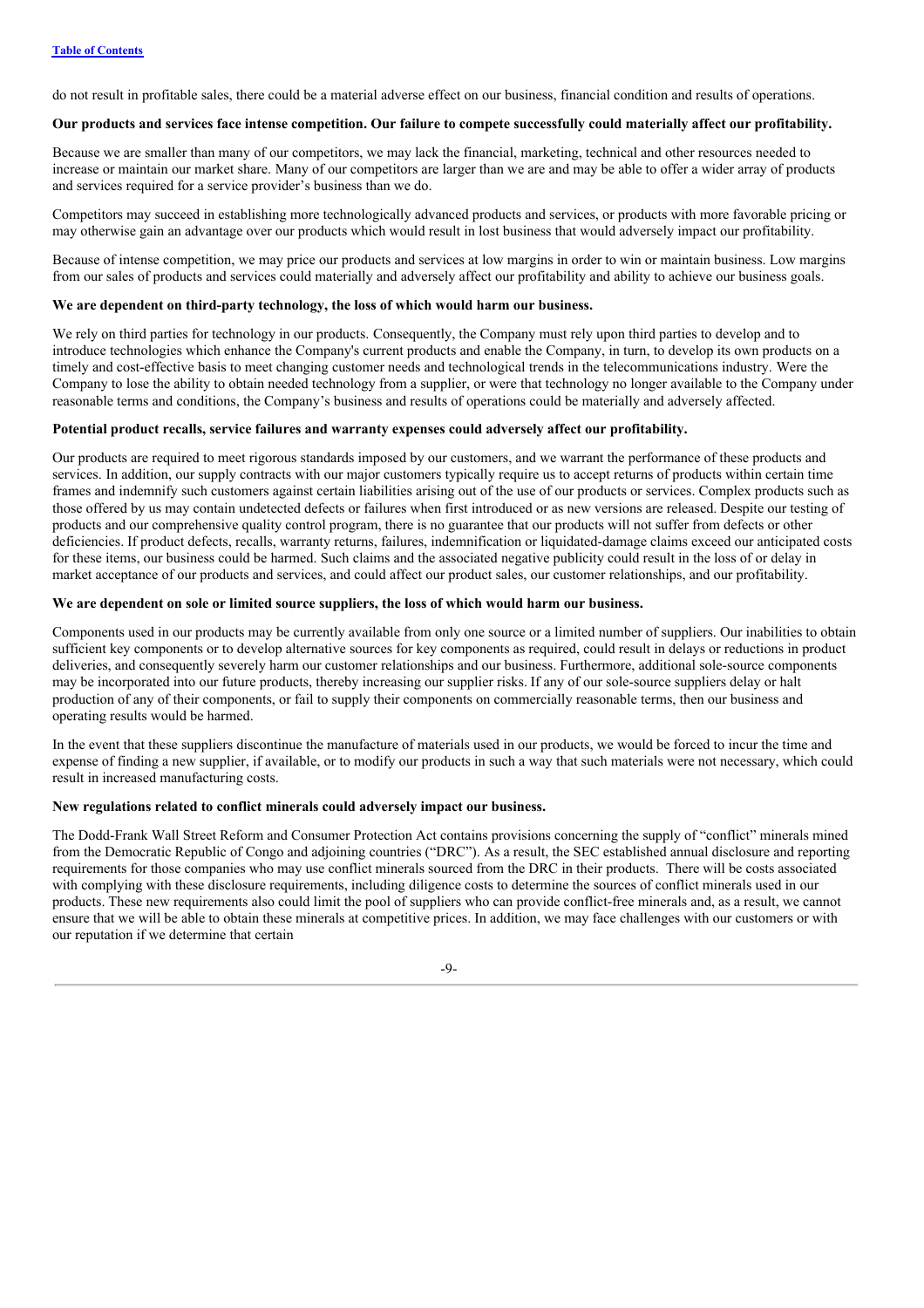do not result in profitable sales, there could be a material adverse effect on our business, financial condition and results of operations.

**Our products and services face intense competition. Our failure to compete successfully could materially affect our profitability.**

Because we are smaller than many of our competitors, we may lack the financial, marketing, technical and other resources needed to increase or maintain our market share. Many of our competitors are larger than we are and may be able to offer a wider array of products and services required for a service provider's business than we do.

Competitors may succeed in establishing more technologically advanced products and services, or products with more favorable pricing or may otherwise gain an advantage over our products which would result in lost business that would adversely impact our profitability.

Because of intense competition, we may price our products and services at low margins in order to win or maintain business. Low margins from our sales of products and services could materially and adversely affect our profitability and ability to achieve our business goals.

**We are dependent on third-party technology, the loss of which would harm our business.**

We rely on third parties for technology in our products. Consequently, the Company must rely upon third parties to develop and to introduce technologies which enhance the Company's current products and enable the Company, in turn, to develop its own products on a timely and cost-effective basis to meet changing customer needs and technological trends in the telecommunications industry. Were the Company to lose the ability to obtain needed technology from a supplier, or were that technology no longer available to the Company under reasonable terms and conditions, the Company's business and results of operations could be materially and adversely affected.

**Potential product recalls, service failures and warranty expenses could adversely affect our profitability.**

Our products are required to meet rigorous standards imposed by our customers, and we warrant the performance of these products and services. In addition, our supply contracts with our major customers typically require us to accept returns of products within certain time frames and indemnify such customers against certain liabilities arising out of the use of our products or services. Complex products such as those offered by us may contain undetected defects or failures when first introduced or as new versions are released. Despite our testing of products and our comprehensive quality control program, there is no guarantee that our products will not suffer from defects or other deficiencies. If product defects, recalls, warranty returns, failures, indemnification or liquidated-damage claims exceed our anticipated costs for these items, our business could be harmed. Such claims and the associated negative publicity could result in the loss of or delay in market acceptance of our products and services, and could affect our product sales, our customer relationships, and our profitability.

**We are dependent on sole or limited source suppliers, the loss of which would harm our business.**

Components used in our products may be currently available from only one source or a limited number of suppliers. Our inabilities to obtain sufficient key components or to develop alternative sources for key components as required, could result in delays or reductions in product deliveries, and consequently severely harm our customer relationships and our business. Furthermore, additional sole-source components may be incorporated into our future products, thereby increasing our supplier risks. If any of our sole-source suppliers delay or halt production of any of their components, or fail to supply their components on commercially reasonable terms, then our business and operating results would be harmed.

In the event that these suppliers discontinue the manufacture of materials used in our products, we would be forced to incur the time and expense of finding a new supplier, if available, or to modify our products in such a way that such materials were not necessary, which could result in increased manufacturing costs.

**New regulations related to conflict minerals could adversely impact our business.**

The Dodd-Frank Wall Street Reform and Consumer Protection Act contains provisions concerning the supply of "conflict" minerals mined from the Democratic Republic of Congo and adjoining countries ("DRC"). As a result, the SEC established annual disclosure and reporting requirements for those companies who may use conflict minerals sourced from the DRC in their products. There will be costs associated with complying with these disclosure requirements, including diligence costs to determine the sources of conflict minerals used in our products. These new requirements also could limit the pool of suppliers who can provide conflict-free minerals and, as a result, we cannot ensure that we will be able to obtain these minerals at competitive prices. In addition, we may face challenges with our customers or with our reputation if we determine that certain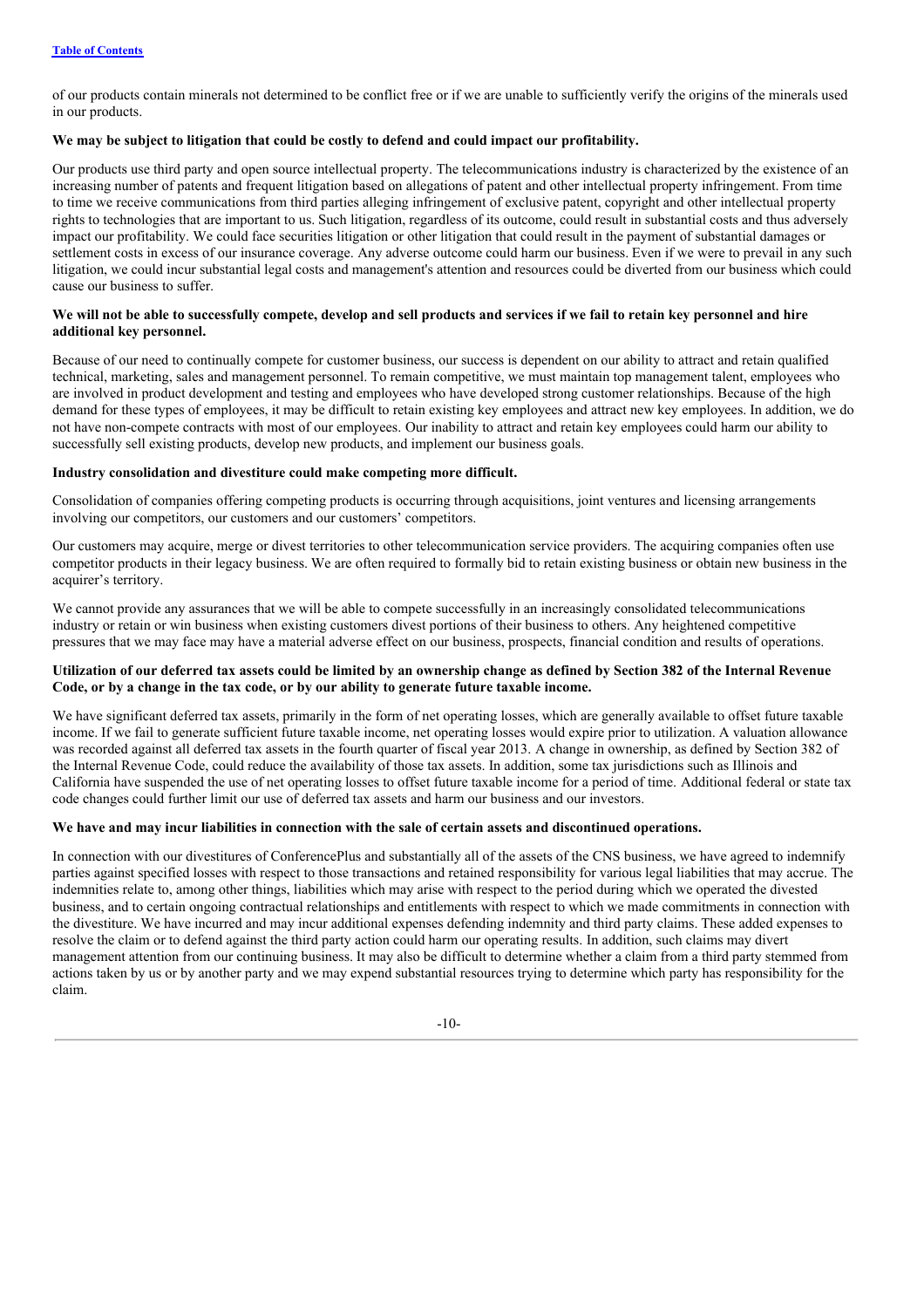of our products contain minerals not determined to be conflict free or if we are unable to sufficiently verify the origins of the minerals used in our products.

**We may be subject to litigation that could be costly to defend and could impact our profitability.**

Our products use third party and open source intellectual property. The telecommunications industry is characterized by the existence of an increasing number of patents and frequent litigation based on allegations of patent and other intellectual property infringement. From time to time we receive communications from third parties alleging infringement of exclusive patent, copyright and other intellectual property rights to technologies that are important to us. Such litigation, regardless of its outcome, could result in substantial costs and thus adversely impact our profitability. We could face securities litigation or other litigation that could result in the payment of substantial damages or settlement costs in excess of our insurance coverage. Any adverse outcome could harm our business. Even if we were to prevail in any such litigation, we could incur substantial legal costs and management's attention and resources could be diverted from our business which could cause our business to suffer.

**We will not be able to successfully compete, develop and sell products and services if we fail to retain key personnel and hire additional key personnel.**

Because of our need to continually compete for customer business, our success is dependent on our ability to attract and retain qualified technical, marketing, sales and management personnel. To remain competitive, we must maintain top management talent, employees who are involved in product development and testing and employees who have developed strong customer relationships. Because of the high demand for these types of employees, it may be difficult to retain existing key employees and attract new key employees. In addition, we do not have non-compete contracts with most of our employees. Our inability to attract and retain key employees could harm our ability to successfully sell existing products, develop new products, and implement our business goals.

**Industry consolidation and divestiture could make competing more difficult.**

Consolidation of companies offering competing products is occurring through acquisitions, joint ventures and licensing arrangements involving our competitors, our customers and our customers' competitors.

Our customers may acquire, merge or divest territories to other telecommunication service providers. The acquiring companies often use competitor products in their legacy business. We are often required to formally bid to retain existing business or obtain new business in the acquirer's territory.

We cannot provide any assurances that we will be able to compete successfully in an increasingly consolidated telecommunications industry or retain or win business when existing customers divest portions of their business to others. Any heightened competitive pressures that we may face may have a material adverse effect on our business, prospects, financial condition and results of operations.

**Utilization of our deferred tax assets could be limited by an ownership change as defined by Section 382 of the Internal Revenue Code, or by a change in the tax code, or by our ability to generate future taxable income.**

We have significant deferred tax assets, primarily in the form of net operating losses, which are generally available to offset future taxable income. If we fail to generate sufficient future taxable income, net operating losses would expire prior to utilization. A valuation allowance was recorded against all deferred tax assets in the fourth quarter of fiscal year 2013. A change in ownership, as defined by Section 382 of the Internal Revenue Code, could reduce the availability of those tax assets. In addition, some tax jurisdictions such as Illinois and California have suspended the use of net operating losses to offset future taxable income for a period of time. Additional federal or state tax code changes could further limit our use of deferred tax assets and harm our business and our investors.

**We have and may incur liabilities in connection with the sale of certain assets and discontinued operations.**

In connection with our divestitures of ConferencePlus and substantially all of the assets of the CNS business, we have agreed to indemnify parties against specified losses with respect to those transactions and retained responsibility for various legal liabilities that may accrue. The indemnities relate to, among other things, liabilities which may arise with respect to the period during which we operated the divested business, and to certain ongoing contractual relationships and entitlements with respect to which we made commitments in connection with the divestiture. We have incurred and may incur additional expenses defending indemnity and third party claims. These added expenses to resolve the claim or to defend against the third party action could harm our operating results. In addition, such claims may divert management attention from our continuing business. It may also be difficult to determine whether a claim from a third party stemmed from actions taken by us or by another party and we may expend substantial resources trying to determine which party has responsibility for the claim.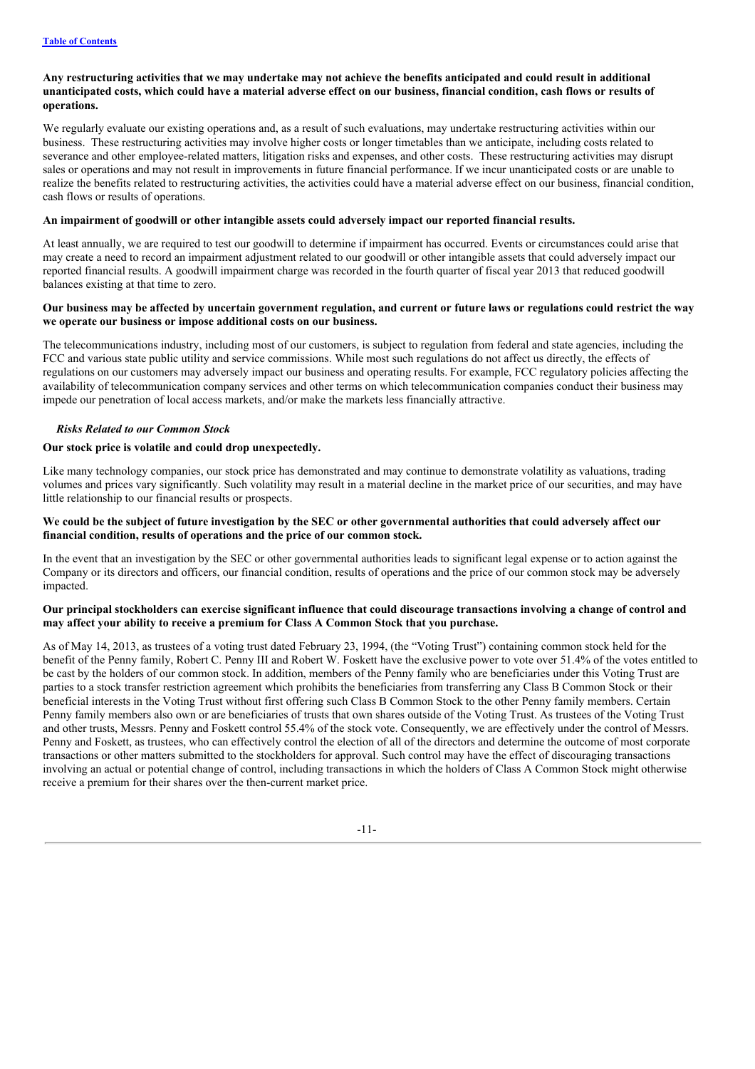**Any restructuring activities that we may undertake may not achieve the benefits anticipated and could result in additional unanticipated costs, which could have a material adverse effect on our business, financial condition, cash flows or results of operations.**

We regularly evaluate our existing operations and, as a result of such evaluations, may undertake restructuring activities within our business. These restructuring activities may involve higher costs or longer timetables than we anticipate, including costs related to severance and other employee-related matters, litigation risks and expenses, and other costs. These restructuring activities may disrupt sales or operations and may not result in improvements in future financial performance. If we incur unanticipated costs or are unable to realize the benefits related to restructuring activities, the activities could have a material adverse effect on our business, financial condition, cash flows or results of operations.

**An impairment of goodwill or other intangible assets could adversely impact our reported financial results.**

At least annually, we are required to test our goodwill to determine if impairment has occurred. Events or circumstances could arise that may create a need to record an impairment adjustment related to our goodwill or other intangible assets that could adversely impact our reported financial results. A goodwill impairment charge was recorded in the fourth quarter of fiscal year 2013 that reduced goodwill balances existing at that time to zero.

**Our business may be affected by uncertain government regulation, and current or future laws or regulations could restrict the way we operate our business or impose additional costs on our business.**

The telecommunications industry, including most of our customers, is subject to regulation from federal and state agencies, including the FCC and various state public utility and service commissions. While most such regulations do not affect us directly, the effects of regulations on our customers may adversely impact our business and operating results. For example, FCC regulatory policies affecting the availability of telecommunication company services and other terms on which telecommunication companies conduct their business may impede our penetration of local access markets, and/or make the markets less financially attractive.

***Risks Related to our Common Stock***

**Our stock price is volatile and could drop unexpectedly.**

Like many technology companies, our stock price has demonstrated and may continue to demonstrate volatility as valuations, trading volumes and prices vary significantly. Such volatility may result in a material decline in the market price of our securities, and may have little relationship to our financial results or prospects.

**We could be the subject of future investigation by the SEC or other governmental authorities that could adversely affect our financial condition, results of operations and the price of our common stock.**

In the event that an investigation by the SEC or other governmental authorities leads to significant legal expense or to action against the Company or its directors and officers, our financial condition, results of operations and the price of our common stock may be adversely impacted.

**Our principal stockholders can exercise significant influence that could discourage transactions involving a change of control and may affect your ability to receive a premium for Class A Common Stock that you purchase.**

As of May 14, 2013, as trustees of a voting trust dated February 23, 1994, (the "Voting Trust") containing common stock held for the benefit of the Penny family, Robert C. Penny III and Robert W. Foskett have the exclusive power to vote over 51.4% of the votes entitled to be cast by the holders of our common stock. In addition, members of the Penny family who are beneficiaries under this Voting Trust are parties to a stock transfer restriction agreement which prohibits the beneficiaries from transferring any Class B Common Stock or their beneficial interests in the Voting Trust without first offering such Class B Common Stock to the other Penny family members. Certain Penny family members also own or are beneficiaries of trusts that own shares outside of the Voting Trust. As trustees of the Voting Trust and other trusts, Messrs. Penny and Foskett control 55.4% of the stock vote. Consequently, we are effectively under the control of Messrs. Penny and Foskett, as trustees, who can effectively control the election of all of the directors and determine the outcome of most corporate transactions or other matters submitted to the stockholders for approval. Such control may have the effect of discouraging transactions involving an actual or potential change of control, including transactions in which the holders of Class A Common Stock might otherwise receive a premium for their shares over the then-current market price.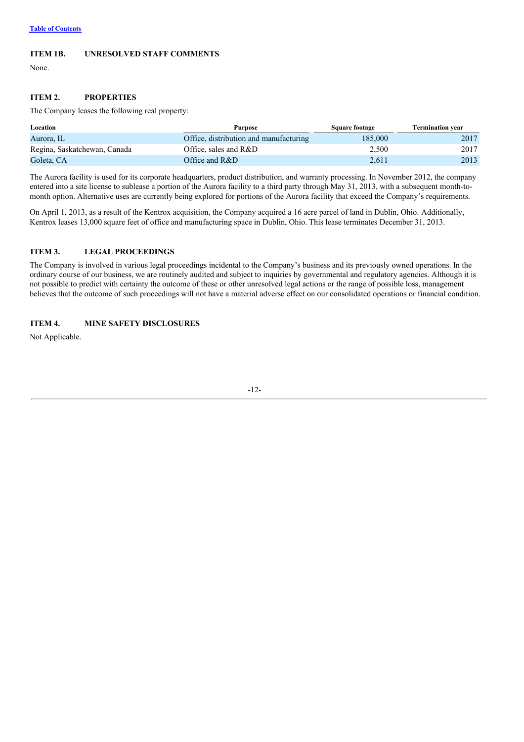[Table of Contents](#)

## ITEM 1B. UNRESOLVED STAFF COMMENTS

None.

## ITEM 2. PROPERTIES

The Company leases the following real property:

| Location | Purpose | Square footage | Termination year |
|---|---|---|---|
| Aurora, IL | Office, distribution and manufacturing | 185,000 | 2017 |
| Regina, Saskatchewan, Canada | Office, sales and R&D | 2,500 | 2017 |
| Goleta, CA | Office and R&D | 2,611 | 2013 |

The Aurora facility is used for its corporate headquarters, product distribution, and warranty processing. In November 2012, the company entered into a site license to sublease a portion of the Aurora facility to a third party through May 31, 2013, with a subsequent month-to-month option. Alternative uses are currently being explored for portions of the Aurora facility that exceed the Company's requirements.

On April 1, 2013, as a result of the Kentrox acquisition, the Company acquired a 16 acre parcel of land in Dublin, Ohio. Additionally, Kentrox leases 13,000 square feet of office and manufacturing space in Dublin, Ohio. This lease terminates December 31, 2013.

## ITEM 3. LEGAL PROCEEDINGS

The Company is involved in various legal proceedings incidental to the Company's business and its previously owned operations. In the ordinary course of our business, we are routinely audited and subject to inquiries by governmental and regulatory agencies. Although it is not possible to predict with certainty the outcome of these or other unresolved legal actions or the range of possible loss, management believes that the outcome of such proceedings will not have a material adverse effect on our consolidated operations or financial condition.

## ITEM 4. MINE SAFETY DISCLOSURES

Not Applicable.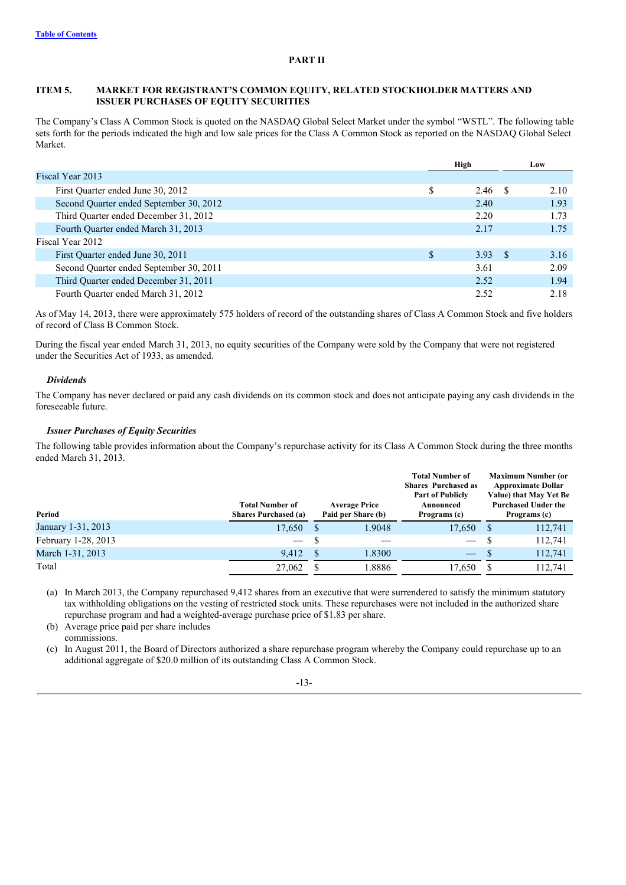## PART II

### ITEM 5. MARKET FOR REGISTRANT'S COMMON EQUITY, RELATED STOCKHOLDER MATTERS AND ISSUER PURCHASES OF EQUITY SECURITIES

The Company's Class A Common Stock is quoted on the NASDAQ Global Select Market under the symbol "WSTL". The following table sets forth for the periods indicated the high and low sale prices for the Class A Common Stock as reported on the NASDAQ Global Select Market.

| | High | Low |
|---|---|---|
| Fiscal Year 2013 | | |
| First Quarter ended June 30, 2012 | $ 2.46 | $ 2.10 |
| Second Quarter ended September 30, 2012 | 2.40 | 1.93 |
| Third Quarter ended December 31, 2012 | 2.20 | 1.73 |
| Fourth Quarter ended March 31, 2013 | 2.17 | 1.75 |
| Fiscal Year 2012 | | |
| First Quarter ended June 30, 2011 | $ 3.93 | $ 3.16 |
| Second Quarter ended September 30, 2011 | 3.61 | 2.09 |
| Third Quarter ended December 31, 2011 | 2.52 | 1.94 |
| Fourth Quarter ended March 31, 2012 | 2.52 | 2.18 |

As of May 14, 2013, there were approximately 575 holders of record of the outstanding shares of Class A Common Stock and five holders of record of Class B Common Stock.

During the fiscal year ended March 31, 2013, no equity securities of the Company were sold by the Company that were not registered under the Securities Act of 1933, as amended.

#### *Dividends*

The Company has never declared or paid any cash dividends on its common stock and does not anticipate paying any cash dividends in the foreseeable future.

#### *Issuer Purchases of Equity Securities*

The following table provides information about the Company's repurchase activity for its Class A Common Stock during the three months ended March 31, 2013.

| Period | Total Number of Shares Purchased (a) | Average Price Paid per Share (b) | Total Number of Shares Purchased as Part of Publicly Announced Programs (c) | Maximum Number (or Approximate Dollar Value) that May Yet Be Purchased Under the Programs (c) |
|---|---|---|---|---|
| January 1-31, 2013 | 17,650 | $ 1.9048 | 17,650 | $ 112,741 |
| February 1-28, 2013 | — | $ — | — | $ 112,741 |
| March 1-31, 2013 | 9,412 | $ 1.8300 | — | $ 112,741 |
| Total | 27,062 | $ 1.8886 | 17,650 | $ 112,741 |

(a) In March 2013, the Company repurchased 9,412 shares from an executive that were surrendered to satisfy the minimum statutory tax withholding obligations on the vesting of restricted stock units. These repurchases were not included in the authorized share repurchase program and had a weighted-average purchase price of $1.83 per share.

(b) Average price paid per share includes commissions.

(c) In August 2011, the Board of Directors authorized a share repurchase program whereby the Company could repurchase up to an additional aggregate of $20.0 million of its outstanding Class A Common Stock.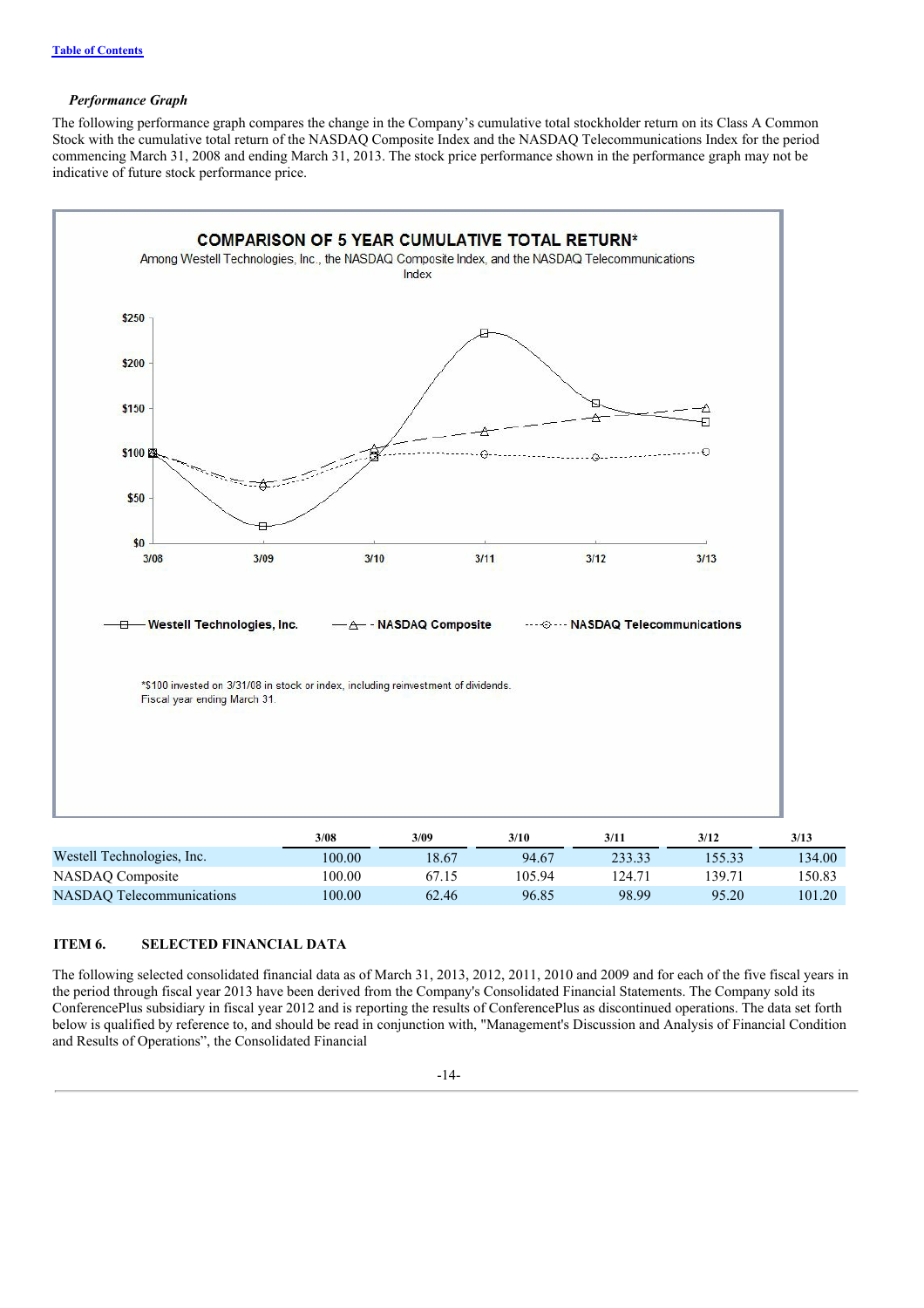*Performance Graph*

The following performance graph compares the change in the Company's cumulative total stockholder return on its Class A Common Stock with the cumulative total return of the NASDAQ Composite Index and the NASDAQ Telecommunications Index for the period commencing March 31, 2008 and ending March 31, 2013. The stock price performance shown in the performance graph may not be indicative of future stock performance price.

**COMPARISON OF 5 YEAR CUMULATIVE TOTAL RETURN***

Among Westell Technologies, Inc., the NASDAQ Composite Index, and the NASDAQ Telecommunications Index

*$100 invested on 3/31/08 in stock or index, including reinvestment of dividends.
Fiscal year ending March 31.

| | 3/08 | 3/09 | 3/10 | 3/11 | 3/12 | 3/13 |
|---|---|---|---|---|---|---|
| Westell Technologies, Inc. | 100.00 | 18.67 | 94.67 | 233.33 | 155.33 | 134.00 |
| NASDAQ Composite | 100.00 | 67.15 | 105.94 | 124.71 | 139.71 | 150.83 |
| NASDAQ Telecommunications | 100.00 | 62.46 | 96.85 | 98.99 | 95.20 | 101.20 |

## ITEM 6. SELECTED FINANCIAL DATA

The following selected consolidated financial data as of March 31, 2013, 2012, 2011, 2010 and 2009 and for each of the five fiscal years in the period through fiscal year 2013 have been derived from the Company's Consolidated Financial Statements. The Company sold its ConferencePlus subsidiary in fiscal year 2012 and is reporting the results of ConferencePlus as discontinued operations. The data set forth below is qualified by reference to, and should be read in conjunction with, "Management's Discussion and Analysis of Financial Condition and Results of Operations", the Consolidated Financial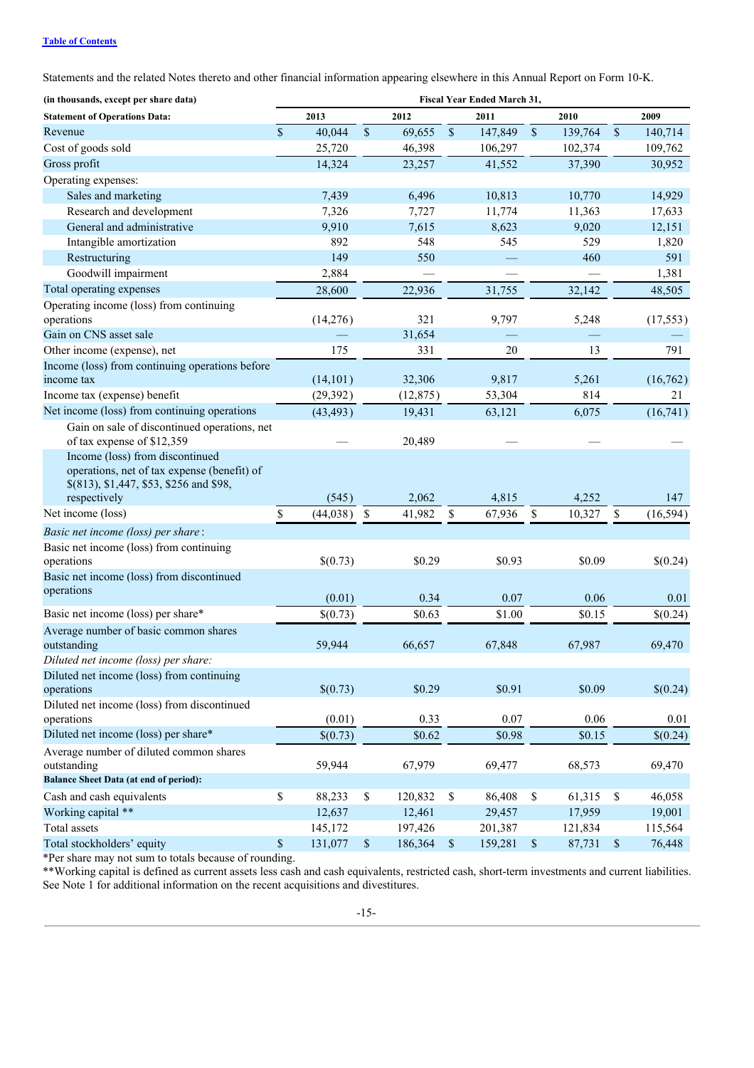Statements and the related Notes thereto and other financial information appearing elsewhere in this Annual Report on Form 10-K.

| (in thousands, except per share data) | Fiscal Year Ended March 31, | | | | |
|---|---|---|---|---|---|
| **Statement of Operations Data:** | **2013** | **2012** | **2011** | **2010** | **2009** |
| Revenue | $ 40,044 | $ 69,655 | $ 147,849 | $ 139,764 | $ 140,714 |
| Cost of goods sold | 25,720 | 46,398 | 106,297 | 102,374 | 109,762 |
| Gross profit | 14,324 | 23,257 | 41,552 | 37,390 | 30,952 |
| Operating expenses: | | | | | |
| Sales and marketing | 7,439 | 6,496 | 10,813 | 10,770 | 14,929 |
| Research and development | 7,326 | 7,727 | 11,774 | 11,363 | 17,633 |
| General and administrative | 9,910 | 7,615 | 8,623 | 9,020 | 12,151 |
| Intangible amortization | 892 | 548 | 545 | 529 | 1,820 |
| Restructuring | 149 | 550 | — | 460 | 591 |
| Goodwill impairment | 2,884 | — | — | — | 1,381 |
| Total operating expenses | 28,600 | 22,936 | 31,755 | 32,142 | 48,505 |
| Operating income (loss) from continuing operations | (14,276) | 321 | 9,797 | 5,248 | (17,553) |
| Gain on CNS asset sale | — | 31,654 | — | — | — |
| Other income (expense), net | 175 | 331 | 20 | 13 | 791 |
| Income (loss) from continuing operations before income tax | (14,101) | 32,306 | 9,817 | 5,261 | (16,762) |
| Income tax (expense) benefit | (29,392) | (12,875) | 53,304 | 814 | 21 |
| Net income (loss) from continuing operations | (43,493) | 19,431 | 63,121 | 6,075 | (16,741) |
| Gain on sale of discontinued operations, net of tax expense of $12,359 | — | 20,489 | — | — | — |
| Income (loss) from discontinued operations, net of tax expense (benefit) of $(813), $1,447, $53, $256 and $98, respectively | (545) | 2,062 | 4,815 | 4,252 | 147 |
| Net income (loss) | $ (44,038) | $ 41,982 | $ 67,936 | $ 10,327 | $ (16,594) |
| *Basic net income (loss) per share*: | | | | | |
| Basic net income (loss) from continuing operations | $(0.73) | $0.29 | $0.93 | $0.09 | $(0.24) |
| Basic net income (loss) from discontinued operations | (0.01) | 0.34 | 0.07 | 0.06 | 0.01 |
| Basic net income (loss) per share* | $(0.73) | $0.63 | $1.00 | $0.15 | $(0.24) |
| Average number of basic common shares outstanding | 59,944 | 66,657 | 67,848 | 67,987 | 69,470 |
| *Diluted net income (loss) per share:* | | | | | |
| Diluted net income (loss) from continuing operations | $(0.73) | $0.29 | $0.91 | $0.09 | $(0.24) |
| Diluted net income (loss) from discontinued operations | (0.01) | 0.33 | 0.07 | 0.06 | 0.01 |
| Diluted net income (loss) per share* | $(0.73) | $0.62 | $0.98 | $0.15 | $(0.24) |
| Average number of diluted common shares outstanding | 59,944 | 67,979 | 69,477 | 68,573 | 69,470 |
| **Balance Sheet Data (at end of period):** | | | | | |
| Cash and cash equivalents | $ 88,233 | $ 120,832 | $ 86,408 | $ 61,315 | $ 46,058 |
| Working capital ** | 12,637 | 12,461 | 29,457 | 17,959 | 19,001 |
| Total assets | 145,172 | 197,426 | 201,387 | 121,834 | 115,564 |
| Total stockholders' equity | $ 131,077 | $ 186,364 | $ 159,281 | $ 87,731 | $ 76,448 |

*Per share may not sum to totals because of rounding.

**Working capital is defined as current assets less cash and cash equivalents, restricted cash, short-term investments and current liabilities. See Note 1 for additional information on the recent acquisitions and divestitures.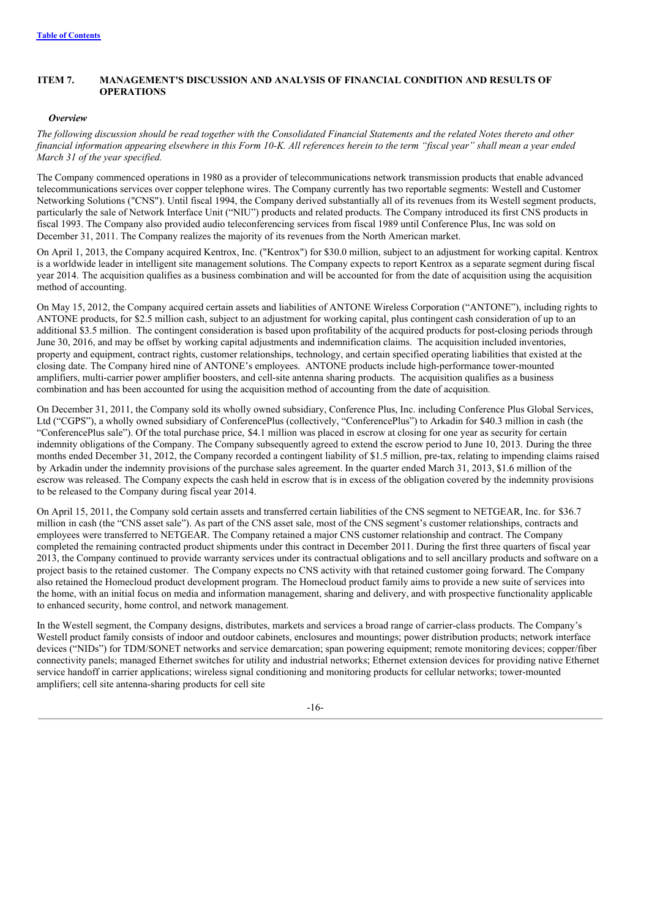Table of Contents

## ITEM 7. MANAGEMENT'S DISCUSSION AND ANALYSIS OF FINANCIAL CONDITION AND RESULTS OF OPERATIONS

### *Overview*

*The following discussion should be read together with the Consolidated Financial Statements and the related Notes thereto and other financial information appearing elsewhere in this Form 10-K. All references herein to the term "fiscal year" shall mean a year ended March 31 of the year specified.*

The Company commenced operations in 1980 as a provider of telecommunications network transmission products that enable advanced telecommunications services over copper telephone wires. The Company currently has two reportable segments: Westell and Customer Networking Solutions ("CNS"). Until fiscal 1994, the Company derived substantially all of its revenues from its Westell segment products, particularly the sale of Network Interface Unit ("NIU") products and related products. The Company introduced its first CNS products in fiscal 1993. The Company also provided audio teleconferencing services from fiscal 1989 until Conference Plus, Inc was sold on December 31, 2011. The Company realizes the majority of its revenues from the North American market.

On April 1, 2013, the Company acquired Kentrox, Inc. ("Kentrox") for $30.0 million, subject to an adjustment for working capital. Kentrox is a worldwide leader in intelligent site management solutions. The Company expects to report Kentrox as a separate segment during fiscal year 2014. The acquisition qualifies as a business combination and will be accounted for from the date of acquisition using the acquisition method of accounting.

On May 15, 2012, the Company acquired certain assets and liabilities of ANTONE Wireless Corporation ("ANTONE"), including rights to ANTONE products, for $2.5 million cash, subject to an adjustment for working capital, plus contingent cash consideration of up to an additional $3.5 million. The contingent consideration is based upon profitability of the acquired products for post-closing periods through June 30, 2016, and may be offset by working capital adjustments and indemnification claims. The acquisition included inventories, property and equipment, contract rights, customer relationships, technology, and certain specified operating liabilities that existed at the closing date. The Company hired nine of ANTONE's employees. ANTONE products include high-performance tower-mounted amplifiers, multi-carrier power amplifier boosters, and cell-site antenna sharing products. The acquisition qualifies as a business combination and has been accounted for using the acquisition method of accounting from the date of acquisition.

On December 31, 2011, the Company sold its wholly owned subsidiary, Conference Plus, Inc. including Conference Plus Global Services, Ltd ("CGPS"), a wholly owned subsidiary of ConferencePlus (collectively, "ConferencePlus") to Arkadin for $40.3 million in cash (the "ConferencePlus sale"). Of the total purchase price, $4.1 million was placed in escrow at closing for one year as security for certain indemnity obligations of the Company. The Company subsequently agreed to extend the escrow period to June 10, 2013. During the three months ended December 31, 2012, the Company recorded a contingent liability of $1.5 million, pre-tax, relating to impending claims raised by Arkadin under the indemnity provisions of the purchase sales agreement. In the quarter ended March 31, 2013, $1.6 million of the escrow was released. The Company expects the cash held in escrow that is in excess of the obligation covered by the indemnity provisions to be released to the Company during fiscal year 2014.

On April 15, 2011, the Company sold certain assets and transferred certain liabilities of the CNS segment to NETGEAR, Inc. for $36.7 million in cash (the "CNS asset sale"). As part of the CNS asset sale, most of the CNS segment's customer relationships, contracts and employees were transferred to NETGEAR. The Company retained a major CNS customer relationship and contract. The Company completed the remaining contracted product shipments under this contract in December 2011. During the first three quarters of fiscal year 2013, the Company continued to provide warranty services under its contractual obligations and to sell ancillary products and software on a project basis to the retained customer. The Company expects no CNS activity with that retained customer going forward. The Company also retained the Homecloud product development program. The Homecloud product family aims to provide a new suite of services into the home, with an initial focus on media and information management, sharing and delivery, and with prospective functionality applicable to enhanced security, home control, and network management.

In the Westell segment, the Company designs, distributes, markets and services a broad range of carrier-class products. The Company's Westell product family consists of indoor and outdoor cabinets, enclosures and mountings; power distribution products; network interface devices ("NIDs") for TDM/SONET networks and service demarcation; span powering equipment; remote monitoring devices; copper/fiber connectivity panels; managed Ethernet switches for utility and industrial networks; Ethernet extension devices for providing native Ethernet service handoff in carrier applications; wireless signal conditioning and monitoring products for cellular networks; tower-mounted amplifiers; cell site antenna-sharing products for cell site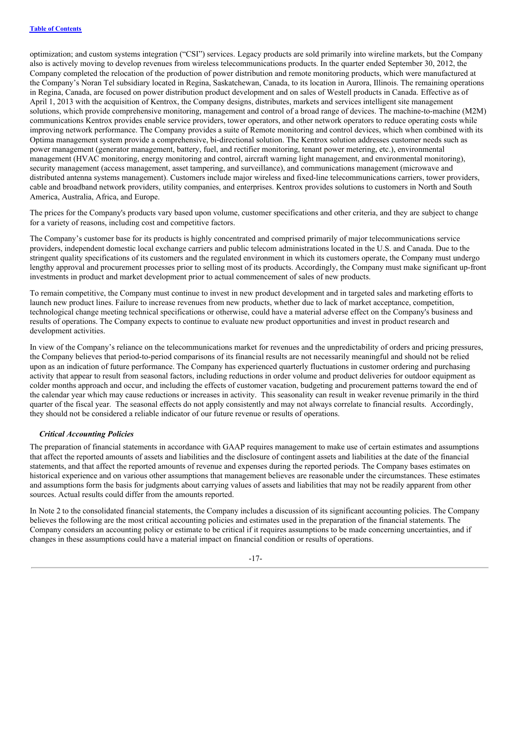optimization; and custom systems integration ("CSI") services. Legacy products are sold primarily into wireline markets, but the Company also is actively moving to develop revenues from wireless telecommunications products. In the quarter ended September 30, 2012, the Company completed the relocation of the production of power distribution and remote monitoring products, which were manufactured at the Company's Noran Tel subsidiary located in Regina, Saskatchewan, Canada, to its location in Aurora, Illinois. The remaining operations in Regina, Canada, are focused on power distribution product development and on sales of Westell products in Canada. Effective as of April 1, 2013 with the acquisition of Kentrox, the Company designs, distributes, markets and services intelligent site management solutions, which provide comprehensive monitoring, management and control of a broad range of devices. The machine-to-machine (M2M) communications Kentrox provides enable service providers, tower operators, and other network operators to reduce operating costs while improving network performance. The Company provides a suite of Remote monitoring and control devices, which when combined with its Optima management system provide a comprehensive, bi-directional solution. The Kentrox solution addresses customer needs such as power management (generator management, battery, fuel, and rectifier monitoring, tenant power metering, etc.), environmental management (HVAC monitoring, energy monitoring and control, aircraft warning light management, and environmental monitoring), security management (access management, asset tampering, and surveillance), and communications management (microwave and distributed antenna systems management). Customers include major wireless and fixed-line telecommunications carriers, tower providers, cable and broadband network providers, utility companies, and enterprises. Kentrox provides solutions to customers in North and South America, Australia, Africa, and Europe.

The prices for the Company's products vary based upon volume, customer specifications and other criteria, and they are subject to change for a variety of reasons, including cost and competitive factors.

The Company's customer base for its products is highly concentrated and comprised primarily of major telecommunications service providers, independent domestic local exchange carriers and public telecom administrations located in the U.S. and Canada. Due to the stringent quality specifications of its customers and the regulated environment in which its customers operate, the Company must undergo lengthy approval and procurement processes prior to selling most of its products. Accordingly, the Company must make significant up-front investments in product and market development prior to actual commencement of sales of new products.

To remain competitive, the Company must continue to invest in new product development and in targeted sales and marketing efforts to launch new product lines. Failure to increase revenues from new products, whether due to lack of market acceptance, competition, technological change meeting technical specifications or otherwise, could have a material adverse effect on the Company's business and results of operations. The Company expects to continue to evaluate new product opportunities and invest in product research and development activities.

In view of the Company's reliance on the telecommunications market for revenues and the unpredictability of orders and pricing pressures, the Company believes that period-to-period comparisons of its financial results are not necessarily meaningful and should not be relied upon as an indication of future performance. The Company has experienced quarterly fluctuations in customer ordering and purchasing activity that appear to result from seasonal factors, including reductions in order volume and product deliveries for outdoor equipment as colder months approach and occur, and including the effects of customer vacation, budgeting and procurement patterns toward the end of the calendar year which may cause reductions or increases in activity. This seasonality can result in weaker revenue primarily in the third quarter of the fiscal year. The seasonal effects do not apply consistently and may not always correlate to financial results. Accordingly, they should not be considered a reliable indicator of our future revenue or results of operations.

***Critical Accounting Policies***

The preparation of financial statements in accordance with GAAP requires management to make use of certain estimates and assumptions that affect the reported amounts of assets and liabilities and the disclosure of contingent assets and liabilities at the date of the financial statements, and that affect the reported amounts of revenue and expenses during the reported periods. The Company bases estimates on historical experience and on various other assumptions that management believes are reasonable under the circumstances. These estimates and assumptions form the basis for judgments about carrying values of assets and liabilities that may not be readily apparent from other sources. Actual results could differ from the amounts reported.

In Note 2 to the consolidated financial statements, the Company includes a discussion of its significant accounting policies. The Company believes the following are the most critical accounting policies and estimates used in the preparation of the financial statements. The Company considers an accounting policy or estimate to be critical if it requires assumptions to be made concerning uncertainties, and if changes in these assumptions could have a material impact on financial condition or results of operations.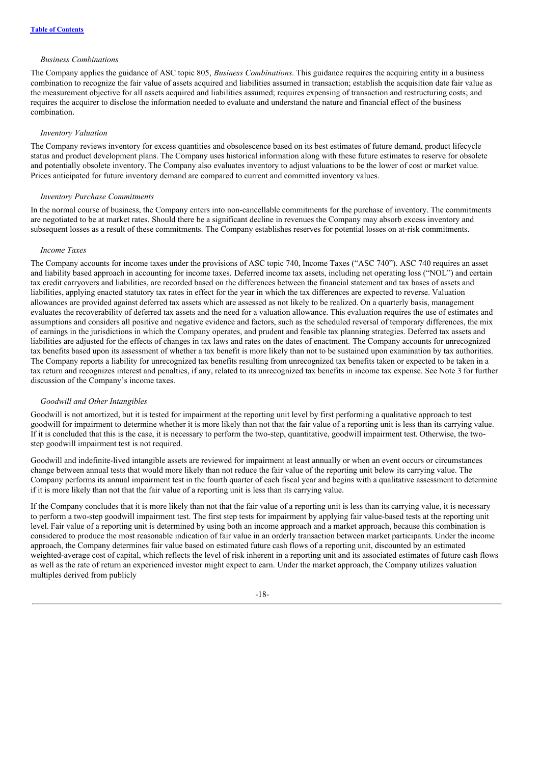*Business Combinations*

The Company applies the guidance of ASC topic 805, *Business Combinations*. This guidance requires the acquiring entity in a business combination to recognize the fair value of assets acquired and liabilities assumed in transaction; establish the acquisition date fair value as the measurement objective for all assets acquired and liabilities assumed; requires expensing of transaction and restructuring costs; and requires the acquirer to disclose the information needed to evaluate and understand the nature and financial effect of the business combination.

*Inventory Valuation*

The Company reviews inventory for excess quantities and obsolescence based on its best estimates of future demand, product lifecycle status and product development plans. The Company uses historical information along with these future estimates to reserve for obsolete and potentially obsolete inventory. The Company also evaluates inventory to adjust valuations to be the lower of cost or market value. Prices anticipated for future inventory demand are compared to current and committed inventory values.

*Inventory Purchase Commitments*

In the normal course of business, the Company enters into non-cancellable commitments for the purchase of inventory. The commitments are negotiated to be at market rates. Should there be a significant decline in revenues the Company may absorb excess inventory and subsequent losses as a result of these commitments. The Company establishes reserves for potential losses on at-risk commitments.

*Income Taxes*

The Company accounts for income taxes under the provisions of ASC topic 740, Income Taxes ("ASC 740"). ASC 740 requires an asset and liability based approach in accounting for income taxes. Deferred income tax assets, including net operating loss ("NOL") and certain tax credit carryovers and liabilities, are recorded based on the differences between the financial statement and tax bases of assets and liabilities, applying enacted statutory tax rates in effect for the year in which the tax differences are expected to reverse. Valuation allowances are provided against deferred tax assets which are assessed as not likely to be realized. On a quarterly basis, management evaluates the recoverability of deferred tax assets and the need for a valuation allowance. This evaluation requires the use of estimates and assumptions and considers all positive and negative evidence and factors, such as the scheduled reversal of temporary differences, the mix of earnings in the jurisdictions in which the Company operates, and prudent and feasible tax planning strategies. Deferred tax assets and liabilities are adjusted for the effects of changes in tax laws and rates on the dates of enactment. The Company accounts for unrecognized tax benefits based upon its assessment of whether a tax benefit is more likely than not to be sustained upon examination by tax authorities. The Company reports a liability for unrecognized tax benefits resulting from unrecognized tax benefits taken or expected to be taken in a tax return and recognizes interest and penalties, if any, related to its unrecognized tax benefits in income tax expense. See Note 3 for further discussion of the Company's income taxes.

*Goodwill and Other Intangibles*

Goodwill is not amortized, but it is tested for impairment at the reporting unit level by first performing a qualitative approach to test goodwill for impairment to determine whether it is more likely than not that the fair value of a reporting unit is less than its carrying value. If it is concluded that this is the case, it is necessary to perform the two-step, quantitative, goodwill impairment test. Otherwise, the two-step goodwill impairment test is not required.

Goodwill and indefinite-lived intangible assets are reviewed for impairment at least annually or when an event occurs or circumstances change between annual tests that would more likely than not reduce the fair value of the reporting unit below its carrying value. The Company performs its annual impairment test in the fourth quarter of each fiscal year and begins with a qualitative assessment to determine if it is more likely than not that the fair value of a reporting unit is less than its carrying value.

If the Company concludes that it is more likely than not that the fair value of a reporting unit is less than its carrying value, it is necessary to perform a two-step goodwill impairment test. The first step tests for impairment by applying fair value-based tests at the reporting unit level. Fair value of a reporting unit is determined by using both an income approach and a market approach, because this combination is considered to produce the most reasonable indication of fair value in an orderly transaction between market participants. Under the income approach, the Company determines fair value based on estimated future cash flows of a reporting unit, discounted by an estimated weighted-average cost of capital, which reflects the level of risk inherent in a reporting unit and its associated estimates of future cash flows as well as the rate of return an experienced investor might expect to earn. Under the market approach, the Company utilizes valuation multiples derived from publicly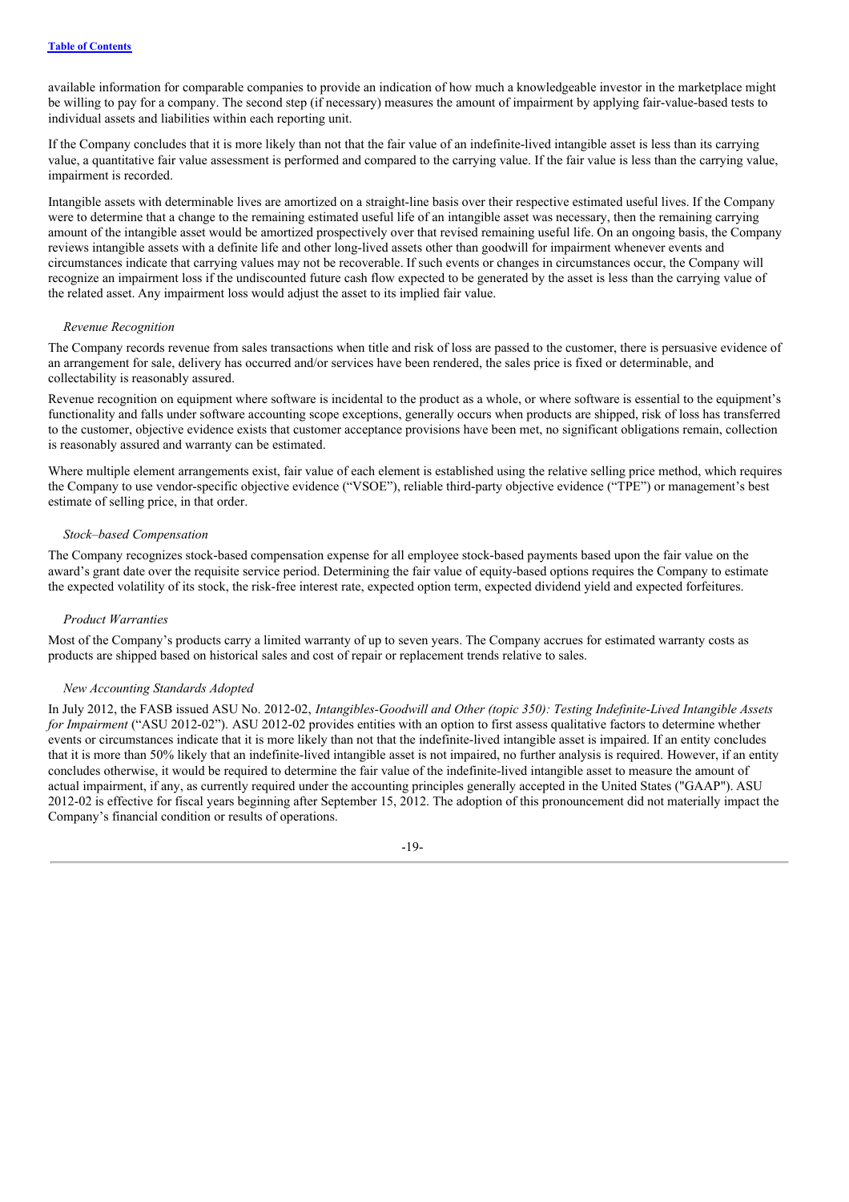available information for comparable companies to provide an indication of how much a knowledgeable investor in the marketplace might be willing to pay for a company. The second step (if necessary) measures the amount of impairment by applying fair-value-based tests to individual assets and liabilities within each reporting unit.

If the Company concludes that it is more likely than not that the fair value of an indefinite-lived intangible asset is less than its carrying value, a quantitative fair value assessment is performed and compared to the carrying value. If the fair value is less than the carrying value, impairment is recorded.

Intangible assets with determinable lives are amortized on a straight-line basis over their respective estimated useful lives. If the Company were to determine that a change to the remaining estimated useful life of an intangible asset was necessary, then the remaining carrying amount of the intangible asset would be amortized prospectively over that revised remaining useful life. On an ongoing basis, the Company reviews intangible assets with a definite life and other long-lived assets other than goodwill for impairment whenever events and circumstances indicate that carrying values may not be recoverable. If such events or changes in circumstances occur, the Company will recognize an impairment loss if the undiscounted future cash flow expected to be generated by the asset is less than the carrying value of the related asset. Any impairment loss would adjust the asset to its implied fair value.

*Revenue Recognition*

The Company records revenue from sales transactions when title and risk of loss are passed to the customer, there is persuasive evidence of an arrangement for sale, delivery has occurred and/or services have been rendered, the sales price is fixed or determinable, and collectability is reasonably assured.

Revenue recognition on equipment where software is incidental to the product as a whole, or where software is essential to the equipment's functionality and falls under software accounting scope exceptions, generally occurs when products are shipped, risk of loss has transferred to the customer, objective evidence exists that customer acceptance provisions have been met, no significant obligations remain, collection is reasonably assured and warranty can be estimated.

Where multiple element arrangements exist, fair value of each element is established using the relative selling price method, which requires the Company to use vendor-specific objective evidence ("VSOE"), reliable third-party objective evidence ("TPE") or management's best estimate of selling price, in that order.

*Stock–based Compensation*

The Company recognizes stock-based compensation expense for all employee stock-based payments based upon the fair value on the award's grant date over the requisite service period. Determining the fair value of equity-based options requires the Company to estimate the expected volatility of its stock, the risk-free interest rate, expected option term, expected dividend yield and expected forfeitures.

*Product Warranties*

Most of the Company's products carry a limited warranty of up to seven years. The Company accrues for estimated warranty costs as products are shipped based on historical sales and cost of repair or replacement trends relative to sales.

*New Accounting Standards Adopted*

In July 2012, the FASB issued ASU No. 2012-02, *Intangibles-Goodwill and Other (topic 350): Testing Indefinite-Lived Intangible Assets for Impairment* ("ASU 2012-02"). ASU 2012-02 provides entities with an option to first assess qualitative factors to determine whether events or circumstances indicate that it is more likely than not that the indefinite-lived intangible asset is impaired. If an entity concludes that it is more than 50% likely that an indefinite-lived intangible asset is not impaired, no further analysis is required. However, if an entity concludes otherwise, it would be required to determine the fair value of the indefinite-lived intangible asset to measure the amount of actual impairment, if any, as currently required under the accounting principles generally accepted in the United States ("GAAP"). ASU 2012-02 is effective for fiscal years beginning after September 15, 2012. The adoption of this pronouncement did not materially impact the Company's financial condition or results of operations.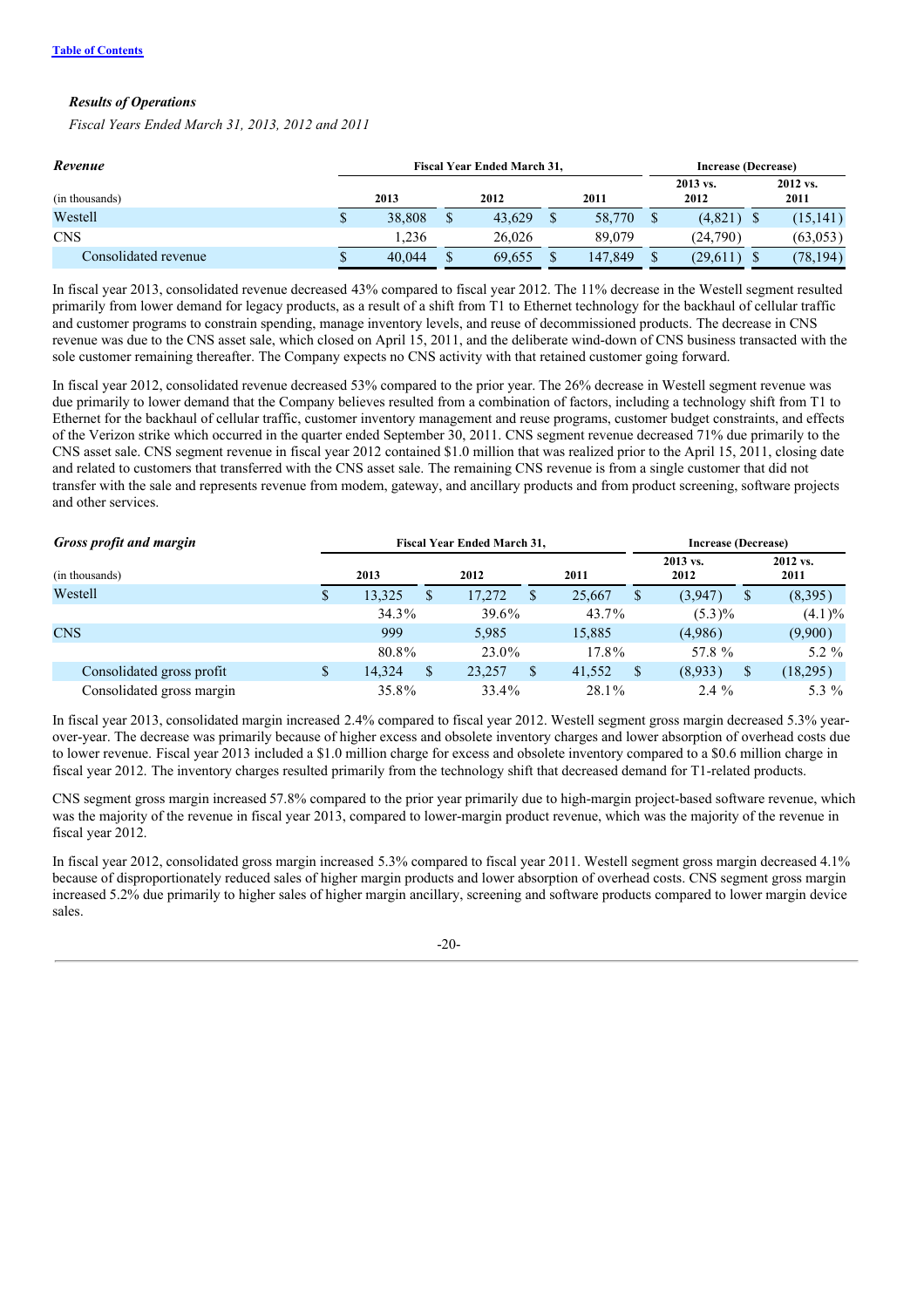### *Results of Operations*

*Fiscal Years Ended March 31, 2013, 2012 and 2011*

| ***Revenue*** | Fiscal Year Ended March 31, | | | Increase (Decrease) | |
|---|---|---|---|---|---|
| (in thousands) | 2013 | 2012 | 2011 | 2013 vs. 2012 | 2012 vs. 2011 |
| Westell | $ 38,808 | $ 43,629 | $ 58,770 | $ (4,821) | $ (15,141) |
| CNS | 1,236 | 26,026 | 89,079 | (24,790) | (63,053) |
| Consolidated revenue | $ 40,044 | $ 69,655 | $ 147,849 | $ (29,611) | $ (78,194) |

In fiscal year 2013, consolidated revenue decreased 43% compared to fiscal year 2012. The 11% decrease in the Westell segment resulted primarily from lower demand for legacy products, as a result of a shift from T1 to Ethernet technology for the backhaul of cellular traffic and customer programs to constrain spending, manage inventory levels, and reuse of decommissioned products. The decrease in CNS revenue was due to the CNS asset sale, which closed on April 15, 2011, and the deliberate wind-down of CNS business transacted with the sole customer remaining thereafter. The Company expects no CNS activity with that retained customer going forward.

In fiscal year 2012, consolidated revenue decreased 53% compared to the prior year. The 26% decrease in Westell segment revenue was due primarily to lower demand that the Company believes resulted from a combination of factors, including a technology shift from T1 to Ethernet for the backhaul of cellular traffic, customer inventory management and reuse programs, customer budget constraints, and effects of the Verizon strike which occurred in the quarter ended September 30, 2011. CNS segment revenue decreased 71% due primarily to the CNS asset sale. CNS segment revenue in fiscal year 2012 contained $1.0 million that was realized prior to the April 15, 2011, closing date and related to customers that transferred with the CNS asset sale. The remaining CNS revenue is from a single customer that did not transfer with the sale and represents revenue from modem, gateway, and ancillary products and from product screening, software projects and other services.

| ***Gross profit and margin*** | Fiscal Year Ended March 31, | | | Increase (Decrease) | |
|---|---|---|---|---|---|
| (in thousands) | 2013 | 2012 | 2011 | 2013 vs. 2012 | 2012 vs. 2011 |
| Westell | $ 13,325 | $ 17,272 | $ 25,667 | $ (3,947) | $ (8,395) |
| | 34.3% | 39.6% | 43.7% | (5.3)% | (4.1)% |
| CNS | 999 | 5,985 | 15,885 | (4,986) | (9,900) |
| | 80.8% | 23.0% | 17.8% | 57.8 % | 5.2 % |
| Consolidated gross profit | $ 14,324 | $ 23,257 | $ 41,552 | $ (8,933) | $ (18,295) |
| Consolidated gross margin | 35.8% | 33.4% | 28.1% | 2.4 % | 5.3 % |

In fiscal year 2013, consolidated margin increased 2.4% compared to fiscal year 2012. Westell segment gross margin decreased 5.3% year-over-year. The decrease was primarily because of higher excess and obsolete inventory charges and lower absorption of overhead costs due to lower revenue. Fiscal year 2013 included a $1.0 million charge for excess and obsolete inventory compared to a $0.6 million charge in fiscal year 2012. The inventory charges resulted primarily from the technology shift that decreased demand for T1-related products.

CNS segment gross margin increased 57.8% compared to the prior year primarily due to high-margin project-based software revenue, which was the majority of the revenue in fiscal year 2013, compared to lower-margin product revenue, which was the majority of the revenue in fiscal year 2012.

In fiscal year 2012, consolidated gross margin increased 5.3% compared to fiscal year 2011. Westell segment gross margin decreased 4.1% because of disproportionately reduced sales of higher margin products and lower absorption of overhead costs. CNS segment gross margin increased 5.2% due primarily to higher sales of higher margin ancillary, screening and software products compared to lower margin device sales.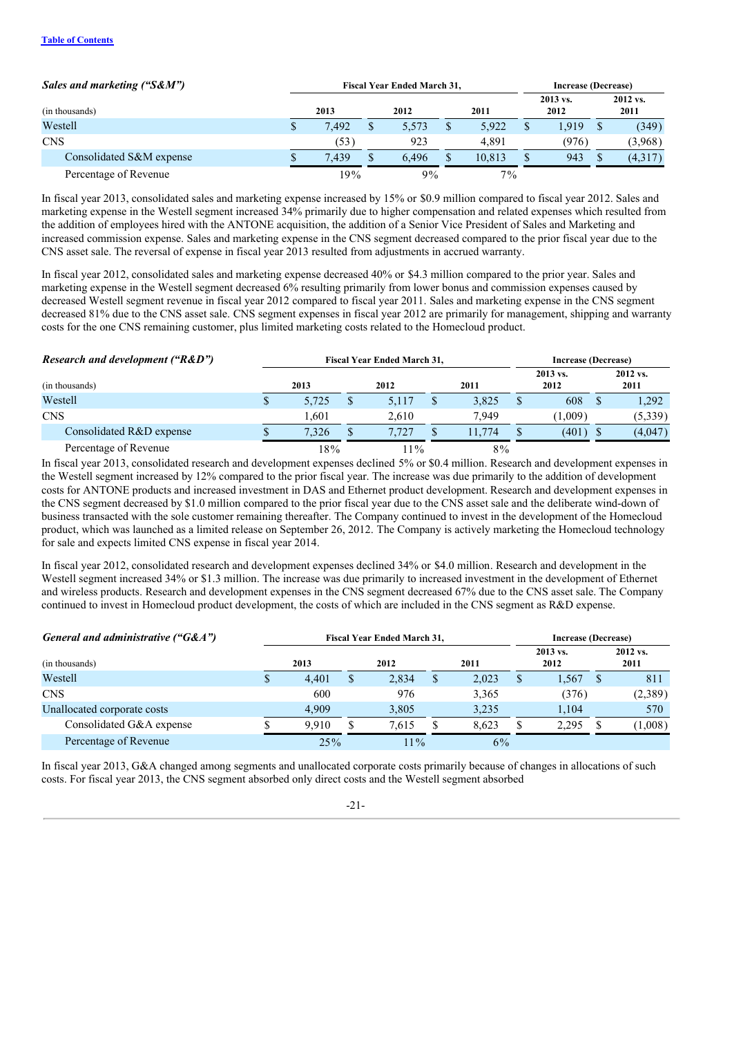| *Sales and marketing ("S&M")* | Fiscal Year Ended March 31, | | | Increase (Decrease) | |
|---|---|---|---|---|---|
| (in thousands) | 2013 | 2012 | 2011 | 2013 vs. 2012 | 2012 vs. 2011 |
| Westell | $ 7,492 | $ 5,573 | $ 5,922 | $ 1,919 | $ (349) |
| CNS | (53) | 923 | 4,891 | (976) | (3,968) |
| Consolidated S&M expense | $ 7,439 | $ 6,496 | $ 10,813 | $ 943 | $ (4,317) |
| Percentage of Revenue | 19% | 9% | 7% | | |

In fiscal year 2013, consolidated sales and marketing expense increased by 15% or $0.9 million compared to fiscal year 2012. Sales and marketing expense in the Westell segment increased 34% primarily due to higher compensation and related expenses which resulted from the addition of employees hired with the ANTONE acquisition, the addition of a Senior Vice President of Sales and Marketing and increased commission expense. Sales and marketing expense in the CNS segment decreased compared to the prior fiscal year due to the CNS asset sale. The reversal of expense in fiscal year 2013 resulted from adjustments in accrued warranty.

In fiscal year 2012, consolidated sales and marketing expense decreased 40% or $4.3 million compared to the prior year. Sales and marketing expense in the Westell segment decreased 6% resulting primarily from lower bonus and commission expenses caused by decreased Westell segment revenue in fiscal year 2012 compared to fiscal year 2011. Sales and marketing expense in the CNS segment decreased 81% due to the CNS asset sale. CNS segment expenses in fiscal year 2012 are primarily for management, shipping and warranty costs for the one CNS remaining customer, plus limited marketing costs related to the Homecloud product.

| *Research and development ("R&D")* | Fiscal Year Ended March 31, | | | Increase (Decrease) | |
|---|---|---|---|---|---|
| (in thousands) | 2013 | 2012 | 2011 | 2013 vs. 2012 | 2012 vs. 2011 |
| Westell | $ 5,725 | $ 5,117 | $ 3,825 | $ 608 | $ 1,292 |
| CNS | 1,601 | 2,610 | 7,949 | (1,009) | (5,339) |
| Consolidated R&D expense | $ 7,326 | $ 7,727 | $ 11,774 | $ (401) | $ (4,047) |
| Percentage of Revenue | 18% | 11% | 8% | | |

In fiscal year 2013, consolidated research and development expenses declined 5% or $0.4 million. Research and development expenses in the Westell segment increased by 12% compared to the prior fiscal year. The increase was due primarily to the addition of development costs for ANTONE products and increased investment in DAS and Ethernet product development. Research and development expenses in the CNS segment decreased by $1.0 million compared to the prior fiscal year due to the CNS asset sale and the deliberate wind-down of business transacted with the sole customer remaining thereafter. The Company continued to invest in the development of the Homecloud product, which was launched as a limited release on September 26, 2012. The Company is actively marketing the Homecloud technology for sale and expects limited CNS expense in fiscal year 2014.

In fiscal year 2012, consolidated research and development expenses declined 34% or $4.0 million. Research and development in the Westell segment increased 34% or $1.3 million. The increase was due primarily to increased investment in the development of Ethernet and wireless products. Research and development expenses in the CNS segment decreased 67% due to the CNS asset sale. The Company continued to invest in Homecloud product development, the costs of which are included in the CNS segment as R&D expense.

| *General and administrative ("G&A")* | Fiscal Year Ended March 31, | | | Increase (Decrease) | |
|---|---|---|---|---|---|
| (in thousands) | 2013 | 2012 | 2011 | 2013 vs. 2012 | 2012 vs. 2011 |
| Westell | $ 4,401 | $ 2,834 | $ 2,023 | $ 1,567 | $ 811 |
| CNS | 600 | 976 | 3,365 | (376) | (2,389) |
| Unallocated corporate costs | 4,909 | 3,805 | 3,235 | 1,104 | 570 |
| Consolidated G&A expense | $ 9,910 | $ 7,615 | $ 8,623 | $ 2,295 | $ (1,008) |
| Percentage of Revenue | 25% | 11% | 6% | | |

In fiscal year 2013, G&A changed among segments and unallocated corporate costs primarily because of changes in allocations of such costs. For fiscal year 2013, the CNS segment absorbed only direct costs and the Westell segment absorbed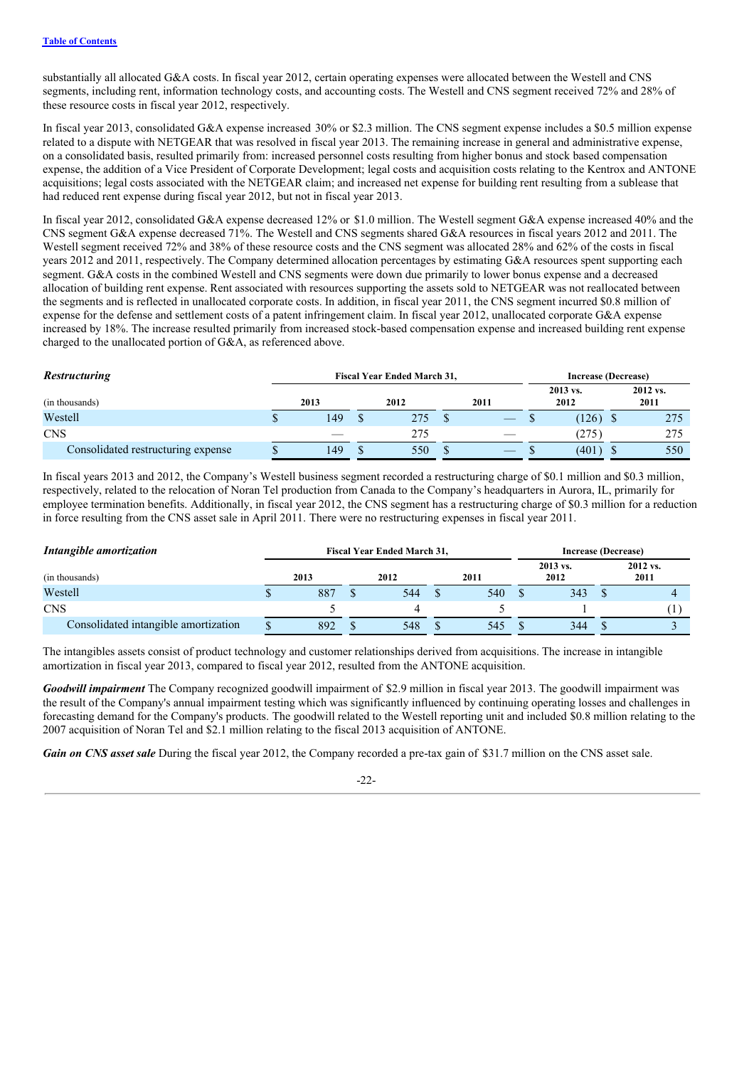substantially all allocated G&A costs. In fiscal year 2012, certain operating expenses were allocated between the Westell and CNS segments, including rent, information technology costs, and accounting costs. The Westell and CNS segment received 72% and 28% of these resource costs in fiscal year 2012, respectively.

In fiscal year 2013, consolidated G&A expense increased 30% or $2.3 million. The CNS segment expense includes a $0.5 million expense related to a dispute with NETGEAR that was resolved in fiscal year 2013. The remaining increase in general and administrative expense, on a consolidated basis, resulted primarily from: increased personnel costs resulting from higher bonus and stock based compensation expense, the addition of a Vice President of Corporate Development; legal costs and acquisition costs relating to the Kentrox and ANTONE acquisitions; legal costs associated with the NETGEAR claim; and increased net expense for building rent resulting from a sublease that had reduced rent expense during fiscal year 2012, but not in fiscal year 2013.

In fiscal year 2012, consolidated G&A expense decreased 12% or $1.0 million. The Westell segment G&A expense increased 40% and the CNS segment G&A expense decreased 71%. The Westell and CNS segments shared G&A resources in fiscal years 2012 and 2011. The Westell segment received 72% and 38% of these resource costs and the CNS segment was allocated 28% and 62% of the costs in fiscal years 2012 and 2011, respectively. The Company determined allocation percentages by estimating G&A resources spent supporting each segment. G&A costs in the combined Westell and CNS segments were down due primarily to lower bonus expense and a decreased allocation of building rent expense. Rent associated with resources supporting the assets sold to NETGEAR was not reallocated between the segments and is reflected in unallocated corporate costs. In addition, in fiscal year 2011, the CNS segment incurred $0.8 million of expense for the defense and settlement costs of a patent infringement claim. In fiscal year 2012, unallocated corporate G&A expense increased by 18%. The increase resulted primarily from increased stock-based compensation expense and increased building rent expense charged to the unallocated portion of G&A, as referenced above.

| ***Restructuring*** | Fiscal Year Ended March 31, | | | Increase (Decrease) | |
|---|---|---|---|---|---|
| (in thousands) | 2013 | 2012 | 2011 | 2013 vs. 2012 | 2012 vs. 2011 |
| Westell | $ 149 | $ 275 | $ — | $ (126) | $ 275 |
| CNS | — | 275 | — | (275) | 275 |
| Consolidated restructuring expense | $ 149 | $ 550 | $ — | $ (401) | $ 550 |

In fiscal years 2013 and 2012, the Company's Westell business segment recorded a restructuring charge of $0.1 million and $0.3 million, respectively, related to the relocation of Noran Tel production from Canada to the Company's headquarters in Aurora, IL, primarily for employee termination benefits. Additionally, in fiscal year 2012, the CNS segment has a restructuring charge of $0.3 million for a reduction in force resulting from the CNS asset sale in April 2011. There were no restructuring expenses in fiscal year 2011.

| ***Intangible amortization*** | Fiscal Year Ended March 31, | | | Increase (Decrease) | |
|---|---|---|---|---|---|
| (in thousands) | 2013 | 2012 | 2011 | 2013 vs. 2012 | 2012 vs. 2011 |
| Westell | $ 887 | $ 544 | $ 540 | $ 343 | $ 4 |
| CNS | 5 | 4 | 5 | 1 | (1) |
| Consolidated intangible amortization | $ 892 | $ 548 | $ 545 | $ 344 | $ 3 |

The intangibles assets consist of product technology and customer relationships derived from acquisitions. The increase in intangible amortization in fiscal year 2013, compared to fiscal year 2012, resulted from the ANTONE acquisition.

***Goodwill impairment*** The Company recognized goodwill impairment of $2.9 million in fiscal year 2013. The goodwill impairment was the result of the Company's annual impairment testing which was significantly influenced by continuing operating losses and challenges in forecasting demand for the Company's products. The goodwill related to the Westell reporting unit and included $0.8 million relating to the 2007 acquisition of Noran Tel and $2.1 million relating to the fiscal 2013 acquisition of ANTONE.

***Gain on CNS asset sale*** During the fiscal year 2012, the Company recorded a pre-tax gain of $31.7 million on the CNS asset sale.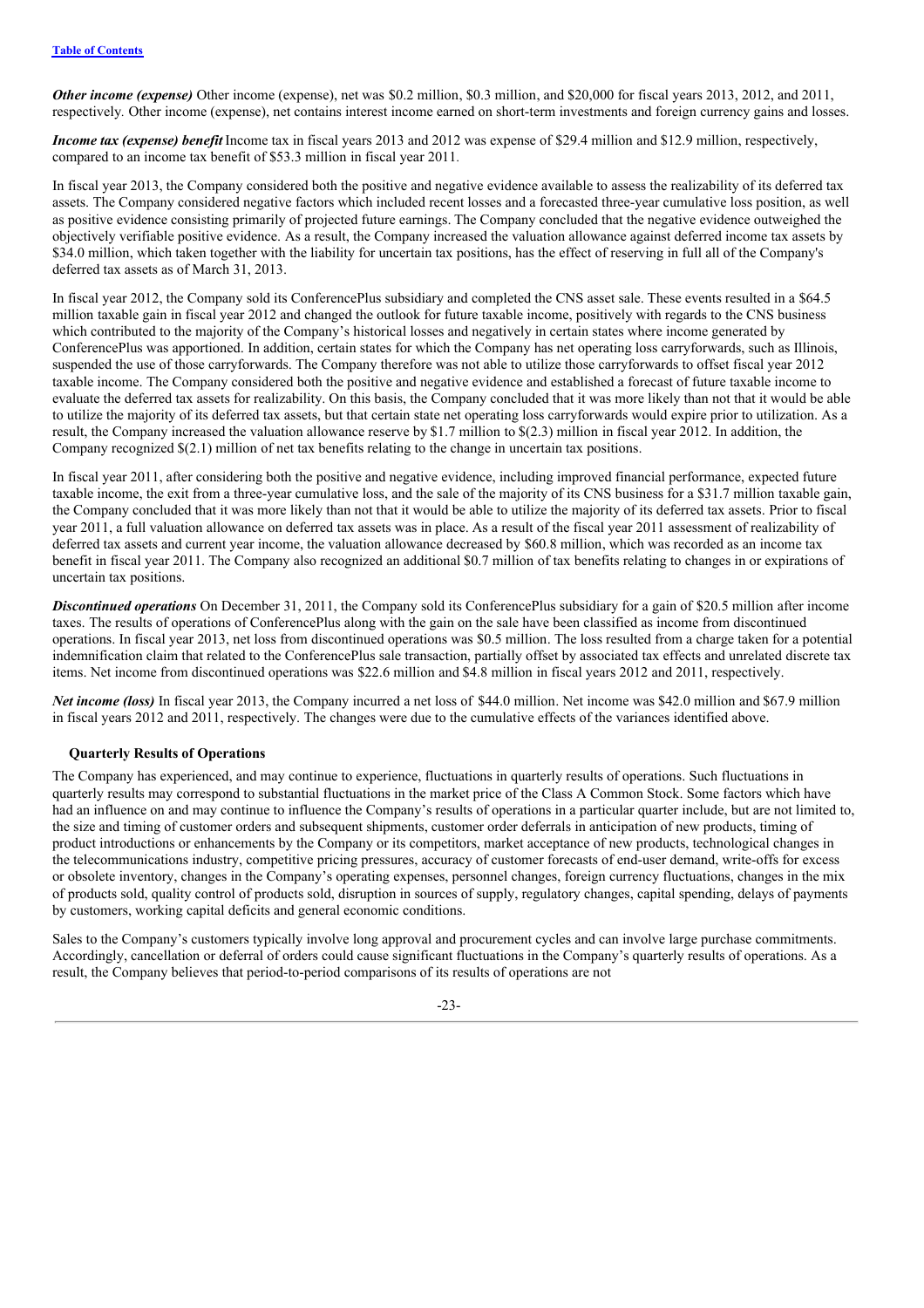***Other income (expense)*** Other income (expense), net was $0.2 million, $0.3 million, and $20,000 for fiscal years 2013, 2012, and 2011, respectively. Other income (expense), net contains interest income earned on short-term investments and foreign currency gains and losses.

***Income tax (expense) benefit*** Income tax in fiscal years 2013 and 2012 was expense of $29.4 million and $12.9 million, respectively, compared to an income tax benefit of $53.3 million in fiscal year 2011.

In fiscal year 2013, the Company considered both the positive and negative evidence available to assess the realizability of its deferred tax assets. The Company considered negative factors which included recent losses and a forecasted three-year cumulative loss position, as well as positive evidence consisting primarily of projected future earnings. The Company concluded that the negative evidence outweighed the objectively verifiable positive evidence. As a result, the Company increased the valuation allowance against deferred income tax assets by $34.0 million, which taken together with the liability for uncertain tax positions, has the effect of reserving in full all of the Company's deferred tax assets as of March 31, 2013.

In fiscal year 2012, the Company sold its ConferencePlus subsidiary and completed the CNS asset sale. These events resulted in a $64.5 million taxable gain in fiscal year 2012 and changed the outlook for future taxable income, positively with regards to the CNS business which contributed to the majority of the Company's historical losses and negatively in certain states where income generated by ConferencePlus was apportioned. In addition, certain states for which the Company has net operating loss carryforwards, such as Illinois, suspended the use of those carryforwards. The Company therefore was not able to utilize those carryforwards to offset fiscal year 2012 taxable income. The Company considered both the positive and negative evidence and established a forecast of future taxable income to evaluate the deferred tax assets for realizability. On this basis, the Company concluded that it was more likely than not that it would be able to utilize the majority of its deferred tax assets, but that certain state net operating loss carryforwards would expire prior to utilization. As a result, the Company increased the valuation allowance reserve by $1.7 million to $(2.3) million in fiscal year 2012. In addition, the Company recognized $(2.1) million of net tax benefits relating to the change in uncertain tax positions.

In fiscal year 2011, after considering both the positive and negative evidence, including improved financial performance, expected future taxable income, the exit from a three-year cumulative loss, and the sale of the majority of its CNS business for a $31.7 million taxable gain, the Company concluded that it was more likely than not that it would be able to utilize the majority of its deferred tax assets. Prior to fiscal year 2011, a full valuation allowance on deferred tax assets was in place. As a result of the fiscal year 2011 assessment of realizability of deferred tax assets and current year income, the valuation allowance decreased by $60.8 million, which was recorded as an income tax benefit in fiscal year 2011. The Company also recognized an additional $0.7 million of tax benefits relating to changes in or expirations of uncertain tax positions.

***Discontinued operations*** On December 31, 2011, the Company sold its ConferencePlus subsidiary for a gain of $20.5 million after income taxes. The results of operations of ConferencePlus along with the gain on the sale have been classified as income from discontinued operations. In fiscal year 2013, net loss from discontinued operations was $0.5 million. The loss resulted from a charge taken for a potential indemnification claim that related to the ConferencePlus sale transaction, partially offset by associated tax effects and unrelated discrete tax items. Net income from discontinued operations was $22.6 million and $4.8 million in fiscal years 2012 and 2011, respectively.

***Net income (loss)*** In fiscal year 2013, the Company incurred a net loss of $44.0 million. Net income was $42.0 million and $67.9 million in fiscal years 2012 and 2011, respectively. The changes were due to the cumulative effects of the variances identified above.

### Quarterly Results of Operations

The Company has experienced, and may continue to experience, fluctuations in quarterly results of operations. Such fluctuations in quarterly results may correspond to substantial fluctuations in the market price of the Class A Common Stock. Some factors which have had an influence on and may continue to influence the Company's results of operations in a particular quarter include, but are not limited to, the size and timing of customer orders and subsequent shipments, customer order deferrals in anticipation of new products, timing of product introductions or enhancements by the Company or its competitors, market acceptance of new products, technological changes in the telecommunications industry, competitive pricing pressures, accuracy of customer forecasts of end-user demand, write-offs for excess or obsolete inventory, changes in the Company's operating expenses, personnel changes, foreign currency fluctuations, changes in the mix of products sold, quality control of products sold, disruption in sources of supply, regulatory changes, capital spending, delays of payments by customers, working capital deficits and general economic conditions.

Sales to the Company's customers typically involve long approval and procurement cycles and can involve large purchase commitments. Accordingly, cancellation or deferral of orders could cause significant fluctuations in the Company's quarterly results of operations. As a result, the Company believes that period-to-period comparisons of its results of operations are not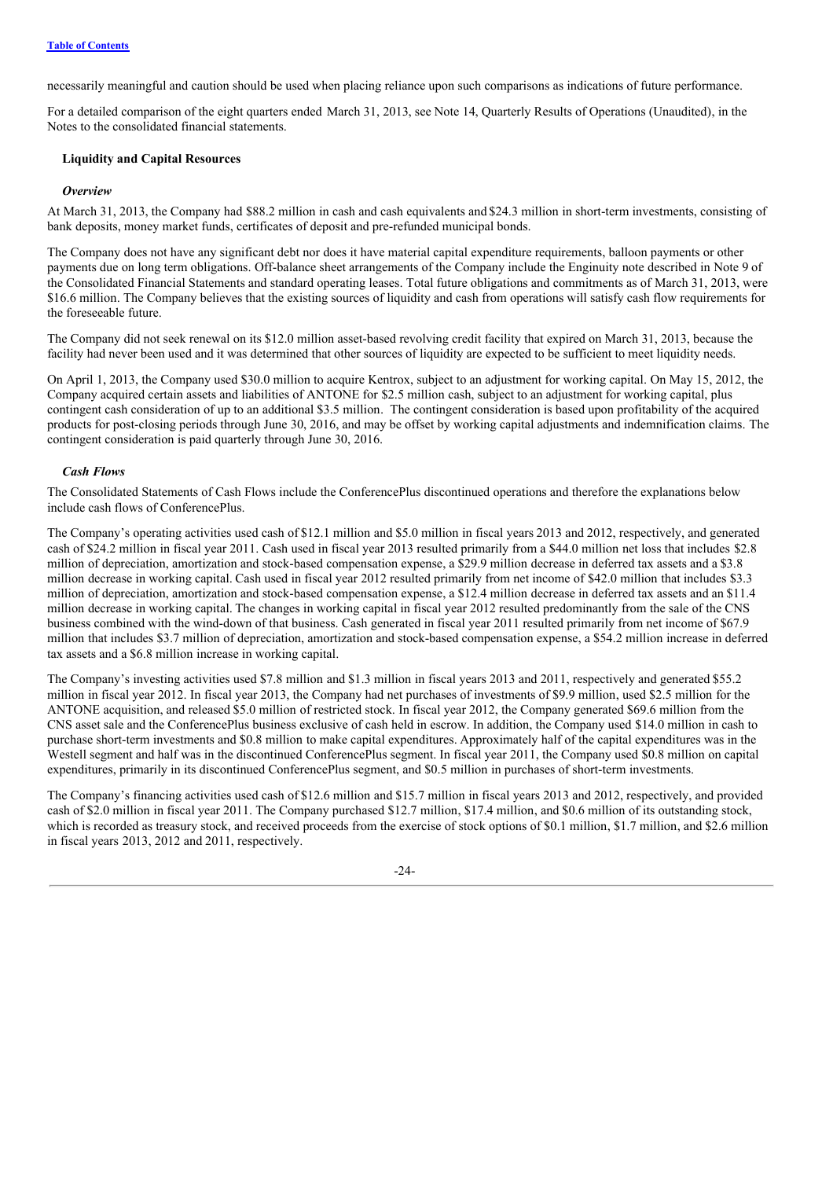necessarily meaningful and caution should be used when placing reliance upon such comparisons as indications of future performance.

For a detailed comparison of the eight quarters ended March 31, 2013, see Note 14, Quarterly Results of Operations (Unaudited), in the Notes to the consolidated financial statements.

## Liquidity and Capital Resources

### *Overview*

At March 31, 2013, the Company had $88.2 million in cash and cash equivalents and $24.3 million in short-term investments, consisting of bank deposits, money market funds, certificates of deposit and pre-refunded municipal bonds.

The Company does not have any significant debt nor does it have material capital expenditure requirements, balloon payments or other payments due on long term obligations. Off-balance sheet arrangements of the Company include the Enginuity note described in Note 9 of the Consolidated Financial Statements and standard operating leases. Total future obligations and commitments as of March 31, 2013, were $16.6 million. The Company believes that the existing sources of liquidity and cash from operations will satisfy cash flow requirements for the foreseeable future.

The Company did not seek renewal on its $12.0 million asset-based revolving credit facility that expired on March 31, 2013, because the facility had never been used and it was determined that other sources of liquidity are expected to be sufficient to meet liquidity needs.

On April 1, 2013, the Company used $30.0 million to acquire Kentrox, subject to an adjustment for working capital. On May 15, 2012, the Company acquired certain assets and liabilities of ANTONE for $2.5 million cash, subject to an adjustment for working capital, plus contingent cash consideration of up to an additional $3.5 million. The contingent consideration is based upon profitability of the acquired products for post-closing periods through June 30, 2016, and may be offset by working capital adjustments and indemnification claims. The contingent consideration is paid quarterly through June 30, 2016.

### *Cash Flows*

The Consolidated Statements of Cash Flows include the ConferencePlus discontinued operations and therefore the explanations below include cash flows of ConferencePlus.

The Company's operating activities used cash of $12.1 million and $5.0 million in fiscal years 2013 and 2012, respectively, and generated cash of $24.2 million in fiscal year 2011. Cash used in fiscal year 2013 resulted primarily from a $44.0 million net loss that includes $2.8 million of depreciation, amortization and stock-based compensation expense, a $29.9 million decrease in deferred tax assets and a $3.8 million decrease in working capital. Cash used in fiscal year 2012 resulted primarily from net income of $42.0 million that includes $3.3 million of depreciation, amortization and stock-based compensation expense, a $12.4 million decrease in deferred tax assets and an $11.4 million decrease in working capital. The changes in working capital in fiscal year 2012 resulted predominantly from the sale of the CNS business combined with the wind-down of that business. Cash generated in fiscal year 2011 resulted primarily from net income of $67.9 million that includes $3.7 million of depreciation, amortization and stock-based compensation expense, a $54.2 million increase in deferred tax assets and a $6.8 million increase in working capital.

The Company's investing activities used $7.8 million and $1.3 million in fiscal years 2013 and 2011, respectively and generated $55.2 million in fiscal year 2012. In fiscal year 2013, the Company had net purchases of investments of $9.9 million, used $2.5 million for the ANTONE acquisition, and released $5.0 million of restricted stock. In fiscal year 2012, the Company generated $69.6 million from the CNS asset sale and the ConferencePlus business exclusive of cash held in escrow. In addition, the Company used $14.0 million in cash to purchase short-term investments and $0.8 million to make capital expenditures. Approximately half of the capital expenditures was in the Westell segment and half was in the discontinued ConferencePlus segment. In fiscal year 2011, the Company used $0.8 million on capital expenditures, primarily in its discontinued ConferencePlus segment, and $0.5 million in purchases of short-term investments.

The Company's financing activities used cash of $12.6 million and $15.7 million in fiscal years 2013 and 2012, respectively, and provided cash of $2.0 million in fiscal year 2011. The Company purchased $12.7 million, $17.4 million, and $0.6 million of its outstanding stock, which is recorded as treasury stock, and received proceeds from the exercise of stock options of $0.1 million, $1.7 million, and $2.6 million in fiscal years 2013, 2012 and 2011, respectively.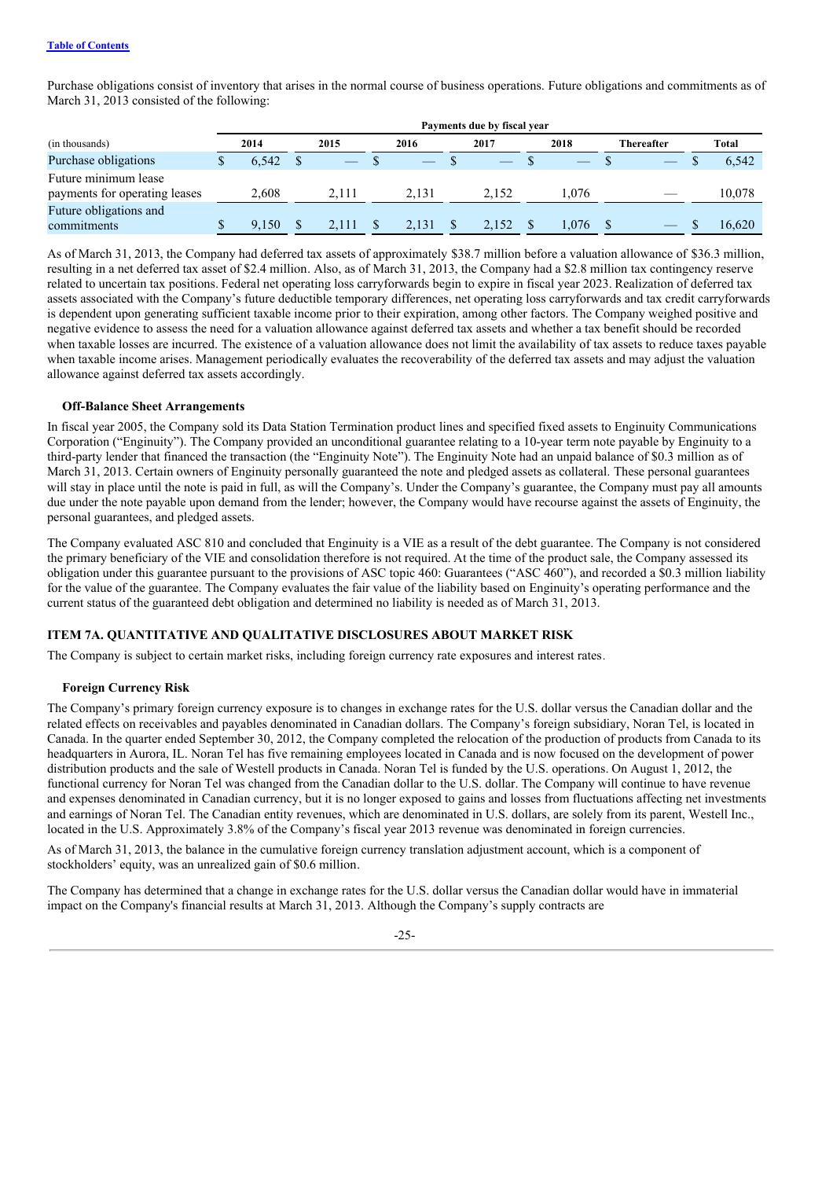Purchase obligations consist of inventory that arises in the normal course of business operations. Future obligations and commitments as of March 31, 2013 consisted of the following:

| | Payments due by fiscal year | | | | | | |
|---|---|---|---|---|---|---|---|
| (in thousands) | 2014 | 2015 | 2016 | 2017 | 2018 | Thereafter | Total |
| Purchase obligations | $ 6,542 | $ — | $ — | $ — | $ — | $ — | $ 6,542 |
| Future minimum lease payments for operating leases | 2,608 | 2,111 | 2,131 | 2,152 | 1,076 | — | 10,078 |
| Future obligations and commitments | $ 9,150 | $ 2,111 | $ 2,131 | $ 2,152 | $ 1,076 | $ — | $ 16,620 |

As of March 31, 2013, the Company had deferred tax assets of approximately $38.7 million before a valuation allowance of $36.3 million, resulting in a net deferred tax asset of $2.4 million. Also, as of March 31, 2013, the Company had a $2.8 million tax contingency reserve related to uncertain tax positions. Federal net operating loss carryforwards begin to expire in fiscal year 2023. Realization of deferred tax assets associated with the Company's future deductible temporary differences, net operating loss carryforwards and tax credit carryforwards is dependent upon generating sufficient taxable income prior to their expiration, among other factors. The Company weighed positive and negative evidence to assess the need for a valuation allowance against deferred tax assets and whether a tax benefit should be recorded when taxable losses are incurred. The existence of a valuation allowance does not limit the availability of tax assets to reduce taxes payable when taxable income arises. Management periodically evaluates the recoverability of the deferred tax assets and may adjust the valuation allowance against deferred tax assets accordingly.

**Off-Balance Sheet Arrangements**

In fiscal year 2005, the Company sold its Data Station Termination product lines and specified fixed assets to Enginuity Communications Corporation ("Enginuity"). The Company provided an unconditional guarantee relating to a 10-year term note payable by Enginuity to a third-party lender that financed the transaction (the "Enginuity Note"). The Enginuity Note had an unpaid balance of $0.3 million as of March 31, 2013. Certain owners of Enginuity personally guaranteed the note and pledged assets as collateral. These personal guarantees will stay in place until the note is paid in full, as will the Company's. Under the Company's guarantee, the Company must pay all amounts due under the note payable upon demand from the lender; however, the Company would have recourse against the assets of Enginuity, the personal guarantees, and pledged assets.

The Company evaluated ASC 810 and concluded that Enginuity is a VIE as a result of the debt guarantee. The Company is not considered the primary beneficiary of the VIE and consolidation therefore is not required. At the time of the product sale, the Company assessed its obligation under this guarantee pursuant to the provisions of ASC topic 460: Guarantees ("ASC 460"), and recorded a $0.3 million liability for the value of the guarantee. The Company evaluates the fair value of the liability based on Enginuity's operating performance and the current status of the guaranteed debt obligation and determined no liability is needed as of March 31, 2013.

## ITEM 7A. QUANTITATIVE AND QUALITATIVE DISCLOSURES ABOUT MARKET RISK

The Company is subject to certain market risks, including foreign currency rate exposures and interest rates.

**Foreign Currency Risk**

The Company's primary foreign currency exposure is to changes in exchange rates for the U.S. dollar versus the Canadian dollar and the related effects on receivables and payables denominated in Canadian dollars. The Company's foreign subsidiary, Noran Tel, is located in Canada. In the quarter ended September 30, 2012, the Company completed the relocation of the production of products from Canada to its headquarters in Aurora, IL. Noran Tel has five remaining employees located in Canada and is now focused on the development of power distribution products and the sale of Westell products in Canada. Noran Tel is funded by the U.S. operations. On August 1, 2012, the functional currency for Noran Tel was changed from the Canadian dollar to the U.S. dollar. The Company will continue to have revenue and expenses denominated in Canadian currency, but it is no longer exposed to gains and losses from fluctuations affecting net investments and earnings of Noran Tel. The Canadian entity revenues, which are denominated in U.S. dollars, are solely from its parent, Westell Inc., located in the U.S. Approximately 3.8% of the Company's fiscal year 2013 revenue was denominated in foreign currencies.

As of March 31, 2013, the balance in the cumulative foreign currency translation adjustment account, which is a component of stockholders' equity, was an unrealized gain of $0.6 million.

The Company has determined that a change in exchange rates for the U.S. dollar versus the Canadian dollar would have in immaterial impact on the Company's financial results at March 31, 2013. Although the Company's supply contracts are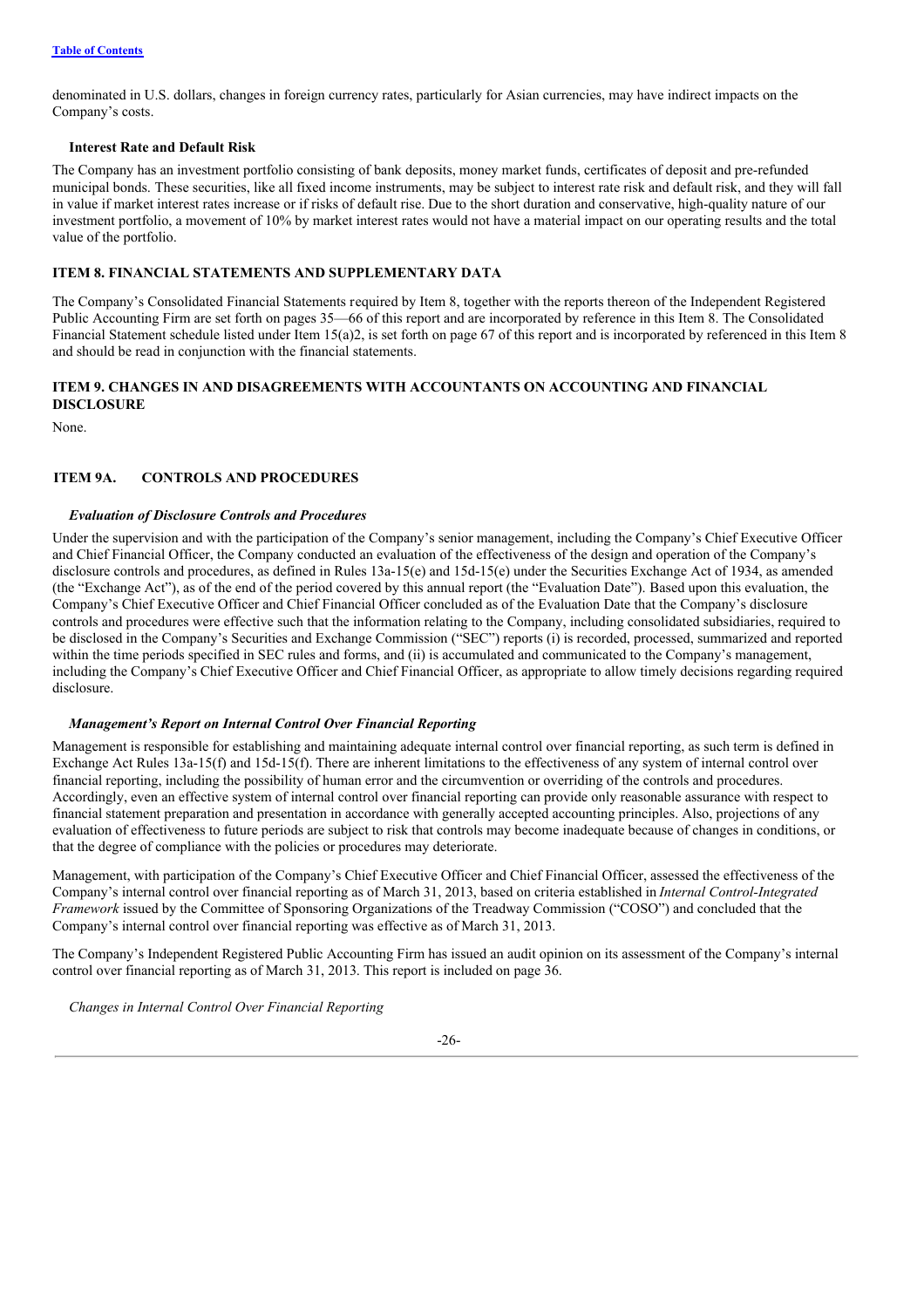denominated in U.S. dollars, changes in foreign currency rates, particularly for Asian currencies, may have indirect impacts on the Company's costs.

**Interest Rate and Default Risk**

The Company has an investment portfolio consisting of bank deposits, money market funds, certificates of deposit and pre-refunded municipal bonds. These securities, like all fixed income instruments, may be subject to interest rate risk and default risk, and they will fall in value if market interest rates increase or if risks of default rise. Due to the short duration and conservative, high-quality nature of our investment portfolio, a movement of 10% by market interest rates would not have a material impact on our operating results and the total value of the portfolio.

## ITEM 8. FINANCIAL STATEMENTS AND SUPPLEMENTARY DATA

The Company's Consolidated Financial Statements required by Item 8, together with the reports thereon of the Independent Registered Public Accounting Firm are set forth on pages 35—66 of this report and are incorporated by reference in this Item 8. The Consolidated Financial Statement schedule listed under Item 15(a)2, is set forth on page 67 of this report and is incorporated by referenced in this Item 8 and should be read in conjunction with the financial statements.

## ITEM 9. CHANGES IN AND DISAGREEMENTS WITH ACCOUNTANTS ON ACCOUNTING AND FINANCIAL DISCLOSURE

None.

## ITEM 9A. CONTROLS AND PROCEDURES

***Evaluation of Disclosure Controls and Procedures***

Under the supervision and with the participation of the Company's senior management, including the Company's Chief Executive Officer and Chief Financial Officer, the Company conducted an evaluation of the effectiveness of the design and operation of the Company's disclosure controls and procedures, as defined in Rules 13a-15(e) and 15d-15(e) under the Securities Exchange Act of 1934, as amended (the "Exchange Act"), as of the end of the period covered by this annual report (the "Evaluation Date"). Based upon this evaluation, the Company's Chief Executive Officer and Chief Financial Officer concluded as of the Evaluation Date that the Company's disclosure controls and procedures were effective such that the information relating to the Company, including consolidated subsidiaries, required to be disclosed in the Company's Securities and Exchange Commission ("SEC") reports (i) is recorded, processed, summarized and reported within the time periods specified in SEC rules and forms, and (ii) is accumulated and communicated to the Company's management, including the Company's Chief Executive Officer and Chief Financial Officer, as appropriate to allow timely decisions regarding required disclosure.

***Management's Report on Internal Control Over Financial Reporting***

Management is responsible for establishing and maintaining adequate internal control over financial reporting, as such term is defined in Exchange Act Rules 13a-15(f) and 15d-15(f). There are inherent limitations to the effectiveness of any system of internal control over financial reporting, including the possibility of human error and the circumvention or overriding of the controls and procedures. Accordingly, even an effective system of internal control over financial reporting can provide only reasonable assurance with respect to financial statement preparation and presentation in accordance with generally accepted accounting principles. Also, projections of any evaluation of effectiveness to future periods are subject to risk that controls may become inadequate because of changes in conditions, or that the degree of compliance with the policies or procedures may deteriorate.

Management, with participation of the Company's Chief Executive Officer and Chief Financial Officer, assessed the effectiveness of the Company's internal control over financial reporting as of March 31, 2013, based on criteria established in *Internal Control-Integrated Framework* issued by the Committee of Sponsoring Organizations of the Treadway Commission ("COSO") and concluded that the Company's internal control over financial reporting was effective as of March 31, 2013.

The Company's Independent Registered Public Accounting Firm has issued an audit opinion on its assessment of the Company's internal control over financial reporting as of March 31, 2013. This report is included on page 36.

*Changes in Internal Control Over Financial Reporting*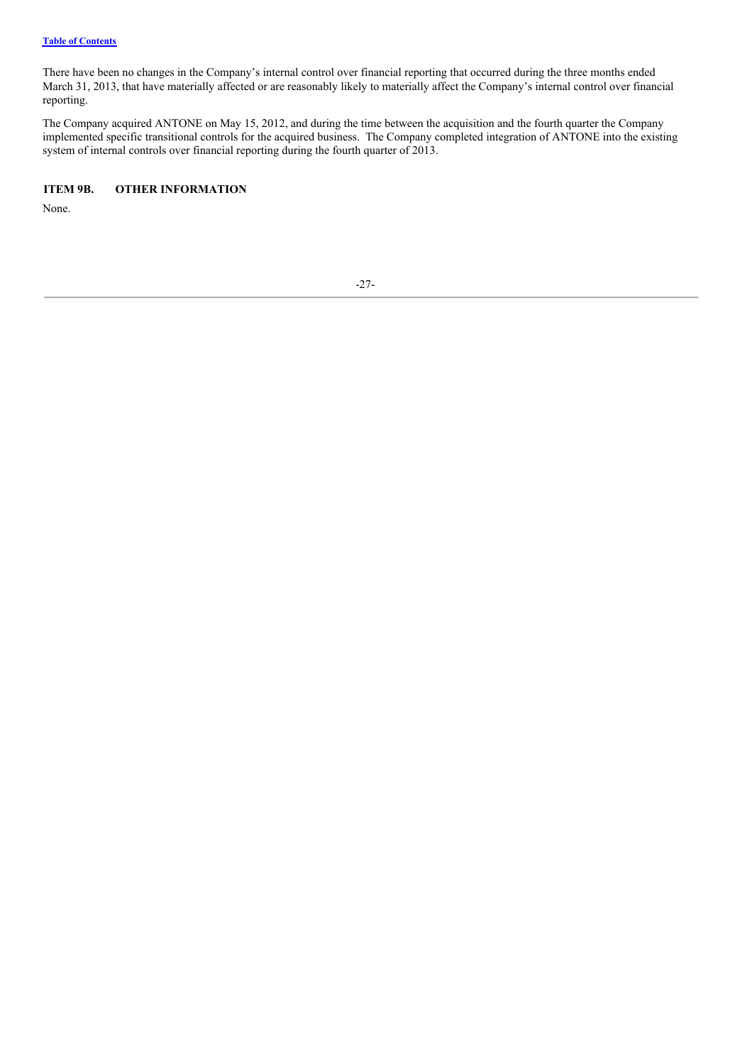There have been no changes in the Company's internal control over financial reporting that occurred during the three months ended March 31, 2013, that have materially affected or are reasonably likely to materially affect the Company's internal control over financial reporting.

The Company acquired ANTONE on May 15, 2012, and during the time between the acquisition and the fourth quarter the Company implemented specific transitional controls for the acquired business. The Company completed integration of ANTONE into the existing system of internal controls over financial reporting during the fourth quarter of 2013.

## ITEM 9B. OTHER INFORMATION

None.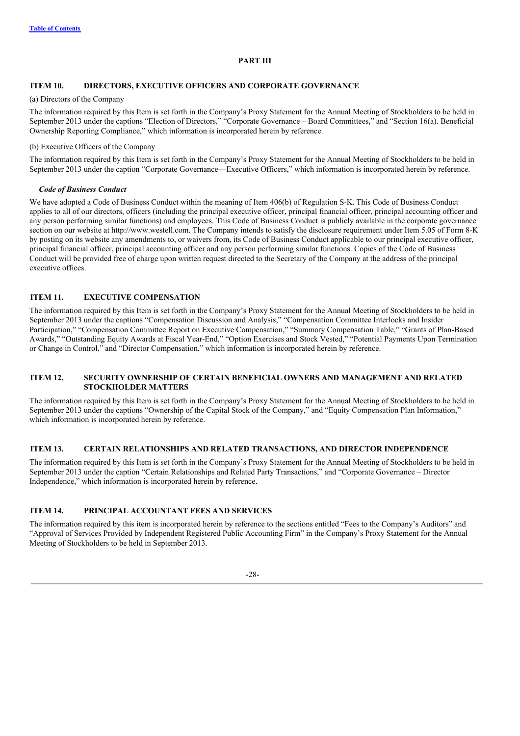# PART III

## ITEM 10. DIRECTORS, EXECUTIVE OFFICERS AND CORPORATE GOVERNANCE

(a) Directors of the Company

The information required by this Item is set forth in the Company's Proxy Statement for the Annual Meeting of Stockholders to be held in September 2013 under the captions "Election of Directors," "Corporate Governance – Board Committees," and "Section 16(a). Beneficial Ownership Reporting Compliance," which information is incorporated herein by reference.

(b) Executive Officers of the Company

The information required by this Item is set forth in the Company's Proxy Statement for the Annual Meeting of Stockholders to be held in September 2013 under the caption "Corporate Governance—Executive Officers," which information is incorporated herein by reference.

### *Code of Business Conduct*

We have adopted a Code of Business Conduct within the meaning of Item 406(b) of Regulation S-K. This Code of Business Conduct applies to all of our directors, officers (including the principal executive officer, principal financial officer, principal accounting officer and any person performing similar functions) and employees. This Code of Business Conduct is publicly available in the corporate governance section on our website at http://www.westell.com. The Company intends to satisfy the disclosure requirement under Item 5.05 of Form 8-K by posting on its website any amendments to, or waivers from, its Code of Business Conduct applicable to our principal executive officer, principal financial officer, principal accounting officer and any person performing similar functions. Copies of the Code of Business Conduct will be provided free of charge upon written request directed to the Secretary of the Company at the address of the principal executive offices.

## ITEM 11. EXECUTIVE COMPENSATION

The information required by this Item is set forth in the Company's Proxy Statement for the Annual Meeting of Stockholders to be held in September 2013 under the captions "Compensation Discussion and Analysis," "Compensation Committee Interlocks and Insider Participation," "Compensation Committee Report on Executive Compensation," "Summary Compensation Table," "Grants of Plan-Based Awards," "Outstanding Equity Awards at Fiscal Year-End," "Option Exercises and Stock Vested," "Potential Payments Upon Termination or Change in Control," and "Director Compensation," which information is incorporated herein by reference.

## ITEM 12. SECURITY OWNERSHIP OF CERTAIN BENEFICIAL OWNERS AND MANAGEMENT AND RELATED STOCKHOLDER MATTERS

The information required by this Item is set forth in the Company's Proxy Statement for the Annual Meeting of Stockholders to be held in September 2013 under the captions "Ownership of the Capital Stock of the Company," and "Equity Compensation Plan Information," which information is incorporated herein by reference.

## ITEM 13. CERTAIN RELATIONSHIPS AND RELATED TRANSACTIONS, AND DIRECTOR INDEPENDENCE

The information required by this Item is set forth in the Company's Proxy Statement for the Annual Meeting of Stockholders to be held in September 2013 under the caption "Certain Relationships and Related Party Transactions," and "Corporate Governance – Director Independence," which information is incorporated herein by reference.

## ITEM 14. PRINCIPAL ACCOUNTANT FEES AND SERVICES

The information required by this item is incorporated herein by reference to the sections entitled "Fees to the Company's Auditors" and "Approval of Services Provided by Independent Registered Public Accounting Firm" in the Company's Proxy Statement for the Annual Meeting of Stockholders to be held in September 2013.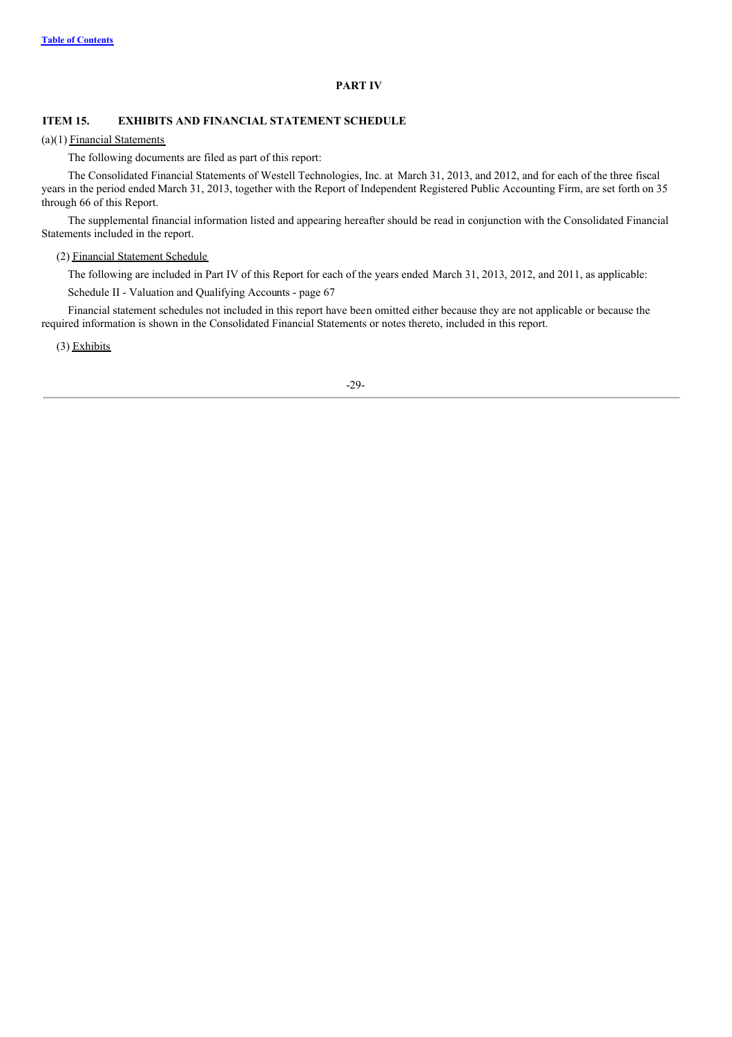## PART IV

### ITEM 15. EXHIBITS AND FINANCIAL STATEMENT SCHEDULE

(a)(1) Financial Statements

The following documents are filed as part of this report:

The Consolidated Financial Statements of Westell Technologies, Inc. at March 31, 2013, and 2012, and for each of the three fiscal years in the period ended March 31, 2013, together with the Report of Independent Registered Public Accounting Firm, are set forth on 35 through 66 of this Report.

The supplemental financial information listed and appearing hereafter should be read in conjunction with the Consolidated Financial Statements included in the report.

(2) Financial Statement Schedule

The following are included in Part IV of this Report for each of the years ended March 31, 2013, 2012, and 2011, as applicable:

Schedule II - Valuation and Qualifying Accounts - page 67

Financial statement schedules not included in this report have been omitted either because they are not applicable or because the required information is shown in the Consolidated Financial Statements or notes thereto, included in this report.

(3) Exhibits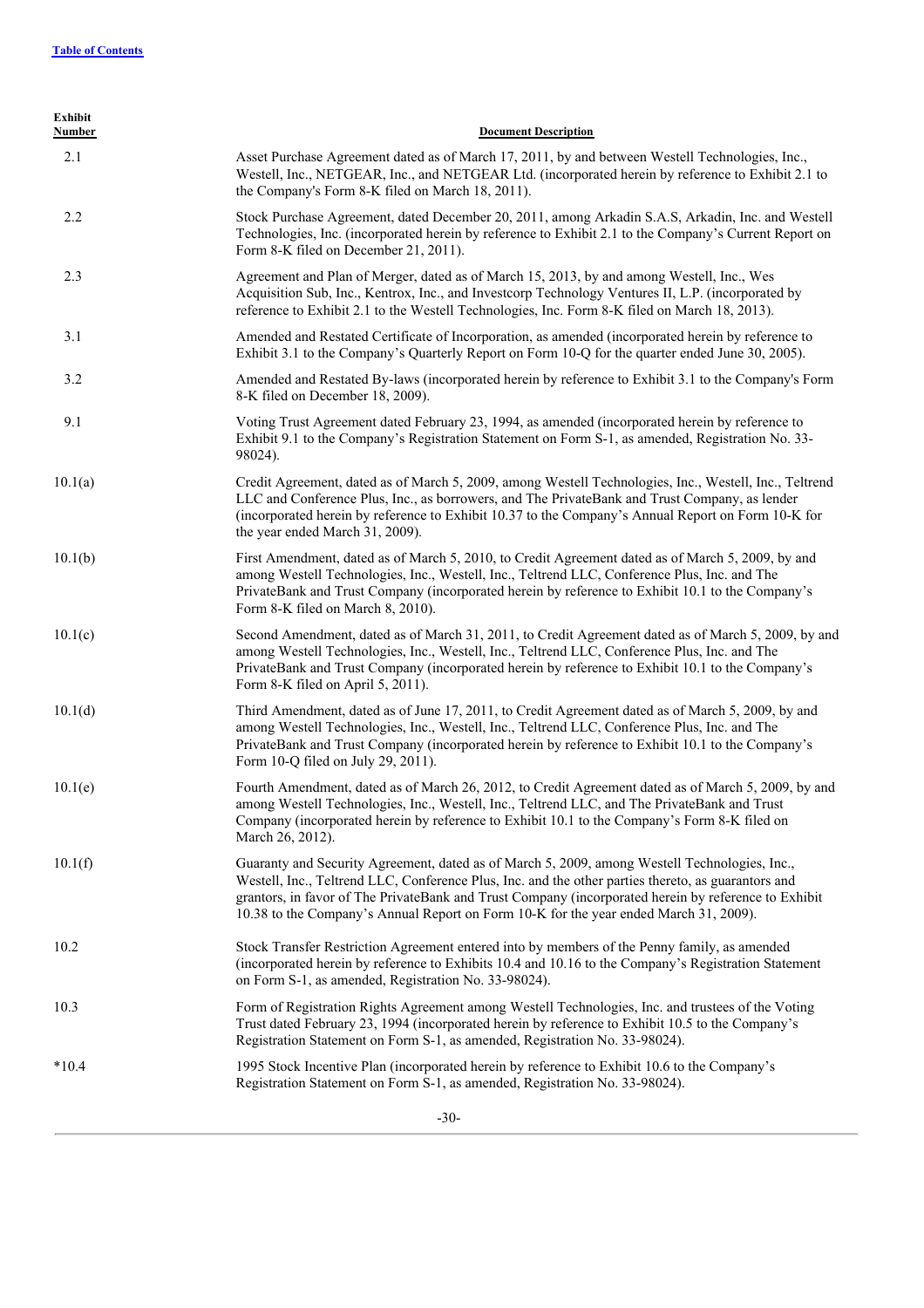| Exhibit Number | Document Description |
|---|---|
| 2.1 | Asset Purchase Agreement dated as of March 17, 2011, by and between Westell Technologies, Inc., Westell, Inc., NETGEAR, Inc., and NETGEAR Ltd. (incorporated herein by reference to Exhibit 2.1 to the Company's Form 8-K filed on March 18, 2011). |
| 2.2 | Stock Purchase Agreement, dated December 20, 2011, among Arkadin S.A.S, Arkadin, Inc. and Westell Technologies, Inc. (incorporated herein by reference to Exhibit 2.1 to the Company's Current Report on Form 8-K filed on December 21, 2011). |
| 2.3 | Agreement and Plan of Merger, dated as of March 15, 2013, by and among Westell, Inc., Wes Acquisition Sub, Inc., Kentrox, Inc., and Investcorp Technology Ventures II, L.P. (incorporated by reference to Exhibit 2.1 to the Westell Technologies, Inc. Form 8-K filed on March 18, 2013). |
| 3.1 | Amended and Restated Certificate of Incorporation, as amended (incorporated herein by reference to Exhibit 3.1 to the Company's Quarterly Report on Form 10-Q for the quarter ended June 30, 2005). |
| 3.2 | Amended and Restated By-laws (incorporated herein by reference to Exhibit 3.1 to the Company's Form 8-K filed on December 18, 2009). |
| 9.1 | Voting Trust Agreement dated February 23, 1994, as amended (incorporated herein by reference to Exhibit 9.1 to the Company's Registration Statement on Form S-1, as amended, Registration No. 33-98024). |
| 10.1(a) | Credit Agreement, dated as of March 5, 2009, among Westell Technologies, Inc., Westell, Inc., Teltrend LLC and Conference Plus, Inc., as borrowers, and The PrivateBank and Trust Company, as lender (incorporated herein by reference to Exhibit 10.37 to the Company's Annual Report on Form 10-K for the year ended March 31, 2009). |
| 10.1(b) | First Amendment, dated as of March 5, 2010, to Credit Agreement dated as of March 5, 2009, by and among Westell Technologies, Inc., Westell, Inc., Teltrend LLC, Conference Plus, Inc. and The PrivateBank and Trust Company (incorporated herein by reference to Exhibit 10.1 to the Company's Form 8-K filed on March 8, 2010). |
| 10.1(c) | Second Amendment, dated as of March 31, 2011, to Credit Agreement dated as of March 5, 2009, by and among Westell Technologies, Inc., Westell, Inc., Teltrend LLC, Conference Plus, Inc. and The PrivateBank and Trust Company (incorporated herein by reference to Exhibit 10.1 to the Company's Form 8-K filed on April 5, 2011). |
| 10.1(d) | Third Amendment, dated as of June 17, 2011, to Credit Agreement dated as of March 5, 2009, by and among Westell Technologies, Inc., Westell, Inc., Teltrend LLC, Conference Plus, Inc. and The PrivateBank and Trust Company (incorporated herein by reference to Exhibit 10.1 to the Company's Form 10-Q filed on July 29, 2011). |
| 10.1(e) | Fourth Amendment, dated as of March 26, 2012, to Credit Agreement dated as of March 5, 2009, by and among Westell Technologies, Inc., Westell, Inc., Teltrend LLC, and The PrivateBank and Trust Company (incorporated herein by reference to Exhibit 10.1 to the Company's Form 8-K filed on March 26, 2012). |
| 10.1(f) | Guaranty and Security Agreement, dated as of March 5, 2009, among Westell Technologies, Inc., Westell, Inc., Teltrend LLC, Conference Plus, Inc. and the other parties thereto, as guarantors and grantors, in favor of The PrivateBank and Trust Company (incorporated herein by reference to Exhibit 10.38 to the Company's Annual Report on Form 10-K for the year ended March 31, 2009). |
| 10.2 | Stock Transfer Restriction Agreement entered into by members of the Penny family, as amended (incorporated herein by reference to Exhibits 10.4 and 10.16 to the Company's Registration Statement on Form S-1, as amended, Registration No. 33-98024). |
| 10.3 | Form of Registration Rights Agreement among Westell Technologies, Inc. and trustees of the Voting Trust dated February 23, 1994 (incorporated herein by reference to Exhibit 10.5 to the Company's Registration Statement on Form S-1, as amended, Registration No. 33-98024). |
| *10.4 | 1995 Stock Incentive Plan (incorporated herein by reference to Exhibit 10.6 to the Company's Registration Statement on Form S-1, as amended, Registration No. 33-98024). |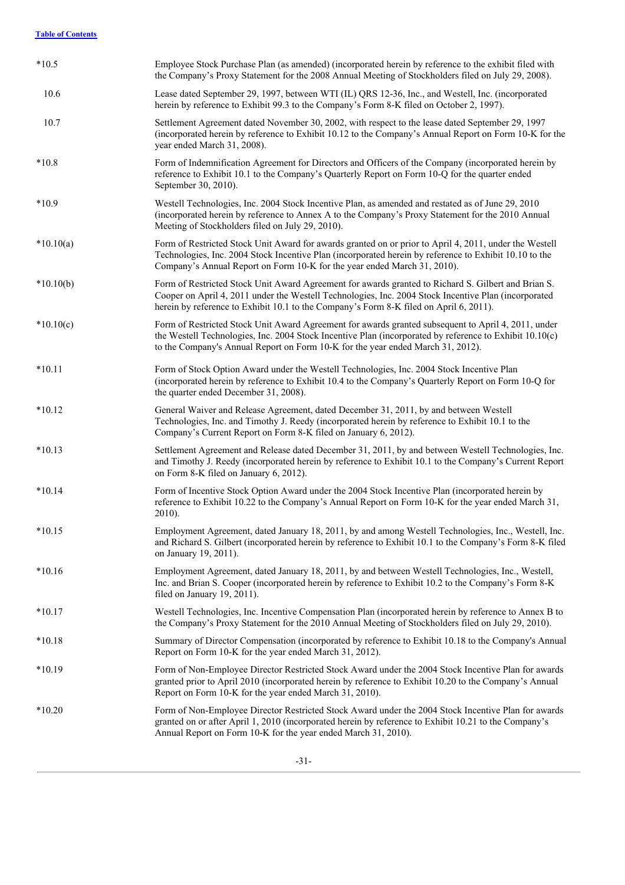[Table of Contents](#)

| | |
|---|---|
| *10.5 | Employee Stock Purchase Plan (as amended) (incorporated herein by reference to the exhibit filed with the Company's Proxy Statement for the 2008 Annual Meeting of Stockholders filed on July 29, 2008). |
| 10.6 | Lease dated September 29, 1997, between WTI (IL) QRS 12-36, Inc., and Westell, Inc. (incorporated herein by reference to Exhibit 99.3 to the Company's Form 8-K filed on October 2, 1997). |
| 10.7 | Settlement Agreement dated November 30, 2002, with respect to the lease dated September 29, 1997 (incorporated herein by reference to Exhibit 10.12 to the Company's Annual Report on Form 10-K for the year ended March 31, 2008). |
| *10.8 | Form of Indemnification Agreement for Directors and Officers of the Company (incorporated herein by reference to Exhibit 10.1 to the Company's Quarterly Report on Form 10-Q for the quarter ended September 30, 2010). |
| *10.9 | Westell Technologies, Inc. 2004 Stock Incentive Plan, as amended and restated as of June 29, 2010 (incorporated herein by reference to Annex A to the Company's Proxy Statement for the 2010 Annual Meeting of Stockholders filed on July 29, 2010). |
| *10.10(a) | Form of Restricted Stock Unit Award for awards granted on or prior to April 4, 2011, under the Westell Technologies, Inc. 2004 Stock Incentive Plan (incorporated herein by reference to Exhibit 10.10 to the Company's Annual Report on Form 10-K for the year ended March 31, 2010). |
| *10.10(b) | Form of Restricted Stock Unit Award Agreement for awards granted to Richard S. Gilbert and Brian S. Cooper on April 4, 2011 under the Westell Technologies, Inc. 2004 Stock Incentive Plan (incorporated herein by reference to Exhibit 10.1 to the Company's Form 8-K filed on April 6, 2011). |
| *10.10(c) | Form of Restricted Stock Unit Award Agreement for awards granted subsequent to April 4, 2011, under the Westell Technologies, Inc. 2004 Stock Incentive Plan (incorporated by reference to Exhibit 10.10(c) to the Company's Annual Report on Form 10-K for the year ended March 31, 2012). |
| *10.11 | Form of Stock Option Award under the Westell Technologies, Inc. 2004 Stock Incentive Plan (incorporated herein by reference to Exhibit 10.4 to the Company's Quarterly Report on Form 10-Q for the quarter ended December 31, 2008). |
| *10.12 | General Waiver and Release Agreement, dated December 31, 2011, by and between Westell Technologies, Inc. and Timothy J. Reedy (incorporated herein by reference to Exhibit 10.1 to the Company's Current Report on Form 8-K filed on January 6, 2012). |
| *10.13 | Settlement Agreement and Release dated December 31, 2011, by and between Westell Technologies, Inc. and Timothy J. Reedy (incorporated herein by reference to Exhibit 10.1 to the Company's Current Report on Form 8-K filed on January 6, 2012). |
| *10.14 | Form of Incentive Stock Option Award under the 2004 Stock Incentive Plan (incorporated herein by reference to Exhibit 10.22 to the Company's Annual Report on Form 10-K for the year ended March 31, 2010). |
| *10.15 | Employment Agreement, dated January 18, 2011, by and among Westell Technologies, Inc., Westell, Inc. and Richard S. Gilbert (incorporated herein by reference to Exhibit 10.1 to the Company's Form 8-K filed on January 19, 2011). |
| *10.16 | Employment Agreement, dated January 18, 2011, by and between Westell Technologies, Inc., Westell, Inc. and Brian S. Cooper (incorporated herein by reference to Exhibit 10.2 to the Company's Form 8-K filed on January 19, 2011). |
| *10.17 | Westell Technologies, Inc. Incentive Compensation Plan (incorporated herein by reference to Annex B to the Company's Proxy Statement for the 2010 Annual Meeting of Stockholders filed on July 29, 2010). |
| *10.18 | Summary of Director Compensation (incorporated by reference to Exhibit 10.18 to the Company's Annual Report on Form 10-K for the year ended March 31, 2012). |
| *10.19 | Form of Non-Employee Director Restricted Stock Award under the 2004 Stock Incentive Plan for awards granted prior to April 2010 (incorporated herein by reference to Exhibit 10.20 to the Company's Annual Report on Form 10-K for the year ended March 31, 2010). |
| *10.20 | Form of Non-Employee Director Restricted Stock Award under the 2004 Stock Incentive Plan for awards granted on or after April 1, 2010 (incorporated herein by reference to Exhibit 10.21 to the Company's Annual Report on Form 10-K for the year ended March 31, 2010). |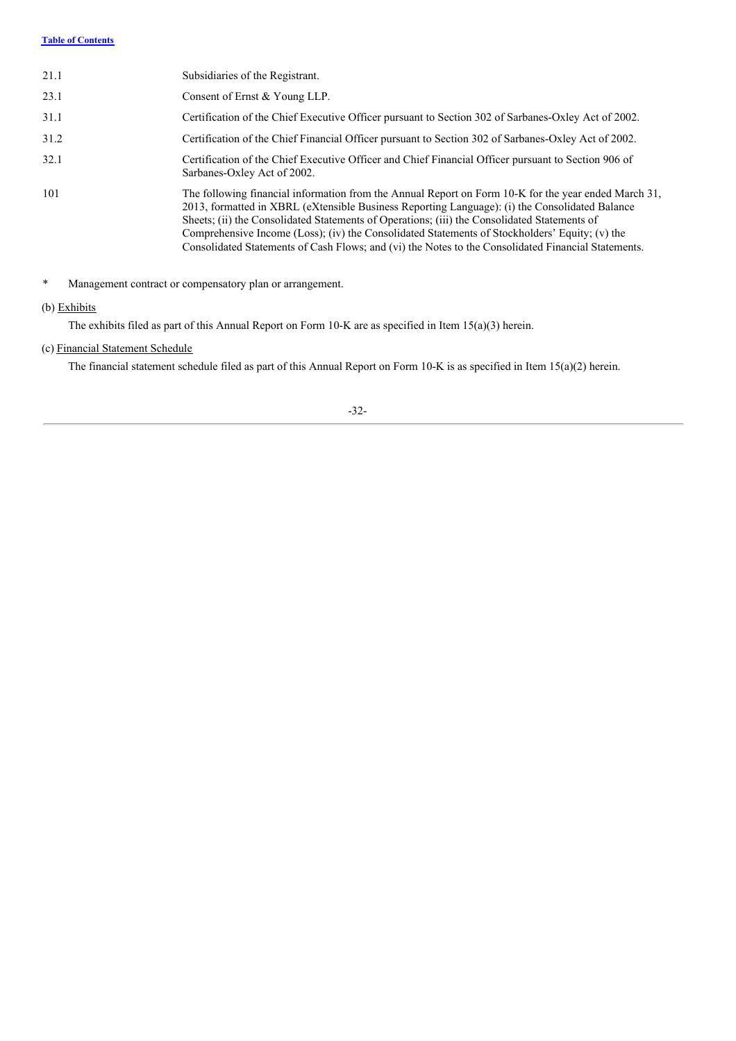| | |
|---|---|
| 21.1 | Subsidiaries of the Registrant. |
| 23.1 | Consent of Ernst & Young LLP. |
| 31.1 | Certification of the Chief Executive Officer pursuant to Section 302 of Sarbanes-Oxley Act of 2002. |
| 31.2 | Certification of the Chief Financial Officer pursuant to Section 302 of Sarbanes-Oxley Act of 2002. |
| 32.1 | Certification of the Chief Executive Officer and Chief Financial Officer pursuant to Section 906 of Sarbanes-Oxley Act of 2002. |
| 101 | The following financial information from the Annual Report on Form 10-K for the year ended March 31, 2013, formatted in XBRL (eXtensible Business Reporting Language): (i) the Consolidated Balance Sheets; (ii) the Consolidated Statements of Operations; (iii) the Consolidated Statements of Comprehensive Income (Loss); (iv) the Consolidated Statements of Stockholders' Equity; (v) the Consolidated Statements of Cash Flows; and (vi) the Notes to the Consolidated Financial Statements. |

\* Management contract or compensatory plan or arrangement.

(b) Exhibits

The exhibits filed as part of this Annual Report on Form 10-K are as specified in Item 15(a)(3) herein.

(c) Financial Statement Schedule

The financial statement schedule filed as part of this Annual Report on Form 10-K is as specified in Item 15(a)(2) herein.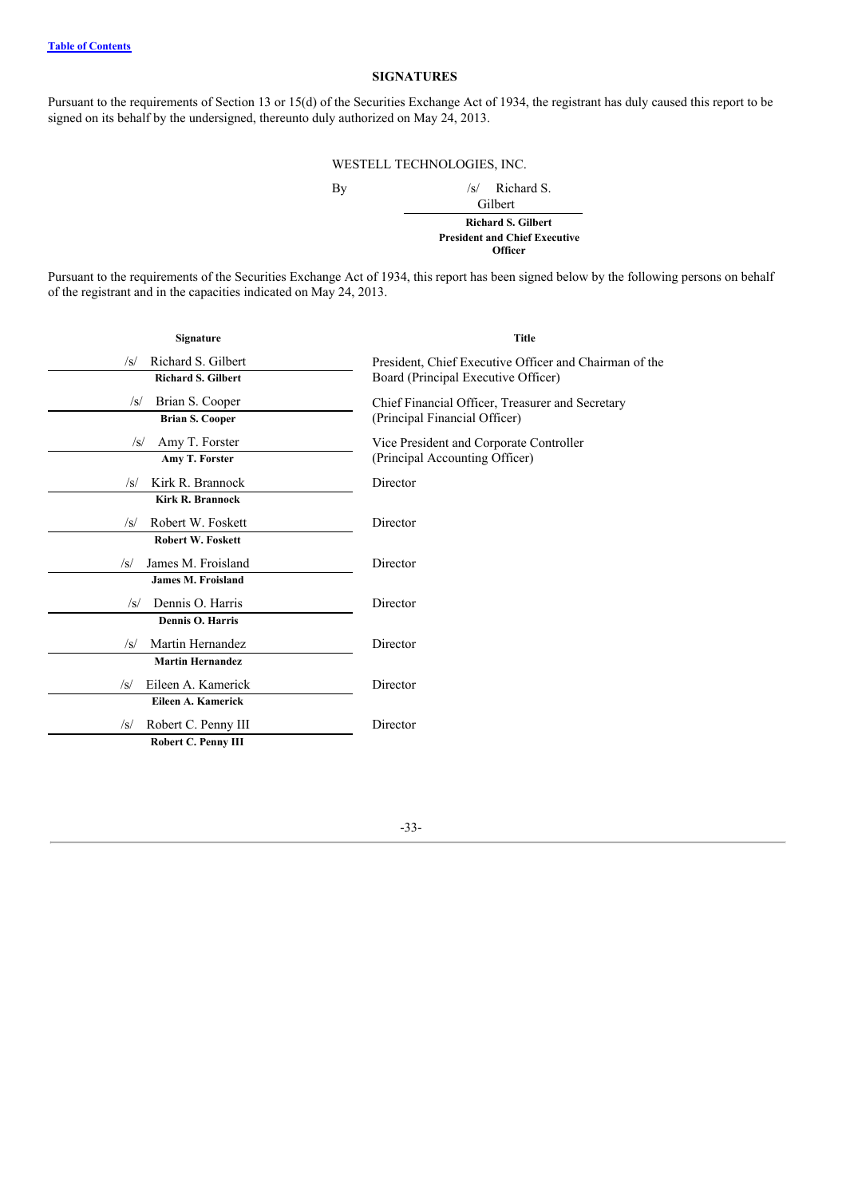[Table of Contents]

## SIGNATURES

Pursuant to the requirements of Section 13 or 15(d) of the Securities Exchange Act of 1934, the registrant has duly caused this report to be signed on its behalf by the undersigned, thereunto duly authorized on May 24, 2013.

WESTELL TECHNOLOGIES, INC.

By /s/ Richard S. Gilbert

**Richard S. Gilbert**
**President and Chief Executive Officer**

Pursuant to the requirements of the Securities Exchange Act of 1934, this report has been signed below by the following persons on behalf of the registrant and in the capacities indicated on May 24, 2013.

| Signature | Title |
| --- | --- |
| /s/ Richard S. Gilbert<br>**Richard S. Gilbert** | President, Chief Executive Officer and Chairman of the Board (Principal Executive Officer) |
| /s/ Brian S. Cooper<br>**Brian S. Cooper** | Chief Financial Officer, Treasurer and Secretary (Principal Financial Officer) |
| /s/ Amy T. Forster<br>**Amy T. Forster** | Vice President and Corporate Controller (Principal Accounting Officer) |
| /s/ Kirk R. Brannock<br>**Kirk R. Brannock** | Director |
| /s/ Robert W. Foskett<br>**Robert W. Foskett** | Director |
| /s/ James M. Froisland<br>**James M. Froisland** | Director |
| /s/ Dennis O. Harris<br>**Dennis O. Harris** | Director |
| /s/ Martin Hernandez<br>**Martin Hernandez** | Director |
| /s/ Eileen A. Kamerick<br>**Eileen A. Kamerick** | Director |
| /s/ Robert C. Penny III<br>**Robert C. Penny III** | Director |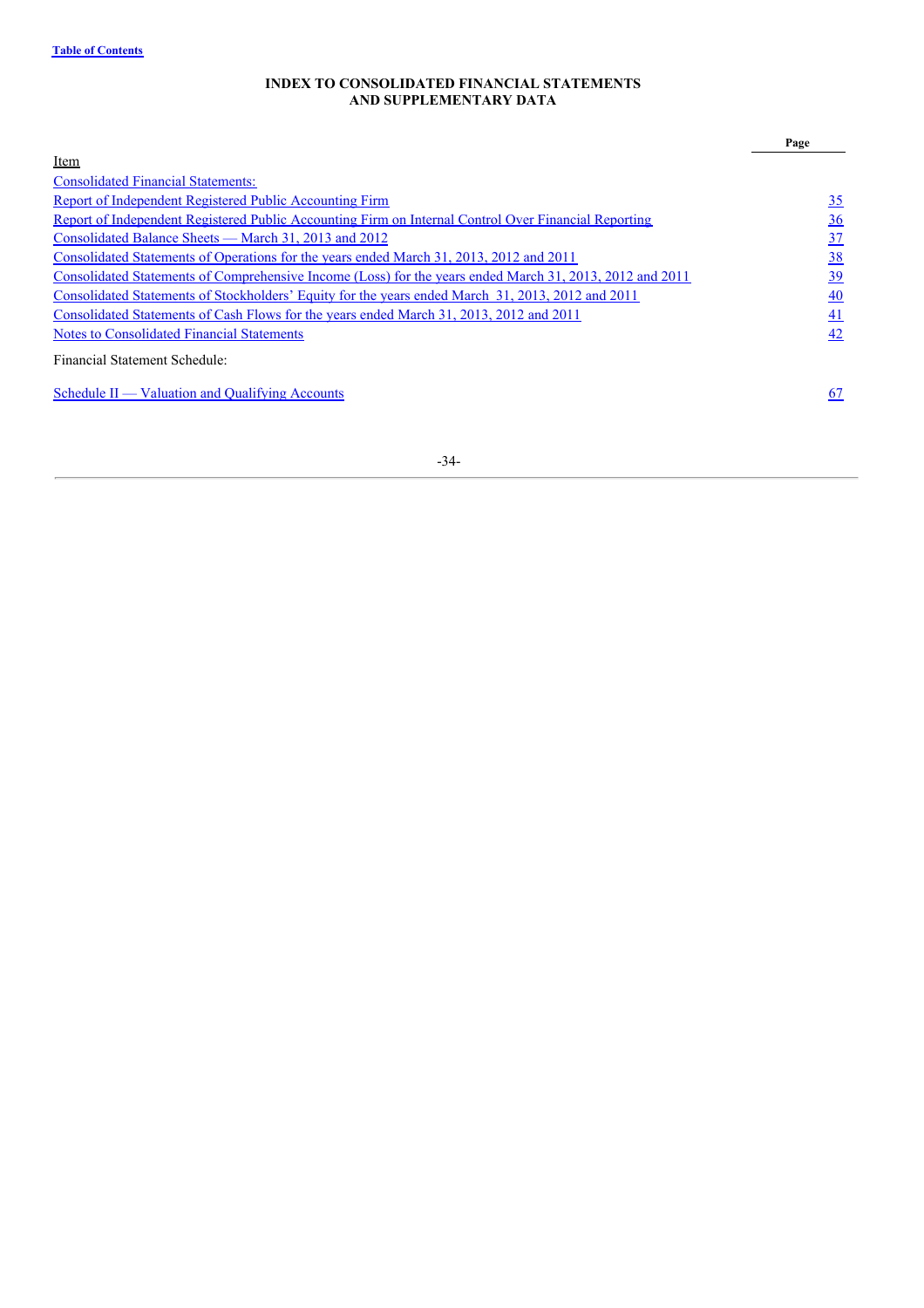# INDEX TO CONSOLIDATED FINANCIAL STATEMENTS AND SUPPLEMENTARY DATA

| Item | Page |
|---|---|
| Consolidated Financial Statements: | |
| Report of Independent Registered Public Accounting Firm | 35 |
| Report of Independent Registered Public Accounting Firm on Internal Control Over Financial Reporting | 36 |
| Consolidated Balance Sheets — March 31, 2013 and 2012 | 37 |
| Consolidated Statements of Operations for the years ended March 31, 2013, 2012 and 2011 | 38 |
| Consolidated Statements of Comprehensive Income (Loss) for the years ended March 31, 2013, 2012 and 2011 | 39 |
| Consolidated Statements of Stockholders' Equity for the years ended March 31, 2013, 2012 and 2011 | 40 |
| Consolidated Statements of Cash Flows for the years ended March 31, 2013, 2012 and 2011 | 41 |
| Notes to Consolidated Financial Statements | 42 |
| Financial Statement Schedule: | |
| Schedule II — Valuation and Qualifying Accounts | 67 |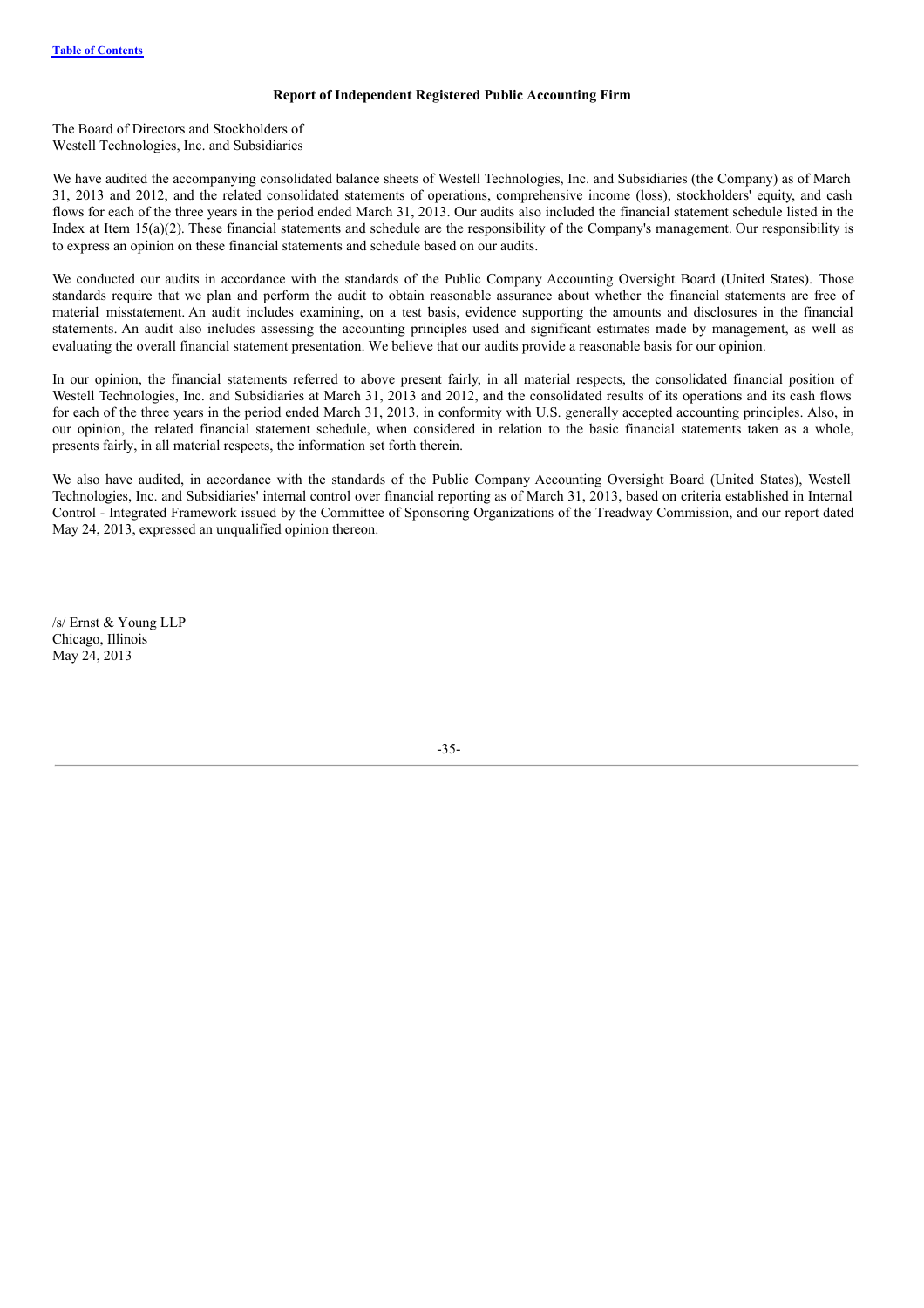**Report of Independent Registered Public Accounting Firm**

The Board of Directors and Stockholders of
Westell Technologies, Inc. and Subsidiaries

We have audited the accompanying consolidated balance sheets of Westell Technologies, Inc. and Subsidiaries (the Company) as of March 31, 2013 and 2012, and the related consolidated statements of operations, comprehensive income (loss), stockholders' equity, and cash flows for each of the three years in the period ended March 31, 2013. Our audits also included the financial statement schedule listed in the Index at Item 15(a)(2). These financial statements and schedule are the responsibility of the Company's management. Our responsibility is to express an opinion on these financial statements and schedule based on our audits.

We conducted our audits in accordance with the standards of the Public Company Accounting Oversight Board (United States). Those standards require that we plan and perform the audit to obtain reasonable assurance about whether the financial statements are free of material misstatement. An audit includes examining, on a test basis, evidence supporting the amounts and disclosures in the financial statements. An audit also includes assessing the accounting principles used and significant estimates made by management, as well as evaluating the overall financial statement presentation. We believe that our audits provide a reasonable basis for our opinion.

In our opinion, the financial statements referred to above present fairly, in all material respects, the consolidated financial position of Westell Technologies, Inc. and Subsidiaries at March 31, 2013 and 2012, and the consolidated results of its operations and its cash flows for each of the three years in the period ended March 31, 2013, in conformity with U.S. generally accepted accounting principles. Also, in our opinion, the related financial statement schedule, when considered in relation to the basic financial statements taken as a whole, presents fairly, in all material respects, the information set forth therein.

We also have audited, in accordance with the standards of the Public Company Accounting Oversight Board (United States), Westell Technologies, Inc. and Subsidiaries' internal control over financial reporting as of March 31, 2013, based on criteria established in Internal Control - Integrated Framework issued by the Committee of Sponsoring Organizations of the Treadway Commission, and our report dated May 24, 2013, expressed an unqualified opinion thereon.

/s/ Ernst & Young LLP
Chicago, Illinois
May 24, 2013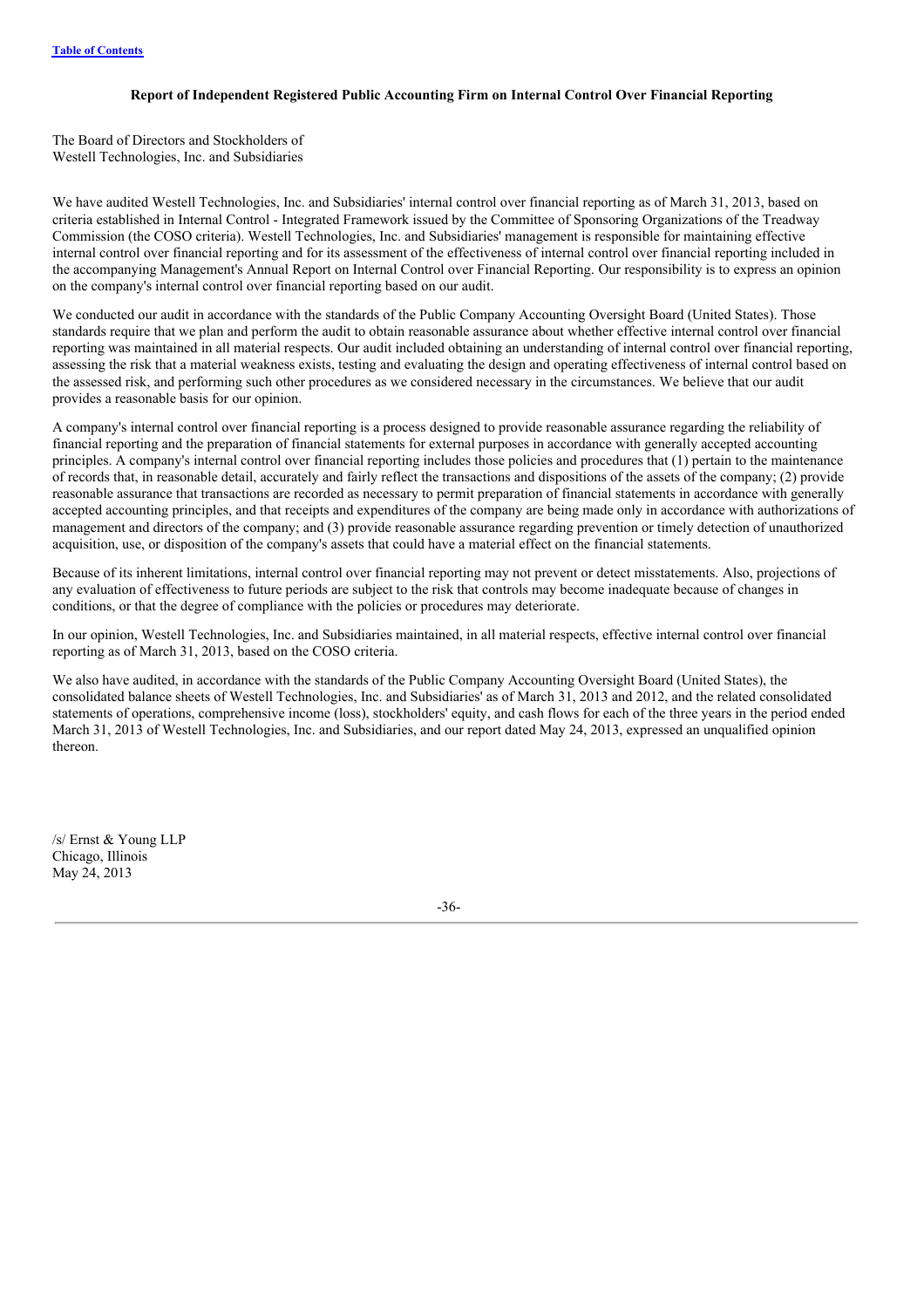Table of Contents

## Report of Independent Registered Public Accounting Firm on Internal Control Over Financial Reporting

The Board of Directors and Stockholders of
Westell Technologies, Inc. and Subsidiaries

We have audited Westell Technologies, Inc. and Subsidiaries' internal control over financial reporting as of March 31, 2013, based on criteria established in Internal Control - Integrated Framework issued by the Committee of Sponsoring Organizations of the Treadway Commission (the COSO criteria). Westell Technologies, Inc. and Subsidiaries' management is responsible for maintaining effective internal control over financial reporting and for its assessment of the effectiveness of internal control over financial reporting included in the accompanying Management's Annual Report on Internal Control over Financial Reporting. Our responsibility is to express an opinion on the company's internal control over financial reporting based on our audit.

We conducted our audit in accordance with the standards of the Public Company Accounting Oversight Board (United States). Those standards require that we plan and perform the audit to obtain reasonable assurance about whether effective internal control over financial reporting was maintained in all material respects. Our audit included obtaining an understanding of internal control over financial reporting, assessing the risk that a material weakness exists, testing and evaluating the design and operating effectiveness of internal control based on the assessed risk, and performing such other procedures as we considered necessary in the circumstances. We believe that our audit provides a reasonable basis for our opinion.

A company's internal control over financial reporting is a process designed to provide reasonable assurance regarding the reliability of financial reporting and the preparation of financial statements for external purposes in accordance with generally accepted accounting principles. A company's internal control over financial reporting includes those policies and procedures that (1) pertain to the maintenance of records that, in reasonable detail, accurately and fairly reflect the transactions and dispositions of the assets of the company; (2) provide reasonable assurance that transactions are recorded as necessary to permit preparation of financial statements in accordance with generally accepted accounting principles, and that receipts and expenditures of the company are being made only in accordance with authorizations of management and directors of the company; and (3) provide reasonable assurance regarding prevention or timely detection of unauthorized acquisition, use, or disposition of the company's assets that could have a material effect on the financial statements.

Because of its inherent limitations, internal control over financial reporting may not prevent or detect misstatements. Also, projections of any evaluation of effectiveness to future periods are subject to the risk that controls may become inadequate because of changes in conditions, or that the degree of compliance with the policies or procedures may deteriorate.

In our opinion, Westell Technologies, Inc. and Subsidiaries maintained, in all material respects, effective internal control over financial reporting as of March 31, 2013, based on the COSO criteria.

We also have audited, in accordance with the standards of the Public Company Accounting Oversight Board (United States), the consolidated balance sheets of Westell Technologies, Inc. and Subsidiaries' as of March 31, 2013 and 2012, and the related consolidated statements of operations, comprehensive income (loss), stockholders' equity, and cash flows for each of the three years in the period ended March 31, 2013 of Westell Technologies, Inc. and Subsidiaries, and our report dated May 24, 2013, expressed an unqualified opinion thereon.

/s/ Ernst & Young LLP
Chicago, Illinois
May 24, 2013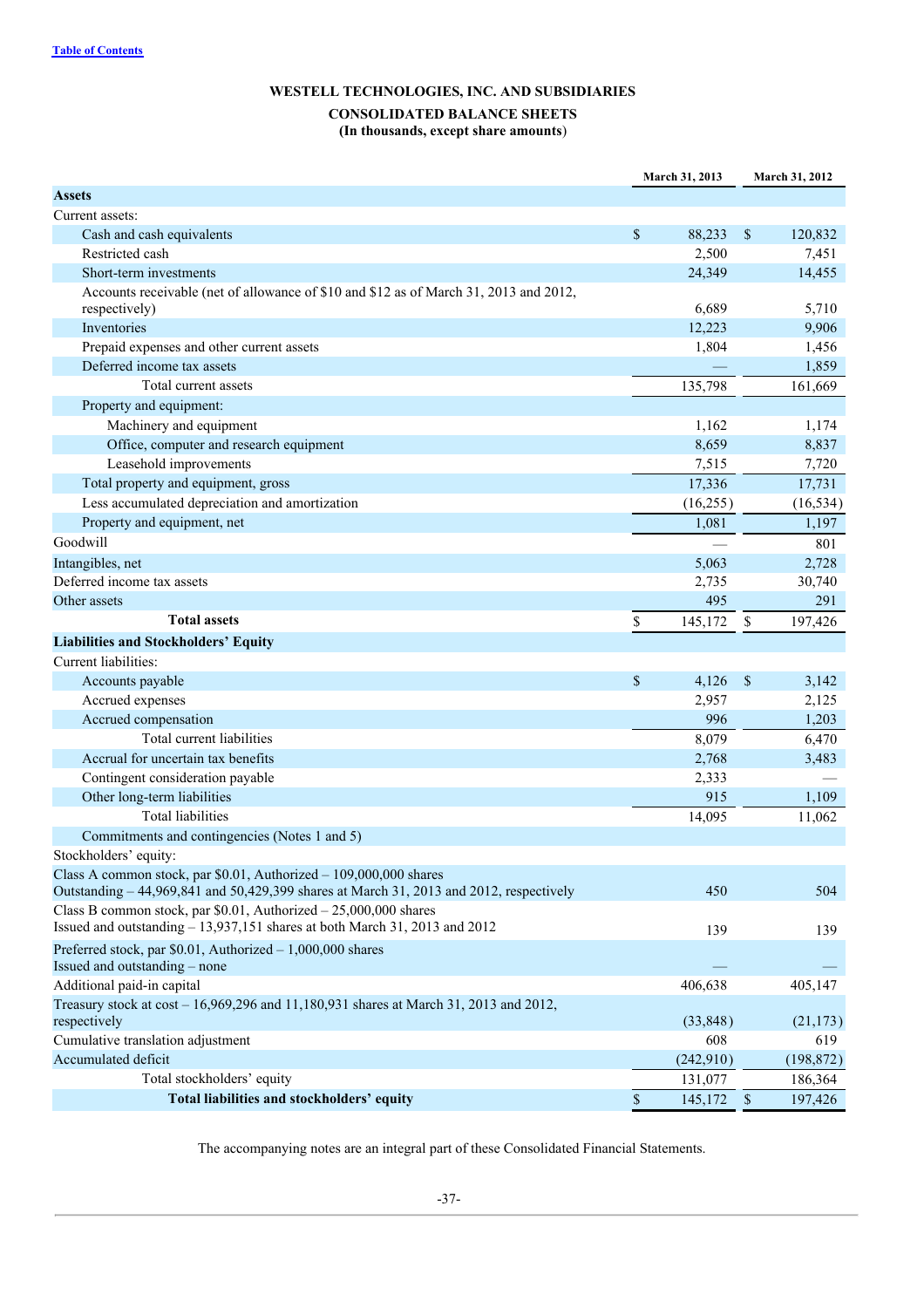[Table of Contents]

**WESTELL TECHNOLOGIES, INC. AND SUBSIDIARIES**

**CONSOLIDATED BALANCE SHEETS**

**(In thousands, except share amounts)**

| | March 31, 2013 | March 31, 2012 |
|---|---|---|
| **Assets** | | |
| Current assets: | | |
| Cash and cash equivalents | $ 88,233 | $ 120,832 |
| Restricted cash | 2,500 | 7,451 |
| Short-term investments | 24,349 | 14,455 |
| Accounts receivable (net of allowance of $10 and $12 as of March 31, 2013 and 2012, respectively) | 6,689 | 5,710 |
| Inventories | 12,223 | 9,906 |
| Prepaid expenses and other current assets | 1,804 | 1,456 |
| Deferred income tax assets | — | 1,859 |
| Total current assets | 135,798 | 161,669 |
| Property and equipment: | | |
| Machinery and equipment | 1,162 | 1,174 |
| Office, computer and research equipment | 8,659 | 8,837 |
| Leasehold improvements | 7,515 | 7,720 |
| Total property and equipment, gross | 17,336 | 17,731 |
| Less accumulated depreciation and amortization | (16,255) | (16,534) |
| Property and equipment, net | 1,081 | 1,197 |
| Goodwill | — | 801 |
| Intangibles, net | 5,063 | 2,728 |
| Deferred income tax assets | 2,735 | 30,740 |
| Other assets | 495 | 291 |
| **Total assets** | $ 145,172 | $ 197,426 |
| **Liabilities and Stockholders' Equity** | | |
| Current liabilities: | | |
| Accounts payable | $ 4,126 | $ 3,142 |
| Accrued expenses | 2,957 | 2,125 |
| Accrued compensation | 996 | 1,203 |
| Total current liabilities | 8,079 | 6,470 |
| Accrual for uncertain tax benefits | 2,768 | 3,483 |
| Contingent consideration payable | 2,333 | — |
| Other long-term liabilities | 915 | 1,109 |
| Total liabilities | 14,095 | 11,062 |
| Commitments and contingencies (Notes 1 and 5) | | |
| Stockholders' equity: | | |
| Class A common stock, par $0.01, Authorized – 109,000,000 shares Outstanding – 44,969,841 and 50,429,399 shares at March 31, 2013 and 2012, respectively | 450 | 504 |
| Class B common stock, par $0.01, Authorized – 25,000,000 shares Issued and outstanding – 13,937,151 shares at both March 31, 2013 and 2012 | 139 | 139 |
| Preferred stock, par $0.01, Authorized – 1,000,000 shares Issued and outstanding – none | — | — |
| Additional paid-in capital | 406,638 | 405,147 |
| Treasury stock at cost – 16,969,296 and 11,180,931 shares at March 31, 2013 and 2012, respectively | (33,848) | (21,173) |
| Cumulative translation adjustment | 608 | 619 |
| Accumulated deficit | (242,910) | (198,872) |
| Total stockholders' equity | 131,077 | 186,364 |
| **Total liabilities and stockholders' equity** | $ 145,172 | $ 197,426 |

The accompanying notes are an integral part of these Consolidated Financial Statements.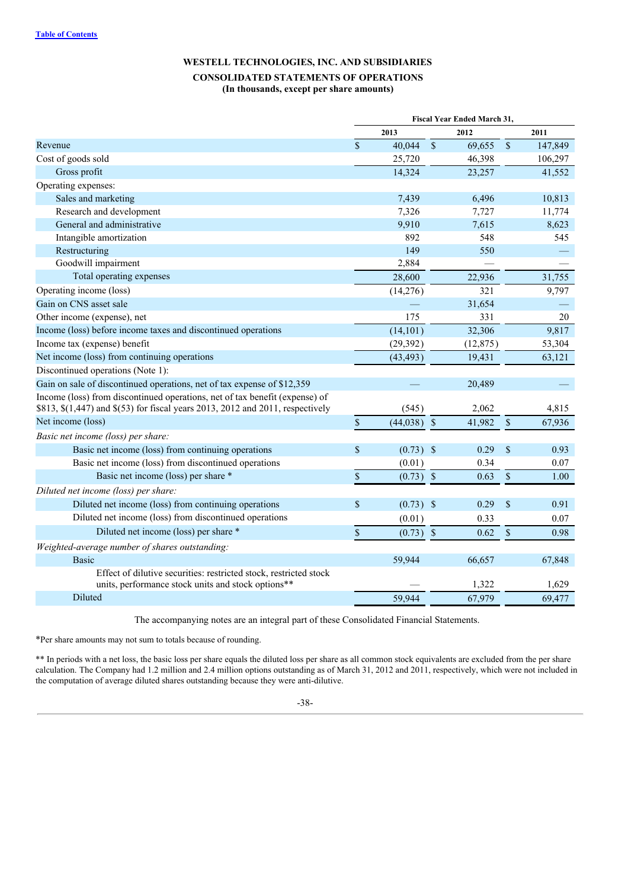[Table of Contents](#)

**WESTELL TECHNOLOGIES, INC. AND SUBSIDIARIES**

**CONSOLIDATED STATEMENTS OF OPERATIONS**

**(In thousands, except per share amounts)**

| | Fiscal Year Ended March 31, | | |
|---|---|---|---|
| | **2013** | **2012** | **2011** |
| Revenue | $ 40,044 | $ 69,655 | $ 147,849 |
| Cost of goods sold | 25,720 | 46,398 | 106,297 |
| Gross profit | 14,324 | 23,257 | 41,552 |
| Operating expenses: | | | |
| Sales and marketing | 7,439 | 6,496 | 10,813 |
| Research and development | 7,326 | 7,727 | 11,774 |
| General and administrative | 9,910 | 7,615 | 8,623 |
| Intangible amortization | 892 | 548 | 545 |
| Restructuring | 149 | 550 | — |
| Goodwill impairment | 2,884 | — | — |
| Total operating expenses | 28,600 | 22,936 | 31,755 |
| Operating income (loss) | (14,276) | 321 | 9,797 |
| Gain on CNS asset sale | — | 31,654 | — |
| Other income (expense), net | 175 | 331 | 20 |
| Income (loss) before income taxes and discontinued operations | (14,101) | 32,306 | 9,817 |
| Income tax (expense) benefit | (29,392) | (12,875) | 53,304 |
| Net income (loss) from continuing operations | (43,493) | 19,431 | 63,121 |
| Discontinued operations (Note 1): | | | |
| Gain on sale of discontinued operations, net of tax expense of $12,359 | — | 20,489 | — |
| Income (loss) from discontinued operations, net of tax benefit (expense) of $813, $(1,447) and $(53) for fiscal years 2013, 2012 and 2011, respectively | (545) | 2,062 | 4,815 |
| Net income (loss) | $ (44,038) | $ 41,982 | $ 67,936 |
| *Basic net income (loss) per share:* | | | |
| Basic net income (loss) from continuing operations | $ (0.73) | $ 0.29 | $ 0.93 |
| Basic net income (loss) from discontinued operations | (0.01) | 0.34 | 0.07 |
| Basic net income (loss) per share * | $ (0.73) | $ 0.63 | $ 1.00 |
| *Diluted net income (loss) per share:* | | | |
| Diluted net income (loss) from continuing operations | $ (0.73) | $ 0.29 | $ 0.91 |
| Diluted net income (loss) from discontinued operations | (0.01) | 0.33 | 0.07 |
| Diluted net income (loss) per share * | $ (0.73) | $ 0.62 | $ 0.98 |
| *Weighted-average number of shares outstanding:* | | | |
| Basic | 59,944 | 66,657 | 67,848 |
| Effect of dilutive securities: restricted stock, restricted stock units, performance stock units and stock options** | — | 1,322 | 1,629 |
| Diluted | 59,944 | 67,979 | 69,477 |

The accompanying notes are an integral part of these Consolidated Financial Statements.

*Per share amounts may not sum to totals because of rounding.

** In periods with a net loss, the basic loss per share equals the diluted loss per share as all common stock equivalents are excluded from the per share calculation. The Company had 1.2 million and 2.4 million options outstanding as of March 31, 2012 and 2011, respectively, which were not included in the computation of average diluted shares outstanding because they were anti-dilutive.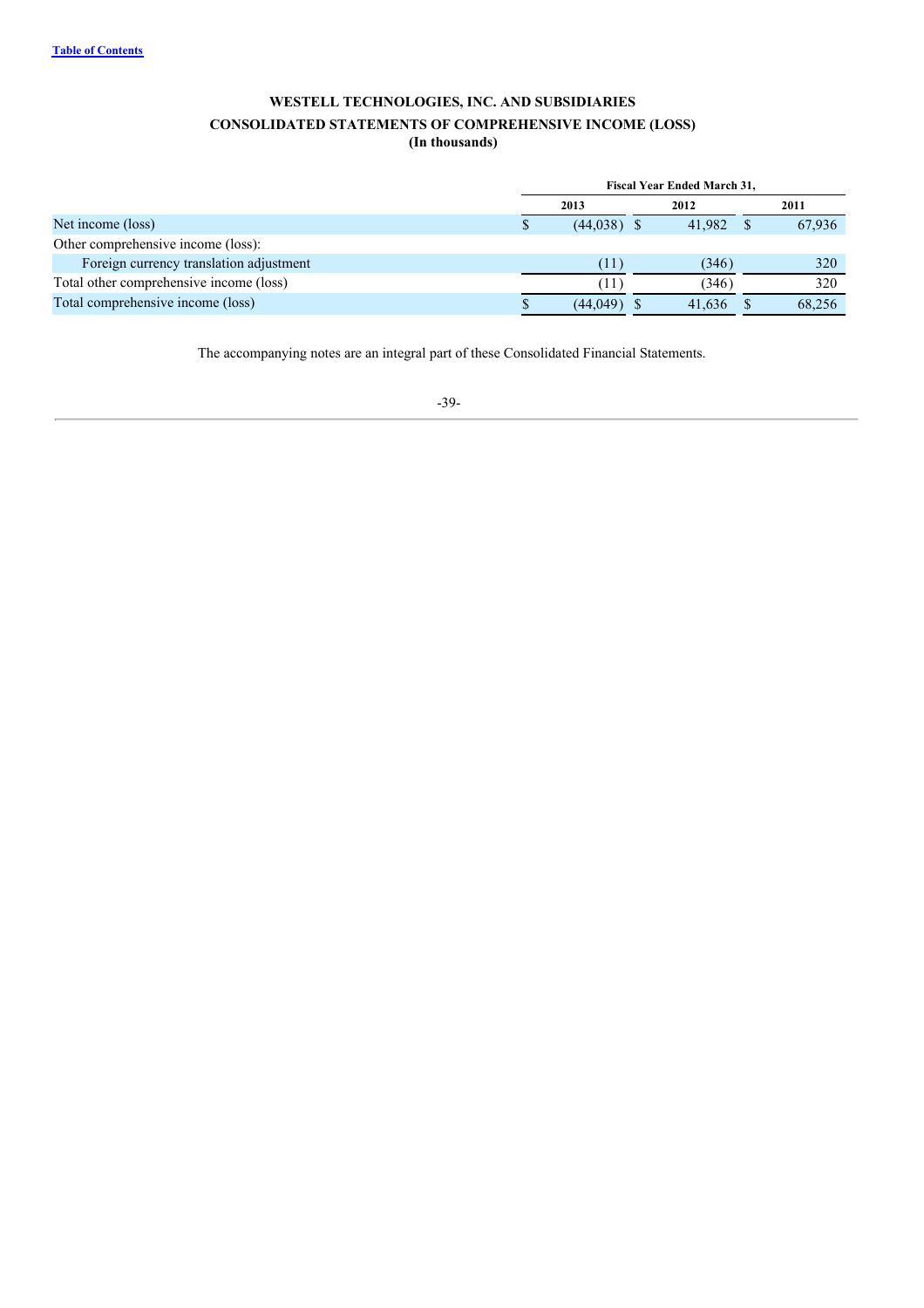[Table of Contents](#)

**WESTELL TECHNOLOGIES, INC. AND SUBSIDIARIES**
**CONSOLIDATED STATEMENTS OF COMPREHENSIVE INCOME (LOSS)**
**(In thousands)**

| | Fiscal Year Ended March 31, | | |
|---|---|---|---|
| | **2013** | **2012** | **2011** |
| Net income (loss) | $ (44,038) | $ 41,982 | $ 67,936 |
| Other comprehensive income (loss): | | | |
| Foreign currency translation adjustment | (11) | (346) | 320 |
| Total other comprehensive income (loss) | (11) | (346) | 320 |
| Total comprehensive income (loss) | $ (44,049) | $ 41,636 | $ 68,256 |

The accompanying notes are an integral part of these Consolidated Financial Statements.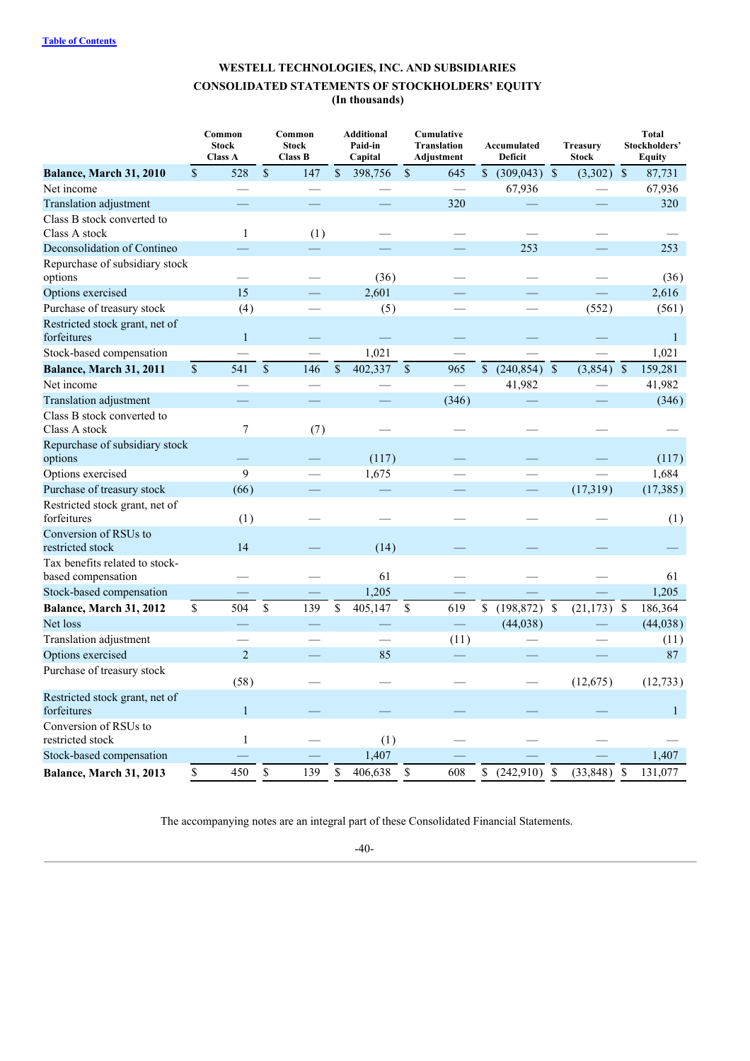Table of Contents

# WESTELL TECHNOLOGIES, INC. AND SUBSIDIARIES

## CONSOLIDATED STATEMENTS OF STOCKHOLDERS' EQUITY

**(In thousands)**

| | Common Stock Class A | Common Stock Class B | Additional Paid-in Capital | Cumulative Translation Adjustment | Accumulated Deficit | Treasury Stock | Total Stockholders' Equity |
|---|---|---|---|---|---|---|---|
| **Balance, March 31, 2010** | $ 528 | $ 147 | $ 398,756 | $ 645 | $ (309,043) | $ (3,302) | $ 87,731 |
| Net income | — | — | — | — | 67,936 | — | 67,936 |
| Translation adjustment | — | — | — | 320 | — | — | 320 |
| Class B stock converted to Class A stock | 1 | (1) | — | — | — | — | — |
| Deconsolidation of Contineo | — | — | — | — | 253 | — | 253 |
| Repurchase of subsidiary stock options | — | — | (36) | — | — | — | (36) |
| Options exercised | 15 | — | 2,601 | — | — | — | 2,616 |
| Purchase of treasury stock | (4) | — | (5) | — | — | (552) | (561) |
| Restricted stock grant, net of forfeitures | 1 | — | — | — | — | — | 1 |
| Stock-based compensation | — | — | 1,021 | — | — | — | 1,021 |
| **Balance, March 31, 2011** | $ 541 | $ 146 | $ 402,337 | $ 965 | $ (240,854) | $ (3,854) | $ 159,281 |
| Net income | — | — | — | — | 41,982 | — | 41,982 |
| Translation adjustment | — | — | — | (346) | — | — | (346) |
| Class B stock converted to Class A stock | 7 | (7) | — | — | — | — | — |
| Repurchase of subsidiary stock options | — | — | (117) | — | — | — | (117) |
| Options exercised | 9 | — | 1,675 | — | — | — | 1,684 |
| Purchase of treasury stock | (66) | — | — | — | — | (17,319) | (17,385) |
| Restricted stock grant, net of forfeitures | (1) | — | — | — | — | — | (1) |
| Conversion of RSUs to restricted stock | 14 | — | (14) | — | — | — | — |
| Tax benefits related to stock-based compensation | — | — | 61 | — | — | — | 61 |
| Stock-based compensation | — | — | 1,205 | — | — | — | 1,205 |
| **Balance, March 31, 2012** | $ 504 | $ 139 | $ 405,147 | $ 619 | $ (198,872) | $ (21,173) | $ 186,364 |
| Net loss | — | — | — | — | (44,038) | — | (44,038) |
| Translation adjustment | — | — | — | (11) | — | — | (11) |
| Options exercised | 2 | — | 85 | — | — | — | 87 |
| Purchase of treasury stock | (58) | — | — | — | — | (12,675) | (12,733) |
| Restricted stock grant, net of forfeitures | 1 | — | — | — | — | — | 1 |
| Conversion of RSUs to restricted stock | 1 | — | (1) | — | — | — | — |
| Stock-based compensation | — | — | 1,407 | — | — | — | 1,407 |
| **Balance, March 31, 2013** | $ 450 | $ 139 | $ 406,638 | $ 608 | $ (242,910) | $ (33,848) | $ 131,077 |

The accompanying notes are an integral part of these Consolidated Financial Statements.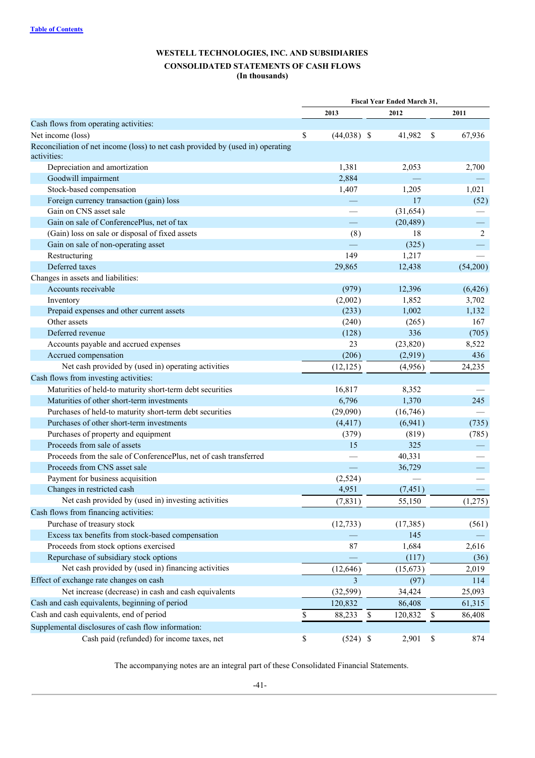[Table of Contents](#)

**WESTELL TECHNOLOGIES, INC. AND SUBSIDIARIES**

**CONSOLIDATED STATEMENTS OF CASH FLOWS**

**(In thousands)**

| | Fiscal Year Ended March 31, | | |
|---|---|---|---|
| | 2013 | 2012 | 2011 |
| Cash flows from operating activities: | | | |
| Net income (loss) | $ (44,038) | $ 41,982 | $ 67,936 |
| Reconciliation of net income (loss) to net cash provided by (used in) operating activities: | | | |
| Depreciation and amortization | 1,381 | 2,053 | 2,700 |
| Goodwill impairment | 2,884 | — | — |
| Stock-based compensation | 1,407 | 1,205 | 1,021 |
| Foreign currency transaction (gain) loss | — | 17 | (52) |
| Gain on CNS asset sale | — | (31,654) | — |
| Gain on sale of ConferencePlus, net of tax | — | (20,489) | — |
| (Gain) loss on sale or disposal of fixed assets | (8) | 18 | 2 |
| Gain on sale of non-operating asset | — | (325) | — |
| Restructuring | 149 | 1,217 | — |
| Deferred taxes | 29,865 | 12,438 | (54,200) |
| Changes in assets and liabilities: | | | |
| Accounts receivable | (979) | 12,396 | (6,426) |
| Inventory | (2,002) | 1,852 | 3,702 |
| Prepaid expenses and other current assets | (233) | 1,002 | 1,132 |
| Other assets | (240) | (265) | 167 |
| Deferred revenue | (128) | 336 | (705) |
| Accounts payable and accrued expenses | 23 | (23,820) | 8,522 |
| Accrued compensation | (206) | (2,919) | 436 |
| Net cash provided by (used in) operating activities | (12,125) | (4,956) | 24,235 |
| Cash flows from investing activities: | | | |
| Maturities of held-to maturity short-term debt securities | 16,817 | 8,352 | — |
| Maturities of other short-term investments | 6,796 | 1,370 | 245 |
| Purchases of held-to maturity short-term debt securities | (29,090) | (16,746) | — |
| Purchases of other short-term investments | (4,417) | (6,941) | (735) |
| Purchases of property and equipment | (379) | (819) | (785) |
| Proceeds from sale of assets | 15 | 325 | — |
| Proceeds from the sale of ConferencePlus, net of cash transferred | — | 40,331 | — |
| Proceeds from CNS asset sale | — | 36,729 | — |
| Payment for business acquisition | (2,524) | — | — |
| Changes in restricted cash | 4,951 | (7,451) | — |
| Net cash provided by (used in) investing activities | (7,831) | 55,150 | (1,275) |
| Cash flows from financing activities: | | | |
| Purchase of treasury stock | (12,733) | (17,385) | (561) |
| Excess tax benefits from stock-based compensation | — | 145 | — |
| Proceeds from stock options exercised | 87 | 1,684 | 2,616 |
| Repurchase of subsidiary stock options | — | (117) | (36) |
| Net cash provided by (used in) financing activities | (12,646) | (15,673) | 2,019 |
| Effect of exchange rate changes on cash | 3 | (97) | 114 |
| Net increase (decrease) in cash and cash equivalents | (32,599) | 34,424 | 25,093 |
| Cash and cash equivalents, beginning of period | 120,832 | 86,408 | 61,315 |
| Cash and cash equivalents, end of period | $ 88,233 | $ 120,832 | $ 86,408 |
| Supplemental disclosures of cash flow information: | | | |
| Cash paid (refunded) for income taxes, net | $ (524) | $ 2,901 | $ 874 |

The accompanying notes are an integral part of these Consolidated Financial Statements.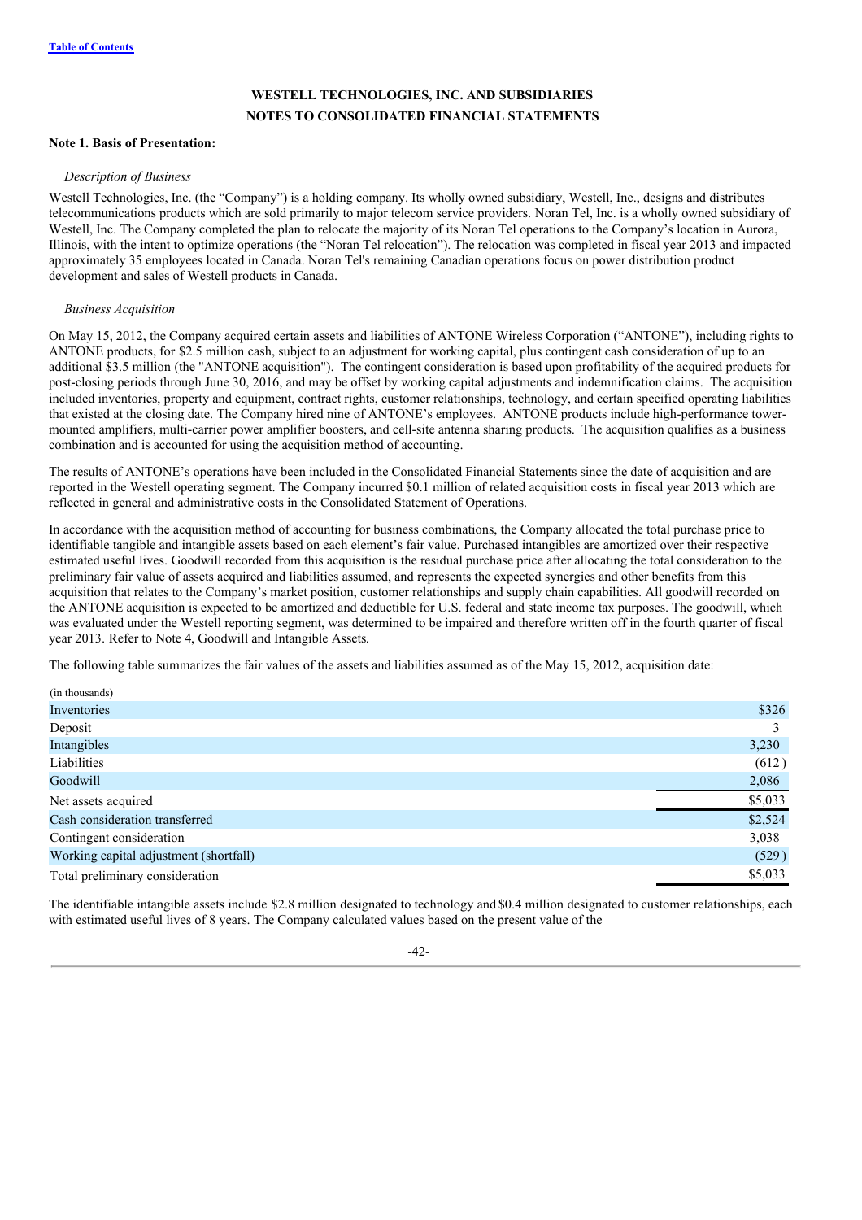WESTELL TECHNOLOGIES, INC. AND SUBSIDIARIES
NOTES TO CONSOLIDATED FINANCIAL STATEMENTS

**Note 1. Basis of Presentation:**

*Description of Business*

Westell Technologies, Inc. (the "Company") is a holding company. Its wholly owned subsidiary, Westell, Inc., designs and distributes telecommunications products which are sold primarily to major telecom service providers. Noran Tel, Inc. is a wholly owned subsidiary of Westell, Inc. The Company completed the plan to relocate the majority of its Noran Tel operations to the Company's location in Aurora, Illinois, with the intent to optimize operations (the "Noran Tel relocation"). The relocation was completed in fiscal year 2013 and impacted approximately 35 employees located in Canada. Noran Tel's remaining Canadian operations focus on power distribution product development and sales of Westell products in Canada.

*Business Acquisition*

On May 15, 2012, the Company acquired certain assets and liabilities of ANTONE Wireless Corporation ("ANTONE"), including rights to ANTONE products, for $2.5 million cash, subject to an adjustment for working capital, plus contingent cash consideration of up to an additional $3.5 million (the "ANTONE acquisition"). The contingent consideration is based upon profitability of the acquired products for post-closing periods through June 30, 2016, and may be offset by working capital adjustments and indemnification claims. The acquisition included inventories, property and equipment, contract rights, customer relationships, technology, and certain specified operating liabilities that existed at the closing date. The Company hired nine of ANTONE's employees. ANTONE products include high-performance tower-mounted amplifiers, multi-carrier power amplifier boosters, and cell-site antenna sharing products. The acquisition qualifies as a business combination and is accounted for using the acquisition method of accounting.

The results of ANTONE's operations have been included in the Consolidated Financial Statements since the date of acquisition and are reported in the Westell operating segment. The Company incurred $0.1 million of related acquisition costs in fiscal year 2013 which are reflected in general and administrative costs in the Consolidated Statement of Operations.

In accordance with the acquisition method of accounting for business combinations, the Company allocated the total purchase price to identifiable tangible and intangible assets based on each element's fair value. Purchased intangibles are amortized over their respective estimated useful lives. Goodwill recorded from this acquisition is the residual purchase price after allocating the total consideration to the preliminary fair value of assets acquired and liabilities assumed, and represents the expected synergies and other benefits from this acquisition that relates to the Company's market position, customer relationships and supply chain capabilities. All goodwill recorded on the ANTONE acquisition is expected to be amortized and deductible for U.S. federal and state income tax purposes. The goodwill, which was evaluated under the Westell reporting segment, was determined to be impaired and therefore written off in the fourth quarter of fiscal year 2013. Refer to Note 4, Goodwill and Intangible Assets.

The following table summarizes the fair values of the assets and liabilities assumed as of the May 15, 2012, acquisition date:

| (in thousands) | |
|---|---|
| Inventories | $326 |
| Deposit | 3 |
| Intangibles | 3,230 |
| Liabilities | (612) |
| Goodwill | 2,086 |
| Net assets acquired | $5,033 |
| Cash consideration transferred | $2,524 |
| Contingent consideration | 3,038 |
| Working capital adjustment (shortfall) | (529) |
| Total preliminary consideration | $5,033 |

The identifiable intangible assets include $2.8 million designated to technology and $0.4 million designated to customer relationships, each with estimated useful lives of 8 years. The Company calculated values based on the present value of the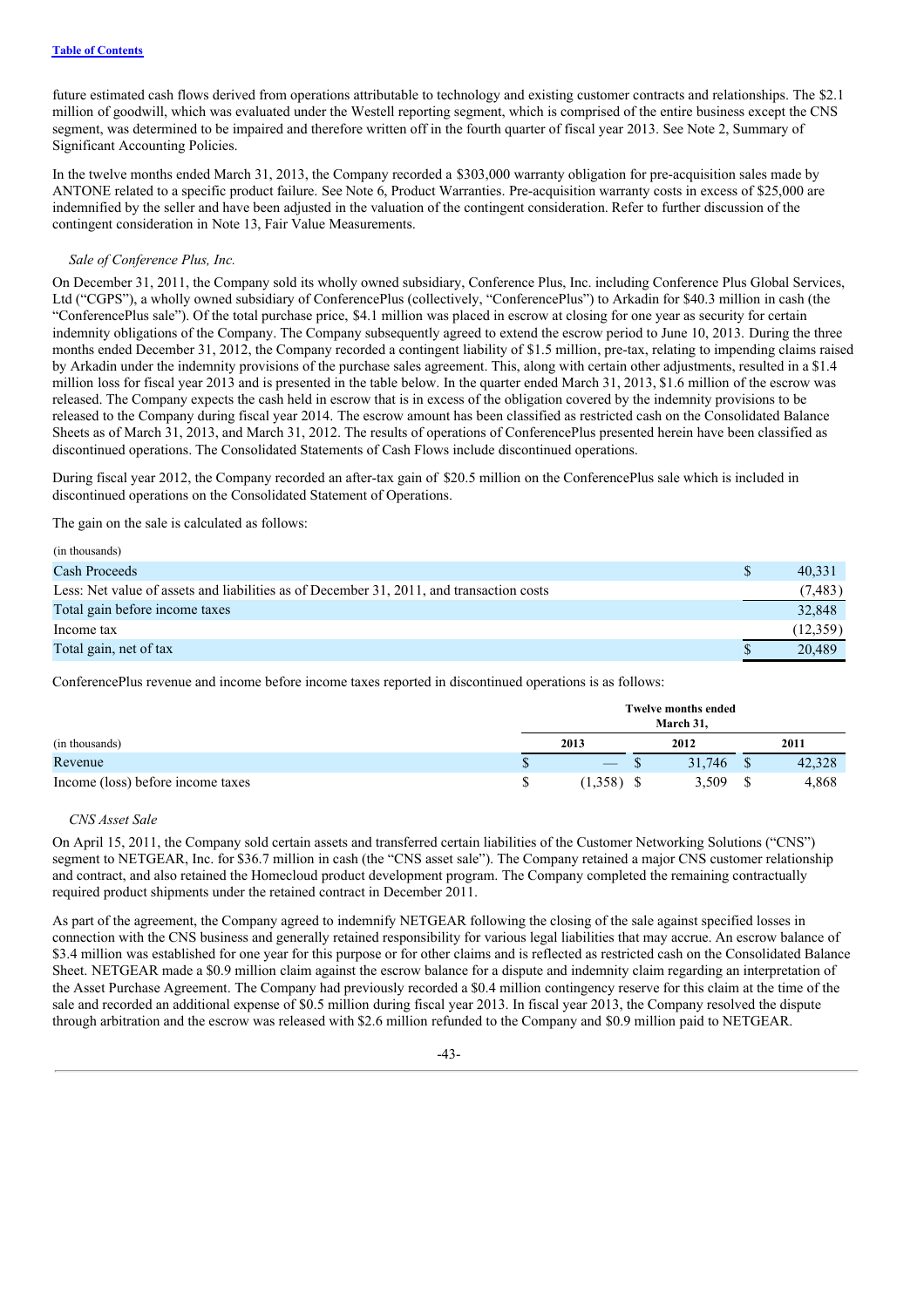future estimated cash flows derived from operations attributable to technology and existing customer contracts and relationships. The $2.1 million of goodwill, which was evaluated under the Westell reporting segment, which is comprised of the entire business except the CNS segment, was determined to be impaired and therefore written off in the fourth quarter of fiscal year 2013. See Note 2, Summary of Significant Accounting Policies.

In the twelve months ended March 31, 2013, the Company recorded a $303,000 warranty obligation for pre-acquisition sales made by ANTONE related to a specific product failure. See Note 6, Product Warranties. Pre-acquisition warranty costs in excess of $25,000 are indemnified by the seller and have been adjusted in the valuation of the contingent consideration. Refer to further discussion of the contingent consideration in Note 13, Fair Value Measurements.

*Sale of Conference Plus, Inc.*

On December 31, 2011, the Company sold its wholly owned subsidiary, Conference Plus, Inc. including Conference Plus Global Services, Ltd ("CGPS"), a wholly owned subsidiary of ConferencePlus (collectively, "ConferencePlus") to Arkadin for $40.3 million in cash (the "ConferencePlus sale"). Of the total purchase price, $4.1 million was placed in escrow at closing for one year as security for certain indemnity obligations of the Company. The Company subsequently agreed to extend the escrow period to June 10, 2013. During the three months ended December 31, 2012, the Company recorded a contingent liability of $1.5 million, pre-tax, relating to impending claims raised by Arkadin under the indemnity provisions of the purchase sales agreement. This, along with certain other adjustments, resulted in a $1.4 million loss for fiscal year 2013 and is presented in the table below. In the quarter ended March 31, 2013, $1.6 million of the escrow was released. The Company expects the cash held in escrow that is in excess of the obligation covered by the indemnity provisions to be released to the Company during fiscal year 2014. The escrow amount has been classified as restricted cash on the Consolidated Balance Sheets as of March 31, 2013, and March 31, 2012. The results of operations of ConferencePlus presented herein have been classified as discontinued operations. The Consolidated Statements of Cash Flows include discontinued operations.

During fiscal year 2012, the Company recorded an after-tax gain of $20.5 million on the ConferencePlus sale which is included in discontinued operations on the Consolidated Statement of Operations.

The gain on the sale is calculated as follows:

| (in thousands) | |
|---|---|
| Cash Proceeds | $ 40,331 |
| Less: Net value of assets and liabilities as of December 31, 2011, and transaction costs | (7,483) |
| Total gain before income taxes | 32,848 |
| Income tax | (12,359) |
| Total gain, net of tax | $ 20,489 |

ConferencePlus revenue and income before income taxes reported in discontinued operations is as follows:

| | Twelve months ended March 31, | | |
|---|---|---|---|
| (in thousands) | 2013 | 2012 | 2011 |
| Revenue | $ — | $ 31,746 | $ 42,328 |
| Income (loss) before income taxes | $ (1,358) | $ 3,509 | $ 4,868 |

*CNS Asset Sale*

On April 15, 2011, the Company sold certain assets and transferred certain liabilities of the Customer Networking Solutions ("CNS") segment to NETGEAR, Inc. for $36.7 million in cash (the "CNS asset sale"). The Company retained a major CNS customer relationship and contract, and also retained the Homecloud product development program. The Company completed the remaining contractually required product shipments under the retained contract in December 2011.

As part of the agreement, the Company agreed to indemnify NETGEAR following the closing of the sale against specified losses in connection with the CNS business and generally retained responsibility for various legal liabilities that may accrue. An escrow balance of $3.4 million was established for one year for this purpose or for other claims and is reflected as restricted cash on the Consolidated Balance Sheet. NETGEAR made a $0.9 million claim against the escrow balance for a dispute and indemnity claim regarding an interpretation of the Asset Purchase Agreement. The Company had previously recorded a $0.4 million contingency reserve for this claim at the time of the sale and recorded an additional expense of $0.5 million during fiscal year 2013. In fiscal year 2013, the Company resolved the dispute through arbitration and the escrow was released with $2.6 million refunded to the Company and $0.9 million paid to NETGEAR.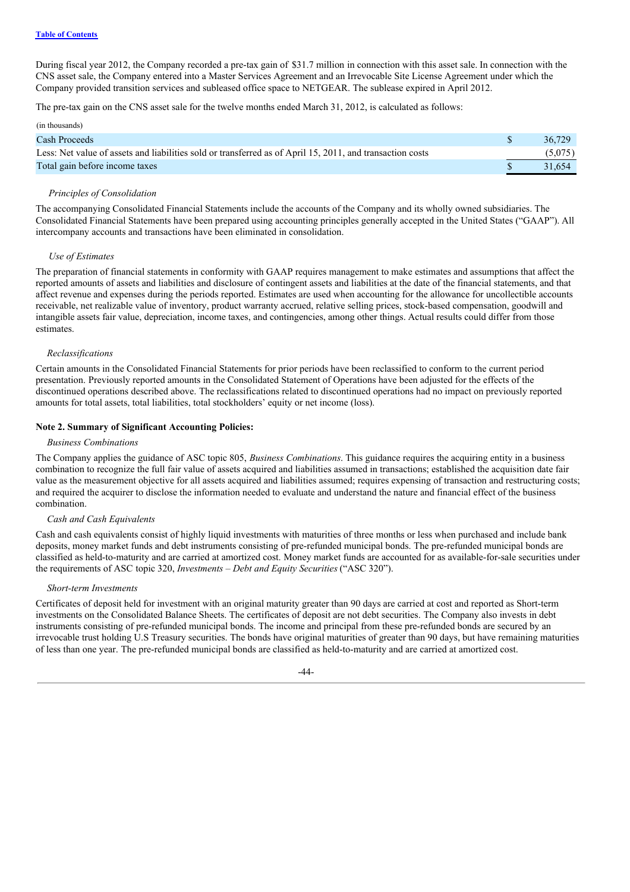During fiscal year 2012, the Company recorded a pre-tax gain of $31.7 million in connection with this asset sale. In connection with the CNS asset sale, the Company entered into a Master Services Agreement and an Irrevocable Site License Agreement under which the Company provided transition services and subleased office space to NETGEAR. The sublease expired in April 2012.

The pre-tax gain on the CNS asset sale for the twelve months ended March 31, 2012, is calculated as follows:

(in thousands)

| | | |
|---|---|---|
| Cash Proceeds | $ | 36,729 |
| Less: Net value of assets and liabilities sold or transferred as of April 15, 2011, and transaction costs | | (5,075) |
| Total gain before income taxes | $ | 31,654 |

*Principles of Consolidation*

The accompanying Consolidated Financial Statements include the accounts of the Company and its wholly owned subsidiaries. The Consolidated Financial Statements have been prepared using accounting principles generally accepted in the United States ("GAAP"). All intercompany accounts and transactions have been eliminated in consolidation.

*Use of Estimates*

The preparation of financial statements in conformity with GAAP requires management to make estimates and assumptions that affect the reported amounts of assets and liabilities and disclosure of contingent assets and liabilities at the date of the financial statements, and that affect revenue and expenses during the periods reported. Estimates are used when accounting for the allowance for uncollectible accounts receivable, net realizable value of inventory, product warranty accrued, relative selling prices, stock-based compensation, goodwill and intangible assets fair value, depreciation, income taxes, and contingencies, among other things. Actual results could differ from those estimates.

*Reclassifications*

Certain amounts in the Consolidated Financial Statements for prior periods have been reclassified to conform to the current period presentation. Previously reported amounts in the Consolidated Statement of Operations have been adjusted for the effects of the discontinued operations described above. The reclassifications related to discontinued operations had no impact on previously reported amounts for total assets, total liabilities, total stockholders' equity or net income (loss).

**Note 2. Summary of Significant Accounting Policies:**

*Business Combinations*

The Company applies the guidance of ASC topic 805, *Business Combinations*. This guidance requires the acquiring entity in a business combination to recognize the full fair value of assets acquired and liabilities assumed in transactions; established the acquisition date fair value as the measurement objective for all assets acquired and liabilities assumed; requires expensing of transaction and restructuring costs; and required the acquirer to disclose the information needed to evaluate and understand the nature and financial effect of the business combination.

*Cash and Cash Equivalents*

Cash and cash equivalents consist of highly liquid investments with maturities of three months or less when purchased and include bank deposits, money market funds and debt instruments consisting of pre-refunded municipal bonds. The pre-refunded municipal bonds are classified as held-to-maturity and are carried at amortized cost. Money market funds are accounted for as available-for-sale securities under the requirements of ASC topic 320, *Investments – Debt and Equity Securities* ("ASC 320").

*Short-term Investments*

Certificates of deposit held for investment with an original maturity greater than 90 days are carried at cost and reported as Short-term investments on the Consolidated Balance Sheets. The certificates of deposit are not debt securities. The Company also invests in debt instruments consisting of pre-refunded municipal bonds. The income and principal from these pre-refunded bonds are secured by an irrevocable trust holding U.S Treasury securities. The bonds have original maturities of greater than 90 days, but have remaining maturities of less than one year. The pre-refunded municipal bonds are classified as held-to-maturity and are carried at amortized cost.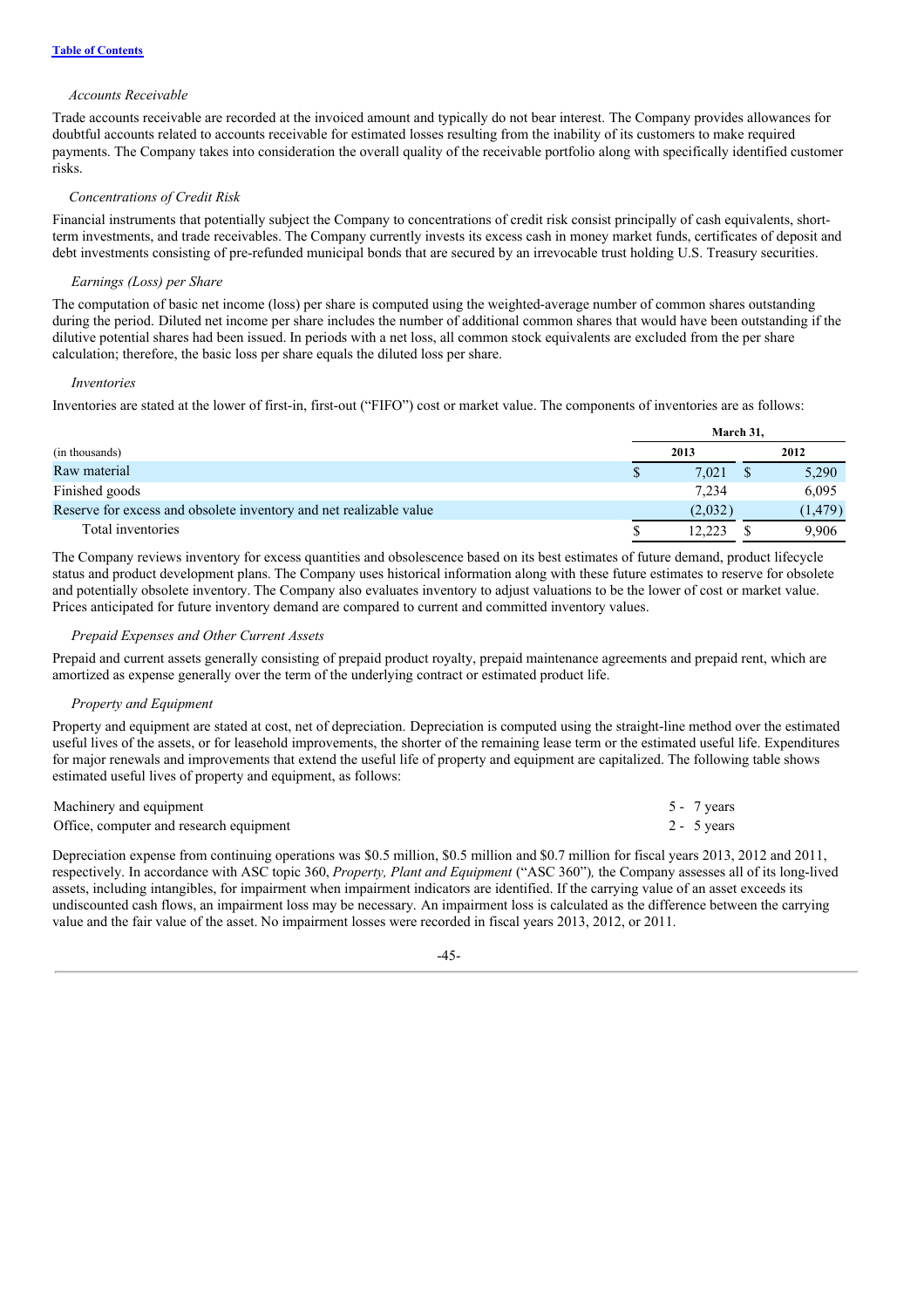*Accounts Receivable*

Trade accounts receivable are recorded at the invoiced amount and typically do not bear interest. The Company provides allowances for doubtful accounts related to accounts receivable for estimated losses resulting from the inability of its customers to make required payments. The Company takes into consideration the overall quality of the receivable portfolio along with specifically identified customer risks.

*Concentrations of Credit Risk*

Financial instruments that potentially subject the Company to concentrations of credit risk consist principally of cash equivalents, short-term investments, and trade receivables. The Company currently invests its excess cash in money market funds, certificates of deposit and debt investments consisting of pre-refunded municipal bonds that are secured by an irrevocable trust holding U.S. Treasury securities.

*Earnings (Loss) per Share*

The computation of basic net income (loss) per share is computed using the weighted-average number of common shares outstanding during the period. Diluted net income per share includes the number of additional common shares that would have been outstanding if the dilutive potential shares had been issued. In periods with a net loss, all common stock equivalents are excluded from the per share calculation; therefore, the basic loss per share equals the diluted loss per share.

*Inventories*

Inventories are stated at the lower of first-in, first-out ("FIFO") cost or market value. The components of inventories are as follows:

| | March 31, | |
|---|---|---|
| (in thousands) | 2013 | 2012 |
| Raw material | $ 7,021 | $ 5,290 |
| Finished goods | 7,234 | 6,095 |
| Reserve for excess and obsolete inventory and net realizable value | (2,032) | (1,479) |
| Total inventories | $ 12,223 | $ 9,906 |

The Company reviews inventory for excess quantities and obsolescence based on its best estimates of future demand, product lifecycle status and product development plans. The Company uses historical information along with these future estimates to reserve for obsolete and potentially obsolete inventory. The Company also evaluates inventory to adjust valuations to be the lower of cost or market value. Prices anticipated for future inventory demand are compared to current and committed inventory values.

*Prepaid Expenses and Other Current Assets*

Prepaid and current assets generally consisting of prepaid product royalty, prepaid maintenance agreements and prepaid rent, which are amortized as expense generally over the term of the underlying contract or estimated product life.

*Property and Equipment*

Property and equipment are stated at cost, net of depreciation. Depreciation is computed using the straight-line method over the estimated useful lives of the assets, or for leasehold improvements, the shorter of the remaining lease term or the estimated useful life. Expenditures for major renewals and improvements that extend the useful life of property and equipment are capitalized. The following table shows estimated useful lives of property and equipment, as follows:

| | |
|---|---|
| Machinery and equipment | 5 - 7 years |
| Office, computer and research equipment | 2 - 5 years |

Depreciation expense from continuing operations was $0.5 million, $0.5 million and $0.7 million for fiscal years 2013, 2012 and 2011, respectively. In accordance with ASC topic 360, *Property, Plant and Equipment* ("ASC 360")*,* the Company assesses all of its long-lived assets, including intangibles, for impairment when impairment indicators are identified. If the carrying value of an asset exceeds its undiscounted cash flows, an impairment loss may be necessary. An impairment loss is calculated as the difference between the carrying value and the fair value of the asset. No impairment losses were recorded in fiscal years 2013, 2012, or 2011.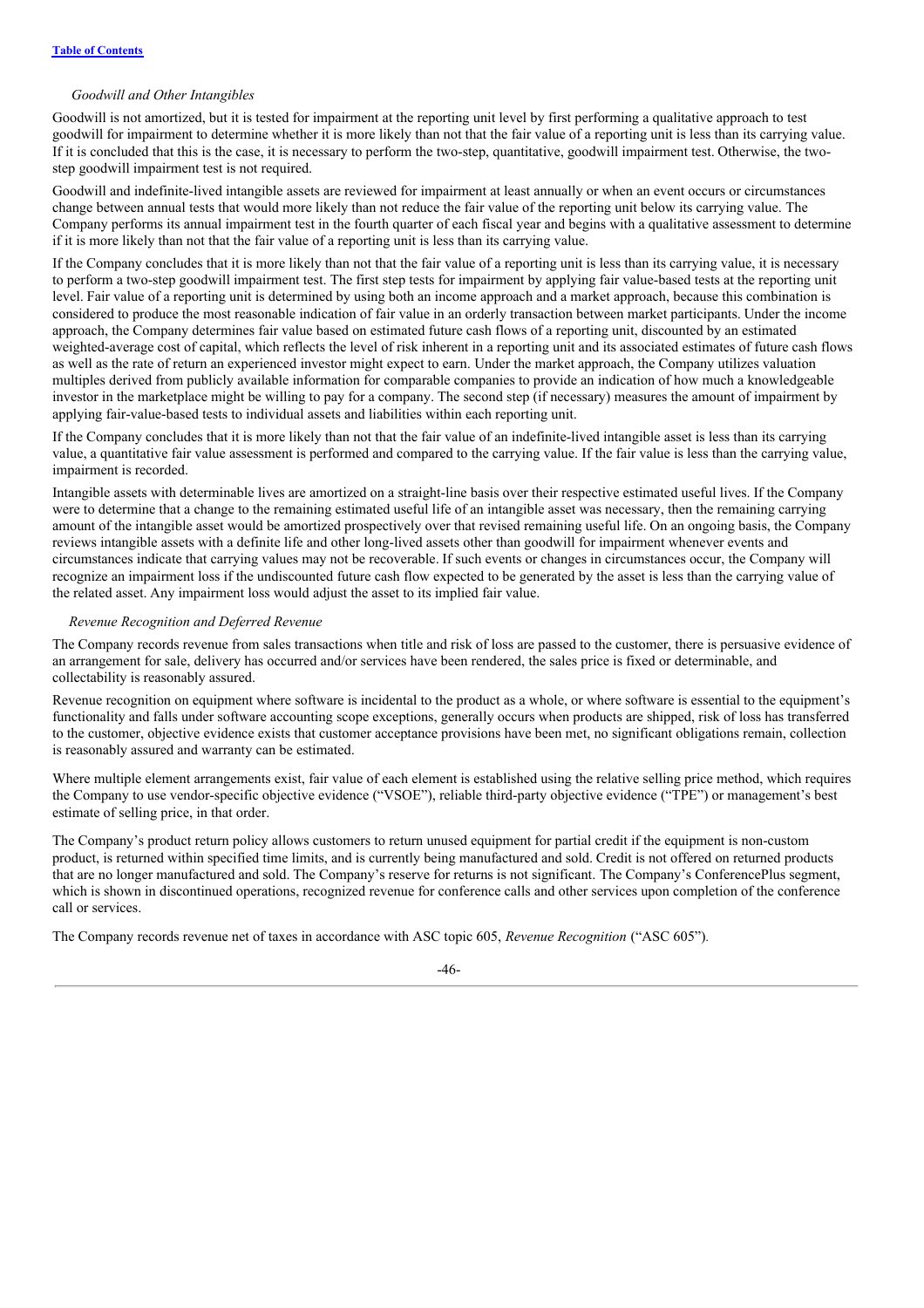*Goodwill and Other Intangibles*

Goodwill is not amortized, but it is tested for impairment at the reporting unit level by first performing a qualitative approach to test goodwill for impairment to determine whether it is more likely than not that the fair value of a reporting unit is less than its carrying value. If it is concluded that this is the case, it is necessary to perform the two-step, quantitative, goodwill impairment test. Otherwise, the two-step goodwill impairment test is not required.

Goodwill and indefinite-lived intangible assets are reviewed for impairment at least annually or when an event occurs or circumstances change between annual tests that would more likely than not reduce the fair value of the reporting unit below its carrying value. The Company performs its annual impairment test in the fourth quarter of each fiscal year and begins with a qualitative assessment to determine if it is more likely than not that the fair value of a reporting unit is less than its carrying value.

If the Company concludes that it is more likely than not that the fair value of a reporting unit is less than its carrying value, it is necessary to perform a two-step goodwill impairment test. The first step tests for impairment by applying fair value-based tests at the reporting unit level. Fair value of a reporting unit is determined by using both an income approach and a market approach, because this combination is considered to produce the most reasonable indication of fair value in an orderly transaction between market participants. Under the income approach, the Company determines fair value based on estimated future cash flows of a reporting unit, discounted by an estimated weighted-average cost of capital, which reflects the level of risk inherent in a reporting unit and its associated estimates of future cash flows as well as the rate of return an experienced investor might expect to earn. Under the market approach, the Company utilizes valuation multiples derived from publicly available information for comparable companies to provide an indication of how much a knowledgeable investor in the marketplace might be willing to pay for a company. The second step (if necessary) measures the amount of impairment by applying fair-value-based tests to individual assets and liabilities within each reporting unit.

If the Company concludes that it is more likely than not that the fair value of an indefinite-lived intangible asset is less than its carrying value, a quantitative fair value assessment is performed and compared to the carrying value. If the fair value is less than the carrying value, impairment is recorded.

Intangible assets with determinable lives are amortized on a straight-line basis over their respective estimated useful lives. If the Company were to determine that a change to the remaining estimated useful life of an intangible asset was necessary, then the remaining carrying amount of the intangible asset would be amortized prospectively over that revised remaining useful life. On an ongoing basis, the Company reviews intangible assets with a definite life and other long-lived assets other than goodwill for impairment whenever events and circumstances indicate that carrying values may not be recoverable. If such events or changes in circumstances occur, the Company will recognize an impairment loss if the undiscounted future cash flow expected to be generated by the asset is less than the carrying value of the related asset. Any impairment loss would adjust the asset to its implied fair value.

*Revenue Recognition and Deferred Revenue*

The Company records revenue from sales transactions when title and risk of loss are passed to the customer, there is persuasive evidence of an arrangement for sale, delivery has occurred and/or services have been rendered, the sales price is fixed or determinable, and collectability is reasonably assured.

Revenue recognition on equipment where software is incidental to the product as a whole, or where software is essential to the equipment's functionality and falls under software accounting scope exceptions, generally occurs when products are shipped, risk of loss has transferred to the customer, objective evidence exists that customer acceptance provisions have been met, no significant obligations remain, collection is reasonably assured and warranty can be estimated.

Where multiple element arrangements exist, fair value of each element is established using the relative selling price method, which requires the Company to use vendor-specific objective evidence ("VSOE"), reliable third-party objective evidence ("TPE") or management's best estimate of selling price, in that order.

The Company's product return policy allows customers to return unused equipment for partial credit if the equipment is non-custom product, is returned within specified time limits, and is currently being manufactured and sold. Credit is not offered on returned products that are no longer manufactured and sold. The Company's reserve for returns is not significant. The Company's ConferencePlus segment, which is shown in discontinued operations, recognized revenue for conference calls and other services upon completion of the conference call or services.

The Company records revenue net of taxes in accordance with ASC topic 605, *Revenue Recognition* ("ASC 605").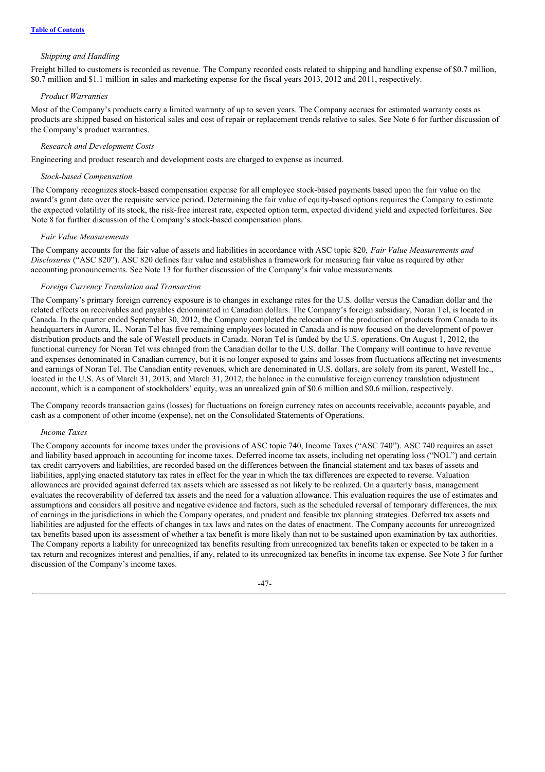*Shipping and Handling*

Freight billed to customers is recorded as revenue. The Company recorded costs related to shipping and handling expense of $0.7 million, $0.7 million and $1.1 million in sales and marketing expense for the fiscal years 2013, 2012 and 2011, respectively.

*Product Warranties*

Most of the Company's products carry a limited warranty of up to seven years. The Company accrues for estimated warranty costs as products are shipped based on historical sales and cost of repair or replacement trends relative to sales. See Note 6 for further discussion of the Company's product warranties.

*Research and Development Costs*

Engineering and product research and development costs are charged to expense as incurred.

*Stock-based Compensation*

The Company recognizes stock-based compensation expense for all employee stock-based payments based upon the fair value on the award's grant date over the requisite service period. Determining the fair value of equity-based options requires the Company to estimate the expected volatility of its stock, the risk-free interest rate, expected option term, expected dividend yield and expected forfeitures. See Note 8 for further discussion of the Company's stock-based compensation plans.

*Fair Value Measurements*

The Company accounts for the fair value of assets and liabilities in accordance with ASC topic 820, *Fair Value Measurements and Disclosures* ("ASC 820"). ASC 820 defines fair value and establishes a framework for measuring fair value as required by other accounting pronouncements. See Note 13 for further discussion of the Company's fair value measurements.

*Foreign Currency Translation and Transaction*

The Company's primary foreign currency exposure is to changes in exchange rates for the U.S. dollar versus the Canadian dollar and the related effects on receivables and payables denominated in Canadian dollars. The Company's foreign subsidiary, Noran Tel, is located in Canada. In the quarter ended September 30, 2012, the Company completed the relocation of the production of products from Canada to its headquarters in Aurora, IL. Noran Tel has five remaining employees located in Canada and is now focused on the development of power distribution products and the sale of Westell products in Canada. Noran Tel is funded by the U.S. operations. On August 1, 2012, the functional currency for Noran Tel was changed from the Canadian dollar to the U.S. dollar. The Company will continue to have revenue and expenses denominated in Canadian currency, but it is no longer exposed to gains and losses from fluctuations affecting net investments and earnings of Noran Tel. The Canadian entity revenues, which are denominated in U.S. dollars, are solely from its parent, Westell Inc., located in the U.S. As of March 31, 2013, and March 31, 2012, the balance in the cumulative foreign currency translation adjustment account, which is a component of stockholders' equity, was an unrealized gain of $0.6 million and $0.6 million, respectively.

The Company records transaction gains (losses) for fluctuations on foreign currency rates on accounts receivable, accounts payable, and cash as a component of other income (expense), net on the Consolidated Statements of Operations.

*Income Taxes*

The Company accounts for income taxes under the provisions of ASC topic 740, Income Taxes ("ASC 740"). ASC 740 requires an asset and liability based approach in accounting for income taxes. Deferred income tax assets, including net operating loss ("NOL") and certain tax credit carryovers and liabilities, are recorded based on the differences between the financial statement and tax bases of assets and liabilities, applying enacted statutory tax rates in effect for the year in which the tax differences are expected to reverse. Valuation allowances are provided against deferred tax assets which are assessed as not likely to be realized. On a quarterly basis, management evaluates the recoverability of deferred tax assets and the need for a valuation allowance. This evaluation requires the use of estimates and assumptions and considers all positive and negative evidence and factors, such as the scheduled reversal of temporary differences, the mix of earnings in the jurisdictions in which the Company operates, and prudent and feasible tax planning strategies. Deferred tax assets and liabilities are adjusted for the effects of changes in tax laws and rates on the dates of enactment. The Company accounts for unrecognized tax benefits based upon its assessment of whether a tax benefit is more likely than not to be sustained upon examination by tax authorities. The Company reports a liability for unrecognized tax benefits resulting from unrecognized tax benefits taken or expected to be taken in a tax return and recognizes interest and penalties, if any, related to its unrecognized tax benefits in income tax expense. See Note 3 for further discussion of the Company's income taxes.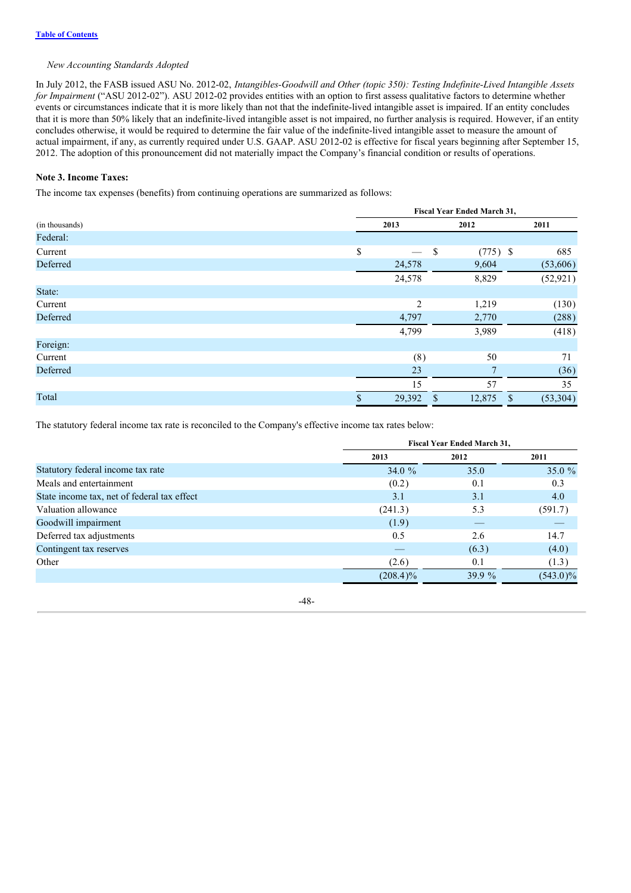*New Accounting Standards Adopted*

In July 2012, the FASB issued ASU No. 2012-02, *Intangibles-Goodwill and Other (topic 350): Testing Indefinite-Lived Intangible Assets for Impairment* ("ASU 2012-02"). ASU 2012-02 provides entities with an option to first assess qualitative factors to determine whether events or circumstances indicate that it is more likely than not that the indefinite-lived intangible asset is impaired. If an entity concludes that it is more than 50% likely that an indefinite-lived intangible asset is not impaired, no further analysis is required. However, if an entity concludes otherwise, it would be required to determine the fair value of the indefinite-lived intangible asset to measure the amount of actual impairment, if any, as currently required under U.S. GAAP. ASU 2012-02 is effective for fiscal years beginning after September 15, 2012. The adoption of this pronouncement did not materially impact the Company's financial condition or results of operations.

**Note 3. Income Taxes:**

The income tax expenses (benefits) from continuing operations are summarized as follows:

| | Fiscal Year Ended March 31, | | |
|---|---|---|---|
| (in thousands) | 2013 | 2012 | 2011 |
| Federal: | | | |
| Current | $ — | $ (775) | $ 685 |
| Deferred | 24,578 | 9,604 | (53,606) |
| | 24,578 | 8,829 | (52,921) |
| State: | | | |
| Current | 2 | 1,219 | (130) |
| Deferred | 4,797 | 2,770 | (288) |
| | 4,799 | 3,989 | (418) |
| Foreign: | | | |
| Current | (8) | 50 | 71 |
| Deferred | 23 | 7 | (36) |
| | 15 | 57 | 35 |
| Total | $ 29,392 | $ 12,875 | $ (53,304) |

The statutory federal income tax rate is reconciled to the Company's effective income tax rates below:

| | Fiscal Year Ended March 31, | | |
|---|---|---|---|
| | 2013 | 2012 | 2011 |
| Statutory federal income tax rate | 34.0 % | 35.0 | 35.0 % |
| Meals and entertainment | (0.2) | 0.1 | 0.3 |
| State income tax, net of federal tax effect | 3.1 | 3.1 | 4.0 |
| Valuation allowance | (241.3) | 5.3 | (591.7) |
| Goodwill impairment | (1.9) | — | — |
| Deferred tax adjustments | 0.5 | 2.6 | 14.7 |
| Contingent tax reserves | — | (6.3) | (4.0) |
| Other | (2.6) | 0.1 | (1.3) |
| | (208.4)% | 39.9 % | (543.0)% |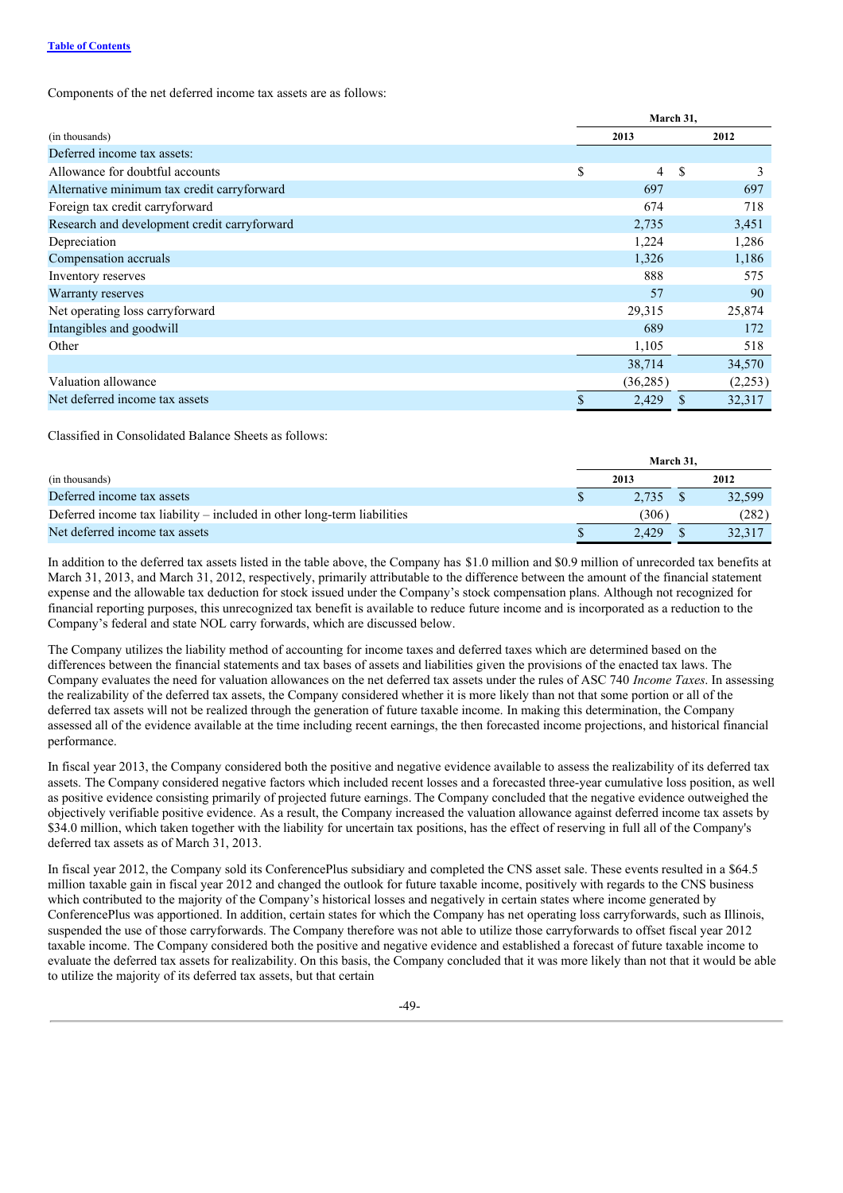Components of the net deferred income tax assets are as follows:

| (in thousands) | March 31, 2013 | March 31, 2012 |
|---|---|---|
| Deferred income tax assets: | | |
| Allowance for doubtful accounts | $ 4 | $ 3 |
| Alternative minimum tax credit carryforward | 697 | 697 |
| Foreign tax credit carryforward | 674 | 718 |
| Research and development credit carryforward | 2,735 | 3,451 |
| Depreciation | 1,224 | 1,286 |
| Compensation accruals | 1,326 | 1,186 |
| Inventory reserves | 888 | 575 |
| Warranty reserves | 57 | 90 |
| Net operating loss carryforward | 29,315 | 25,874 |
| Intangibles and goodwill | 689 | 172 |
| Other | 1,105 | 518 |
| | 38,714 | 34,570 |
| Valuation allowance | (36,285) | (2,253) |
| Net deferred income tax assets | $ 2,429 | $ 32,317 |

Classified in Consolidated Balance Sheets as follows:

| (in thousands) | March 31, 2013 | March 31, 2012 |
|---|---|---|
| Deferred income tax assets | $ 2,735 | $ 32,599 |
| Deferred income tax liability – included in other long-term liabilities | (306) | (282) |
| Net deferred income tax assets | $ 2,429 | $ 32,317 |

In addition to the deferred tax assets listed in the table above, the Company has $1.0 million and $0.9 million of unrecorded tax benefits at March 31, 2013, and March 31, 2012, respectively, primarily attributable to the difference between the amount of the financial statement expense and the allowable tax deduction for stock issued under the Company's stock compensation plans. Although not recognized for financial reporting purposes, this unrecognized tax benefit is available to reduce future income and is incorporated as a reduction to the Company's federal and state NOL carry forwards, which are discussed below.

The Company utilizes the liability method of accounting for income taxes and deferred taxes which are determined based on the differences between the financial statements and tax bases of assets and liabilities given the provisions of the enacted tax laws. The Company evaluates the need for valuation allowances on the net deferred tax assets under the rules of ASC 740 *Income Taxes*. In assessing the realizability of the deferred tax assets, the Company considered whether it is more likely than not that some portion or all of the deferred tax assets will not be realized through the generation of future taxable income. In making this determination, the Company assessed all of the evidence available at the time including recent earnings, the then forecasted income projections, and historical financial performance.

In fiscal year 2013, the Company considered both the positive and negative evidence available to assess the realizability of its deferred tax assets. The Company considered negative factors which included recent losses and a forecasted three-year cumulative loss position, as well as positive evidence consisting primarily of projected future earnings. The Company concluded that the negative evidence outweighed the objectively verifiable positive evidence. As a result, the Company increased the valuation allowance against deferred income tax assets by $34.0 million, which taken together with the liability for uncertain tax positions, has the effect of reserving in full all of the Company's deferred tax assets as of March 31, 2013.

In fiscal year 2012, the Company sold its ConferencePlus subsidiary and completed the CNS asset sale. These events resulted in a $64.5 million taxable gain in fiscal year 2012 and changed the outlook for future taxable income, positively with regards to the CNS business which contributed to the majority of the Company's historical losses and negatively in certain states where income generated by ConferencePlus was apportioned. In addition, certain states for which the Company has net operating loss carryforwards, such as Illinois, suspended the use of those carryforwards. The Company therefore was not able to utilize those carryforwards to offset fiscal year 2012 taxable income. The Company considered both the positive and negative evidence and established a forecast of future taxable income to evaluate the deferred tax assets for realizability. On this basis, the Company concluded that it was more likely than not that it would be able to utilize the majority of its deferred tax assets, but that certain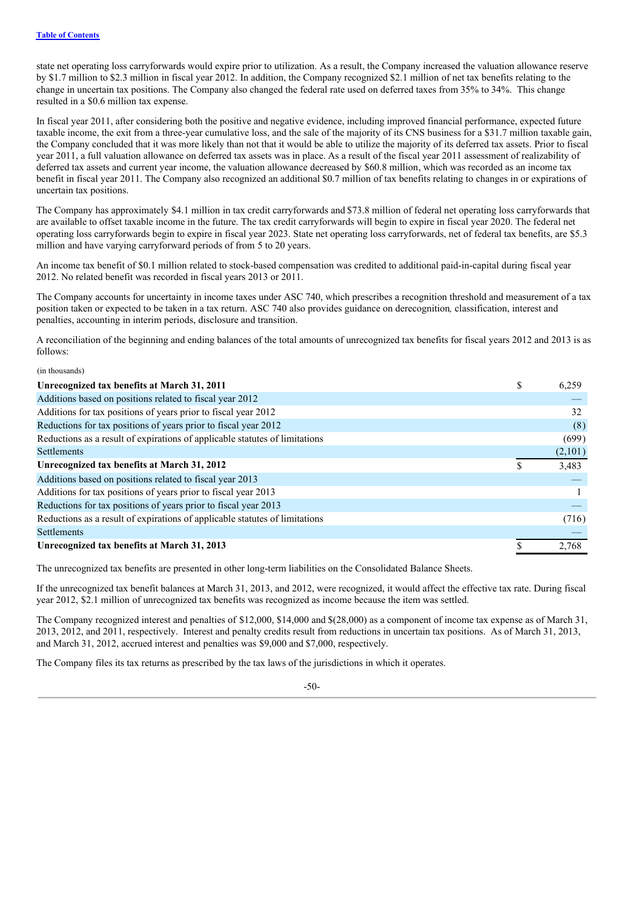state net operating loss carryforwards would expire prior to utilization. As a result, the Company increased the valuation allowance reserve by $1.7 million to $2.3 million in fiscal year 2012. In addition, the Company recognized $2.1 million of net tax benefits relating to the change in uncertain tax positions. The Company also changed the federal rate used on deferred taxes from 35% to 34%. This change resulted in a $0.6 million tax expense.

In fiscal year 2011, after considering both the positive and negative evidence, including improved financial performance, expected future taxable income, the exit from a three-year cumulative loss, and the sale of the majority of its CNS business for a $31.7 million taxable gain, the Company concluded that it was more likely than not that it would be able to utilize the majority of its deferred tax assets. Prior to fiscal year 2011, a full valuation allowance on deferred tax assets was in place. As a result of the fiscal year 2011 assessment of realizability of deferred tax assets and current year income, the valuation allowance decreased by $60.8 million, which was recorded as an income tax benefit in fiscal year 2011. The Company also recognized an additional $0.7 million of tax benefits relating to changes in or expirations of uncertain tax positions.

The Company has approximately $4.1 million in tax credit carryforwards and $73.8 million of federal net operating loss carryforwards that are available to offset taxable income in the future. The tax credit carryforwards will begin to expire in fiscal year 2020. The federal net operating loss carryforwards begin to expire in fiscal year 2023. State net operating loss carryforwards, net of federal tax benefits, are $5.3 million and have varying carryforward periods of from 5 to 20 years.

An income tax benefit of $0.1 million related to stock-based compensation was credited to additional paid-in-capital during fiscal year 2012. No related benefit was recorded in fiscal years 2013 or 2011.

The Company accounts for uncertainty in income taxes under ASC 740, which prescribes a recognition threshold and measurement of a tax position taken or expected to be taken in a tax return. ASC 740 also provides guidance on derecognition*,* classification, interest and penalties, accounting in interim periods, disclosure and transition.

A reconciliation of the beginning and ending balances of the total amounts of unrecognized tax benefits for fiscal years 2012 and 2013 is as follows:

(in thousands)

| | |
|---|---|
| **Unrecognized tax benefits at March 31, 2011** | $ 6,259 |
| Additions based on positions related to fiscal year 2012 | — |
| Additions for tax positions of years prior to fiscal year 2012 | 32 |
| Reductions for tax positions of years prior to fiscal year 2012 | (8) |
| Reductions as a result of expirations of applicable statutes of limitations | (699) |
| Settlements | (2,101) |
| **Unrecognized tax benefits at March 31, 2012** | $ 3,483 |
| Additions based on positions related to fiscal year 2013 | — |
| Additions for tax positions of years prior to fiscal year 2013 | 1 |
| Reductions for tax positions of years prior to fiscal year 2013 | — |
| Reductions as a result of expirations of applicable statutes of limitations | (716) |
| Settlements | — |
| **Unrecognized tax benefits at March 31, 2013** | $ 2,768 |

The unrecognized tax benefits are presented in other long-term liabilities on the Consolidated Balance Sheets.

If the unrecognized tax benefit balances at March 31, 2013, and 2012, were recognized, it would affect the effective tax rate. During fiscal year 2012, $2.1 million of unrecognized tax benefits was recognized as income because the item was settled.

The Company recognized interest and penalties of $12,000, $14,000 and $(28,000) as a component of income tax expense as of March 31, 2013, 2012, and 2011, respectively. Interest and penalty credits result from reductions in uncertain tax positions. As of March 31, 2013, and March 31, 2012, accrued interest and penalties was $9,000 and $7,000, respectively.

The Company files its tax returns as prescribed by the tax laws of the jurisdictions in which it operates.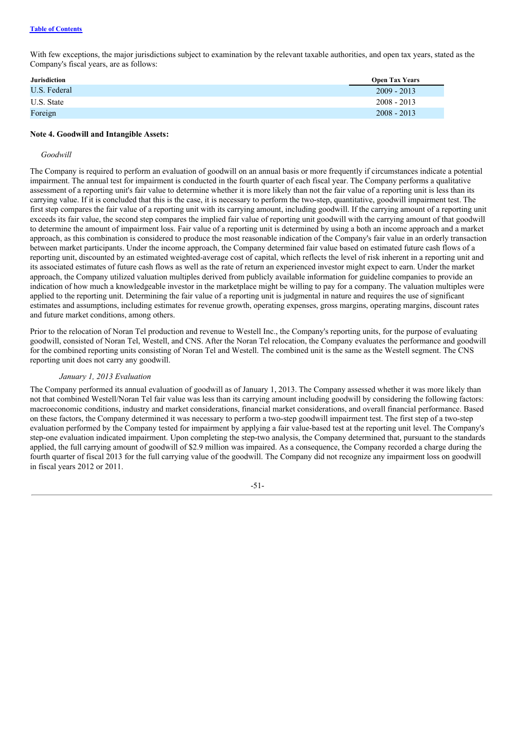With few exceptions, the major jurisdictions subject to examination by the relevant taxable authorities, and open tax years, stated as the Company's fiscal years, are as follows:

| Jurisdiction | Open Tax Years |
| --- | --- |
| U.S. Federal | 2009 - 2013 |
| U.S. State | 2008 - 2013 |
| Foreign | 2008 - 2013 |

**Note 4. Goodwill and Intangible Assets:**

*Goodwill*

The Company is required to perform an evaluation of goodwill on an annual basis or more frequently if circumstances indicate a potential impairment. The annual test for impairment is conducted in the fourth quarter of each fiscal year. The Company performs a qualitative assessment of a reporting unit's fair value to determine whether it is more likely than not the fair value of a reporting unit is less than its carrying value. If it is concluded that this is the case, it is necessary to perform the two-step, quantitative, goodwill impairment test. The first step compares the fair value of a reporting unit with its carrying amount, including goodwill. If the carrying amount of a reporting unit exceeds its fair value, the second step compares the implied fair value of reporting unit goodwill with the carrying amount of that goodwill to determine the amount of impairment loss. Fair value of a reporting unit is determined by using a both an income approach and a market approach, as this combination is considered to produce the most reasonable indication of the Company's fair value in an orderly transaction between market participants. Under the income approach, the Company determined fair value based on estimated future cash flows of a reporting unit, discounted by an estimated weighted-average cost of capital, which reflects the level of risk inherent in a reporting unit and its associated estimates of future cash flows as well as the rate of return an experienced investor might expect to earn. Under the market approach, the Company utilized valuation multiples derived from publicly available information for guideline companies to provide an indication of how much a knowledgeable investor in the marketplace might be willing to pay for a company. The valuation multiples were applied to the reporting unit. Determining the fair value of a reporting unit is judgmental in nature and requires the use of significant estimates and assumptions, including estimates for revenue growth, operating expenses, gross margins, operating margins, discount rates and future market conditions, among others.

Prior to the relocation of Noran Tel production and revenue to Westell Inc., the Company's reporting units, for the purpose of evaluating goodwill, consisted of Noran Tel, Westell, and CNS. After the Noran Tel relocation, the Company evaluates the performance and goodwill for the combined reporting units consisting of Noran Tel and Westell. The combined unit is the same as the Westell segment. The CNS reporting unit does not carry any goodwill.

*January 1, 2013 Evaluation*

The Company performed its annual evaluation of goodwill as of January 1, 2013. The Company assessed whether it was more likely than not that combined Westell/Noran Tel fair value was less than its carrying amount including goodwill by considering the following factors: macroeconomic conditions, industry and market considerations, financial market considerations, and overall financial performance. Based on these factors, the Company determined it was necessary to perform a two-step goodwill impairment test. The first step of a two-step evaluation performed by the Company tested for impairment by applying a fair value-based test at the reporting unit level. The Company's step-one evaluation indicated impairment. Upon completing the step-two analysis, the Company determined that, pursuant to the standards applied, the full carrying amount of goodwill of $2.9 million was impaired. As a consequence, the Company recorded a charge during the fourth quarter of fiscal 2013 for the full carrying value of the goodwill. The Company did not recognize any impairment loss on goodwill in fiscal years 2012 or 2011.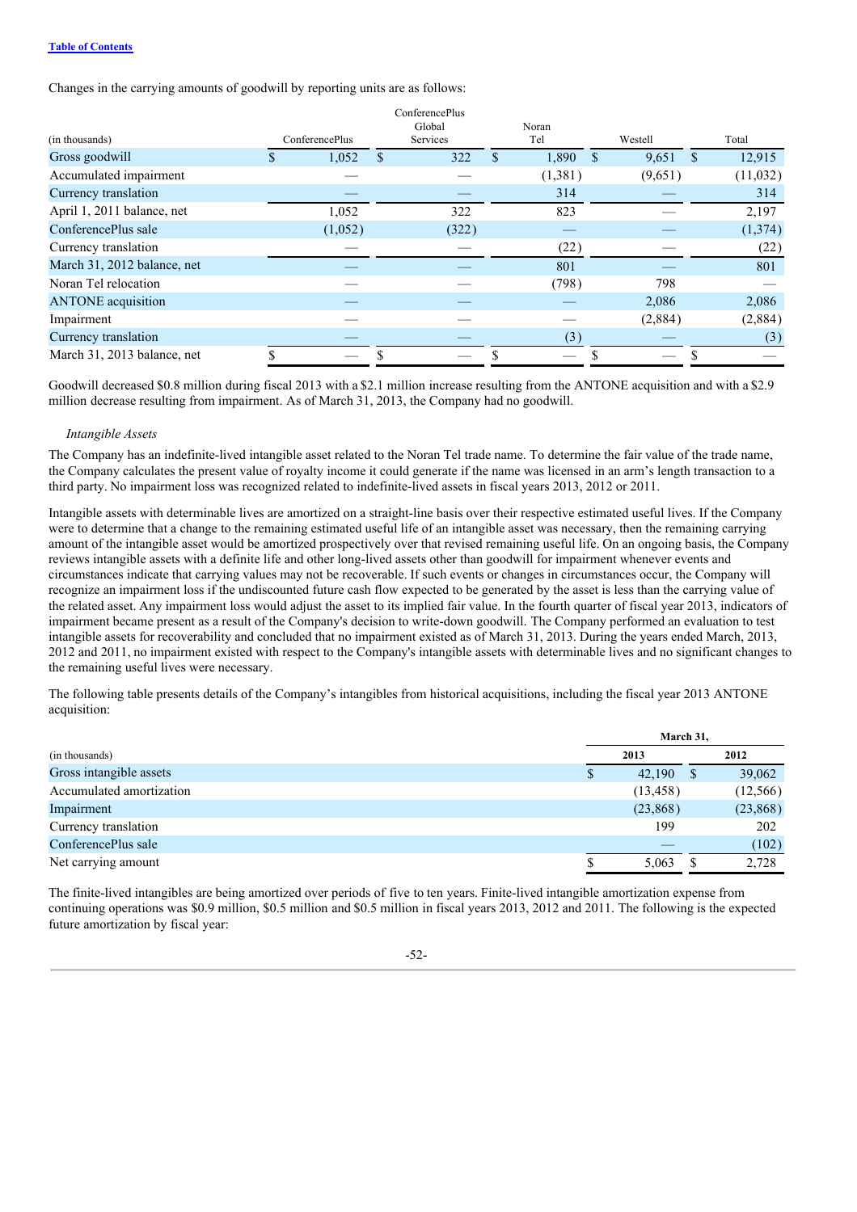Changes in the carrying amounts of goodwill by reporting units are as follows:

| (in thousands) | ConferencePlus | ConferencePlus Global Services | Noran Tel | Westell | Total |
|---|---|---|---|---|---|
| Gross goodwill | $ 1,052 | $ 322 | $ 1,890 | $ 9,651 | $ 12,915 |
| Accumulated impairment | — | — | (1,381) | (9,651) | (11,032) |
| Currency translation | — | — | 314 | — | 314 |
| April 1, 2011 balance, net | 1,052 | 322 | 823 | — | 2,197 |
| ConferencePlus sale | (1,052) | (322) | — | — | (1,374) |
| Currency translation | — | — | (22) | — | (22) |
| March 31, 2012 balance, net | — | — | 801 | — | 801 |
| Noran Tel relocation | — | — | (798) | 798 | — |
| ANTONE acquisition | — | — | — | 2,086 | 2,086 |
| Impairment | — | — | — | (2,884) | (2,884) |
| Currency translation | — | — | (3) | — | (3) |
| March 31, 2013 balance, net | $ — | $ — | $ — | $ — | $ — |

Goodwill decreased $0.8 million during fiscal 2013 with a $2.1 million increase resulting from the ANTONE acquisition and with a $2.9 million decrease resulting from impairment. As of March 31, 2013, the Company had no goodwill.

*Intangible Assets*

The Company has an indefinite-lived intangible asset related to the Noran Tel trade name. To determine the fair value of the trade name, the Company calculates the present value of royalty income it could generate if the name was licensed in an arm's length transaction to a third party. No impairment loss was recognized related to indefinite-lived assets in fiscal years 2013, 2012 or 2011.

Intangible assets with determinable lives are amortized on a straight-line basis over their respective estimated useful lives. If the Company were to determine that a change to the remaining estimated useful life of an intangible asset was necessary, then the remaining carrying amount of the intangible asset would be amortized prospectively over that revised remaining useful life. On an ongoing basis, the Company reviews intangible assets with a definite life and other long-lived assets other than goodwill for impairment whenever events and circumstances indicate that carrying values may not be recoverable. If such events or changes in circumstances occur, the Company will recognize an impairment loss if the undiscounted future cash flow expected to be generated by the asset is less than the carrying value of the related asset. Any impairment loss would adjust the asset to its implied fair value. In the fourth quarter of fiscal year 2013, indicators of impairment became present as a result of the Company's decision to write-down goodwill. The Company performed an evaluation to test intangible assets for recoverability and concluded that no impairment existed as of March 31, 2013. During the years ended March, 2013, 2012 and 2011, no impairment existed with respect to the Company's intangible assets with determinable lives and no significant changes to the remaining useful lives were necessary.

The following table presents details of the Company's intangibles from historical acquisitions, including the fiscal year 2013 ANTONE acquisition:

| | March 31, | |
|---|---|---|
| (in thousands) | 2013 | 2012 |
| Gross intangible assets | $ 42,190 | $ 39,062 |
| Accumulated amortization | (13,458) | (12,566) |
| Impairment | (23,868) | (23,868) |
| Currency translation | 199 | 202 |
| ConferencePlus sale | — | (102) |
| Net carrying amount | $ 5,063 | $ 2,728 |

The finite-lived intangibles are being amortized over periods of five to ten years. Finite-lived intangible amortization expense from continuing operations was $0.9 million, $0.5 million and $0.5 million in fiscal years 2013, 2012 and 2011. The following is the expected future amortization by fiscal year: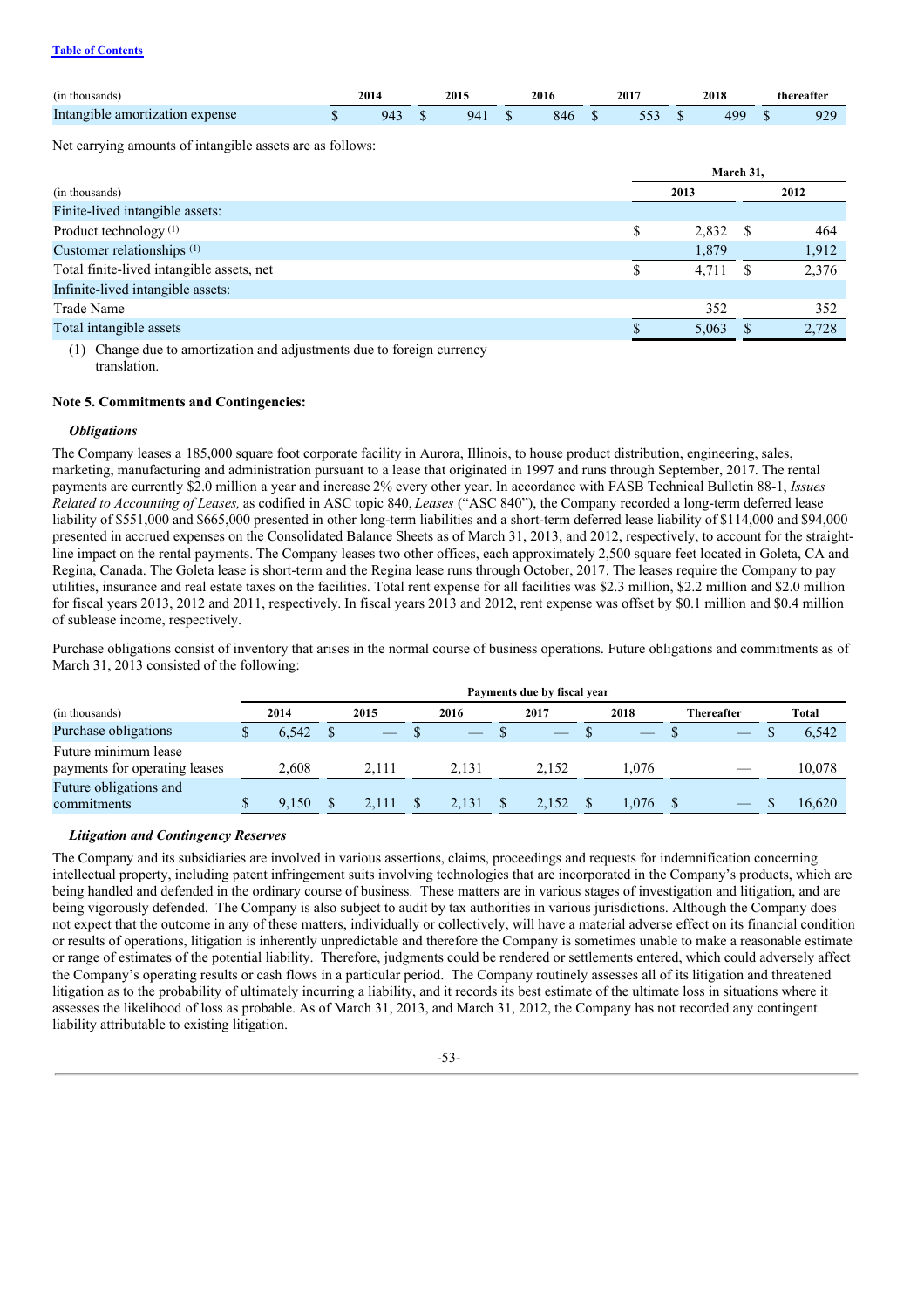| (in thousands) | 2014 | 2015 | 2016 | 2017 | 2018 | thereafter |
|---|---|---|---|---|---|---|
| Intangible amortization expense | $ 943 | $ 941 | $ 846 | $ 553 | $ 499 | $ 929 |

Net carrying amounts of intangible assets are as follows:

| | March 31, | |
|---|---|---|
| (in thousands) | 2013 | 2012 |
| Finite-lived intangible assets: | | |
| Product technology [1] | $ 2,832 | $ 464 |
| Customer relationships [1] | 1,879 | 1,912 |
| Total finite-lived intangible assets, net | $ 4,711 | $ 2,376 |
| Infinite-lived intangible assets: | | |
| Trade Name | 352 | 352 |
| Total intangible assets | $ 5,063 | $ 2,728 |

(1) Change due to amortization and adjustments due to foreign currency translation.

**Note 5. Commitments and Contingencies:**

***Obligations***

The Company leases a 185,000 square foot corporate facility in Aurora, Illinois, to house product distribution, engineering, sales, marketing, manufacturing and administration pursuant to a lease that originated in 1997 and runs through September, 2017. The rental payments are currently $2.0 million a year and increase 2% every other year. In accordance with FASB Technical Bulletin 88-1, *Issues Related to Accounting of Leases,* as codified in ASC topic 840, *Leases* ("ASC 840"), the Company recorded a long-term deferred lease liability of $551,000 and $665,000 presented in other long-term liabilities and a short-term deferred lease liability of $114,000 and $94,000 presented in accrued expenses on the Consolidated Balance Sheets as of March 31, 2013, and 2012, respectively, to account for the straight-line impact on the rental payments. The Company leases two other offices, each approximately 2,500 square feet located in Goleta, CA and Regina, Canada. The Goleta lease is short-term and the Regina lease runs through October, 2017. The leases require the Company to pay utilities, insurance and real estate taxes on the facilities. Total rent expense for all facilities was $2.3 million, $2.2 million and $2.0 million for fiscal years 2013, 2012 and 2011, respectively. In fiscal years 2013 and 2012, rent expense was offset by $0.1 million and $0.4 million of sublease income, respectively.

Purchase obligations consist of inventory that arises in the normal course of business operations. Future obligations and commitments as of March 31, 2013 consisted of the following:

| | Payments due by fiscal year | | | | | | |
|---|---|---|---|---|---|---|---|
| (in thousands) | 2014 | 2015 | 2016 | 2017 | 2018 | Thereafter | Total |
| Purchase obligations | $ 6,542 | $ — | $ — | $ — | $ — | $ — | $ 6,542 |
| Future minimum lease payments for operating leases | 2,608 | 2,111 | 2,131 | 2,152 | 1,076 | — | 10,078 |
| Future obligations and commitments | $ 9,150 | $ 2,111 | $ 2,131 | $ 2,152 | $ 1,076 | $ — | $ 16,620 |

***Litigation and Contingency Reserves***

The Company and its subsidiaries are involved in various assertions, claims, proceedings and requests for indemnification concerning intellectual property, including patent infringement suits involving technologies that are incorporated in the Company's products, which are being handled and defended in the ordinary course of business. These matters are in various stages of investigation and litigation, and are being vigorously defended. The Company is also subject to audit by tax authorities in various jurisdictions. Although the Company does not expect that the outcome in any of these matters, individually or collectively, will have a material adverse effect on its financial condition or results of operations, litigation is inherently unpredictable and therefore the Company is sometimes unable to make a reasonable estimate or range of estimates of the potential liability. Therefore, judgments could be rendered or settlements entered, which could adversely affect the Company's operating results or cash flows in a particular period. The Company routinely assesses all of its litigation and threatened litigation as to the probability of ultimately incurring a liability, and it records its best estimate of the ultimate loss in situations where it assesses the likelihood of loss as probable. As of March 31, 2013, and March 31, 2012, the Company has not recorded any contingent liability attributable to existing litigation.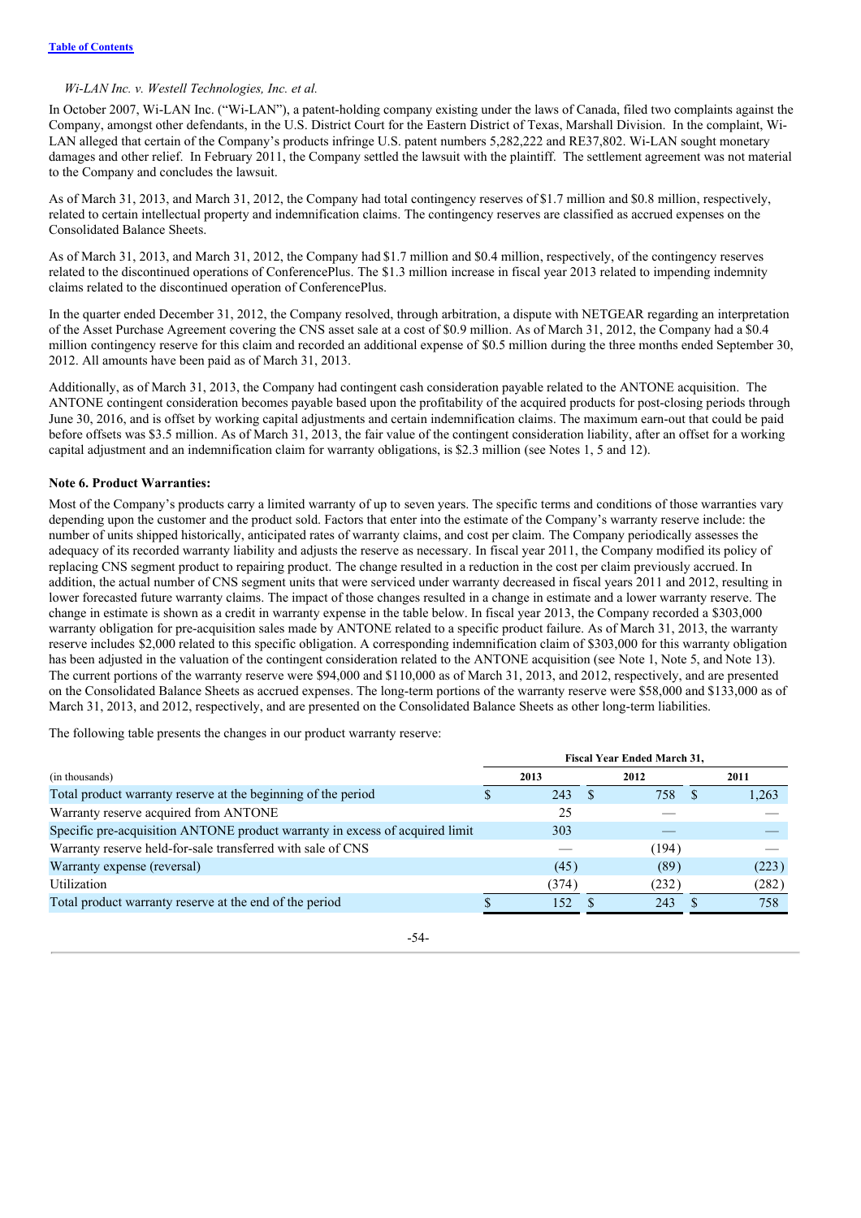*Wi-LAN Inc. v. Westell Technologies, Inc. et al.*

In October 2007, Wi-LAN Inc. ("Wi-LAN"), a patent-holding company existing under the laws of Canada, filed two complaints against the Company, amongst other defendants, in the U.S. District Court for the Eastern District of Texas, Marshall Division. In the complaint, Wi-LAN alleged that certain of the Company's products infringe U.S. patent numbers 5,282,222 and RE37,802. Wi-LAN sought monetary damages and other relief. In February 2011, the Company settled the lawsuit with the plaintiff. The settlement agreement was not material to the Company and concludes the lawsuit.

As of March 31, 2013, and March 31, 2012, the Company had total contingency reserves of $1.7 million and $0.8 million, respectively, related to certain intellectual property and indemnification claims. The contingency reserves are classified as accrued expenses on the Consolidated Balance Sheets.

As of March 31, 2013, and March 31, 2012, the Company had $1.7 million and $0.4 million, respectively, of the contingency reserves related to the discontinued operations of ConferencePlus. The $1.3 million increase in fiscal year 2013 related to impending indemnity claims related to the discontinued operation of ConferencePlus.

In the quarter ended December 31, 2012, the Company resolved, through arbitration, a dispute with NETGEAR regarding an interpretation of the Asset Purchase Agreement covering the CNS asset sale at a cost of $0.9 million. As of March 31, 2012, the Company had a $0.4 million contingency reserve for this claim and recorded an additional expense of $0.5 million during the three months ended September 30, 2012. All amounts have been paid as of March 31, 2013.

Additionally, as of March 31, 2013, the Company had contingent cash consideration payable related to the ANTONE acquisition. The ANTONE contingent consideration becomes payable based upon the profitability of the acquired products for post-closing periods through June 30, 2016, and is offset by working capital adjustments and certain indemnification claims. The maximum earn-out that could be paid before offsets was $3.5 million. As of March 31, 2013, the fair value of the contingent consideration liability, after an offset for a working capital adjustment and an indemnification claim for warranty obligations, is $2.3 million (see Notes 1, 5 and 12).

**Note 6. Product Warranties:**

Most of the Company's products carry a limited warranty of up to seven years. The specific terms and conditions of those warranties vary depending upon the customer and the product sold. Factors that enter into the estimate of the Company's warranty reserve include: the number of units shipped historically, anticipated rates of warranty claims, and cost per claim. The Company periodically assesses the adequacy of its recorded warranty liability and adjusts the reserve as necessary. In fiscal year 2011, the Company modified its policy of replacing CNS segment product to repairing product. The change resulted in a reduction in the cost per claim previously accrued. In addition, the actual number of CNS segment units that were serviced under warranty decreased in fiscal years 2011 and 2012, resulting in lower forecasted future warranty claims. The impact of those changes resulted in a change in estimate and a lower warranty reserve. The change in estimate is shown as a credit in warranty expense in the table below. In fiscal year 2013, the Company recorded a $303,000 warranty obligation for pre-acquisition sales made by ANTONE related to a specific product failure. As of March 31, 2013, the warranty reserve includes $2,000 related to this specific obligation. A corresponding indemnification claim of $303,000 for this warranty obligation has been adjusted in the valuation of the contingent consideration related to the ANTONE acquisition (see Note 1, Note 5, and Note 13). The current portions of the warranty reserve were $94,000 and $110,000 as of March 31, 2013, and 2012, respectively, and are presented on the Consolidated Balance Sheets as accrued expenses. The long-term portions of the warranty reserve were $58,000 and $133,000 as of March 31, 2013, and 2012, respectively, and are presented on the Consolidated Balance Sheets as other long-term liabilities.

The following table presents the changes in our product warranty reserve:

| | Fiscal Year Ended March 31, | | |
|---|---|---|---|
| (in thousands) | 2013 | 2012 | 2011 |
| Total product warranty reserve at the beginning of the period | $ 243 | $ 758 | $ 1,263 |
| Warranty reserve acquired from ANTONE | 25 | — | — |
| Specific pre-acquisition ANTONE product warranty in excess of acquired limit | 303 | — | — |
| Warranty reserve held-for-sale transferred with sale of CNS | — | (194) | — |
| Warranty expense (reversal) | (45) | (89) | (223) |
| Utilization | (374) | (232) | (282) |
| Total product warranty reserve at the end of the period | $ 152 | $ 243 | $ 758 |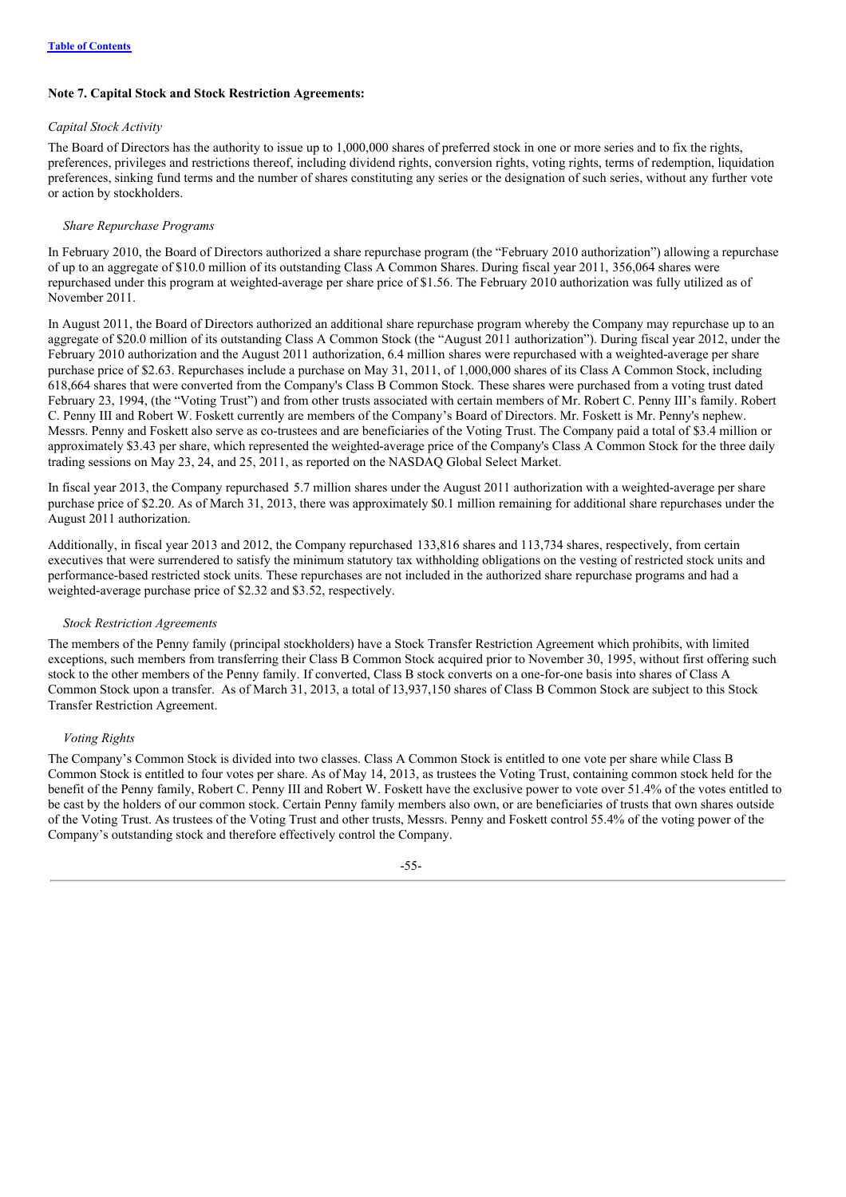[Table of Contents](#)

**Note 7. Capital Stock and Stock Restriction Agreements:**

*Capital Stock Activity*

The Board of Directors has the authority to issue up to 1,000,000 shares of preferred stock in one or more series and to fix the rights, preferences, privileges and restrictions thereof, including dividend rights, conversion rights, voting rights, terms of redemption, liquidation preferences, sinking fund terms and the number of shares constituting any series or the designation of such series, without any further vote or action by stockholders.

*Share Repurchase Programs*

In February 2010, the Board of Directors authorized a share repurchase program (the "February 2010 authorization") allowing a repurchase of up to an aggregate of $10.0 million of its outstanding Class A Common Shares. During fiscal year 2011, 356,064 shares were repurchased under this program at weighted-average per share price of $1.56. The February 2010 authorization was fully utilized as of November 2011.

In August 2011, the Board of Directors authorized an additional share repurchase program whereby the Company may repurchase up to an aggregate of $20.0 million of its outstanding Class A Common Stock (the "August 2011 authorization"). During fiscal year 2012, under the February 2010 authorization and the August 2011 authorization, 6.4 million shares were repurchased with a weighted-average per share purchase price of $2.63. Repurchases include a purchase on May 31, 2011, of 1,000,000 shares of its Class A Common Stock, including 618,664 shares that were converted from the Company's Class B Common Stock. These shares were purchased from a voting trust dated February 23, 1994, (the "Voting Trust") and from other trusts associated with certain members of Mr. Robert C. Penny III's family. Robert C. Penny III and Robert W. Foskett currently are members of the Company's Board of Directors. Mr. Foskett is Mr. Penny's nephew. Messrs. Penny and Foskett also serve as co-trustees and are beneficiaries of the Voting Trust. The Company paid a total of $3.4 million or approximately $3.43 per share, which represented the weighted-average price of the Company's Class A Common Stock for the three daily trading sessions on May 23, 24, and 25, 2011, as reported on the NASDAQ Global Select Market.

In fiscal year 2013, the Company repurchased 5.7 million shares under the August 2011 authorization with a weighted-average per share purchase price of $2.20. As of March 31, 2013, there was approximately $0.1 million remaining for additional share repurchases under the August 2011 authorization.

Additionally, in fiscal year 2013 and 2012, the Company repurchased 133,816 shares and 113,734 shares, respectively, from certain executives that were surrendered to satisfy the minimum statutory tax withholding obligations on the vesting of restricted stock units and performance-based restricted stock units. These repurchases are not included in the authorized share repurchase programs and had a weighted-average purchase price of $2.32 and $3.52, respectively.

*Stock Restriction Agreements*

The members of the Penny family (principal stockholders) have a Stock Transfer Restriction Agreement which prohibits, with limited exceptions, such members from transferring their Class B Common Stock acquired prior to November 30, 1995, without first offering such stock to the other members of the Penny family. If converted, Class B stock converts on a one-for-one basis into shares of Class A Common Stock upon a transfer. As of March 31, 2013, a total of 13,937,150 shares of Class B Common Stock are subject to this Stock Transfer Restriction Agreement.

*Voting Rights*

The Company's Common Stock is divided into two classes. Class A Common Stock is entitled to one vote per share while Class B Common Stock is entitled to four votes per share. As of May 14, 2013, as trustees the Voting Trust, containing common stock held for the benefit of the Penny family, Robert C. Penny III and Robert W. Foskett have the exclusive power to vote over 51.4% of the votes entitled to be cast by the holders of our common stock. Certain Penny family members also own, or are beneficiaries of trusts that own shares outside of the Voting Trust. As trustees of the Voting Trust and other trusts, Messrs. Penny and Foskett control 55.4% of the voting power of the Company's outstanding stock and therefore effectively control the Company.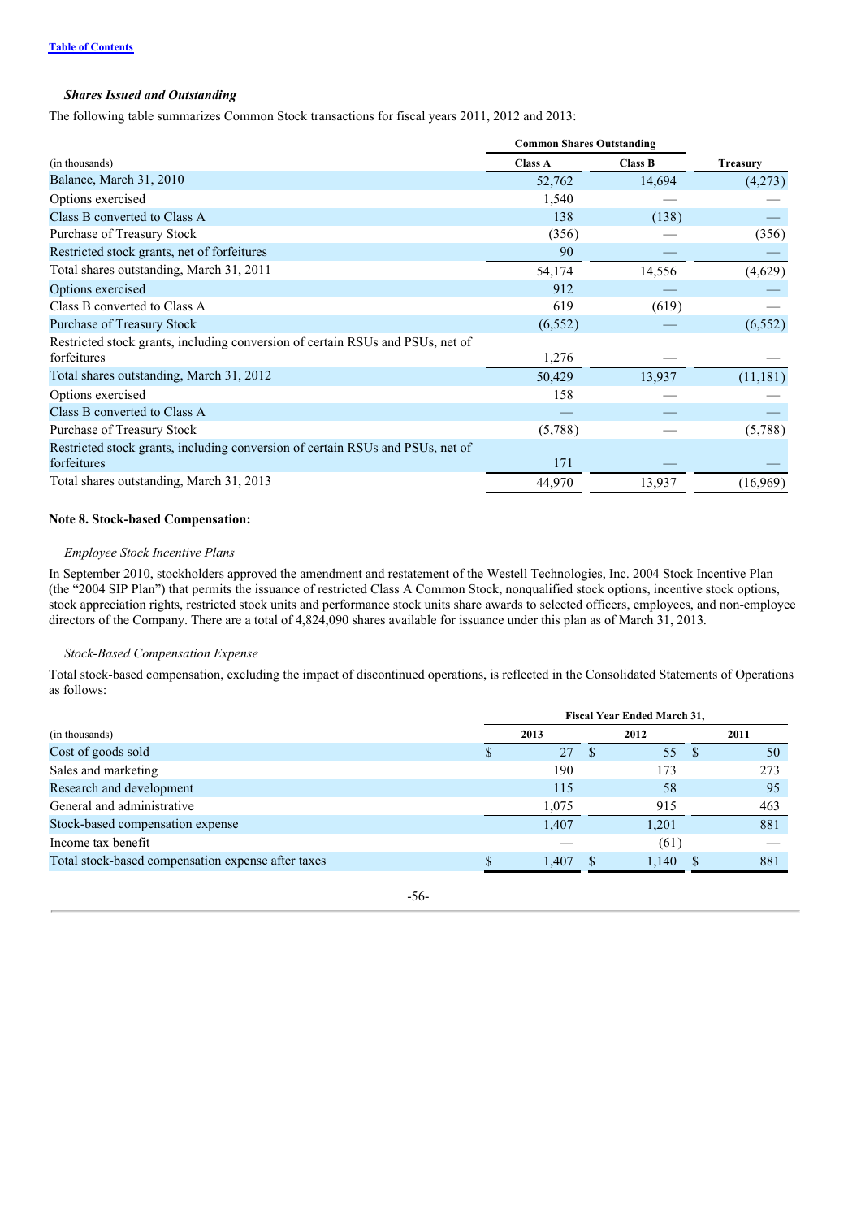### *Shares Issued and Outstanding*

The following table summarizes Common Stock transactions for fiscal years 2011, 2012 and 2013:

| (in thousands) | Common Shares Outstanding | | |
|---|---|---|---|
| | Class A | Class B | Treasury |
| Balance, March 31, 2010 | 52,762 | 14,694 | (4,273) |
| Options exercised | 1,540 | — | — |
| Class B converted to Class A | 138 | (138) | — |
| Purchase of Treasury Stock | (356) | — | (356) |
| Restricted stock grants, net of forfeitures | 90 | — | — |
| Total shares outstanding, March 31, 2011 | 54,174 | 14,556 | (4,629) |
| Options exercised | 912 | — | — |
| Class B converted to Class A | 619 | (619) | — |
| Purchase of Treasury Stock | (6,552) | — | (6,552) |
| Restricted stock grants, including conversion of certain RSUs and PSUs, net of forfeitures | 1,276 | — | — |
| Total shares outstanding, March 31, 2012 | 50,429 | 13,937 | (11,181) |
| Options exercised | 158 | — | — |
| Class B converted to Class A | — | — | — |
| Purchase of Treasury Stock | (5,788) | — | (5,788) |
| Restricted stock grants, including conversion of certain RSUs and PSUs, net of forfeitures | 171 | — | — |
| Total shares outstanding, March 31, 2013 | 44,970 | 13,937 | (16,969) |

**Note 8. Stock-based Compensation:**

*Employee Stock Incentive Plans*

In September 2010, stockholders approved the amendment and restatement of the Westell Technologies, Inc. 2004 Stock Incentive Plan (the "2004 SIP Plan") that permits the issuance of restricted Class A Common Stock, nonqualified stock options, incentive stock options, stock appreciation rights, restricted stock units and performance stock units share awards to selected officers, employees, and non-employee directors of the Company. There are a total of 4,824,090 shares available for issuance under this plan as of March 31, 2013.

*Stock-Based Compensation Expense*

Total stock-based compensation, excluding the impact of discontinued operations, is reflected in the Consolidated Statements of Operations as follows:

| (in thousands) | Fiscal Year Ended March 31, | | |
|---|---|---|---|
| | 2013 | 2012 | 2011 |
| Cost of goods sold | $ 27 | $ 55 | $ 50 |
| Sales and marketing | 190 | 173 | 273 |
| Research and development | 115 | 58 | 95 |
| General and administrative | 1,075 | 915 | 463 |
| Stock-based compensation expense | 1,407 | 1,201 | 881 |
| Income tax benefit | — | (61) | — |
| Total stock-based compensation expense after taxes | $ 1,407 | $ 1,140 | $ 881 |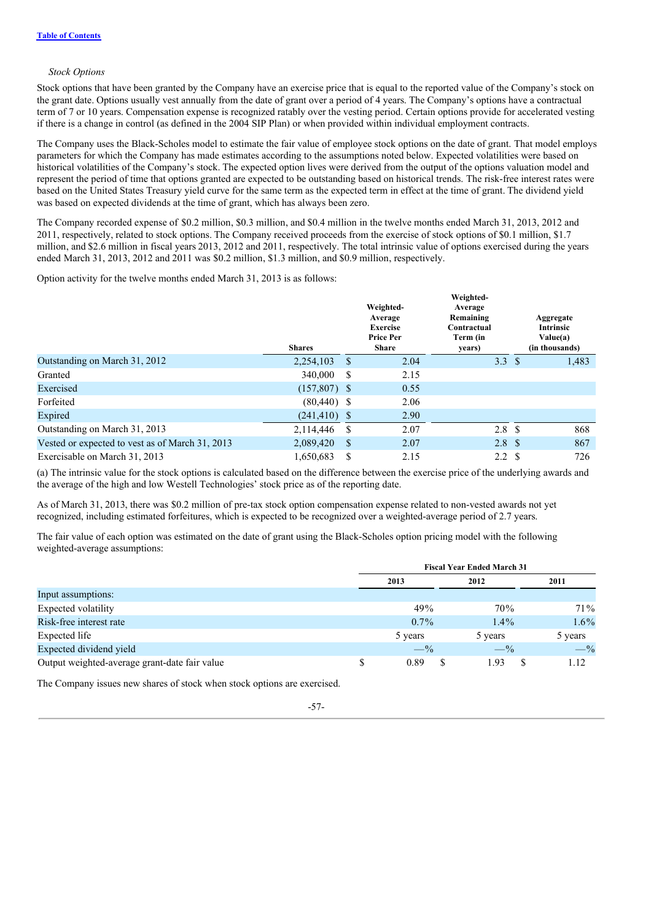*Stock Options*

Stock options that have been granted by the Company have an exercise price that is equal to the reported value of the Company's stock on the grant date. Options usually vest annually from the date of grant over a period of 4 years. The Company's options have a contractual term of 7 or 10 years. Compensation expense is recognized ratably over the vesting period. Certain options provide for accelerated vesting if there is a change in control (as defined in the 2004 SIP Plan) or when provided within individual employment contracts.

The Company uses the Black-Scholes model to estimate the fair value of employee stock options on the date of grant. That model employs parameters for which the Company has made estimates according to the assumptions noted below. Expected volatilities were based on historical volatilities of the Company's stock. The expected option lives were derived from the output of the options valuation model and represent the period of time that options granted are expected to be outstanding based on historical trends. The risk-free interest rates were based on the United States Treasury yield curve for the same term as the expected term in effect at the time of grant. The dividend yield was based on expected dividends at the time of grant, which has always been zero.

The Company recorded expense of $0.2 million, $0.3 million, and $0.4 million in the twelve months ended March 31, 2013, 2012 and 2011, respectively, related to stock options. The Company received proceeds from the exercise of stock options of $0.1 million, $1.7 million, and $2.6 million in fiscal years 2013, 2012 and 2011, respectively. The total intrinsic value of options exercised during the years ended March 31, 2013, 2012 and 2011 was $0.2 million, $1.3 million, and $0.9 million, respectively.

Option activity for the twelve months ended March 31, 2013 is as follows:

| | Shares | Weighted-Average Exercise Price Per Share | Weighted-Average Remaining Contractual Term (in years) | Aggregate Intrinsic Value(a) (in thousands) |
|---|---|---|---|---|
| Outstanding on March 31, 2012 | 2,254,103 | $ 2.04 | 3.3 | $ 1,483 |
| Granted | 340,000 | $ 2.15 | | |
| Exercised | (157,807) | $ 0.55 | | |
| Forfeited | (80,440) | $ 2.06 | | |
| Expired | (241,410) | $ 2.90 | | |
| Outstanding on March 31, 2013 | 2,114,446 | $ 2.07 | 2.8 | $ 868 |
| Vested or expected to vest as of March 31, 2013 | 2,089,420 | $ 2.07 | 2.8 | $ 867 |
| Exercisable on March 31, 2013 | 1,650,683 | $ 2.15 | 2.2 | $ 726 |

(a) The intrinsic value for the stock options is calculated based on the difference between the exercise price of the underlying awards and the average of the high and low Westell Technologies' stock price as of the reporting date.

As of March 31, 2013, there was $0.2 million of pre-tax stock option compensation expense related to non-vested awards not yet recognized, including estimated forfeitures, which is expected to be recognized over a weighted-average period of 2.7 years.

The fair value of each option was estimated on the date of grant using the Black-Scholes option pricing model with the following weighted-average assumptions:

| | Fiscal Year Ended March 31 | | |
|---|---|---|---|
| | 2013 | 2012 | 2011 |
| Input assumptions: | | | |
| Expected volatility | 49% | 70% | 71% |
| Risk-free interest rate | 0.7% | 1.4% | 1.6% |
| Expected life | 5 years | 5 years | 5 years |
| Expected dividend yield | —% | —% | —% |
| Output weighted-average grant-date fair value | $ 0.89 | $ 1.93 | $ 1.12 |

The Company issues new shares of stock when stock options are exercised.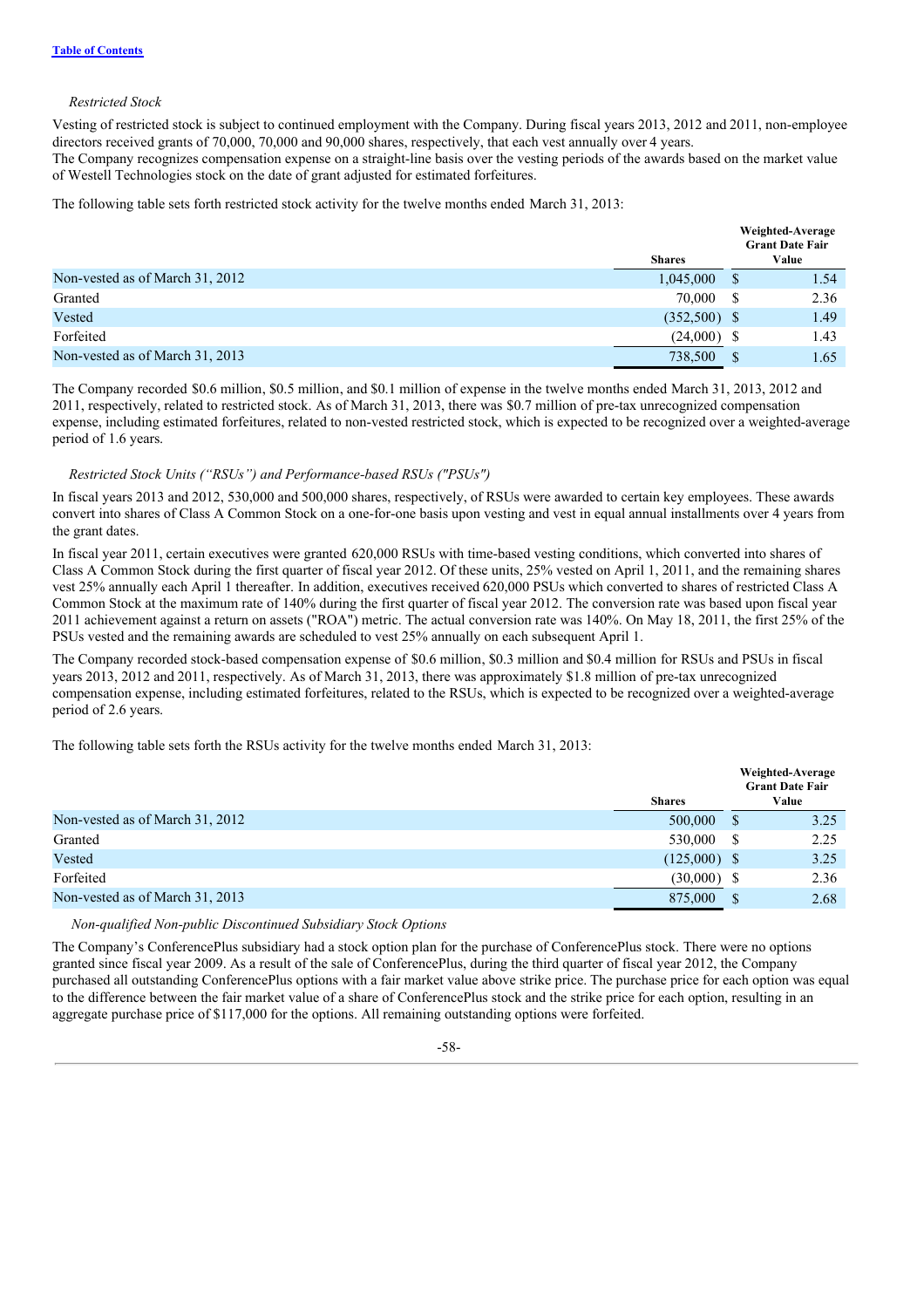*Restricted Stock*

Vesting of restricted stock is subject to continued employment with the Company. During fiscal years 2013, 2012 and 2011, non-employee directors received grants of 70,000, 70,000 and 90,000 shares, respectively, that each vest annually over 4 years.
The Company recognizes compensation expense on a straight-line basis over the vesting periods of the awards based on the market value of Westell Technologies stock on the date of grant adjusted for estimated forfeitures.

The following table sets forth restricted stock activity for the twelve months ended March 31, 2013:

| | Shares | Weighted-Average Grant Date Fair Value |
|---|---|---|
| Non-vested as of March 31, 2012 | 1,045,000 | $ 1.54 |
| Granted | 70,000 | $ 2.36 |
| Vested | (352,500) | $ 1.49 |
| Forfeited | (24,000) | $ 1.43 |
| Non-vested as of March 31, 2013 | 738,500 | $ 1.65 |

The Company recorded $0.6 million, $0.5 million, and $0.1 million of expense in the twelve months ended March 31, 2013, 2012 and 2011, respectively, related to restricted stock. As of March 31, 2013, there was $0.7 million of pre-tax unrecognized compensation expense, including estimated forfeitures, related to non-vested restricted stock, which is expected to be recognized over a weighted-average period of 1.6 years.

*Restricted Stock Units ("RSUs") and Performance-based RSUs ("PSUs")*

In fiscal years 2013 and 2012, 530,000 and 500,000 shares, respectively, of RSUs were awarded to certain key employees. These awards convert into shares of Class A Common Stock on a one-for-one basis upon vesting and vest in equal annual installments over 4 years from the grant dates.

In fiscal year 2011, certain executives were granted 620,000 RSUs with time-based vesting conditions, which converted into shares of Class A Common Stock during the first quarter of fiscal year 2012. Of these units, 25% vested on April 1, 2011, and the remaining shares vest 25% annually each April 1 thereafter. In addition, executives received 620,000 PSUs which converted to shares of restricted Class A Common Stock at the maximum rate of 140% during the first quarter of fiscal year 2012. The conversion rate was based upon fiscal year 2011 achievement against a return on assets ("ROA") metric. The actual conversion rate was 140%. On May 18, 2011, the first 25% of the PSUs vested and the remaining awards are scheduled to vest 25% annually on each subsequent April 1.

The Company recorded stock-based compensation expense of $0.6 million, $0.3 million and $0.4 million for RSUs and PSUs in fiscal years 2013, 2012 and 2011, respectively. As of March 31, 2013, there was approximately $1.8 million of pre-tax unrecognized compensation expense, including estimated forfeitures, related to the RSUs, which is expected to be recognized over a weighted-average period of 2.6 years.

The following table sets forth the RSUs activity for the twelve months ended March 31, 2013:

| | Shares | Weighted-Average Grant Date Fair Value |
|---|---|---|
| Non-vested as of March 31, 2012 | 500,000 | $ 3.25 |
| Granted | 530,000 | $ 2.25 |
| Vested | (125,000) | $ 3.25 |
| Forfeited | (30,000) | $ 2.36 |
| Non-vested as of March 31, 2013 | 875,000 | $ 2.68 |

*Non-qualified Non-public Discontinued Subsidiary Stock Options*

The Company's ConferencePlus subsidiary had a stock option plan for the purchase of ConferencePlus stock. There were no options granted since fiscal year 2009. As a result of the sale of ConferencePlus, during the third quarter of fiscal year 2012, the Company purchased all outstanding ConferencePlus options with a fair market value above strike price. The purchase price for each option was equal to the difference between the fair market value of a share of ConferencePlus stock and the strike price for each option, resulting in an aggregate purchase price of $117,000 for the options. All remaining outstanding options were forfeited.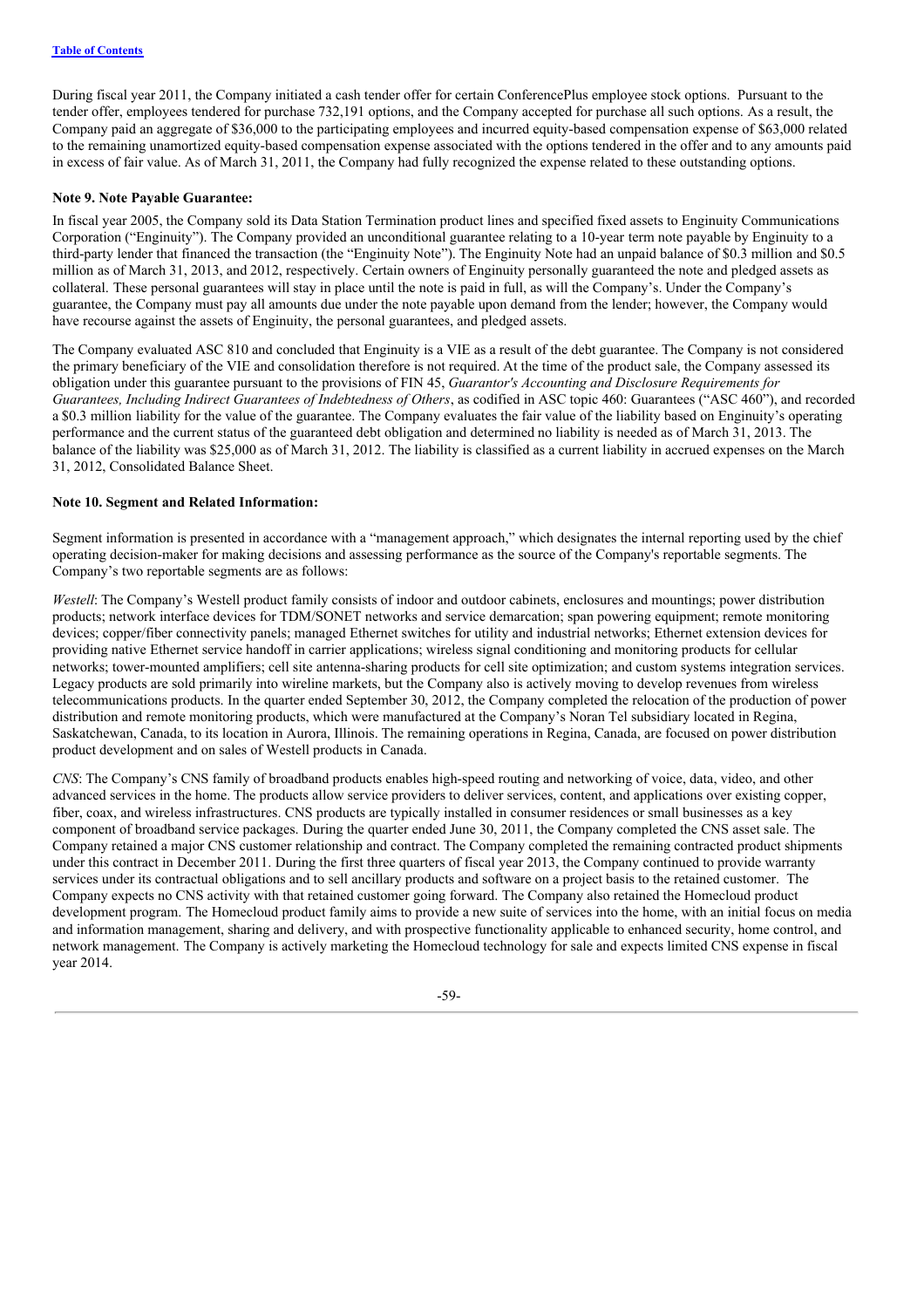During fiscal year 2011, the Company initiated a cash tender offer for certain ConferencePlus employee stock options. Pursuant to the tender offer, employees tendered for purchase 732,191 options, and the Company accepted for purchase all such options. As a result, the Company paid an aggregate of $36,000 to the participating employees and incurred equity-based compensation expense of $63,000 related to the remaining unamortized equity-based compensation expense associated with the options tendered in the offer and to any amounts paid in excess of fair value. As of March 31, 2011, the Company had fully recognized the expense related to these outstanding options.

**Note 9. Note Payable Guarantee:**

In fiscal year 2005, the Company sold its Data Station Termination product lines and specified fixed assets to Enginuity Communications Corporation ("Enginuity"). The Company provided an unconditional guarantee relating to a 10-year term note payable by Enginuity to a third-party lender that financed the transaction (the "Enginuity Note"). The Enginuity Note had an unpaid balance of $0.3 million and $0.5 million as of March 31, 2013, and 2012, respectively. Certain owners of Enginuity personally guaranteed the note and pledged assets as collateral. These personal guarantees will stay in place until the note is paid in full, as will the Company's. Under the Company's guarantee, the Company must pay all amounts due under the note payable upon demand from the lender; however, the Company would have recourse against the assets of Enginuity, the personal guarantees, and pledged assets.

The Company evaluated ASC 810 and concluded that Enginuity is a VIE as a result of the debt guarantee. The Company is not considered the primary beneficiary of the VIE and consolidation therefore is not required. At the time of the product sale, the Company assessed its obligation under this guarantee pursuant to the provisions of FIN 45, *Guarantor's Accounting and Disclosure Requirements for Guarantees, Including Indirect Guarantees of Indebtedness of Others*, as codified in ASC topic 460: Guarantees ("ASC 460"), and recorded a $0.3 million liability for the value of the guarantee. The Company evaluates the fair value of the liability based on Enginuity's operating performance and the current status of the guaranteed debt obligation and determined no liability is needed as of March 31, 2013. The balance of the liability was $25,000 as of March 31, 2012. The liability is classified as a current liability in accrued expenses on the March 31, 2012, Consolidated Balance Sheet.

**Note 10. Segment and Related Information:**

Segment information is presented in accordance with a "management approach," which designates the internal reporting used by the chief operating decision-maker for making decisions and assessing performance as the source of the Company's reportable segments. The Company's two reportable segments are as follows:

*Westell*: The Company's Westell product family consists of indoor and outdoor cabinets, enclosures and mountings; power distribution products; network interface devices for TDM/SONET networks and service demarcation; span powering equipment; remote monitoring devices; copper/fiber connectivity panels; managed Ethernet switches for utility and industrial networks; Ethernet extension devices for providing native Ethernet service handoff in carrier applications; wireless signal conditioning and monitoring products for cellular networks; tower-mounted amplifiers; cell site antenna-sharing products for cell site optimization; and custom systems integration services. Legacy products are sold primarily into wireline markets, but the Company also is actively moving to develop revenues from wireless telecommunications products. In the quarter ended September 30, 2012, the Company completed the relocation of the production of power distribution and remote monitoring products, which were manufactured at the Company's Noran Tel subsidiary located in Regina, Saskatchewan, Canada, to its location in Aurora, Illinois. The remaining operations in Regina, Canada, are focused on power distribution product development and on sales of Westell products in Canada.

*CNS*: The Company's CNS family of broadband products enables high-speed routing and networking of voice, data, video, and other advanced services in the home. The products allow service providers to deliver services, content, and applications over existing copper, fiber, coax, and wireless infrastructures. CNS products are typically installed in consumer residences or small businesses as a key component of broadband service packages. During the quarter ended June 30, 2011, the Company completed the CNS asset sale. The Company retained a major CNS customer relationship and contract. The Company completed the remaining contracted product shipments under this contract in December 2011. During the first three quarters of fiscal year 2013, the Company continued to provide warranty services under its contractual obligations and to sell ancillary products and software on a project basis to the retained customer. The Company expects no CNS activity with that retained customer going forward. The Company also retained the Homecloud product development program. The Homecloud product family aims to provide a new suite of services into the home, with an initial focus on media and information management, sharing and delivery, and with prospective functionality applicable to enhanced security, home control, and network management. The Company is actively marketing the Homecloud technology for sale and expects limited CNS expense in fiscal year 2014.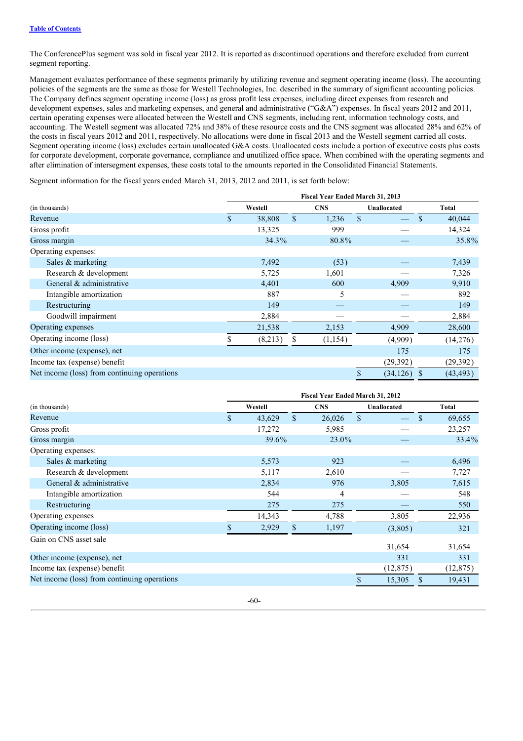The ConferencePlus segment was sold in fiscal year 2012. It is reported as discontinued operations and therefore excluded from current segment reporting.

Management evaluates performance of these segments primarily by utilizing revenue and segment operating income (loss). The accounting policies of the segments are the same as those for Westell Technologies, Inc. described in the summary of significant accounting policies. The Company defines segment operating income (loss) as gross profit less expenses, including direct expenses from research and development expenses, sales and marketing expenses, and general and administrative ("G&A") expenses. In fiscal years 2012 and 2011, certain operating expenses were allocated between the Westell and CNS segments, including rent, information technology costs, and accounting. The Westell segment was allocated 72% and 38% of these resource costs and the CNS segment was allocated 28% and 62% of the costs in fiscal years 2012 and 2011, respectively. No allocations were done in fiscal 2013 and the Westell segment carried all costs. Segment operating income (loss) excludes certain unallocated G&A costs. Unallocated costs include a portion of executive costs plus costs for corporate development, corporate governance, compliance and unutilized office space. When combined with the operating segments and after elimination of intersegment expenses, these costs total to the amounts reported in the Consolidated Financial Statements.

Segment information for the fiscal years ended March 31, 2013, 2012 and 2011, is set forth below:

| | Fiscal Year Ended March 31, 2013 | | | |
|---|---|---|---|---|
| (in thousands) | Westell | CNS | Unallocated | Total |
| Revenue | $ 38,808 | $ 1,236 | $ — | $ 40,044 |
| Gross profit | 13,325 | 999 | — | 14,324 |
| Gross margin | 34.3% | 80.8% | — | 35.8% |
| Operating expenses: | | | | |
| Sales & marketing | 7,492 | (53) | — | 7,439 |
| Research & development | 5,725 | 1,601 | — | 7,326 |
| General & administrative | 4,401 | 600 | 4,909 | 9,910 |
| Intangible amortization | 887 | 5 | — | 892 |
| Restructuring | 149 | — | — | 149 |
| Goodwill impairment | 2,884 | — | — | 2,884 |
| Operating expenses | 21,538 | 2,153 | 4,909 | 28,600 |
| Operating income (loss) | $ (8,213) | $ (1,154) | (4,909) | (14,276) |
| Other income (expense), net | | | 175 | 175 |
| Income tax (expense) benefit | | | (29,392) | (29,392) |
| Net income (loss) from continuing operations | | | $ (34,126) | $ (43,493) |

| | Fiscal Year Ended March 31, 2012 | | | |
|---|---|---|---|---|
| (in thousands) | Westell | CNS | Unallocated | Total |
| Revenue | $ 43,629 | $ 26,026 | $ — | $ 69,655 |
| Gross profit | 17,272 | 5,985 | — | 23,257 |
| Gross margin | 39.6% | 23.0% | — | 33.4% |
| Operating expenses: | | | | |
| Sales & marketing | 5,573 | 923 | — | 6,496 |
| Research & development | 5,117 | 2,610 | — | 7,727 |
| General & administrative | 2,834 | 976 | 3,805 | 7,615 |
| Intangible amortization | 544 | 4 | — | 548 |
| Restructuring | 275 | 275 | — | 550 |
| Operating expenses | 14,343 | 4,788 | 3,805 | 22,936 |
| Operating income (loss) | $ 2,929 | $ 1,197 | (3,805) | 321 |
| Gain on CNS asset sale | | | 31,654 | 31,654 |
| Other income (expense), net | | | 331 | 331 |
| Income tax (expense) benefit | | | (12,875) | (12,875) |
| Net income (loss) from continuing operations | | | $ 15,305 | $ 19,431 |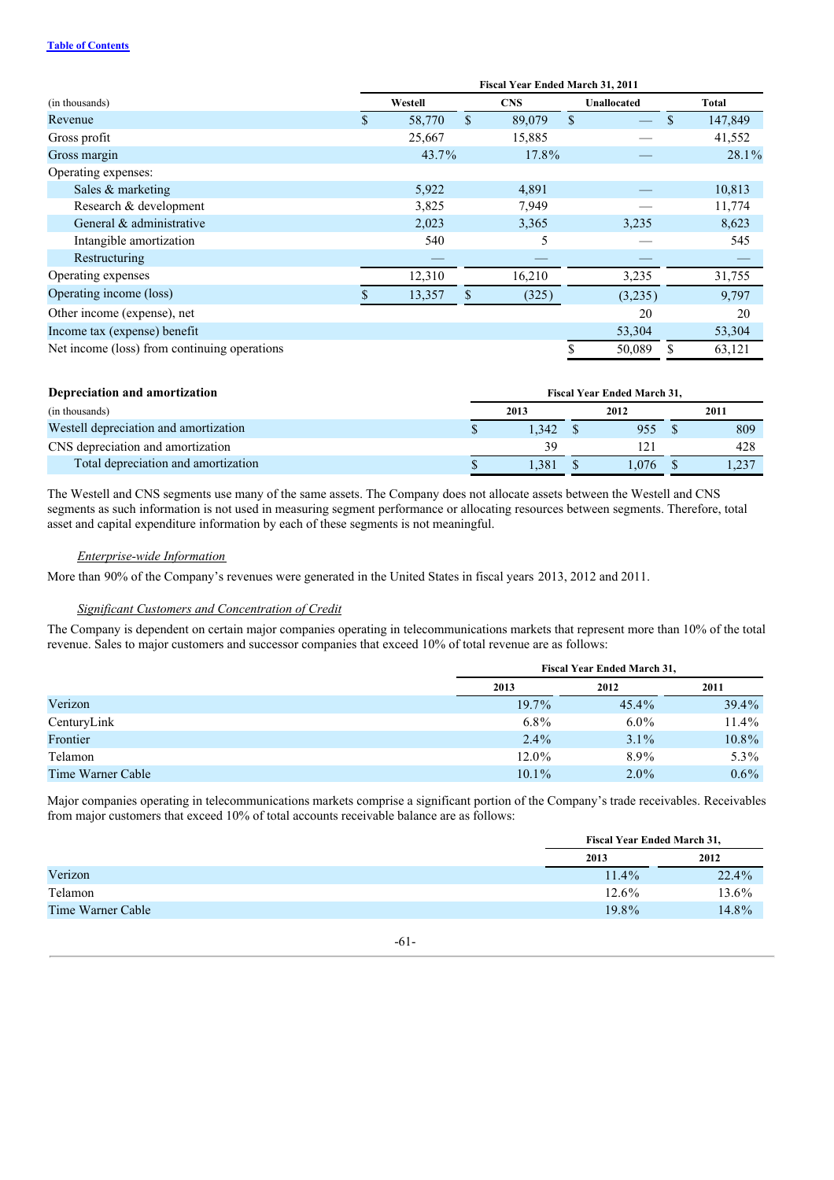| (in thousands) | Fiscal Year Ended March 31, 2011 | | | |
|---|---|---|---|---|
| | Westell | CNS | Unallocated | Total |
| Revenue | $ 58,770 | $ 89,079 | $ — | $ 147,849 |
| Gross profit | 25,667 | 15,885 | — | 41,552 |
| Gross margin | 43.7% | 17.8% | — | 28.1% |
| Operating expenses: | | | | |
| Sales & marketing | 5,922 | 4,891 | — | 10,813 |
| Research & development | 3,825 | 7,949 | — | 11,774 |
| General & administrative | 2,023 | 3,365 | 3,235 | 8,623 |
| Intangible amortization | 540 | 5 | — | 545 |
| Restructuring | — | — | — | — |
| Operating expenses | 12,310 | 16,210 | 3,235 | 31,755 |
| Operating income (loss) | $ 13,357 | $ (325) | (3,235) | 9,797 |
| Other income (expense), net | | | 20 | 20 |
| Income tax (expense) benefit | | | 53,304 | 53,304 |
| Net income (loss) from continuing operations | | | $ 50,089 | $ 63,121 |

| Depreciation and amortization | Fiscal Year Ended March 31, | | |
|---|---|---|---|
| (in thousands) | 2013 | 2012 | 2011 |
| Westell depreciation and amortization | $ 1,342 | $ 955 | $ 809 |
| CNS depreciation and amortization | 39 | 121 | 428 |
| Total depreciation and amortization | $ 1,381 | $ 1,076 | $ 1,237 |

The Westell and CNS segments use many of the same assets. The Company does not allocate assets between the Westell and CNS segments as such information is not used in measuring segment performance or allocating resources between segments. Therefore, total asset and capital expenditure information by each of these segments is not meaningful.

*Enterprise-wide Information*

More than 90% of the Company's revenues were generated in the United States in fiscal years 2013, 2012 and 2011.

*Significant Customers and Concentration of Credit*

The Company is dependent on certain major companies operating in telecommunications markets that represent more than 10% of the total revenue. Sales to major customers and successor companies that exceed 10% of total revenue are as follows:

| | Fiscal Year Ended March 31, | | |
|---|---|---|---|
| | 2013 | 2012 | 2011 |
| Verizon | 19.7% | 45.4% | 39.4% |
| CenturyLink | 6.8% | 6.0% | 11.4% |
| Frontier | 2.4% | 3.1% | 10.8% |
| Telamon | 12.0% | 8.9% | 5.3% |
| Time Warner Cable | 10.1% | 2.0% | 0.6% |

Major companies operating in telecommunications markets comprise a significant portion of the Company's trade receivables. Receivables from major customers that exceed 10% of total accounts receivable balance are as follows:

| | Fiscal Year Ended March 31, | |
|---|---|---|
| | 2013 | 2012 |
| Verizon | 11.4% | 22.4% |
| Telamon | 12.6% | 13.6% |
| Time Warner Cable | 19.8% | 14.8% |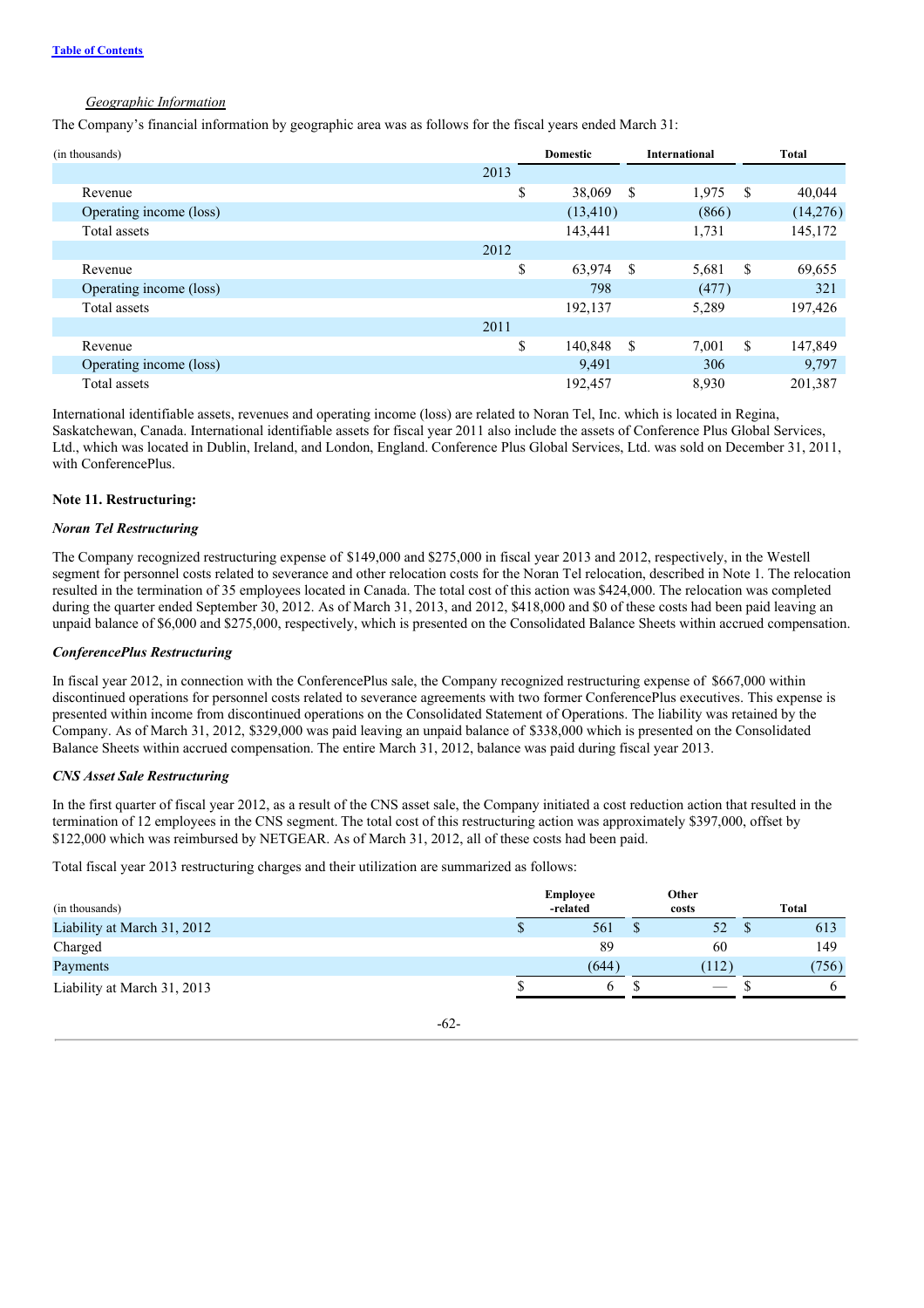[Table of Contents](#)

*Geographic Information*

The Company's financial information by geographic area was as follows for the fiscal years ended March 31:

| (in thousands) | Domestic | International | Total |
|---|---|---|---|
| **2013** | | | |
| Revenue | $ 38,069 | $ 1,975 | $ 40,044 |
| Operating income (loss) | (13,410) | (866) | (14,276) |
| Total assets | 143,441 | 1,731 | 145,172 |
| **2012** | | | |
| Revenue | $ 63,974 | $ 5,681 | $ 69,655 |
| Operating income (loss) | 798 | (477) | 321 |
| Total assets | 192,137 | 5,289 | 197,426 |
| **2011** | | | |
| Revenue | $ 140,848 | $ 7,001 | $ 147,849 |
| Operating income (loss) | 9,491 | 306 | 9,797 |
| Total assets | 192,457 | 8,930 | 201,387 |

International identifiable assets, revenues and operating income (loss) are related to Noran Tel, Inc. which is located in Regina, Saskatchewan, Canada. International identifiable assets for fiscal year 2011 also include the assets of Conference Plus Global Services, Ltd., which was located in Dublin, Ireland, and London, England. Conference Plus Global Services, Ltd. was sold on December 31, 2011, with ConferencePlus.

**Note 11. Restructuring:**

***Noran Tel Restructuring***

The Company recognized restructuring expense of $149,000 and $275,000 in fiscal year 2013 and 2012, respectively, in the Westell segment for personnel costs related to severance and other relocation costs for the Noran Tel relocation, described in Note 1. The relocation resulted in the termination of 35 employees located in Canada. The total cost of this action was $424,000. The relocation was completed during the quarter ended September 30, 2012. As of March 31, 2013, and 2012, $418,000 and $0 of these costs had been paid leaving an unpaid balance of $6,000 and $275,000, respectively, which is presented on the Consolidated Balance Sheets within accrued compensation.

***ConferencePlus Restructuring***

In fiscal year 2012, in connection with the ConferencePlus sale, the Company recognized restructuring expense of $667,000 within discontinued operations for personnel costs related to severance agreements with two former ConferencePlus executives. This expense is presented within income from discontinued operations on the Consolidated Statement of Operations. The liability was retained by the Company. As of March 31, 2012, $329,000 was paid leaving an unpaid balance of $338,000 which is presented on the Consolidated Balance Sheets within accrued compensation. The entire March 31, 2012, balance was paid during fiscal year 2013.

***CNS Asset Sale Restructuring***

In the first quarter of fiscal year 2012, as a result of the CNS asset sale, the Company initiated a cost reduction action that resulted in the termination of 12 employees in the CNS segment. The total cost of this restructuring action was approximately $397,000, offset by $122,000 which was reimbursed by NETGEAR. As of March 31, 2012, all of these costs had been paid.

Total fiscal year 2013 restructuring charges and their utilization are summarized as follows:

| (in thousands) | Employee -related | Other costs | Total |
|---|---|---|---|
| Liability at March 31, 2012 | $ 561 | $ 52 | $ 613 |
| Charged | 89 | 60 | 149 |
| Payments | (644) | (112) | (756) |
| Liability at March 31, 2013 | $ 6 | $ — | $ 6 |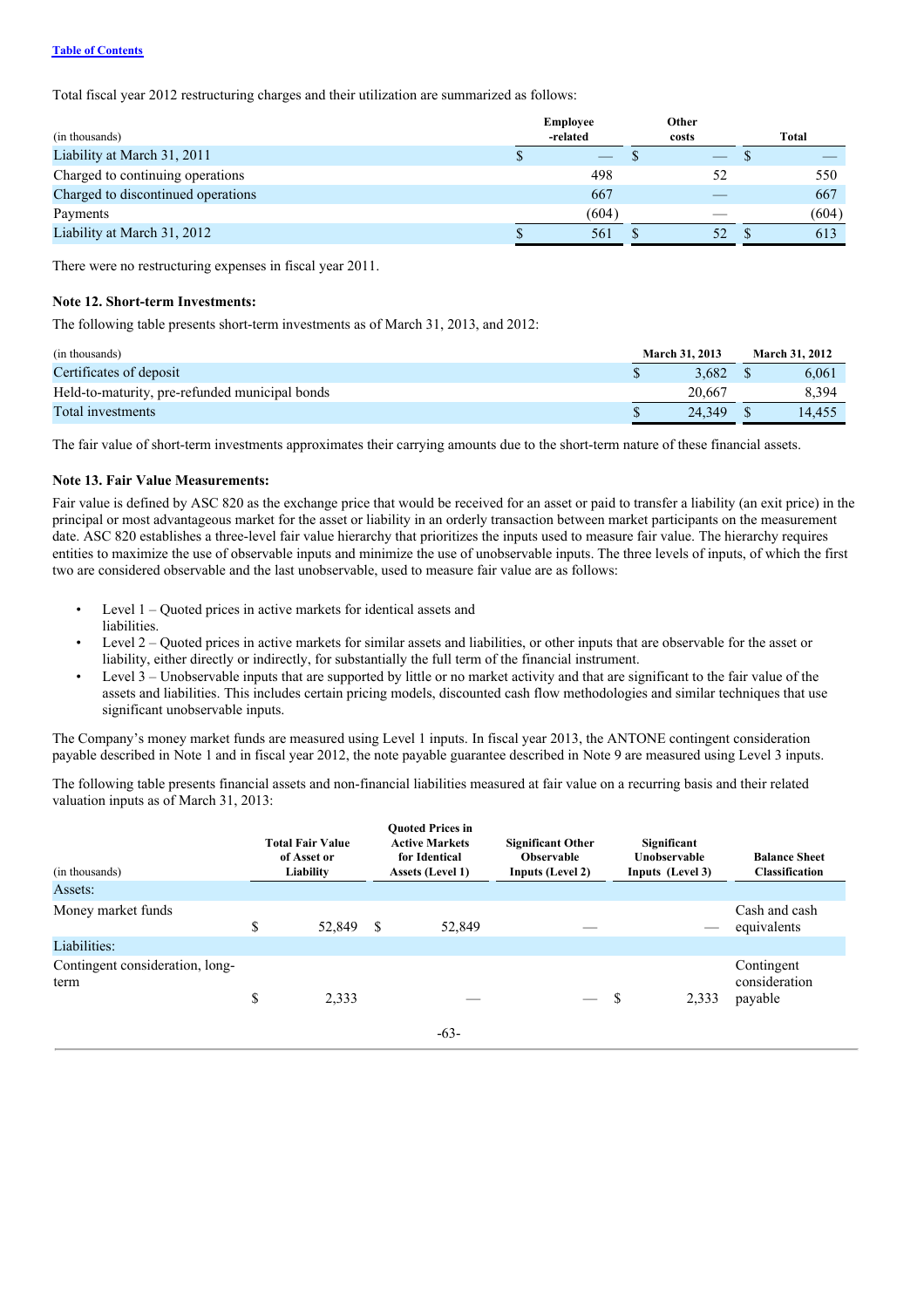Total fiscal year 2012 restructuring charges and their utilization are summarized as follows:

| (in thousands) | Employee -related | Other costs | Total |
|---|---|---|---|
| Liability at March 31, 2011 | $ — | $ — | $ — |
| Charged to continuing operations | 498 | 52 | 550 |
| Charged to discontinued operations | 667 | — | 667 |
| Payments | (604) | — | (604) |
| Liability at March 31, 2012 | $ 561 | $ 52 | $ 613 |

There were no restructuring expenses in fiscal year 2011.

**Note 12. Short-term Investments:**

The following table presents short-term investments as of March 31, 2013, and 2012:

| (in thousands) | March 31, 2013 | March 31, 2012 |
|---|---|---|
| Certificates of deposit | $ 3,682 | $ 6,061 |
| Held-to-maturity, pre-refunded municipal bonds | 20,667 | 8,394 |
| Total investments | $ 24,349 | $ 14,455 |

The fair value of short-term investments approximates their carrying amounts due to the short-term nature of these financial assets.

**Note 13. Fair Value Measurements:**

Fair value is defined by ASC 820 as the exchange price that would be received for an asset or paid to transfer a liability (an exit price) in the principal or most advantageous market for the asset or liability in an orderly transaction between market participants on the measurement date. ASC 820 establishes a three-level fair value hierarchy that prioritizes the inputs used to measure fair value. The hierarchy requires entities to maximize the use of observable inputs and minimize the use of unobservable inputs. The three levels of inputs, of which the first two are considered observable and the last unobservable, used to measure fair value are as follows:

- Level 1 – Quoted prices in active markets for identical assets and liabilities.
- Level 2 – Quoted prices in active markets for similar assets and liabilities, or other inputs that are observable for the asset or liability, either directly or indirectly, for substantially the full term of the financial instrument.
- Level 3 – Unobservable inputs that are supported by little or no market activity and that are significant to the fair value of the assets and liabilities. This includes certain pricing models, discounted cash flow methodologies and similar techniques that use significant unobservable inputs.

The Company's money market funds are measured using Level 1 inputs. In fiscal year 2013, the ANTONE contingent consideration payable described in Note 1 and in fiscal year 2012, the note payable guarantee described in Note 9 are measured using Level 3 inputs.

The following table presents financial assets and non-financial liabilities measured at fair value on a recurring basis and their related valuation inputs as of March 31, 2013:

| (in thousands) | Total Fair Value of Asset or Liability | Quoted Prices in Active Markets for Identical Assets (Level 1) | Significant Other Observable Inputs (Level 2) | Significant Unobservable Inputs (Level 3) | Balance Sheet Classification |
|---|---|---|---|---|---|
| Assets: | | | | | |
| Money market funds | $ 52,849 | $ 52,849 | — | — | Cash and cash equivalents |
| Liabilities: | | | | | |
| Contingent consideration, long-term | $ 2,333 | — | — | $ 2,333 | Contingent consideration payable |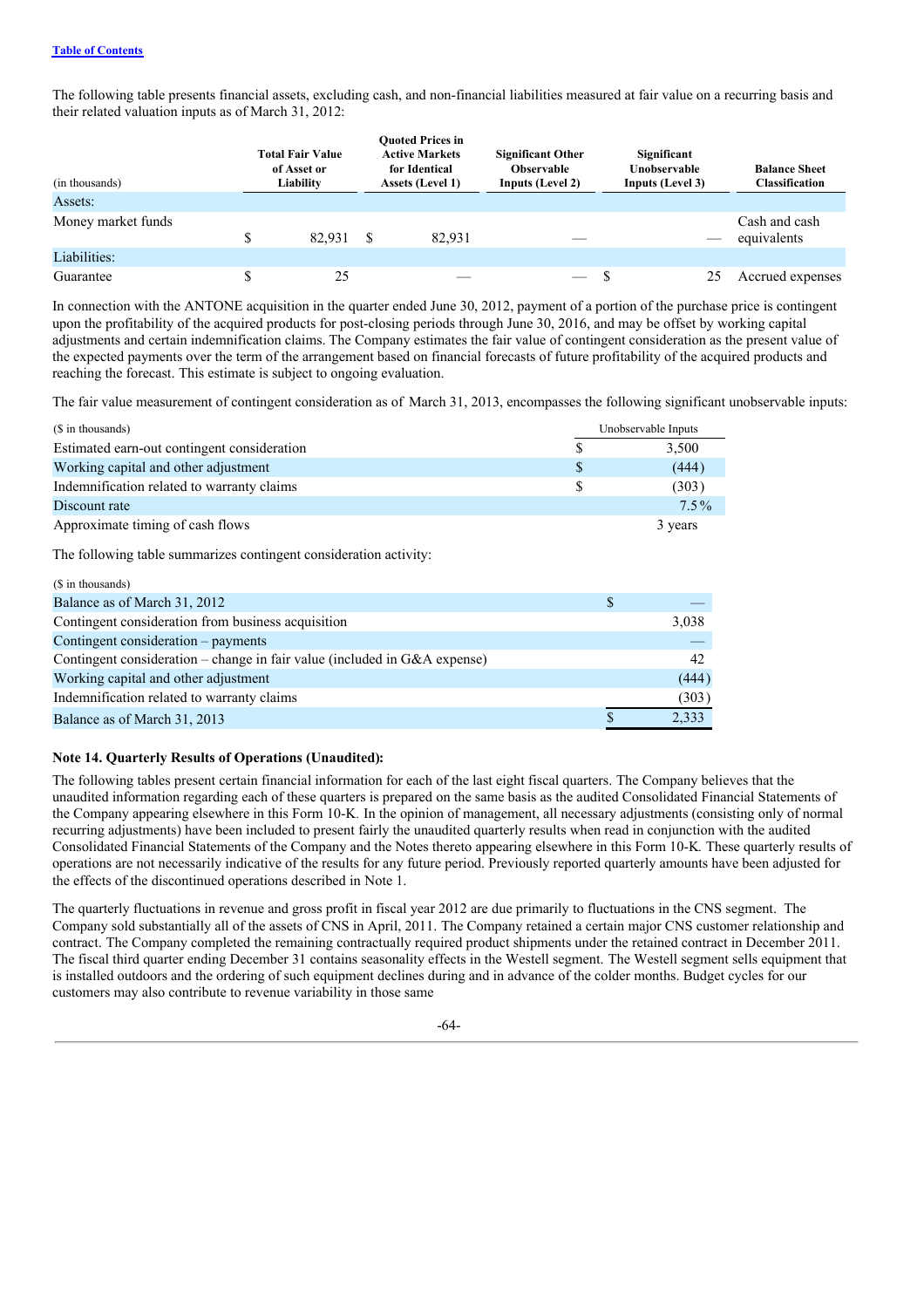The following table presents financial assets, excluding cash, and non-financial liabilities measured at fair value on a recurring basis and their related valuation inputs as of March 31, 2012:

| (in thousands) | Total Fair Value of Asset or Liability | Quoted Prices in Active Markets for Identical Assets (Level 1) | Significant Other Observable Inputs (Level 2) | Significant Unobservable Inputs (Level 3) | Balance Sheet Classification |
|---|---|---|---|---|---|
| Assets: | | | | | |
| Money market funds | $ 82,931 | $ 82,931 | — | — | Cash and cash equivalents |
| Liabilities: | | | | | |
| Guarantee | $ 25 | — | — | $ 25 | Accrued expenses |

In connection with the ANTONE acquisition in the quarter ended June 30, 2012, payment of a portion of the purchase price is contingent upon the profitability of the acquired products for post-closing periods through June 30, 2016, and may be offset by working capital adjustments and certain indemnification claims. The Company estimates the fair value of contingent consideration as the present value of the expected payments over the term of the arrangement based on financial forecasts of future profitability of the acquired products and reaching the forecast. This estimate is subject to ongoing evaluation.

The fair value measurement of contingent consideration as of March 31, 2013, encompasses the following significant unobservable inputs:

| ($ in thousands) | Unobservable Inputs |
|---|---|
| Estimated earn-out contingent consideration | $ 3,500 |
| Working capital and other adjustment | $ (444) |
| Indemnification related to warranty claims | $ (303) |
| Discount rate | 7.5% |
| Approximate timing of cash flows | 3 years |

The following table summarizes contingent consideration activity:

| ($ in thousands) | |
|---|---|
| Balance as of March 31, 2012 | $ — |
| Contingent consideration from business acquisition | 3,038 |
| Contingent consideration – payments | — |
| Contingent consideration – change in fair value (included in G&A expense) | 42 |
| Working capital and other adjustment | (444) |
| Indemnification related to warranty claims | (303) |
| Balance as of March 31, 2013 | $ 2,333 |

**Note 14. Quarterly Results of Operations (Unaudited):**

The following tables present certain financial information for each of the last eight fiscal quarters. The Company believes that the unaudited information regarding each of these quarters is prepared on the same basis as the audited Consolidated Financial Statements of the Company appearing elsewhere in this Form 10-K. In the opinion of management, all necessary adjustments (consisting only of normal recurring adjustments) have been included to present fairly the unaudited quarterly results when read in conjunction with the audited Consolidated Financial Statements of the Company and the Notes thereto appearing elsewhere in this Form 10-K. These quarterly results of operations are not necessarily indicative of the results for any future period. Previously reported quarterly amounts have been adjusted for the effects of the discontinued operations described in Note 1.

The quarterly fluctuations in revenue and gross profit in fiscal year 2012 are due primarily to fluctuations in the CNS segment. The Company sold substantially all of the assets of CNS in April, 2011. The Company retained a certain major CNS customer relationship and contract. The Company completed the remaining contractually required product shipments under the retained contract in December 2011. The fiscal third quarter ending December 31 contains seasonality effects in the Westell segment. The Westell segment sells equipment that is installed outdoors and the ordering of such equipment declines during and in advance of the colder months. Budget cycles for our customers may also contribute to revenue variability in those same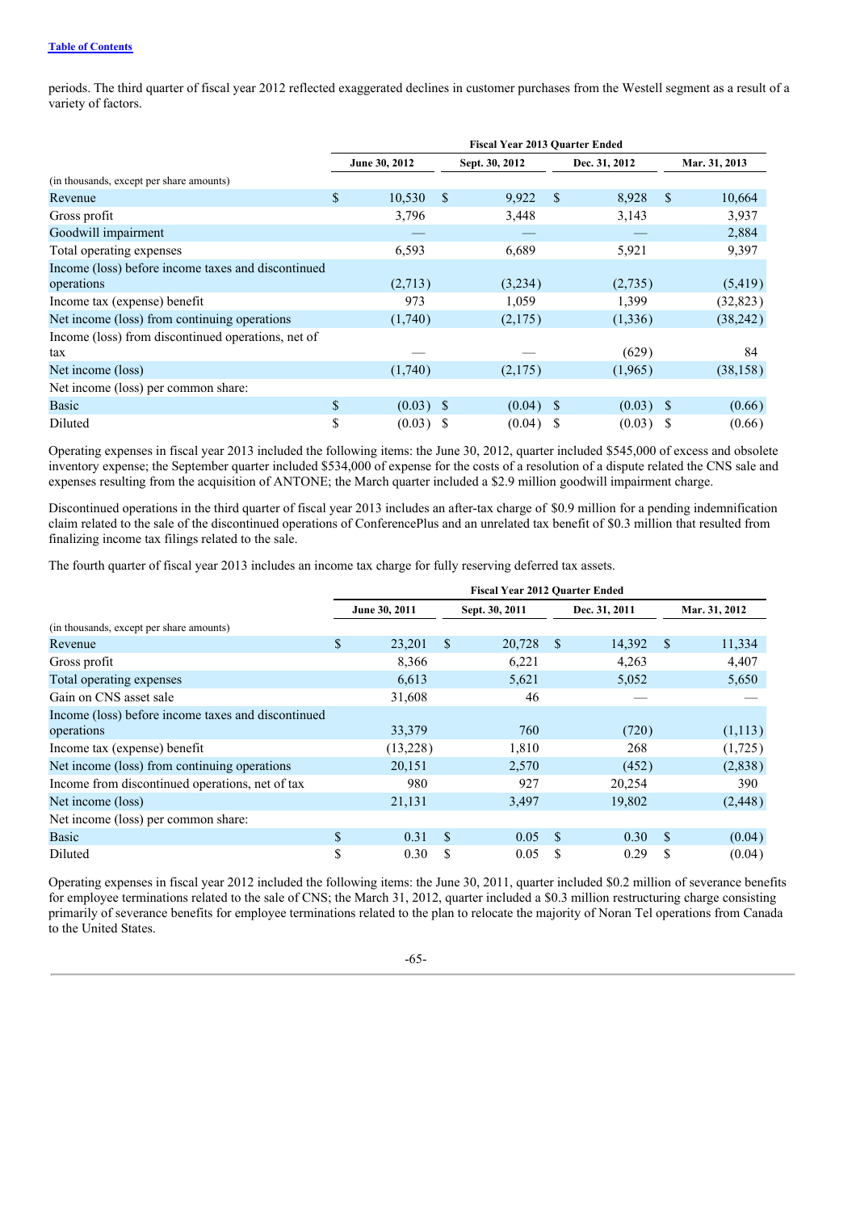periods. The third quarter of fiscal year 2012 reflected exaggerated declines in customer purchases from the Westell segment as a result of a variety of factors.

| | Fiscal Year 2013 Quarter Ended | | | |
|---|---|---|---|---|
| | June 30, 2012 | Sept. 30, 2012 | Dec. 31, 2012 | Mar. 31, 2013 |
| (in thousands, except per share amounts) | | | | |
| Revenue | $ 10,530 | $ 9,922 | $ 8,928 | $ 10,664 |
| Gross profit | 3,796 | 3,448 | 3,143 | 3,937 |
| Goodwill impairment | — | — | — | 2,884 |
| Total operating expenses | 6,593 | 6,689 | 5,921 | 9,397 |
| Income (loss) before income taxes and discontinued operations | (2,713) | (3,234) | (2,735) | (5,419) |
| Income tax (expense) benefit | 973 | 1,059 | 1,399 | (32,823) |
| Net income (loss) from continuing operations | (1,740) | (2,175) | (1,336) | (38,242) |
| Income (loss) from discontinued operations, net of tax | — | — | (629) | 84 |
| Net income (loss) | (1,740) | (2,175) | (1,965) | (38,158) |
| Net income (loss) per common share: | | | | |
| Basic | $ (0.03) | $ (0.04) | $ (0.03) | $ (0.66) |
| Diluted | $ (0.03) | $ (0.04) | $ (0.03) | $ (0.66) |

Operating expenses in fiscal year 2013 included the following items: the June 30, 2012, quarter included $545,000 of excess and obsolete inventory expense; the September quarter included $534,000 of expense for the costs of a resolution of a dispute related the CNS sale and expenses resulting from the acquisition of ANTONE; the March quarter included a $2.9 million goodwill impairment charge.

Discontinued operations in the third quarter of fiscal year 2013 includes an after-tax charge of $0.9 million for a pending indemnification claim related to the sale of the discontinued operations of ConferencePlus and an unrelated tax benefit of $0.3 million that resulted from finalizing income tax filings related to the sale.

The fourth quarter of fiscal year 2013 includes an income tax charge for fully reserving deferred tax assets.

| | Fiscal Year 2012 Quarter Ended | | | |
|---|---|---|---|---|
| | June 30, 2011 | Sept. 30, 2011 | Dec. 31, 2011 | Mar. 31, 2012 |
| (in thousands, except per share amounts) | | | | |
| Revenue | $ 23,201 | $ 20,728 | $ 14,392 | $ 11,334 |
| Gross profit | 8,366 | 6,221 | 4,263 | 4,407 |
| Total operating expenses | 6,613 | 5,621 | 5,052 | 5,650 |
| Gain on CNS asset sale | 31,608 | 46 | — | — |
| Income (loss) before income taxes and discontinued operations | 33,379 | 760 | (720) | (1,113) |
| Income tax (expense) benefit | (13,228) | 1,810 | 268 | (1,725) |
| Net income (loss) from continuing operations | 20,151 | 2,570 | (452) | (2,838) |
| Income from discontinued operations, net of tax | 980 | 927 | 20,254 | 390 |
| Net income (loss) | 21,131 | 3,497 | 19,802 | (2,448) |
| Net income (loss) per common share: | | | | |
| Basic | $ 0.31 | $ 0.05 | $ 0.30 | $ (0.04) |
| Diluted | $ 0.30 | $ 0.05 | $ 0.29 | $ (0.04) |

Operating expenses in fiscal year 2012 included the following items: the June 30, 2011, quarter included $0.2 million of severance benefits for employee terminations related to the sale of CNS; the March 31, 2012, quarter included a $0.3 million restructuring charge consisting primarily of severance benefits for employee terminations related to the plan to relocate the majority of Noran Tel operations from Canada to the United States.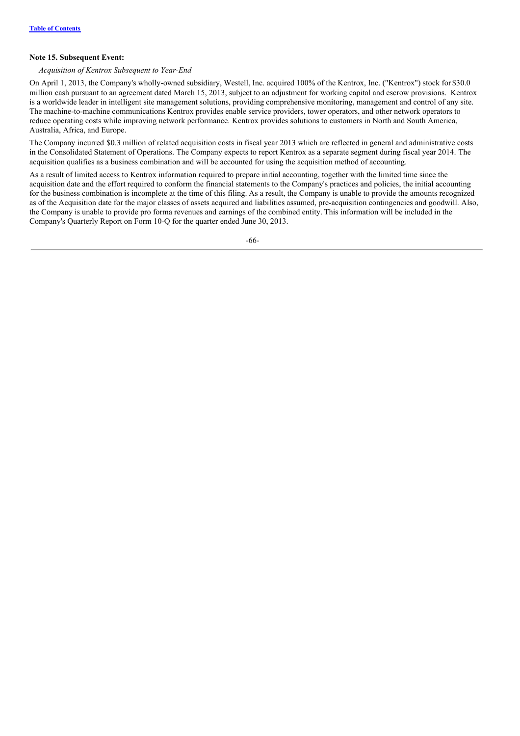**Note 15. Subsequent Event:**

*Acquisition of Kentrox Subsequent to Year-End*

On April 1, 2013, the Company's wholly-owned subsidiary, Westell, Inc. acquired 100% of the Kentrox, Inc. ("Kentrox") stock for $30.0 million cash pursuant to an agreement dated March 15, 2013, subject to an adjustment for working capital and escrow provisions. Kentrox is a worldwide leader in intelligent site management solutions, providing comprehensive monitoring, management and control of any site. The machine-to-machine communications Kentrox provides enable service providers, tower operators, and other network operators to reduce operating costs while improving network performance. Kentrox provides solutions to customers in North and South America, Australia, Africa, and Europe.

The Company incurred $0.3 million of related acquisition costs in fiscal year 2013 which are reflected in general and administrative costs in the Consolidated Statement of Operations. The Company expects to report Kentrox as a separate segment during fiscal year 2014. The acquisition qualifies as a business combination and will be accounted for using the acquisition method of accounting.

As a result of limited access to Kentrox information required to prepare initial accounting, together with the limited time since the acquisition date and the effort required to conform the financial statements to the Company's practices and policies, the initial accounting for the business combination is incomplete at the time of this filing. As a result, the Company is unable to provide the amounts recognized as of the Acquisition date for the major classes of assets acquired and liabilities assumed, pre-acquisition contingencies and goodwill. Also, the Company is unable to provide pro forma revenues and earnings of the combined entity. This information will be included in the Company's Quarterly Report on Form 10-Q for the quarter ended June 30, 2013.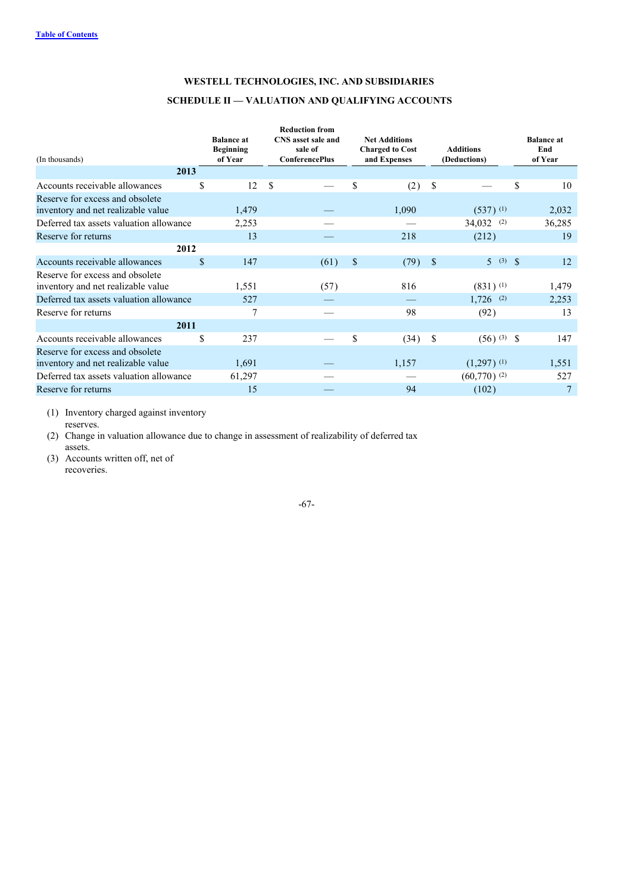**WESTELL TECHNOLOGIES, INC. AND SUBSIDIARIES**

**SCHEDULE II — VALUATION AND QUALIFYING ACCOUNTS**

| (In thousands) | Balance at Beginning of Year | Reduction from CNS asset sale and sale of ConferencePlus | Net Additions Charged to Cost and Expenses | Additions (Deductions) | Balance at End of Year |
|---|---|---|---|---|---|
| **2013** | | | | | |
| Accounts receivable allowances | $ 12 | $ — | $ (2) | $ — | $ 10 |
| Reserve for excess and obsolete inventory and net realizable value | 1,479 | — | 1,090 | (537) (1) | 2,032 |
| Deferred tax assets valuation allowance | 2,253 | — | — | 34,032 (2) | 36,285 |
| Reserve for returns | 13 | — | 218 | (212) | 19 |
| **2012** | | | | | |
| Accounts receivable allowances | $ 147 | (61) | $ (79) | $ 5 (3) | $ 12 |
| Reserve for excess and obsolete inventory and net realizable value | 1,551 | (57) | 816 | (831) (1) | 1,479 |
| Deferred tax assets valuation allowance | 527 | — | — | 1,726 (2) | 2,253 |
| Reserve for returns | 7 | — | 98 | (92) | 13 |
| **2011** | | | | | |
| Accounts receivable allowances | $ 237 | — | $ (34) | $ (56) (3) | $ 147 |
| Reserve for excess and obsolete inventory and net realizable value | 1,691 | — | 1,157 | (1,297) (1) | 1,551 |
| Deferred tax assets valuation allowance | 61,297 | — | — | (60,770) (2) | 527 |
| Reserve for returns | 15 | — | 94 | (102) | 7 |

(1) Inventory charged against inventory reserves.

(2) Change in valuation allowance due to change in assessment of realizability of deferred tax assets.

(3) Accounts written off, net of recoveries.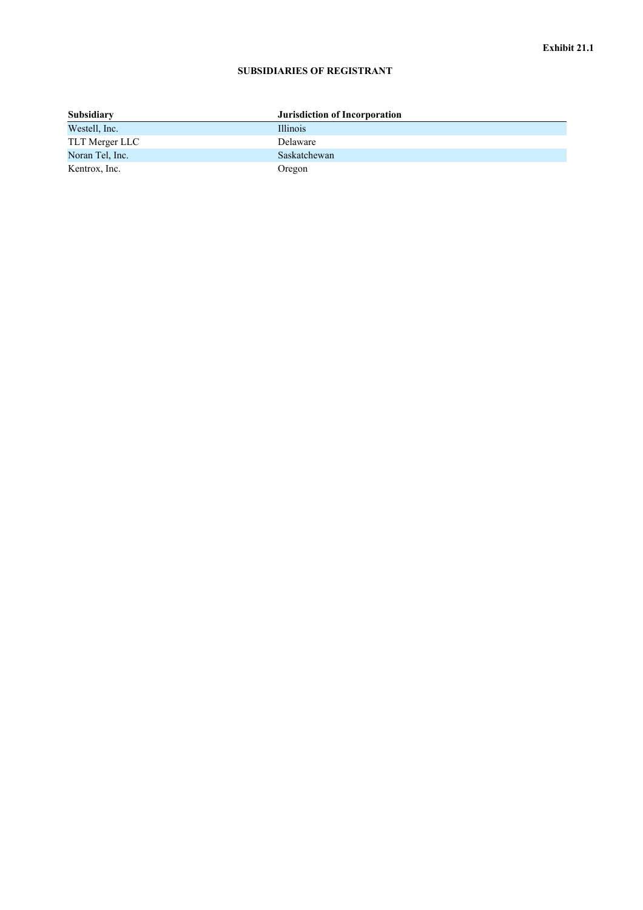**Exhibit 21.1**

**SUBSIDIARIES OF REGISTRANT**

| Subsidiary | Jurisdiction of Incorporation |
|---|---|
| Westell, Inc. | Illinois |
| TLT Merger LLC | Delaware |
| Noran Tel, Inc. | Saskatchewan |
| Kentrox, Inc. | Oregon |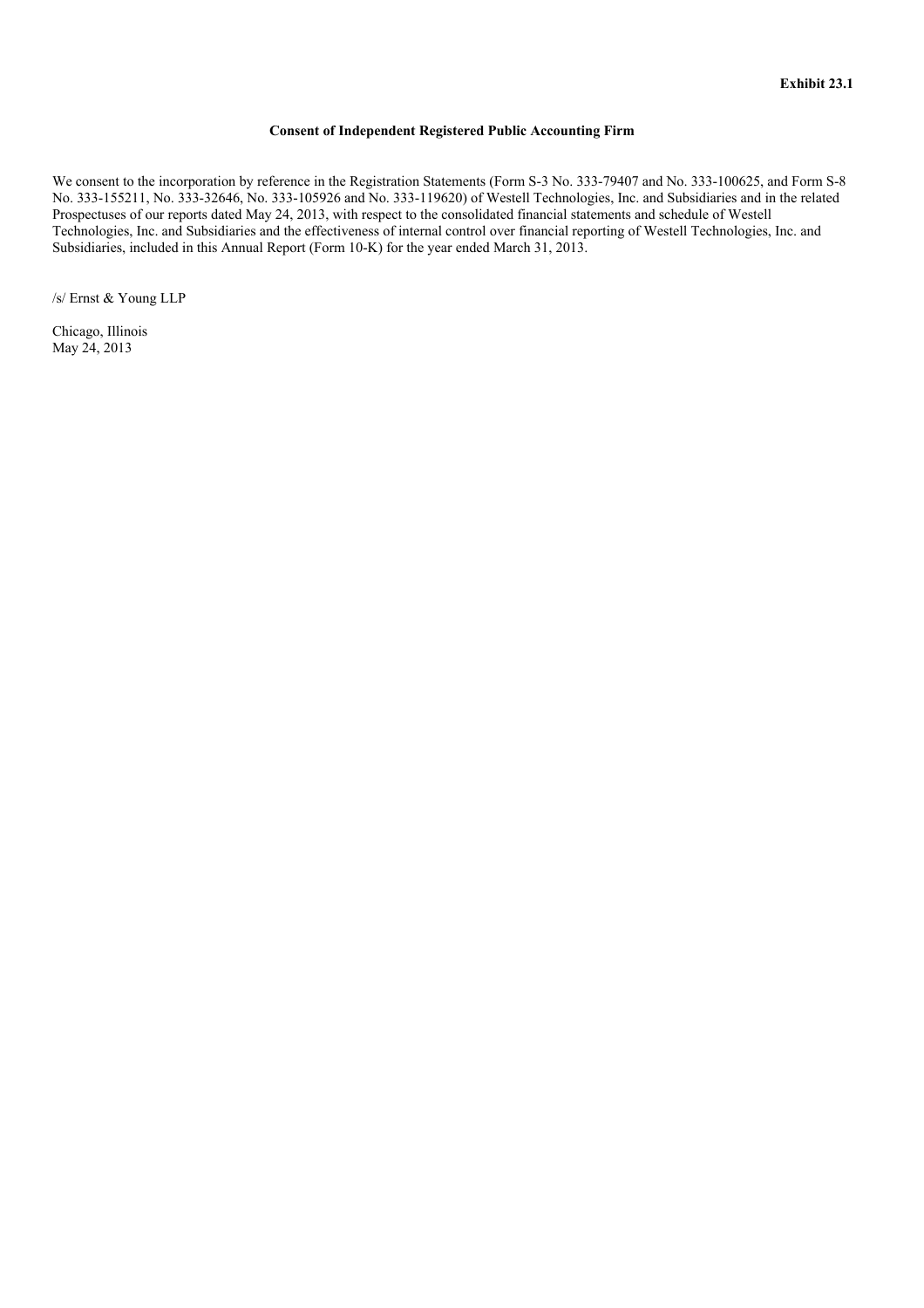**Exhibit 23.1**

**Consent of Independent Registered Public Accounting Firm**

We consent to the incorporation by reference in the Registration Statements (Form S-3 No. 333-79407 and No. 333-100625, and Form S-8 No. 333-155211, No. 333-32646, No. 333-105926 and No. 333-119620) of Westell Technologies, Inc. and Subsidiaries and in the related Prospectuses of our reports dated May 24, 2013, with respect to the consolidated financial statements and schedule of Westell Technologies, Inc. and Subsidiaries and the effectiveness of internal control over financial reporting of Westell Technologies, Inc. and Subsidiaries, included in this Annual Report (Form 10-K) for the year ended March 31, 2013.

/s/ Ernst & Young LLP

Chicago, Illinois
May 24, 2013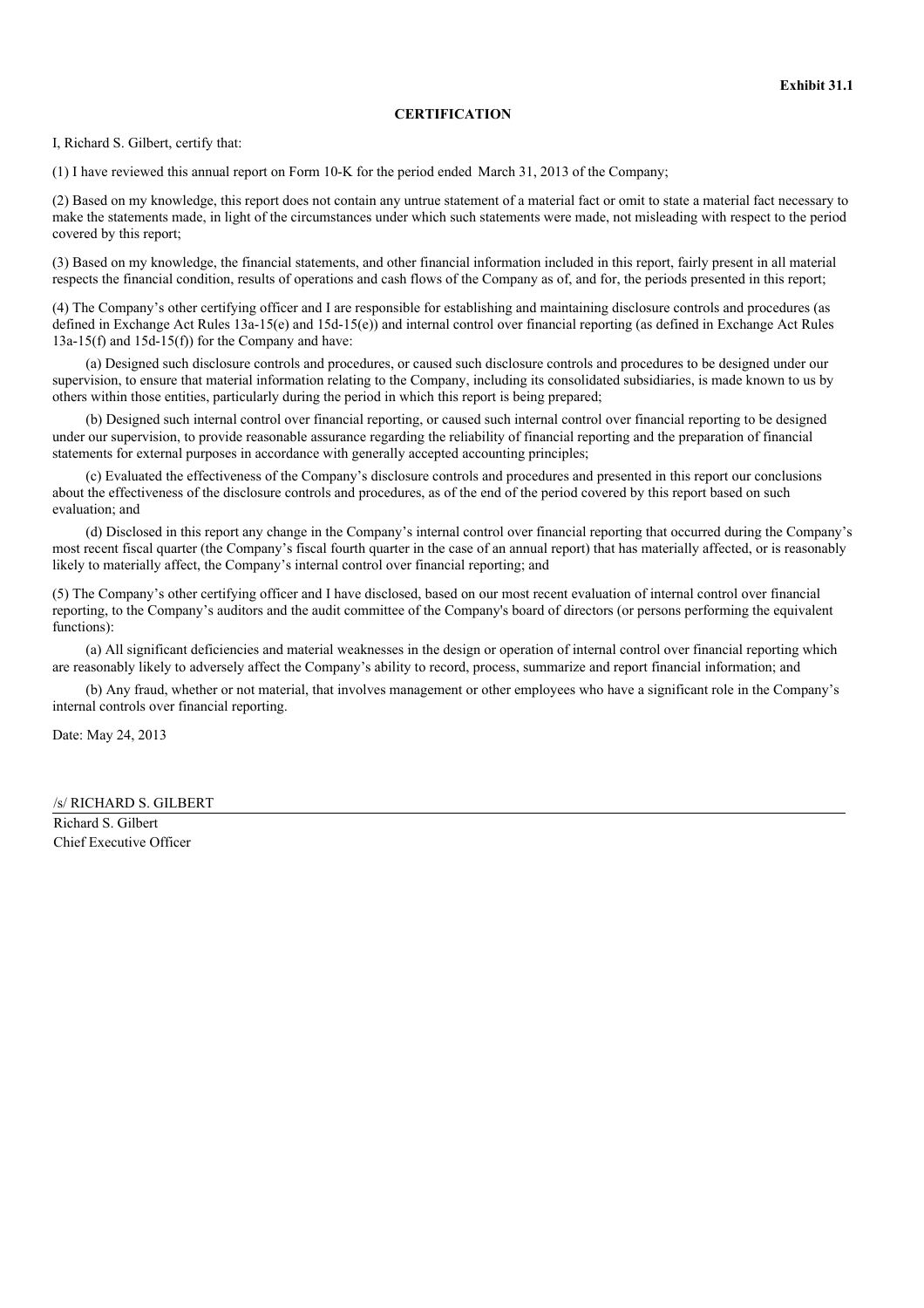**Exhibit 31.1**

**CERTIFICATION**

I, Richard S. Gilbert, certify that:

(1) I have reviewed this annual report on Form 10-K for the period ended March 31, 2013 of the Company;

(2) Based on my knowledge, this report does not contain any untrue statement of a material fact or omit to state a material fact necessary to make the statements made, in light of the circumstances under which such statements were made, not misleading with respect to the period covered by this report;

(3) Based on my knowledge, the financial statements, and other financial information included in this report, fairly present in all material respects the financial condition, results of operations and cash flows of the Company as of, and for, the periods presented in this report;

(4) The Company's other certifying officer and I are responsible for establishing and maintaining disclosure controls and procedures (as defined in Exchange Act Rules 13a-15(e) and 15d-15(e)) and internal control over financial reporting (as defined in Exchange Act Rules 13a-15(f) and 15d-15(f)) for the Company and have:

(a) Designed such disclosure controls and procedures, or caused such disclosure controls and procedures to be designed under our supervision, to ensure that material information relating to the Company, including its consolidated subsidiaries, is made known to us by others within those entities, particularly during the period in which this report is being prepared;

(b) Designed such internal control over financial reporting, or caused such internal control over financial reporting to be designed under our supervision, to provide reasonable assurance regarding the reliability of financial reporting and the preparation of financial statements for external purposes in accordance with generally accepted accounting principles;

(c) Evaluated the effectiveness of the Company's disclosure controls and procedures and presented in this report our conclusions about the effectiveness of the disclosure controls and procedures, as of the end of the period covered by this report based on such evaluation; and

(d) Disclosed in this report any change in the Company's internal control over financial reporting that occurred during the Company's most recent fiscal quarter (the Company's fiscal fourth quarter in the case of an annual report) that has materially affected, or is reasonably likely to materially affect, the Company's internal control over financial reporting; and

(5) The Company's other certifying officer and I have disclosed, based on our most recent evaluation of internal control over financial reporting, to the Company's auditors and the audit committee of the Company's board of directors (or persons performing the equivalent functions):

(a) All significant deficiencies and material weaknesses in the design or operation of internal control over financial reporting which are reasonably likely to adversely affect the Company's ability to record, process, summarize and report financial information; and

(b) Any fraud, whether or not material, that involves management or other employees who have a significant role in the Company's internal controls over financial reporting.

Date: May 24, 2013

/s/ RICHARD S. GILBERT

Richard S. Gilbert
Chief Executive Officer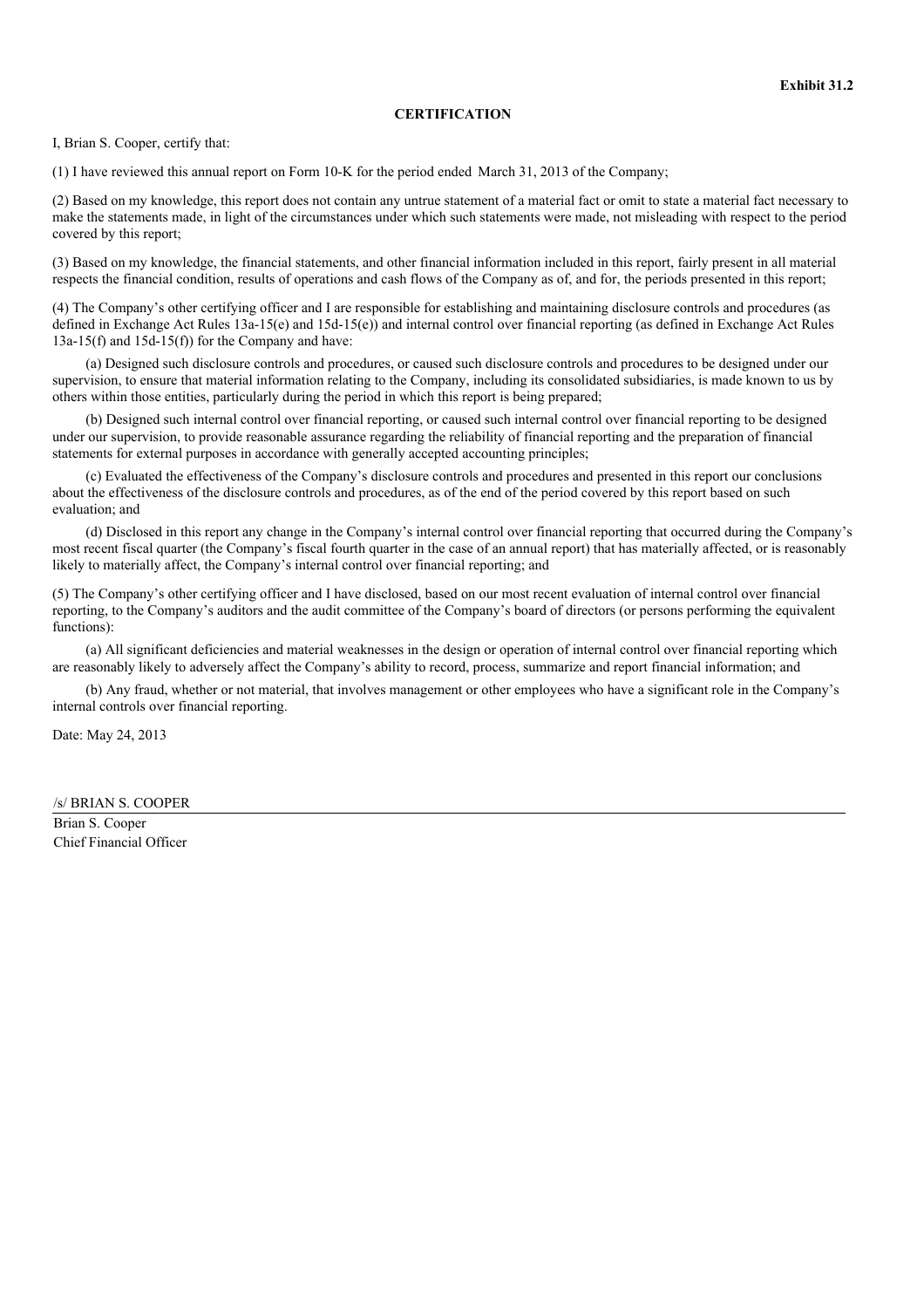**Exhibit 31.2**

**CERTIFICATION**

I, Brian S. Cooper, certify that:

(1) I have reviewed this annual report on Form 10-K for the period ended March 31, 2013 of the Company;

(2) Based on my knowledge, this report does not contain any untrue statement of a material fact or omit to state a material fact necessary to make the statements made, in light of the circumstances under which such statements were made, not misleading with respect to the period covered by this report;

(3) Based on my knowledge, the financial statements, and other financial information included in this report, fairly present in all material respects the financial condition, results of operations and cash flows of the Company as of, and for, the periods presented in this report;

(4) The Company's other certifying officer and I are responsible for establishing and maintaining disclosure controls and procedures (as defined in Exchange Act Rules 13a-15(e) and 15d-15(e)) and internal control over financial reporting (as defined in Exchange Act Rules 13a-15(f) and 15d-15(f)) for the Company and have:

(a) Designed such disclosure controls and procedures, or caused such disclosure controls and procedures to be designed under our supervision, to ensure that material information relating to the Company, including its consolidated subsidiaries, is made known to us by others within those entities, particularly during the period in which this report is being prepared;

(b) Designed such internal control over financial reporting, or caused such internal control over financial reporting to be designed under our supervision, to provide reasonable assurance regarding the reliability of financial reporting and the preparation of financial statements for external purposes in accordance with generally accepted accounting principles;

(c) Evaluated the effectiveness of the Company's disclosure controls and procedures and presented in this report our conclusions about the effectiveness of the disclosure controls and procedures, as of the end of the period covered by this report based on such evaluation; and

(d) Disclosed in this report any change in the Company's internal control over financial reporting that occurred during the Company's most recent fiscal quarter (the Company's fiscal fourth quarter in the case of an annual report) that has materially affected, or is reasonably likely to materially affect, the Company's internal control over financial reporting; and

(5) The Company's other certifying officer and I have disclosed, based on our most recent evaluation of internal control over financial reporting, to the Company's auditors and the audit committee of the Company's board of directors (or persons performing the equivalent functions):

(a) All significant deficiencies and material weaknesses in the design or operation of internal control over financial reporting which are reasonably likely to adversely affect the Company's ability to record, process, summarize and report financial information; and

(b) Any fraud, whether or not material, that involves management or other employees who have a significant role in the Company's internal controls over financial reporting.

Date: May 24, 2013

/s/ BRIAN S. COOPER

Brian S. Cooper
Chief Financial Officer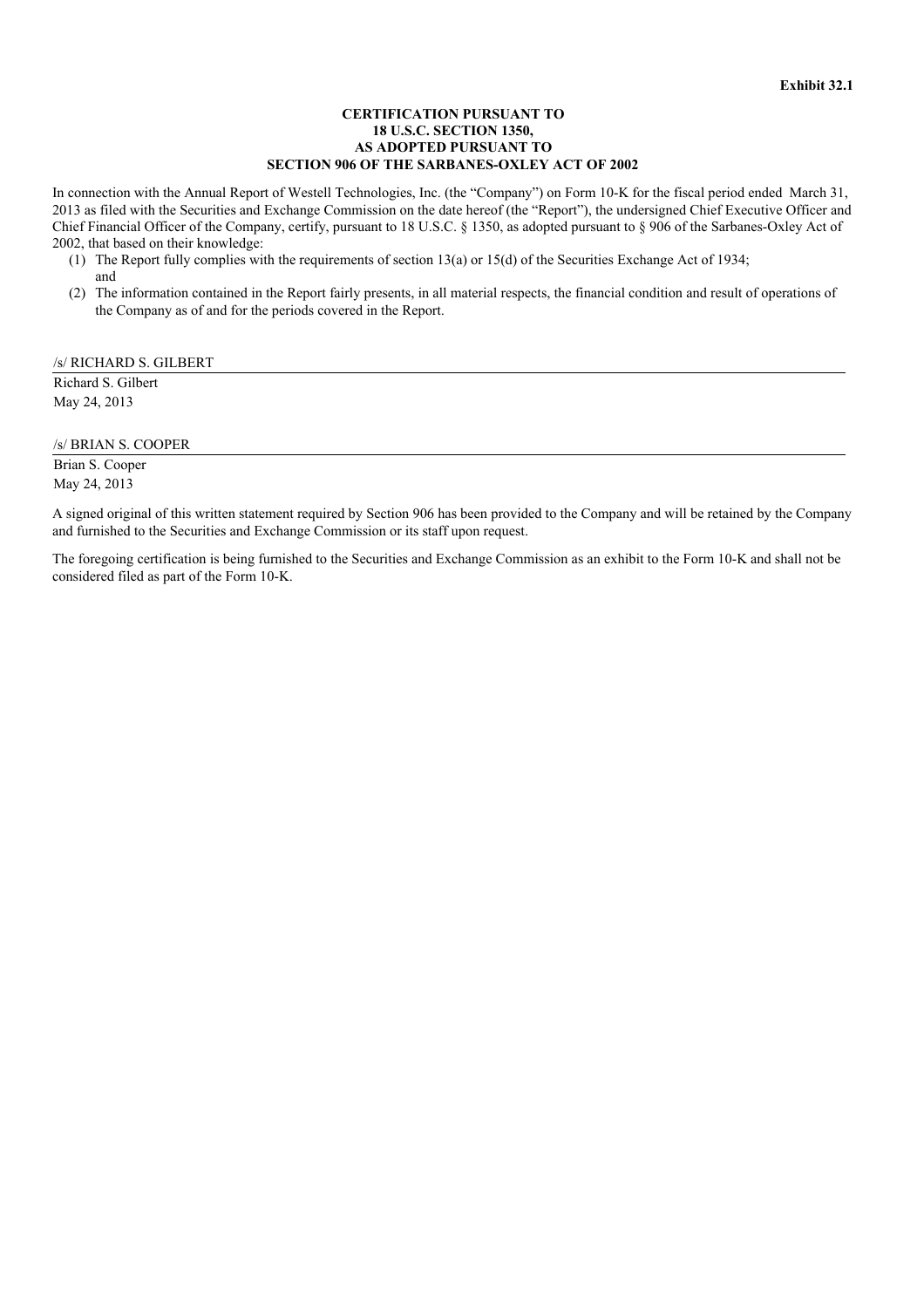Exhibit 32.1

**CERTIFICATION PURSUANT TO**
**18 U.S.C. SECTION 1350,**
**AS ADOPTED PURSUANT TO**
**SECTION 906 OF THE SARBANES-OXLEY ACT OF 2002**

In connection with the Annual Report of Westell Technologies, Inc. (the "Company") on Form 10-K for the fiscal period ended March 31, 2013 as filed with the Securities and Exchange Commission on the date hereof (the "Report"), the undersigned Chief Executive Officer and Chief Financial Officer of the Company, certify, pursuant to 18 U.S.C. § 1350, as adopted pursuant to § 906 of the Sarbanes-Oxley Act of 2002, that based on their knowledge:

(1) The Report fully complies with the requirements of section 13(a) or 15(d) of the Securities Exchange Act of 1934; and

(2) The information contained in the Report fairly presents, in all material respects, the financial condition and result of operations of the Company as of and for the periods covered in the Report.

/s/ RICHARD S. GILBERT

Richard S. Gilbert
May 24, 2013

/s/ BRIAN S. COOPER

Brian S. Cooper
May 24, 2013

A signed original of this written statement required by Section 906 has been provided to the Company and will be retained by the Company and furnished to the Securities and Exchange Commission or its staff upon request.

The foregoing certification is being furnished to the Securities and Exchange Commission as an exhibit to the Form 10-K and shall not be considered filed as part of the Form 10-K.